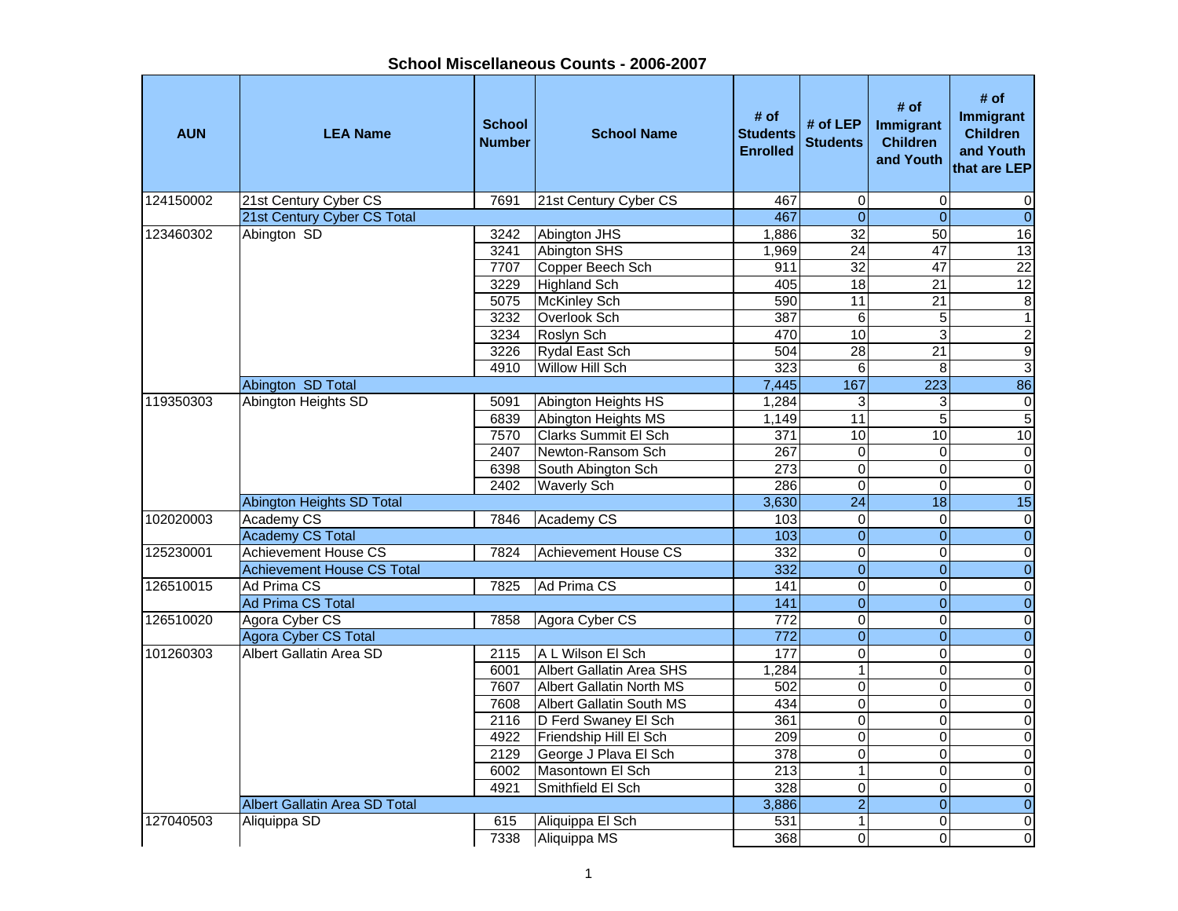# School Miscellaneous Counts - 2006-2007

| AUN | LEA Name | School Number | School Name | # of Students Enrolled | # of LEP Students | # of Immigrant Children and Youth | # of Immigrant Children and Youth that are LEP |
|---|---|---|---|---|---|---|---|
| 124150002 | 21st Century Cyber CS | 7691 | 21st Century Cyber CS | 467 | 0 | 0 | 0 |
| | 21st Century Cyber CS Total | | | 467 | 0 | 0 | 0 |
| 123460302 | Abington SD | 3242 | Abington JHS | 1,886 | 32 | 50 | 16 |
| | | 3241 | Abington SHS | 1,969 | 24 | 47 | 13 |
| | | 7707 | Copper Beech Sch | 911 | 32 | 47 | 22 |
| | | 3229 | Highland Sch | 405 | 18 | 21 | 12 |
| | | 5075 | McKinley Sch | 590 | 11 | 21 | 8 |
| | | 3232 | Overlook Sch | 387 | 6 | 5 | 1 |
| | | 3234 | Roslyn Sch | 470 | 10 | 3 | 2 |
| | | 3226 | Rydal East Sch | 504 | 28 | 21 | 9 |
| | | 4910 | Willow Hill Sch | 323 | 6 | 8 | 3 |
| | Abington SD Total | | | 7,445 | 167 | 223 | 86 |
| 119350303 | Abington Heights SD | 5091 | Abington Heights HS | 1,284 | 3 | 3 | 0 |
| | | 6839 | Abington Heights MS | 1,149 | 11 | 5 | 5 |
| | | 7570 | Clarks Summit El Sch | 371 | 10 | 10 | 10 |
| | | 2407 | Newton-Ransom Sch | 267 | 0 | 0 | 0 |
| | | 6398 | South Abington Sch | 273 | 0 | 0 | 0 |
| | | 2402 | Waverly Sch | 286 | 0 | 0 | 0 |
| | Abington Heights SD Total | | | 3,630 | 24 | 18 | 15 |
| 102020003 | Academy CS | 7846 | Academy CS | 103 | 0 | 0 | 0 |
| | Academy CS Total | | | 103 | 0 | 0 | 0 |
| 125230001 | Achievement House CS | 7824 | Achievement House CS | 332 | 0 | 0 | 0 |
| | Achievement House CS Total | | | 332 | 0 | 0 | 0 |
| 126510015 | Ad Prima CS | 7825 | Ad Prima CS | 141 | 0 | 0 | 0 |
| | Ad Prima CS Total | | | 141 | 0 | 0 | 0 |
| 126510020 | Agora Cyber CS | 7858 | Agora Cyber CS | 772 | 0 | 0 | 0 |
| | Agora Cyber CS Total | | | 772 | 0 | 0 | 0 |
| 101260303 | Albert Gallatin Area SD | 2115 | A L Wilson El Sch | 177 | 0 | 0 | 0 |
| | | 6001 | Albert Gallatin Area SHS | 1,284 | 1 | 0 | 0 |
| | | 7607 | Albert Gallatin North MS | 502 | 0 | 0 | 0 |
| | | 7608 | Albert Gallatin South MS | 434 | 0 | 0 | 0 |
| | | 2116 | D Ferd Swaney El Sch | 361 | 0 | 0 | 0 |
| | | 4922 | Friendship Hill El Sch | 209 | 0 | 0 | 0 |
| | | 2129 | George J Plava El Sch | 378 | 0 | 0 | 0 |
| | | 6002 | Masontown El Sch | 213 | 1 | 0 | 0 |
| | | 4921 | Smithfield El Sch | 328 | 0 | 0 | 0 |
| | Albert Gallatin Area SD Total | | | 3,886 | 2 | 0 | 0 |
| 127040503 | Aliquippa SD | 615 | Aliquippa El Sch | 531 | 1 | 0 | 0 |
| | | 7338 | Aliquippa MS | 368 | 0 | 0 | 0 |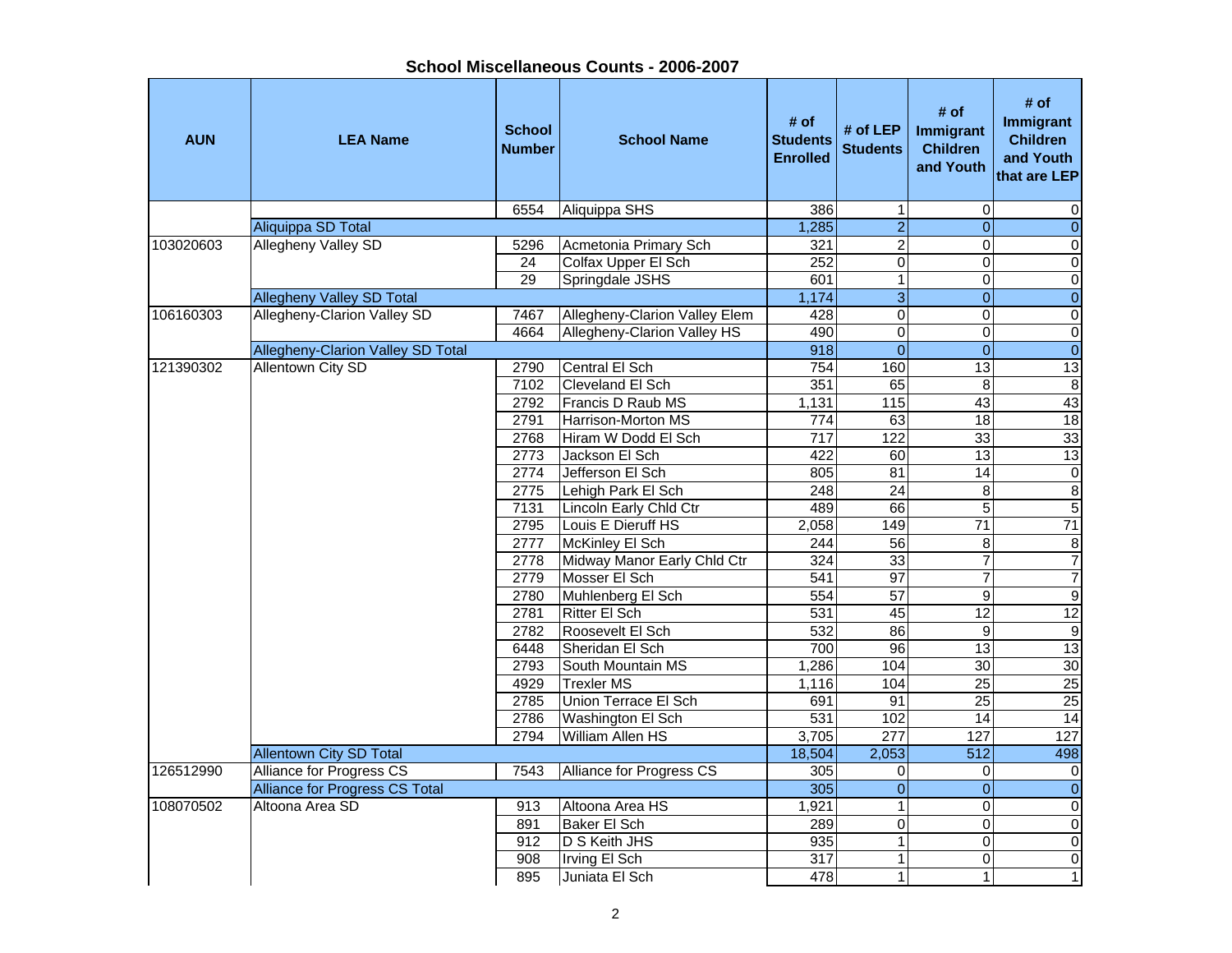## School Miscellaneous Counts - 2006-2007

| AUN | LEA Name | School Number | School Name | # of Students Enrolled | # of LEP Students | # of Immigrant Children and Youth | # of Immigrant Children and Youth that are LEP |
|---|---|---|---|---|---|---|---|
| | | 6554 | Aliquippa SHS | 386 | 1 | 0 | 0 |
| | Aliquippa SD Total | | | 1,285 | 2 | 0 | 0 |
| 103020603 | Allegheny Valley SD | 5296 | Acmetonia Primary Sch | 321 | 2 | 0 | 0 |
| | | 24 | Colfax Upper El Sch | 252 | 0 | 0 | 0 |
| | | 29 | Springdale JSHS | 601 | 1 | 0 | 0 |
| | Allegheny Valley SD Total | | | 1,174 | 3 | 0 | 0 |
| 106160303 | Allegheny-Clarion Valley SD | 7467 | Allegheny-Clarion Valley Elem | 428 | 0 | 0 | 0 |
| | | 4664 | Allegheny-Clarion Valley HS | 490 | 0 | 0 | 0 |
| | Allegheny-Clarion Valley SD Total | | | 918 | 0 | 0 | 0 |
| 121390302 | Allentown City SD | 2790 | Central El Sch | 754 | 160 | 13 | 13 |
| | | 7102 | Cleveland El Sch | 351 | 65 | 8 | 8 |
| | | 2792 | Francis D Raub MS | 1,131 | 115 | 43 | 43 |
| | | 2791 | Harrison-Morton MS | 774 | 63 | 18 | 18 |
| | | 2768 | Hiram W Dodd El Sch | 717 | 122 | 33 | 33 |
| | | 2773 | Jackson El Sch | 422 | 60 | 13 | 13 |
| | | 2774 | Jefferson El Sch | 805 | 81 | 14 | 0 |
| | | 2775 | Lehigh Park El Sch | 248 | 24 | 8 | 8 |
| | | 7131 | Lincoln Early Chld Ctr | 489 | 66 | 5 | 5 |
| | | 2795 | Louis E Dieruff HS | 2,058 | 149 | 71 | 71 |
| | | 2777 | McKinley El Sch | 244 | 56 | 8 | 8 |
| | | 2778 | Midway Manor Early Chld Ctr | 324 | 33 | 7 | 7 |
| | | 2779 | Mosser El Sch | 541 | 97 | 7 | 7 |
| | | 2780 | Muhlenberg El Sch | 554 | 57 | 9 | 9 |
| | | 2781 | Ritter El Sch | 531 | 45 | 12 | 12 |
| | | 2782 | Roosevelt El Sch | 532 | 86 | 9 | 9 |
| | | 6448 | Sheridan El Sch | 700 | 96 | 13 | 13 |
| | | 2793 | South Mountain MS | 1,286 | 104 | 30 | 30 |
| | | 4929 | Trexler MS | 1,116 | 104 | 25 | 25 |
| | | 2785 | Union Terrace El Sch | 691 | 91 | 25 | 25 |
| | | 2786 | Washington El Sch | 531 | 102 | 14 | 14 |
| | | 2794 | William Allen HS | 3,705 | 277 | 127 | 127 |
| | Allentown City SD Total | | | 18,504 | 2,053 | 512 | 498 |
| 126512990 | Alliance for Progress CS | 7543 | Alliance for Progress CS | 305 | 0 | 0 | 0 |
| | Alliance for Progress CS Total | | | 305 | 0 | 0 | 0 |
| 108070502 | Altoona Area SD | 913 | Altoona Area HS | 1,921 | 1 | 0 | 0 |
| | | 891 | Baker El Sch | 289 | 0 | 0 | 0 |
| | | 912 | D S Keith JHS | 935 | 1 | 0 | 0 |
| | | 908 | Irving El Sch | 317 | 1 | 0 | 0 |
| | | 895 | Juniata El Sch | 478 | 1 | 1 | 1 |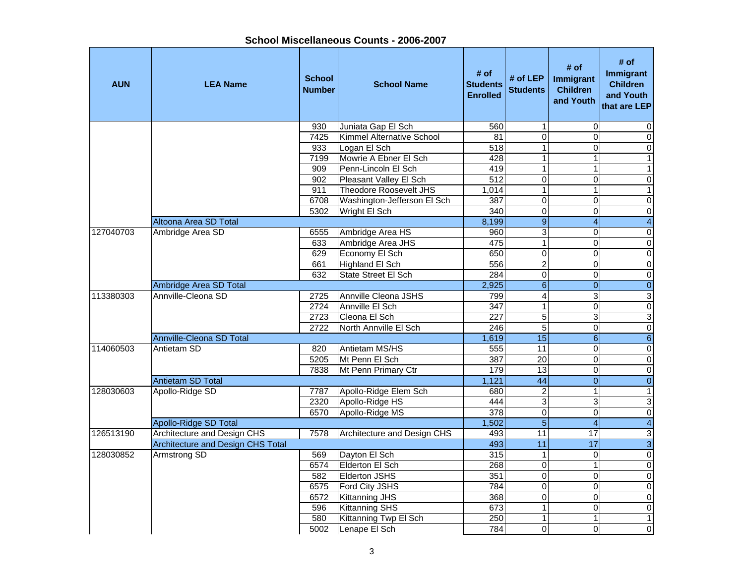## School Miscellaneous Counts - 2006-2007

| AUN | LEA Name | School Number | School Name | # of Students Enrolled | # of LEP Students | # of Immigrant Children and Youth | # of Immigrant Children and Youth that are LEP |
|---|---|---|---|---|---|---|---|
| | | 930 | Juniata Gap El Sch | 560 | 1 | 0 | 0 |
| | | 7425 | Kimmel Alternative School | 81 | 0 | 0 | 0 |
| | | 933 | Logan El Sch | 518 | 1 | 0 | 0 |
| | | 7199 | Mowrie A Ebner El Sch | 428 | 1 | 1 | 1 |
| | | 909 | Penn-Lincoln El Sch | 419 | 1 | 1 | 1 |
| | | 902 | Pleasant Valley El Sch | 512 | 0 | 0 | 0 |
| | | 911 | Theodore Roosevelt JHS | 1,014 | 1 | 1 | 1 |
| | | 6708 | Washington-Jefferson El Sch | 387 | 0 | 0 | 0 |
| | | 5302 | Wright El Sch | 340 | 0 | 0 | 0 |
| | Altoona Area SD Total | | | 8,199 | 9 | 4 | 4 |
| 127040703 | Ambridge Area SD | 6555 | Ambridge Area HS | 960 | 3 | 0 | 0 |
| | | 633 | Ambridge Area JHS | 475 | 1 | 0 | 0 |
| | | 629 | Economy El Sch | 650 | 0 | 0 | 0 |
| | | 661 | Highland El Sch | 556 | 2 | 0 | 0 |
| | | 632 | State Street El Sch | 284 | 0 | 0 | 0 |
| | Ambridge Area SD Total | | | 2,925 | 6 | 0 | 0 |
| 113380303 | Annville-Cleona SD | 2725 | Annville Cleona JSHS | 799 | 4 | 3 | 3 |
| | | 2724 | Annville El Sch | 347 | 1 | 0 | 0 |
| | | 2723 | Cleona El Sch | 227 | 5 | 3 | 3 |
| | | 2722 | North Annville El Sch | 246 | 5 | 0 | 0 |
| | Annville-Cleona SD Total | | | 1,619 | 15 | 6 | 6 |
| 114060503 | Antietam SD | 820 | Antietam MS/HS | 555 | 11 | 0 | 0 |
| | | 5205 | Mt Penn El Sch | 387 | 20 | 0 | 0 |
| | | 7838 | Mt Penn Primary Ctr | 179 | 13 | 0 | 0 |
| | Antietam SD Total | | | 1,121 | 44 | 0 | 0 |
| 128030603 | Apollo-Ridge SD | 7787 | Apollo-Ridge Elem Sch | 680 | 2 | 1 | 1 |
| | | 2320 | Apollo-Ridge HS | 444 | 3 | 3 | 3 |
| | | 6570 | Apollo-Ridge MS | 378 | 0 | 0 | 0 |
| | Apollo-Ridge SD Total | | | 1,502 | 5 | 4 | 4 |
| 126513190 | Architecture and Design CHS | 7578 | Architecture and Design CHS | 493 | 11 | 17 | 3 |
| | Architecture and Design CHS Total | | | 493 | 11 | 17 | 3 |
| 128030852 | Armstrong SD | 569 | Dayton El Sch | 315 | 1 | 0 | 0 |
| | | 6574 | Elderton El Sch | 268 | 0 | 1 | 0 |
| | | 582 | Elderton JSHS | 351 | 0 | 0 | 0 |
| | | 6575 | Ford City JSHS | 784 | 0 | 0 | 0 |
| | | 6572 | Kittanning JHS | 368 | 0 | 0 | 0 |
| | | 596 | Kittanning SHS | 673 | 1 | 0 | 0 |
| | | 580 | Kittanning Twp El Sch | 250 | 1 | 1 | 1 |
| | | 5002 | Lenape El Sch | 784 | 0 | 0 | 0 |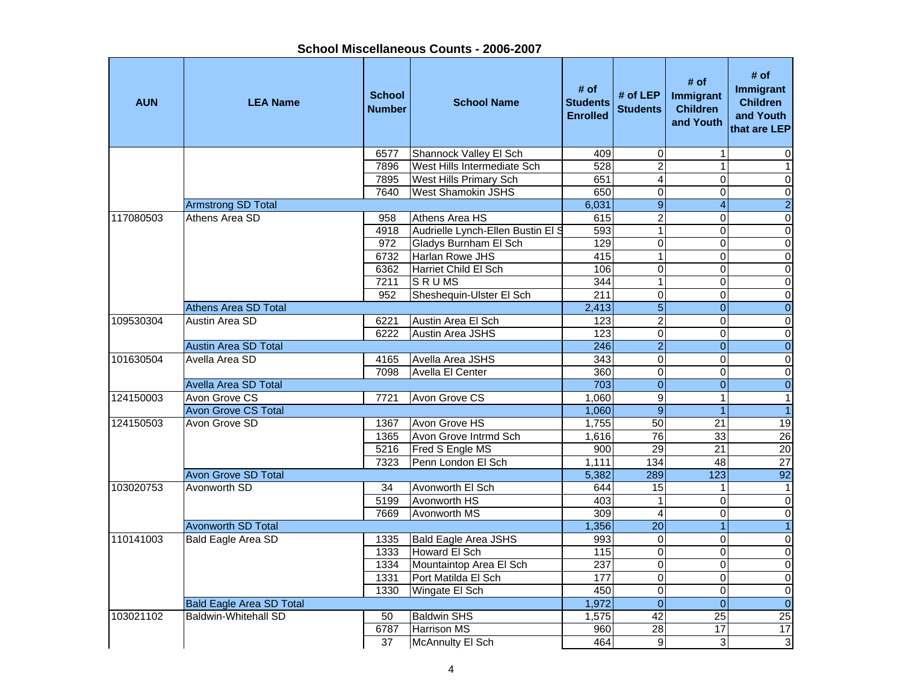## School Miscellaneous Counts - 2006-2007

| AUN | LEA Name | School Number | School Name | # of Students Enrolled | # of LEP Students | # of Immigrant Children and Youth | # of Immigrant Children and Youth that are LEP |
|---|---|---|---|---|---|---|---|
| | | 6577 | Shannock Valley El Sch | 409 | 0 | 1 | 0 |
| | | 7896 | West Hills Intermediate Sch | 528 | 2 | 1 | 1 |
| | | 7895 | West Hills Primary Sch | 651 | 4 | 0 | 0 |
| | | 7640 | West Shamokin JSHS | 650 | 0 | 0 | 0 |
| | Armstrong SD Total | | | 6,031 | 9 | 4 | 2 |
| 117080503 | Athens Area SD | 958 | Athens Area HS | 615 | 2 | 0 | 0 |
| | | 4918 | Audrielle Lynch-Ellen Bustin El S | 593 | 1 | 0 | 0 |
| | | 972 | Gladys Burnham El Sch | 129 | 0 | 0 | 0 |
| | | 6732 | Harlan Rowe JHS | 415 | 1 | 0 | 0 |
| | | 6362 | Harriet Child El Sch | 106 | 0 | 0 | 0 |
| | | 7211 | S R U MS | 344 | 1 | 0 | 0 |
| | | 952 | Sheshequin-Ulster El Sch | 211 | 0 | 0 | 0 |
| | Athens Area SD Total | | | 2,413 | 5 | 0 | 0 |
| 109530304 | Austin Area SD | 6221 | Austin Area El Sch | 123 | 2 | 0 | 0 |
| | | 6222 | Austin Area JSHS | 123 | 0 | 0 | 0 |
| | Austin Area SD Total | | | 246 | 2 | 0 | 0 |
| 101630504 | Avella Area SD | 4165 | Avella Area JSHS | 343 | 0 | 0 | 0 |
| | | 7098 | Avella El Center | 360 | 0 | 0 | 0 |
| | Avella Area SD Total | | | 703 | 0 | 0 | 0 |
| 124150003 | Avon Grove CS | 7721 | Avon Grove CS | 1,060 | 9 | 1 | 1 |
| | Avon Grove CS Total | | | 1,060 | 9 | 1 | 1 |
| 124150503 | Avon Grove SD | 1367 | Avon Grove HS | 1,755 | 50 | 21 | 19 |
| | | 1365 | Avon Grove Intrmd Sch | 1,616 | 76 | 33 | 26 |
| | | 5216 | Fred S Engle MS | 900 | 29 | 21 | 20 |
| | | 7323 | Penn London El Sch | 1,111 | 134 | 48 | 27 |
| | Avon Grove SD Total | | | 5,382 | 289 | 123 | 92 |
| 103020753 | Avonworth SD | 34 | Avonworth El Sch | 644 | 15 | 1 | 1 |
| | | 5199 | Avonworth HS | 403 | 1 | 0 | 0 |
| | | 7669 | Avonworth MS | 309 | 4 | 0 | 0 |
| | Avonworth SD Total | | | 1,356 | 20 | 1 | 1 |
| 110141003 | Bald Eagle Area SD | 1335 | Bald Eagle Area JSHS | 993 | 0 | 0 | 0 |
| | | 1333 | Howard El Sch | 115 | 0 | 0 | 0 |
| | | 1334 | Mountaintop Area El Sch | 237 | 0 | 0 | 0 |
| | | 1331 | Port Matilda El Sch | 177 | 0 | 0 | 0 |
| | | 1330 | Wingate El Sch | 450 | 0 | 0 | 0 |
| | Bald Eagle Area SD Total | | | 1,972 | 0 | 0 | 0 |
| 103021102 | Baldwin-Whitehall SD | 50 | Baldwin SHS | 1,575 | 42 | 25 | 25 |
| | | 6787 | Harrison MS | 960 | 28 | 17 | 17 |
| | | 37 | McAnnulty El Sch | 464 | 9 | 3 | 3 |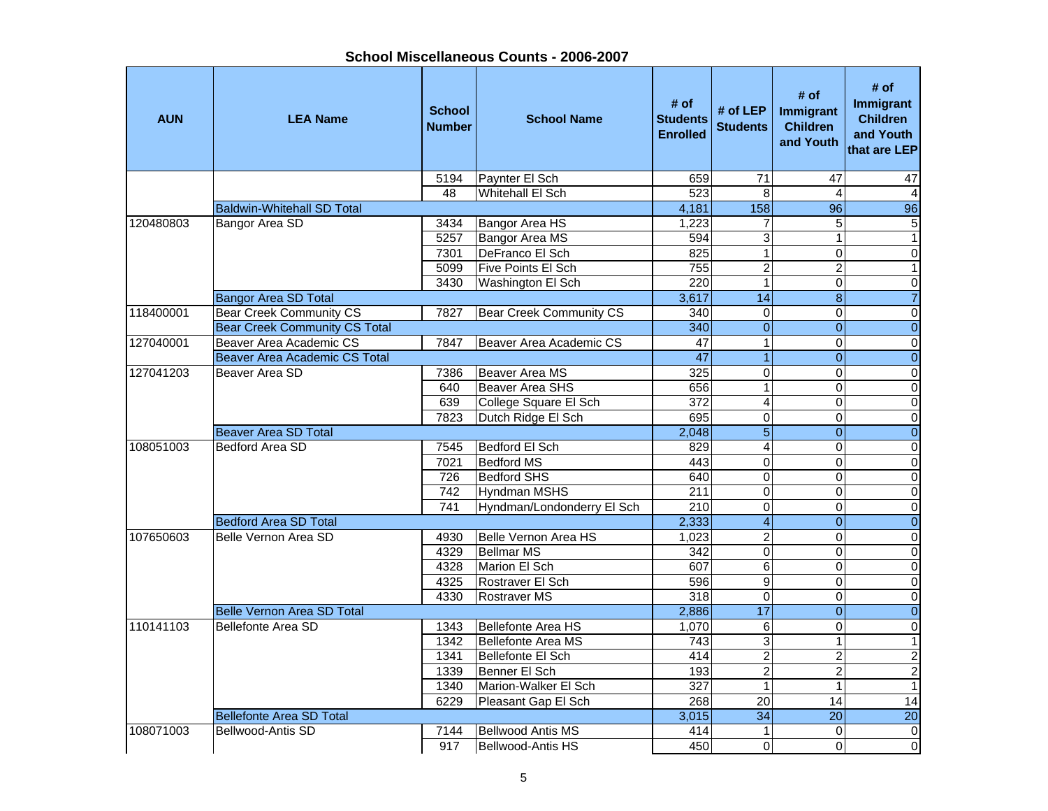## School Miscellaneous Counts - 2006-2007

| AUN | LEA Name | School Number | School Name | # of Students Enrolled | # of LEP Students | # of Immigrant Children and Youth | # of Immigrant Children and Youth that are LEP |
|---|---|---|---|---|---|---|---|
| | | 5194 | Paynter El Sch | 659 | 71 | 47 | 47 |
| | | 48 | Whitehall El Sch | 523 | 8 | 4 | 4 |
| | Baldwin-Whitehall SD Total | | | 4,181 | 158 | 96 | 96 |
| 120480803 | Bangor Area SD | 3434 | Bangor Area HS | 1,223 | 7 | 5 | 5 |
| | | 5257 | Bangor Area MS | 594 | 3 | 1 | 1 |
| | | 7301 | DeFranco El Sch | 825 | 1 | 0 | 0 |
| | | 5099 | Five Points El Sch | 755 | 2 | 2 | 1 |
| | | 3430 | Washington El Sch | 220 | 1 | 0 | 0 |
| | Bangor Area SD Total | | | 3,617 | 14 | 8 | 7 |
| 118400001 | Bear Creek Community CS | 7827 | Bear Creek Community CS | 340 | 0 | 0 | 0 |
| | Bear Creek Community CS Total | | | 340 | 0 | 0 | 0 |
| 127040001 | Beaver Area Academic CS | 7847 | Beaver Area Academic CS | 47 | 1 | 0 | 0 |
| | Beaver Area Academic CS Total | | | 47 | 1 | 0 | 0 |
| 127041203 | Beaver Area SD | 7386 | Beaver Area MS | 325 | 0 | 0 | 0 |
| | | 640 | Beaver Area SHS | 656 | 1 | 0 | 0 |
| | | 639 | College Square El Sch | 372 | 4 | 0 | 0 |
| | | 7823 | Dutch Ridge El Sch | 695 | 0 | 0 | 0 |
| | Beaver Area SD Total | | | 2,048 | 5 | 0 | 0 |
| 108051003 | Bedford Area SD | 7545 | Bedford El Sch | 829 | 4 | 0 | 0 |
| | | 7021 | Bedford MS | 443 | 0 | 0 | 0 |
| | | 726 | Bedford SHS | 640 | 0 | 0 | 0 |
| | | 742 | Hyndman MSHS | 211 | 0 | 0 | 0 |
| | | 741 | Hyndman/Londonderry El Sch | 210 | 0 | 0 | 0 |
| | Bedford Area SD Total | | | 2,333 | 4 | 0 | 0 |
| 107650603 | Belle Vernon Area SD | 4930 | Belle Vernon Area HS | 1,023 | 2 | 0 | 0 |
| | | 4329 | Bellmar MS | 342 | 0 | 0 | 0 |
| | | 4328 | Marion El Sch | 607 | 6 | 0 | 0 |
| | | 4325 | Rostraver El Sch | 596 | 9 | 0 | 0 |
| | | 4330 | Rostraver MS | 318 | 0 | 0 | 0 |
| | Belle Vernon Area SD Total | | | 2,886 | 17 | 0 | 0 |
| 110141103 | Bellefonte Area SD | 1343 | Bellefonte Area HS | 1,070 | 6 | 0 | 0 |
| | | 1342 | Bellefonte Area MS | 743 | 3 | 1 | 1 |
| | | 1341 | Bellefonte El Sch | 414 | 2 | 2 | 2 |
| | | 1339 | Benner El Sch | 193 | 2 | 2 | 2 |
| | | 1340 | Marion-Walker El Sch | 327 | 1 | 1 | 1 |
| | | 6229 | Pleasant Gap El Sch | 268 | 20 | 14 | 14 |
| | Bellefonte Area SD Total | | | 3,015 | 34 | 20 | 20 |
| 108071003 | Bellwood-Antis SD | 7144 | Bellwood Antis MS | 414 | 1 | 0 | 0 |
| | | 917 | Bellwood-Antis HS | 450 | 0 | 0 | 0 |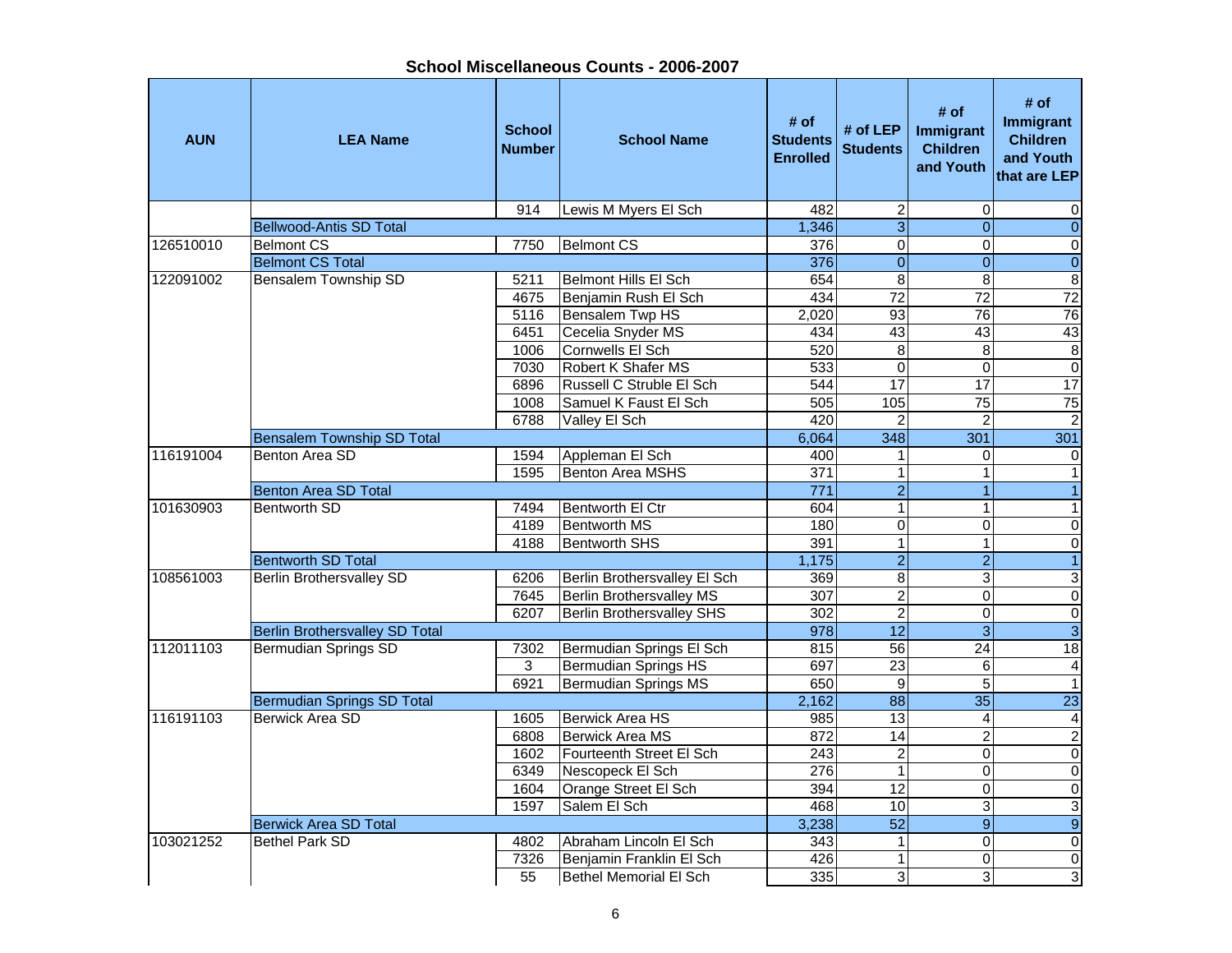## School Miscellaneous Counts - 2006-2007

| AUN | LEA Name | School Number | School Name | # of Students Enrolled | # of LEP Students | # of Immigrant Children and Youth | # of Immigrant Children and Youth that are LEP |
|---|---|---|---|---|---|---|---|
| | | 914 | Lewis M Myers El Sch | 482 | 2 | 0 | 0 |
| | Bellwood-Antis SD Total | | | 1,346 | 3 | 0 | 0 |
| 126510010 | Belmont CS | 7750 | Belmont CS | 376 | 0 | 0 | 0 |
| | Belmont CS Total | | | 376 | 0 | 0 | 0 |
| 122091002 | Bensalem Township SD | 5211 | Belmont Hills El Sch | 654 | 8 | 8 | 8 |
| | | 4675 | Benjamin Rush El Sch | 434 | 72 | 72 | 72 |
| | | 5116 | Bensalem Twp HS | 2,020 | 93 | 76 | 76 |
| | | 6451 | Cecelia Snyder MS | 434 | 43 | 43 | 43 |
| | | 1006 | Cornwells El Sch | 520 | 8 | 8 | 8 |
| | | 7030 | Robert K Shafer MS | 533 | 0 | 0 | 0 |
| | | 6896 | Russell C Struble El Sch | 544 | 17 | 17 | 17 |
| | | 1008 | Samuel K Faust El Sch | 505 | 105 | 75 | 75 |
| | | 6788 | Valley El Sch | 420 | 2 | 2 | 2 |
| | Bensalem Township SD Total | | | 6,064 | 348 | 301 | 301 |
| 116191004 | Benton Area SD | 1594 | Appleman El Sch | 400 | 1 | 0 | 0 |
| | | 1595 | Benton Area MSHS | 371 | 1 | 1 | 1 |
| | Benton Area SD Total | | | 771 | 2 | 1 | 1 |
| 101630903 | Bentworth SD | 7494 | Bentworth El Ctr | 604 | 1 | 1 | 1 |
| | | 4189 | Bentworth MS | 180 | 0 | 0 | 0 |
| | | 4188 | Bentworth SHS | 391 | 1 | 1 | 0 |
| | Bentworth SD Total | | | 1,175 | 2 | 2 | 1 |
| 108561003 | Berlin Brothersvalley SD | 6206 | Berlin Brothersvalley El Sch | 369 | 8 | 3 | 3 |
| | | 7645 | Berlin Brothersvalley MS | 307 | 2 | 0 | 0 |
| | | 6207 | Berlin Brothersvalley SHS | 302 | 2 | 0 | 0 |
| | Berlin Brothersvalley SD Total | | | 978 | 12 | 3 | 3 |
| 112011103 | Bermudian Springs SD | 7302 | Bermudian Springs El Sch | 815 | 56 | 24 | 18 |
| | | 3 | Bermudian Springs HS | 697 | 23 | 6 | 4 |
| | | 6921 | Bermudian Springs MS | 650 | 9 | 5 | 1 |
| | Bermudian Springs SD Total | | | 2,162 | 88 | 35 | 23 |
| 116191103 | Berwick Area SD | 1605 | Berwick Area HS | 985 | 13 | 4 | 4 |
| | | 6808 | Berwick Area MS | 872 | 14 | 2 | 2 |
| | | 1602 | Fourteenth Street El Sch | 243 | 2 | 0 | 0 |
| | | 6349 | Nescopeck El Sch | 276 | 1 | 0 | 0 |
| | | 1604 | Orange Street El Sch | 394 | 12 | 0 | 0 |
| | | 1597 | Salem El Sch | 468 | 10 | 3 | 3 |
| | Berwick Area SD Total | | | 3,238 | 52 | 9 | 9 |
| 103021252 | Bethel Park SD | 4802 | Abraham Lincoln El Sch | 343 | 1 | 0 | 0 |
| | | 7326 | Benjamin Franklin El Sch | 426 | 1 | 0 | 0 |
| | | 55 | Bethel Memorial El Sch | 335 | 3 | 3 | 3 |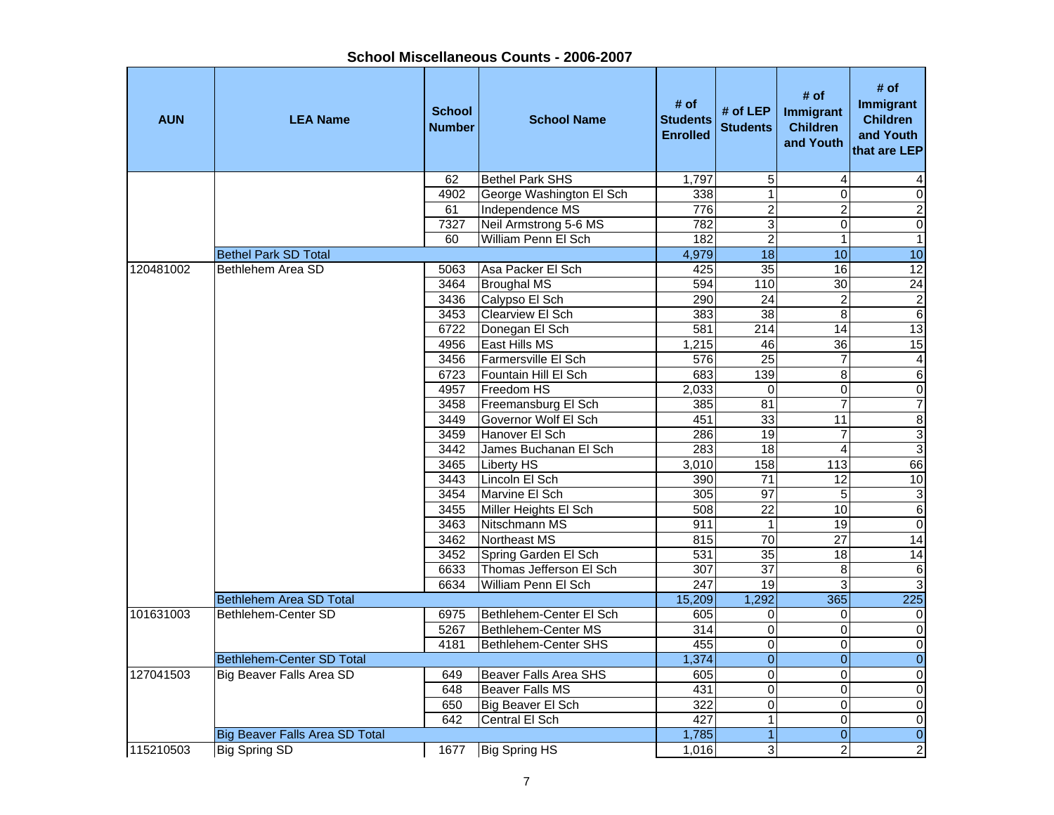## School Miscellaneous Counts - 2006-2007

| AUN | LEA Name | School Number | School Name | # of Students Enrolled | # of LEP Students | # of Immigrant Children and Youth | # of Immigrant Children and Youth that are LEP |
|---|---|---|---|---|---|---|---|
| | | 62 | Bethel Park SHS | 1,797 | 5 | 4 | 4 |
| | | 4902 | George Washington El Sch | 338 | 1 | 0 | 0 |
| | | 61 | Independence MS | 776 | 2 | 2 | 2 |
| | | 7327 | Neil Armstrong 5-6 MS | 782 | 3 | 0 | 0 |
| | | 60 | William Penn El Sch | 182 | 2 | 1 | 1 |
| | Bethel Park SD Total | | | 4,979 | 18 | 10 | 10 |
| 120481002 | Bethlehem Area SD | 5063 | Asa Packer El Sch | 425 | 35 | 16 | 12 |
| | | 3464 | Broughal MS | 594 | 110 | 30 | 24 |
| | | 3436 | Calypso El Sch | 290 | 24 | 2 | 2 |
| | | 3453 | Clearview El Sch | 383 | 38 | 8 | 6 |
| | | 6722 | Donegan El Sch | 581 | 214 | 14 | 13 |
| | | 4956 | East Hills MS | 1,215 | 46 | 36 | 15 |
| | | 3456 | Farmersville El Sch | 576 | 25 | 7 | 4 |
| | | 6723 | Fountain Hill El Sch | 683 | 139 | 8 | 6 |
| | | 4957 | Freedom HS | 2,033 | 0 | 0 | 0 |
| | | 3458 | Freemansburg El Sch | 385 | 81 | 7 | 7 |
| | | 3449 | Governor Wolf El Sch | 451 | 33 | 11 | 8 |
| | | 3459 | Hanover El Sch | 286 | 19 | 7 | 3 |
| | | 3442 | James Buchanan El Sch | 283 | 18 | 4 | 3 |
| | | 3465 | Liberty HS | 3,010 | 158 | 113 | 66 |
| | | 3443 | Lincoln El Sch | 390 | 71 | 12 | 10 |
| | | 3454 | Marvine El Sch | 305 | 97 | 5 | 3 |
| | | 3455 | Miller Heights El Sch | 508 | 22 | 10 | 6 |
| | | 3463 | Nitschmann MS | 911 | 1 | 19 | 0 |
| | | 3462 | Northeast MS | 815 | 70 | 27 | 14 |
| | | 3452 | Spring Garden El Sch | 531 | 35 | 18 | 14 |
| | | 6633 | Thomas Jefferson El Sch | 307 | 37 | 8 | 6 |
| | | 6634 | William Penn El Sch | 247 | 19 | 3 | 3 |
| | Bethlehem Area SD Total | | | 15,209 | 1,292 | 365 | 225 |
| 101631003 | Bethlehem-Center SD | 6975 | Bethlehem-Center El Sch | 605 | 0 | 0 | 0 |
| | | 5267 | Bethlehem-Center MS | 314 | 0 | 0 | 0 |
| | | 4181 | Bethlehem-Center SHS | 455 | 0 | 0 | 0 |
| | Bethlehem-Center SD Total | | | 1,374 | 0 | 0 | 0 |
| 127041503 | Big Beaver Falls Area SD | 649 | Beaver Falls Area SHS | 605 | 0 | 0 | 0 |
| | | 648 | Beaver Falls MS | 431 | 0 | 0 | 0 |
| | | 650 | Big Beaver El Sch | 322 | 0 | 0 | 0 |
| | | 642 | Central El Sch | 427 | 1 | 0 | 0 |
| | Big Beaver Falls Area SD Total | | | 1,785 | 1 | 0 | 0 |
| 115210503 | Big Spring SD | 1677 | Big Spring HS | 1,016 | 3 | 2 | 2 |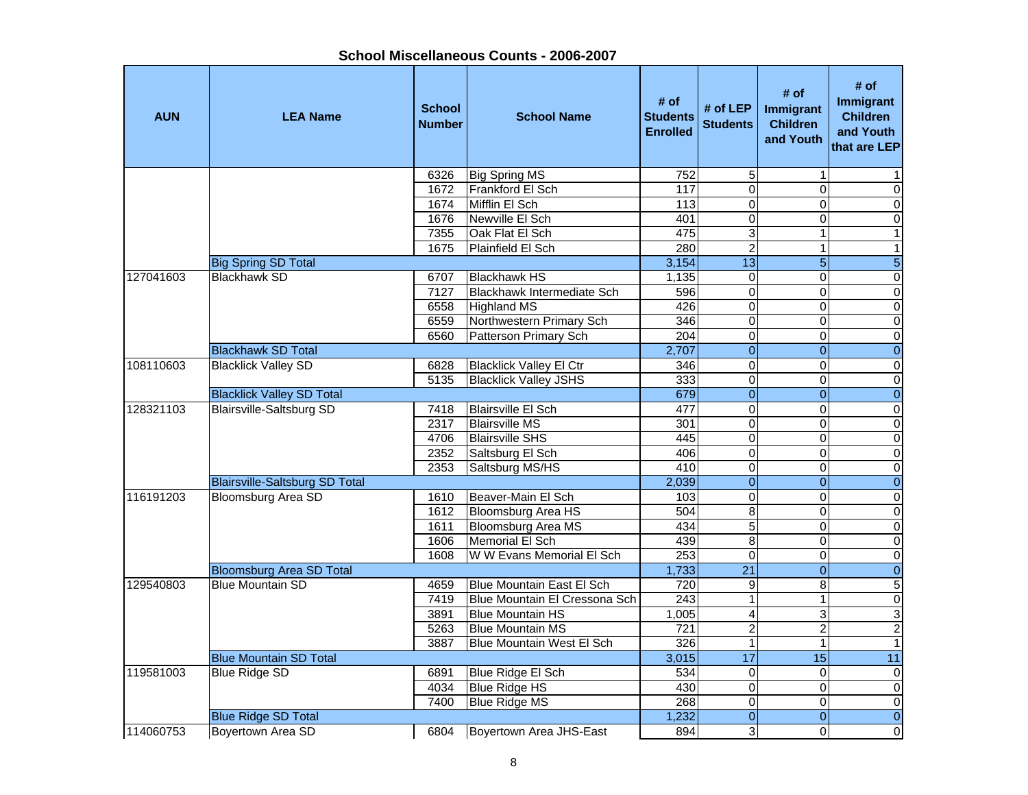## School Miscellaneous Counts - 2006-2007

| AUN | LEA Name | School Number | School Name | # of Students Enrolled | # of LEP Students | # of Immigrant Children and Youth | # of Immigrant Children and Youth that are LEP |
|---|---|---|---|---|---|---|---|
| | | 6326 | Big Spring MS | 752 | 5 | 1 | 1 |
| | | 1672 | Frankford El Sch | 117 | 0 | 0 | 0 |
| | | 1674 | Mifflin El Sch | 113 | 0 | 0 | 0 |
| | | 1676 | Newville El Sch | 401 | 0 | 0 | 0 |
| | | 7355 | Oak Flat El Sch | 475 | 3 | 1 | 1 |
| | | 1675 | Plainfield El Sch | 280 | 2 | 1 | 1 |
| | Big Spring SD Total | | | 3,154 | 13 | 5 | 5 |
| 127041603 | Blackhawk SD | 6707 | Blackhawk HS | 1,135 | 0 | 0 | 0 |
| | | 7127 | Blackhawk Intermediate Sch | 596 | 0 | 0 | 0 |
| | | 6558 | Highland MS | 426 | 0 | 0 | 0 |
| | | 6559 | Northwestern Primary Sch | 346 | 0 | 0 | 0 |
| | | 6560 | Patterson Primary Sch | 204 | 0 | 0 | 0 |
| | Blackhawk SD Total | | | 2,707 | 0 | 0 | 0 |
| 108110603 | Blacklick Valley SD | 6828 | Blacklick Valley El Ctr | 346 | 0 | 0 | 0 |
| | | 5135 | Blacklick Valley JSHS | 333 | 0 | 0 | 0 |
| | Blacklick Valley SD Total | | | 679 | 0 | 0 | 0 |
| 128321103 | Blairsville-Saltsburg SD | 7418 | Blairsville El Sch | 477 | 0 | 0 | 0 |
| | | 2317 | Blairsville MS | 301 | 0 | 0 | 0 |
| | | 4706 | Blairsville SHS | 445 | 0 | 0 | 0 |
| | | 2352 | Saltsburg El Sch | 406 | 0 | 0 | 0 |
| | | 2353 | Saltsburg MS/HS | 410 | 0 | 0 | 0 |
| | Blairsville-Saltsburg SD Total | | | 2,039 | 0 | 0 | 0 |
| 116191203 | Bloomsburg Area SD | 1610 | Beaver-Main El Sch | 103 | 0 | 0 | 0 |
| | | 1612 | Bloomsburg Area HS | 504 | 8 | 0 | 0 |
| | | 1611 | Bloomsburg Area MS | 434 | 5 | 0 | 0 |
| | | 1606 | Memorial El Sch | 439 | 8 | 0 | 0 |
| | | 1608 | W W Evans Memorial El Sch | 253 | 0 | 0 | 0 |
| | Bloomsburg Area SD Total | | | 1,733 | 21 | 0 | 0 |
| 129540803 | Blue Mountain SD | 4659 | Blue Mountain East El Sch | 720 | 9 | 8 | 5 |
| | | 7419 | Blue Mountain El Cressona Sch | 243 | 1 | 1 | 0 |
| | | 3891 | Blue Mountain HS | 1,005 | 4 | 3 | 3 |
| | | 5263 | Blue Mountain MS | 721 | 2 | 2 | 2 |
| | | 3887 | Blue Mountain West El Sch | 326 | 1 | 1 | 1 |
| | Blue Mountain SD Total | | | 3,015 | 17 | 15 | 11 |
| 119581003 | Blue Ridge SD | 6891 | Blue Ridge El Sch | 534 | 0 | 0 | 0 |
| | | 4034 | Blue Ridge HS | 430 | 0 | 0 | 0 |
| | | 7400 | Blue Ridge MS | 268 | 0 | 0 | 0 |
| | Blue Ridge SD Total | | | 1,232 | 0 | 0 | 0 |
| 114060753 | Boyertown Area SD | 6804 | Boyertown Area JHS-East | 894 | 3 | 0 | 0 |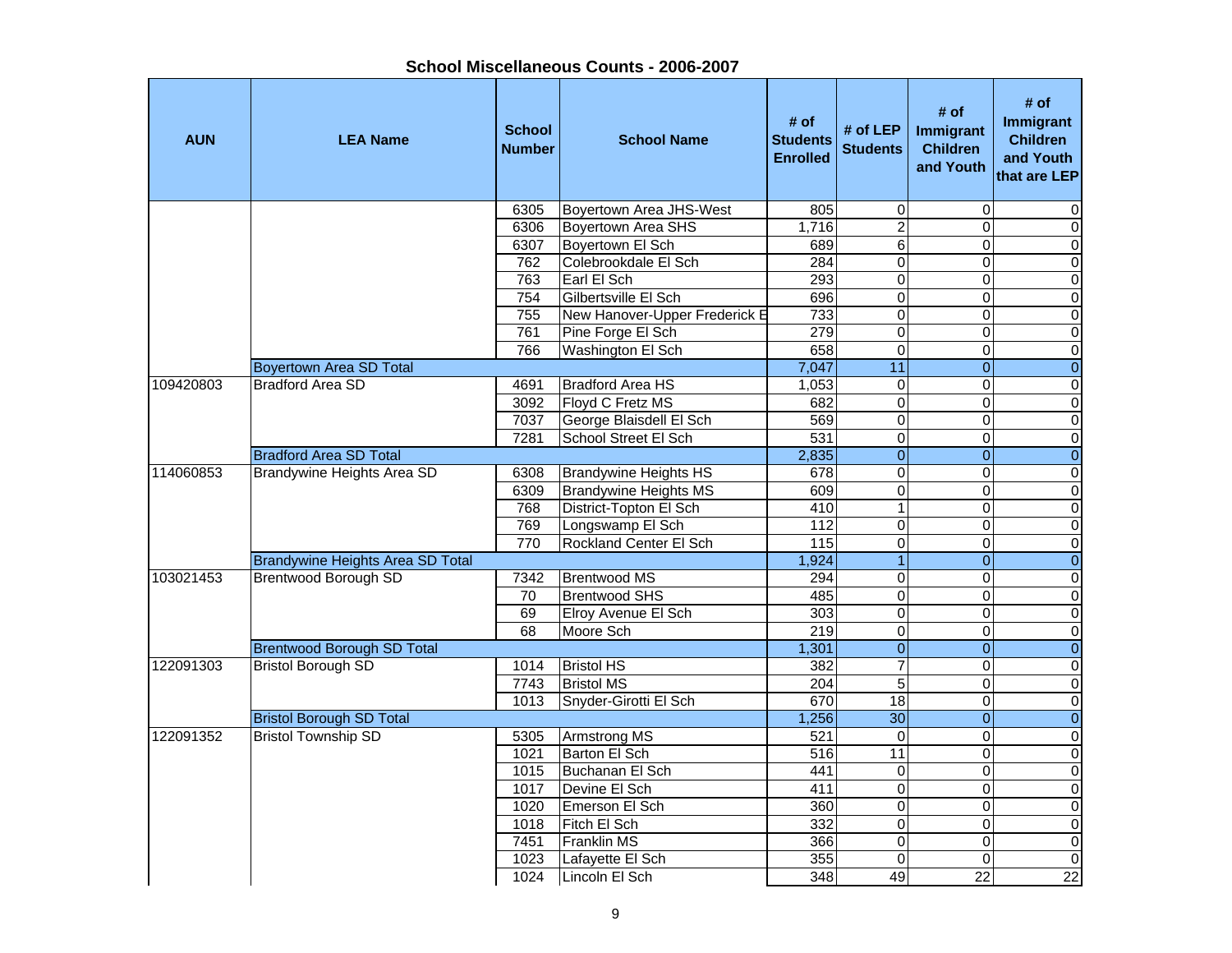## School Miscellaneous Counts - 2006-2007

| AUN | LEA Name | School Number | School Name | # of Students Enrolled | # of LEP Students | # of Immigrant Children and Youth | # of Immigrant Children and Youth that are LEP |
|---|---|---|---|---|---|---|---|
| | | 6305 | Boyertown Area JHS-West | 805 | 0 | 0 | 0 |
| | | 6306 | Boyertown Area SHS | 1,716 | 2 | 0 | 0 |
| | | 6307 | Boyertown El Sch | 689 | 6 | 0 | 0 |
| | | 762 | Colebrookdale El Sch | 284 | 0 | 0 | 0 |
| | | 763 | Earl El Sch | 293 | 0 | 0 | 0 |
| | | 754 | Gilbertsville El Sch | 696 | 0 | 0 | 0 |
| | | 755 | New Hanover-Upper Frederick E | 733 | 0 | 0 | 0 |
| | | 761 | Pine Forge El Sch | 279 | 0 | 0 | 0 |
| | | 766 | Washington El Sch | 658 | 0 | 0 | 0 |
| | Boyertown Area SD Total | | | 7,047 | 11 | 0 | 0 |
| 109420803 | Bradford Area SD | 4691 | Bradford Area HS | 1,053 | 0 | 0 | 0 |
| | | 3092 | Floyd C Fretz MS | 682 | 0 | 0 | 0 |
| | | 7037 | George Blaisdell El Sch | 569 | 0 | 0 | 0 |
| | | 7281 | School Street El Sch | 531 | 0 | 0 | 0 |
| | Bradford Area SD Total | | | 2,835 | 0 | 0 | 0 |
| 114060853 | Brandywine Heights Area SD | 6308 | Brandywine Heights HS | 678 | 0 | 0 | 0 |
| | | 6309 | Brandywine Heights MS | 609 | 0 | 0 | 0 |
| | | 768 | District-Topton El Sch | 410 | 1 | 0 | 0 |
| | | 769 | Longswamp El Sch | 112 | 0 | 0 | 0 |
| | | 770 | Rockland Center El Sch | 115 | 0 | 0 | 0 |
| | Brandywine Heights Area SD Total | | | 1,924 | 1 | 0 | 0 |
| 103021453 | Brentwood Borough SD | 7342 | Brentwood MS | 294 | 0 | 0 | 0 |
| | | 70 | Brentwood SHS | 485 | 0 | 0 | 0 |
| | | 69 | Elroy Avenue El Sch | 303 | 0 | 0 | 0 |
| | | 68 | Moore Sch | 219 | 0 | 0 | 0 |
| | Brentwood Borough SD Total | | | 1,301 | 0 | 0 | 0 |
| 122091303 | Bristol Borough SD | 1014 | Bristol HS | 382 | 7 | 0 | 0 |
| | | 7743 | Bristol MS | 204 | 5 | 0 | 0 |
| | | 1013 | Snyder-Girotti El Sch | 670 | 18 | 0 | 0 |
| | Bristol Borough SD Total | | | 1,256 | 30 | 0 | 0 |
| 122091352 | Bristol Township SD | 5305 | Armstrong MS | 521 | 0 | 0 | 0 |
| | | 1021 | Barton El Sch | 516 | 11 | 0 | 0 |
| | | 1015 | Buchanan El Sch | 441 | 0 | 0 | 0 |
| | | 1017 | Devine El Sch | 411 | 0 | 0 | 0 |
| | | 1020 | Emerson El Sch | 360 | 0 | 0 | 0 |
| | | 1018 | Fitch El Sch | 332 | 0 | 0 | 0 |
| | | 7451 | Franklin MS | 366 | 0 | 0 | 0 |
| | | 1023 | Lafayette El Sch | 355 | 0 | 0 | 0 |
| | | 1024 | Lincoln El Sch | 348 | 49 | 22 | 22 |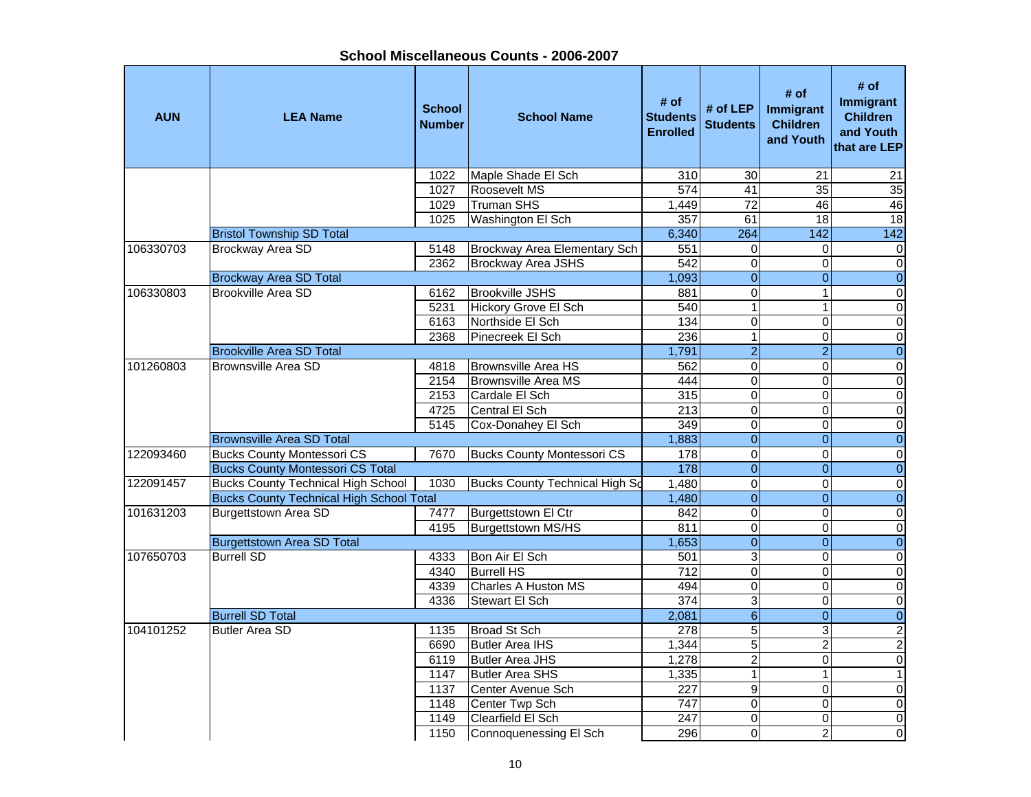## School Miscellaneous Counts - 2006-2007

| AUN | LEA Name | School Number | School Name | # of Students Enrolled | # of LEP Students | # of Immigrant Children and Youth | # of Immigrant Children and Youth that are LEP |
|---|---|---|---|---|---|---|---|
| | | 1022 | Maple Shade El Sch | 310 | 30 | 21 | 21 |
| | | 1027 | Roosevelt MS | 574 | 41 | 35 | 35 |
| | | 1029 | Truman SHS | 1,449 | 72 | 46 | 46 |
| | | 1025 | Washington El Sch | 357 | 61 | 18 | 18 |
| | Bristol Township SD Total | | | 6,340 | 264 | 142 | 142 |
| 106330703 | Brockway Area SD | 5148 | Brockway Area Elementary Sch | 551 | 0 | 0 | 0 |
| | | 2362 | Brockway Area JSHS | 542 | 0 | 0 | 0 |
| | Brockway Area SD Total | | | 1,093 | 0 | 0 | 0 |
| 106330803 | Brookville Area SD | 6162 | Brookville JSHS | 881 | 0 | 1 | 0 |
| | | 5231 | Hickory Grove El Sch | 540 | 1 | 1 | 0 |
| | | 6163 | Northside El Sch | 134 | 0 | 0 | 0 |
| | | 2368 | Pinecreek El Sch | 236 | 1 | 0 | 0 |
| | Brookville Area SD Total | | | 1,791 | 2 | 2 | 0 |
| 101260803 | Brownsville Area SD | 4818 | Brownsville Area HS | 562 | 0 | 0 | 0 |
| | | 2154 | Brownsville Area MS | 444 | 0 | 0 | 0 |
| | | 2153 | Cardale El Sch | 315 | 0 | 0 | 0 |
| | | 4725 | Central El Sch | 213 | 0 | 0 | 0 |
| | | 5145 | Cox-Donahey El Sch | 349 | 0 | 0 | 0 |
| | Brownsville Area SD Total | | | 1,883 | 0 | 0 | 0 |
| 122093460 | Bucks County Montessori CS | 7670 | Bucks County Montessori CS | 178 | 0 | 0 | 0 |
| | Bucks County Montessori CS Total | | | 178 | 0 | 0 | 0 |
| 122091457 | Bucks County Technical High School | 1030 | Bucks County Technical High Sc | 1,480 | 0 | 0 | 0 |
| | Bucks County Technical High School Total | | | 1,480 | 0 | 0 | 0 |
| 101631203 | Burgettstown Area SD | 7477 | Burgettstown El Ctr | 842 | 0 | 0 | 0 |
| | | 4195 | Burgettstown MS/HS | 811 | 0 | 0 | 0 |
| | Burgettstown Area SD Total | | | 1,653 | 0 | 0 | 0 |
| 107650703 | Burrell SD | 4333 | Bon Air El Sch | 501 | 3 | 0 | 0 |
| | | 4340 | Burrell HS | 712 | 0 | 0 | 0 |
| | | 4339 | Charles A Huston MS | 494 | 0 | 0 | 0 |
| | | 4336 | Stewart El Sch | 374 | 3 | 0 | 0 |
| | Burrell SD Total | | | 2,081 | 6 | 0 | 0 |
| 104101252 | Butler Area SD | 1135 | Broad St Sch | 278 | 5 | 3 | 2 |
| | | 6690 | Butler Area IHS | 1,344 | 5 | 2 | 2 |
| | | 6119 | Butler Area JHS | 1,278 | 2 | 0 | 0 |
| | | 1147 | Butler Area SHS | 1,335 | 1 | 1 | 1 |
| | | 1137 | Center Avenue Sch | 227 | 9 | 0 | 0 |
| | | 1148 | Center Twp Sch | 747 | 0 | 0 | 0 |
| | | 1149 | Clearfield El Sch | 247 | 0 | 0 | 0 |
| | | 1150 | Connoquenessing El Sch | 296 | 0 | 2 | 0 |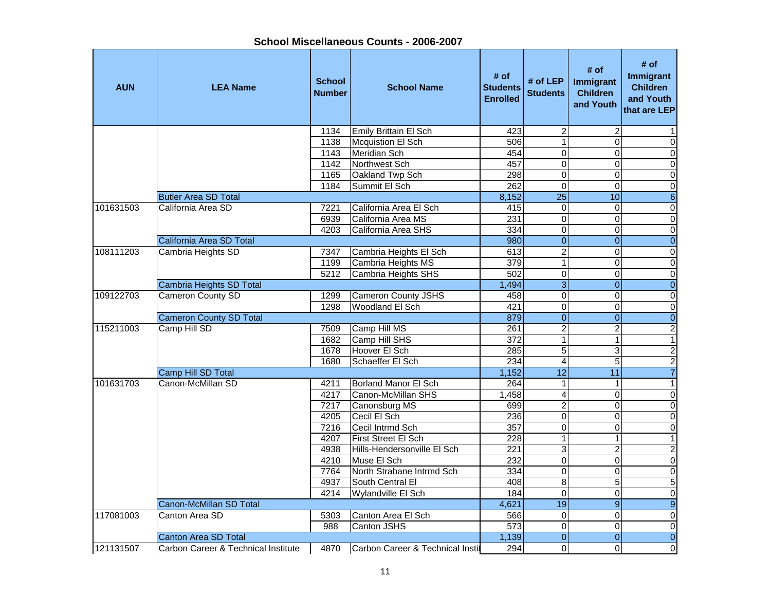## School Miscellaneous Counts - 2006-2007

| AUN | LEA Name | School Number | School Name | # of Students Enrolled | # of LEP Students | # of Immigrant Children and Youth | # of Immigrant Children and Youth that are LEP |
|---|---|---|---|---|---|---|---|
| | | 1134 | Emily Brittain El Sch | 423 | 2 | 2 | 1 |
| | | 1138 | Mcquistion El Sch | 506 | 1 | 0 | 0 |
| | | 1143 | Meridian Sch | 454 | 0 | 0 | 0 |
| | | 1142 | Northwest Sch | 457 | 0 | 0 | 0 |
| | | 1165 | Oakland Twp Sch | 298 | 0 | 0 | 0 |
| | | 1184 | Summit El Sch | 262 | 0 | 0 | 0 |
| | Butler Area SD Total | | | 8,152 | 25 | 10 | 6 |
| 101631503 | California Area SD | 7221 | California Area El Sch | 415 | 0 | 0 | 0 |
| | | 6939 | California Area MS | 231 | 0 | 0 | 0 |
| | | 4203 | California Area SHS | 334 | 0 | 0 | 0 |
| | California Area SD Total | | | 980 | 0 | 0 | 0 |
| 108111203 | Cambria Heights SD | 7347 | Cambria Heights El Sch | 613 | 2 | 0 | 0 |
| | | 1199 | Cambria Heights MS | 379 | 1 | 0 | 0 |
| | | 5212 | Cambria Heights SHS | 502 | 0 | 0 | 0 |
| | Cambria Heights SD Total | | | 1,494 | 3 | 0 | 0 |
| 109122703 | Cameron County SD | 1299 | Cameron County JSHS | 458 | 0 | 0 | 0 |
| | | 1298 | Woodland El Sch | 421 | 0 | 0 | 0 |
| | Cameron County SD Total | | | 879 | 0 | 0 | 0 |
| 115211003 | Camp Hill SD | 7509 | Camp Hill MS | 261 | 2 | 2 | 2 |
| | | 1682 | Camp Hill SHS | 372 | 1 | 1 | 1 |
| | | 1678 | Hoover El Sch | 285 | 5 | 3 | 2 |
| | | 1680 | Schaeffer El Sch | 234 | 4 | 5 | 2 |
| | Camp Hill SD Total | | | 1,152 | 12 | 11 | 7 |
| 101631703 | Canon-McMillan SD | 4211 | Borland Manor El Sch | 264 | 1 | 1 | 1 |
| | | 4217 | Canon-McMillan SHS | 1,458 | 4 | 0 | 0 |
| | | 7217 | Canonsburg MS | 699 | 2 | 0 | 0 |
| | | 4205 | Cecil El Sch | 236 | 0 | 0 | 0 |
| | | 7216 | Cecil Intrmd Sch | 357 | 0 | 0 | 0 |
| | | 4207 | First Street El Sch | 228 | 1 | 1 | 1 |
| | | 4938 | Hills-Hendersonville El Sch | 221 | 3 | 2 | 2 |
| | | 4210 | Muse El Sch | 232 | 0 | 0 | 0 |
| | | 7764 | North Strabane Intrmd Sch | 334 | 0 | 0 | 0 |
| | | 4937 | South Central El | 408 | 8 | 5 | 5 |
| | | 4214 | Wylandville El Sch | 184 | 0 | 0 | 0 |
| | Canon-McMillan SD Total | | | 4,621 | 19 | 9 | 9 |
| 117081003 | Canton Area SD | 5303 | Canton Area El Sch | 566 | 0 | 0 | 0 |
| | | 988 | Canton JSHS | 573 | 0 | 0 | 0 |
| | Canton Area SD Total | | | 1,139 | 0 | 0 | 0 |
| 121131507 | Carbon Career & Technical Institute | 4870 | Carbon Career & Technical Insti | 294 | 0 | 0 | 0 |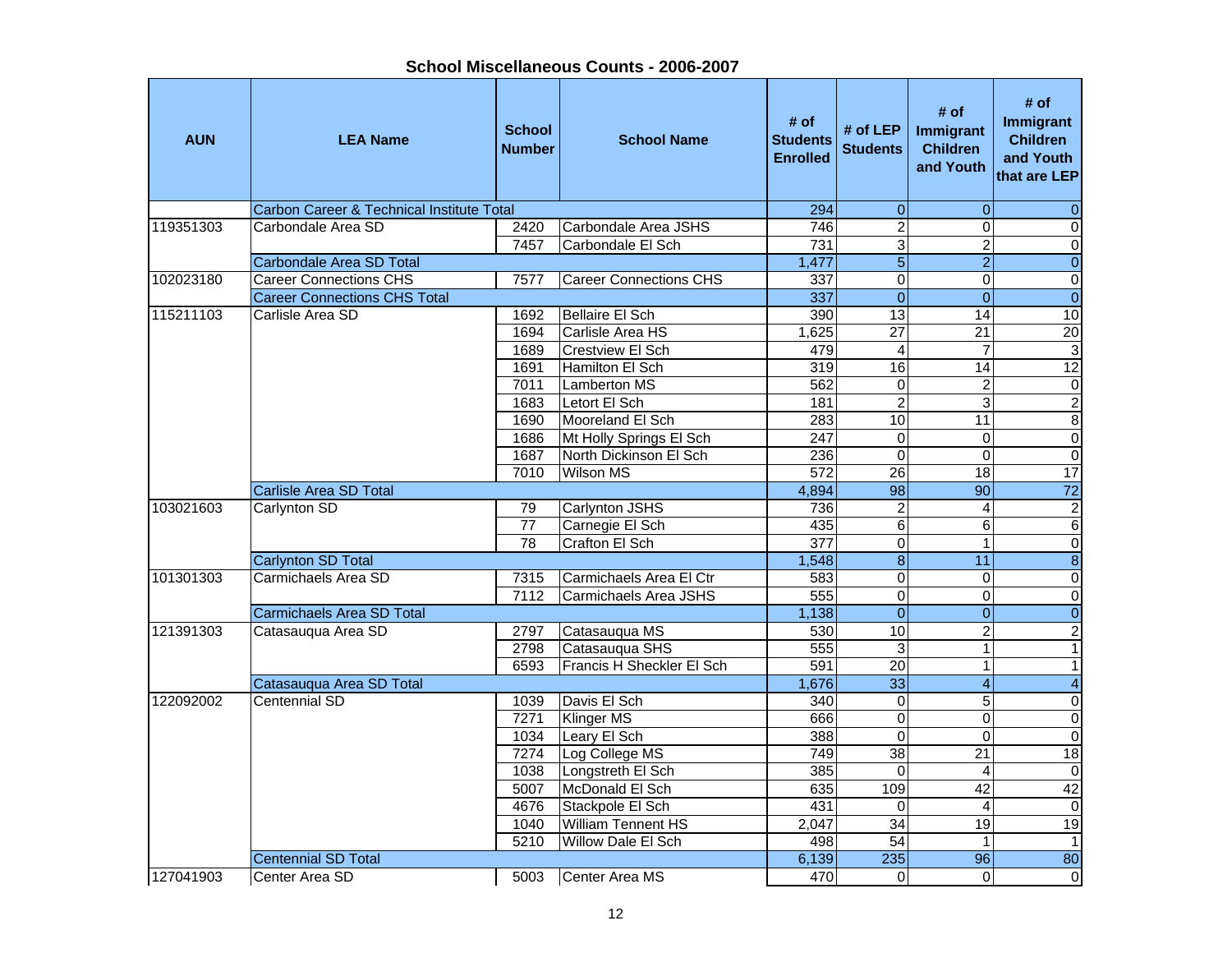## School Miscellaneous Counts - 2006-2007

| AUN | LEA Name | School Number | School Name | # of Students Enrolled | # of LEP Students | # of Immigrant Children and Youth | # of Immigrant Children and Youth that are LEP |
|---|---|---|---|---|---|---|---|
| | Carbon Career & Technical Institute Total | | | 294 | 0 | 0 | 0 |
| 119351303 | Carbondale Area SD | 2420 | Carbondale Area JSHS | 746 | 2 | 0 | 0 |
| | | 7457 | Carbondale El Sch | 731 | 3 | 2 | 0 |
| | Carbondale Area SD Total | | | 1,477 | 5 | 2 | 0 |
| 102023180 | Career Connections CHS | 7577 | Career Connections CHS | 337 | 0 | 0 | 0 |
| | Career Connections CHS Total | | | 337 | 0 | 0 | 0 |
| 115211103 | Carlisle Area SD | 1692 | Bellaire El Sch | 390 | 13 | 14 | 10 |
| | | 1694 | Carlisle Area HS | 1,625 | 27 | 21 | 20 |
| | | 1689 | Crestview El Sch | 479 | 4 | 7 | 3 |
| | | 1691 | Hamilton El Sch | 319 | 16 | 14 | 12 |
| | | 7011 | Lamberton MS | 562 | 0 | 2 | 0 |
| | | 1683 | Letort El Sch | 181 | 2 | 3 | 2 |
| | | 1690 | Mooreland El Sch | 283 | 10 | 11 | 8 |
| | | 1686 | Mt Holly Springs El Sch | 247 | 0 | 0 | 0 |
| | | 1687 | North Dickinson El Sch | 236 | 0 | 0 | 0 |
| | | 7010 | Wilson MS | 572 | 26 | 18 | 17 |
| | Carlisle Area SD Total | | | 4,894 | 98 | 90 | 72 |
| 103021603 | Carlynton SD | 79 | Carlynton JSHS | 736 | 2 | 4 | 2 |
| | | 77 | Carnegie El Sch | 435 | 6 | 6 | 6 |
| | | 78 | Crafton El Sch | 377 | 0 | 1 | 0 |
| | Carlynton SD Total | | | 1,548 | 8 | 11 | 8 |
| 101301303 | Carmichaels Area SD | 7315 | Carmichaels Area El Ctr | 583 | 0 | 0 | 0 |
| | | 7112 | Carmichaels Area JSHS | 555 | 0 | 0 | 0 |
| | Carmichaels Area SD Total | | | 1,138 | 0 | 0 | 0 |
| 121391303 | Catasauqua Area SD | 2797 | Catasauqua MS | 530 | 10 | 2 | 2 |
| | | 2798 | Catasauqua SHS | 555 | 3 | 1 | 1 |
| | | 6593 | Francis H Sheckler El Sch | 591 | 20 | 1 | 1 |
| | Catasauqua Area SD Total | | | 1,676 | 33 | 4 | 4 |
| 122092002 | Centennial SD | 1039 | Davis El Sch | 340 | 0 | 5 | 0 |
| | | 7271 | Klinger MS | 666 | 0 | 0 | 0 |
| | | 1034 | Leary El Sch | 388 | 0 | 0 | 0 |
| | | 7274 | Log College MS | 749 | 38 | 21 | 18 |
| | | 1038 | Longstreth El Sch | 385 | 0 | 4 | 0 |
| | | 5007 | McDonald El Sch | 635 | 109 | 42 | 42 |
| | | 4676 | Stackpole El Sch | 431 | 0 | 4 | 0 |
| | | 1040 | William Tennent HS | 2,047 | 34 | 19 | 19 |
| | | 5210 | Willow Dale El Sch | 498 | 54 | 1 | 1 |
| | Centennial SD Total | | | 6,139 | 235 | 96 | 80 |
| 127041903 | Center Area SD | 5003 | Center Area MS | 470 | 0 | 0 | 0 |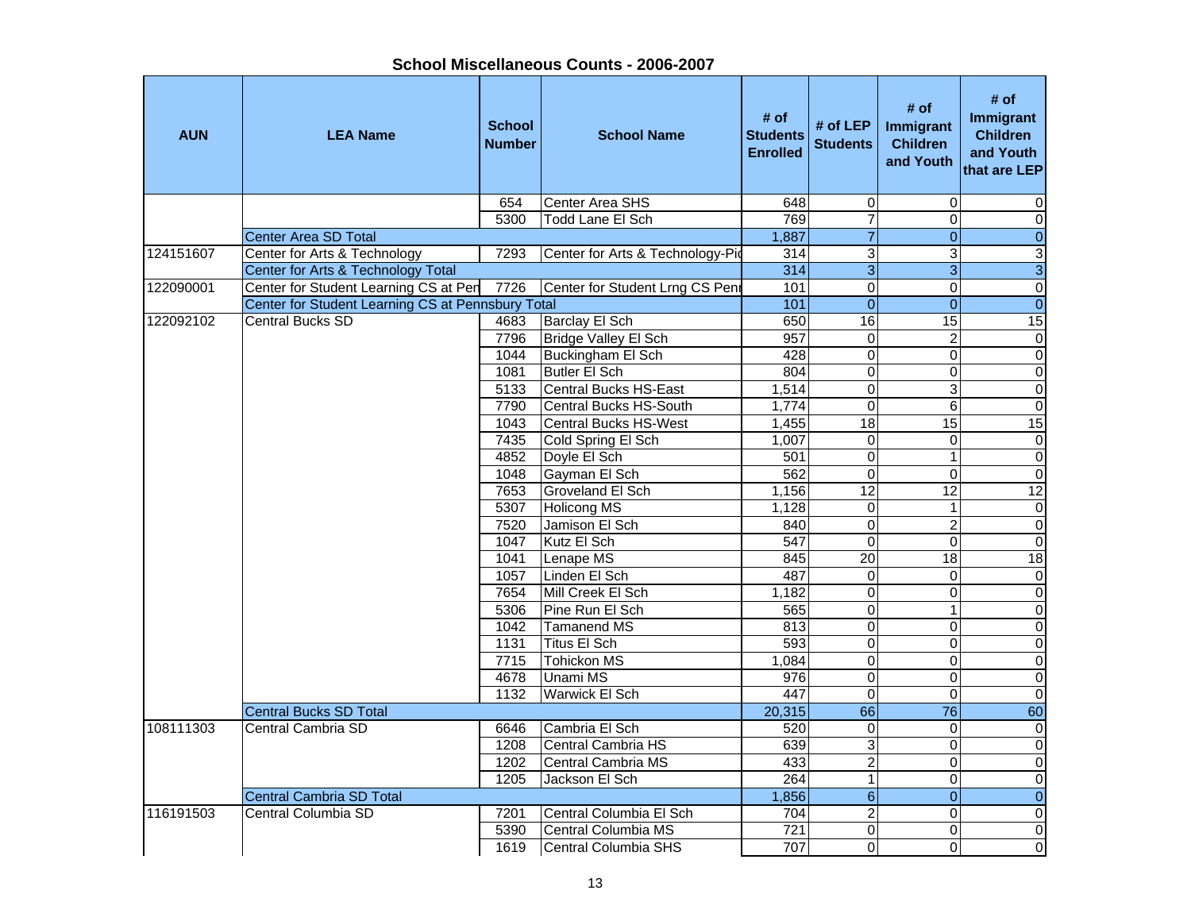## School Miscellaneous Counts - 2006-2007

| AUN | LEA Name | School Number | School Name | # of Students Enrolled | # of LEP Students | # of Immigrant Children and Youth | # of Immigrant Children and Youth that are LEP |
|---|---|---|---|---|---|---|---|
| | | 654 | Center Area SHS | 648 | 0 | 0 | 0 |
| | | 5300 | Todd Lane El Sch | 769 | 7 | 0 | 0 |
| | Center Area SD Total | | | 1,887 | 7 | 0 | 0 |
| 124151607 | Center for Arts & Technology | 7293 | Center for Arts & Technology-Pi | 314 | 3 | 3 | 3 |
| | Center for Arts & Technology Total | | | 314 | 3 | 3 | 3 |
| 122090001 | Center for Student Learning CS at Pen | 7726 | Center for Student Lrng CS Penn | 101 | 0 | 0 | 0 |
| | Center for Student Learning CS at Pennsbury Total | | | 101 | 0 | 0 | 0 |
| 122092102 | Central Bucks SD | 4683 | Barclay El Sch | 650 | 16 | 15 | 15 |
| | | 7796 | Bridge Valley El Sch | 957 | 0 | 2 | 0 |
| | | 1044 | Buckingham El Sch | 428 | 0 | 0 | 0 |
| | | 1081 | Butler El Sch | 804 | 0 | 0 | 0 |
| | | 5133 | Central Bucks HS-East | 1,514 | 0 | 3 | 0 |
| | | 7790 | Central Bucks HS-South | 1,774 | 0 | 6 | 0 |
| | | 1043 | Central Bucks HS-West | 1,455 | 18 | 15 | 15 |
| | | 7435 | Cold Spring El Sch | 1,007 | 0 | 0 | 0 |
| | | 4852 | Doyle El Sch | 501 | 0 | 1 | 0 |
| | | 1048 | Gayman El Sch | 562 | 0 | 0 | 0 |
| | | 7653 | Groveland El Sch | 1,156 | 12 | 12 | 12 |
| | | 5307 | Holicong MS | 1,128 | 0 | 1 | 0 |
| | | 7520 | Jamison El Sch | 840 | 0 | 2 | 0 |
| | | 1047 | Kutz El Sch | 547 | 0 | 0 | 0 |
| | | 1041 | Lenape MS | 845 | 20 | 18 | 18 |
| | | 1057 | Linden El Sch | 487 | 0 | 0 | 0 |
| | | 7654 | Mill Creek El Sch | 1,182 | 0 | 0 | 0 |
| | | 5306 | Pine Run El Sch | 565 | 0 | 1 | 0 |
| | | 1042 | Tamanend MS | 813 | 0 | 0 | 0 |
| | | 1131 | Titus El Sch | 593 | 0 | 0 | 0 |
| | | 7715 | Tohickon MS | 1,084 | 0 | 0 | 0 |
| | | 4678 | Unami MS | 976 | 0 | 0 | 0 |
| | | 1132 | Warwick El Sch | 447 | 0 | 0 | 0 |
| | Central Bucks SD Total | | | 20,315 | 66 | 76 | 60 |
| 108111303 | Central Cambria SD | 6646 | Cambria El Sch | 520 | 0 | 0 | 0 |
| | | 1208 | Central Cambria HS | 639 | 3 | 0 | 0 |
| | | 1202 | Central Cambria MS | 433 | 2 | 0 | 0 |
| | | 1205 | Jackson El Sch | 264 | 1 | 0 | 0 |
| | Central Cambria SD Total | | | 1,856 | 6 | 0 | 0 |
| 116191503 | Central Columbia SD | 7201 | Central Columbia El Sch | 704 | 2 | 0 | 0 |
| | | 5390 | Central Columbia MS | 721 | 0 | 0 | 0 |
| | | 1619 | Central Columbia SHS | 707 | 0 | 0 | 0 |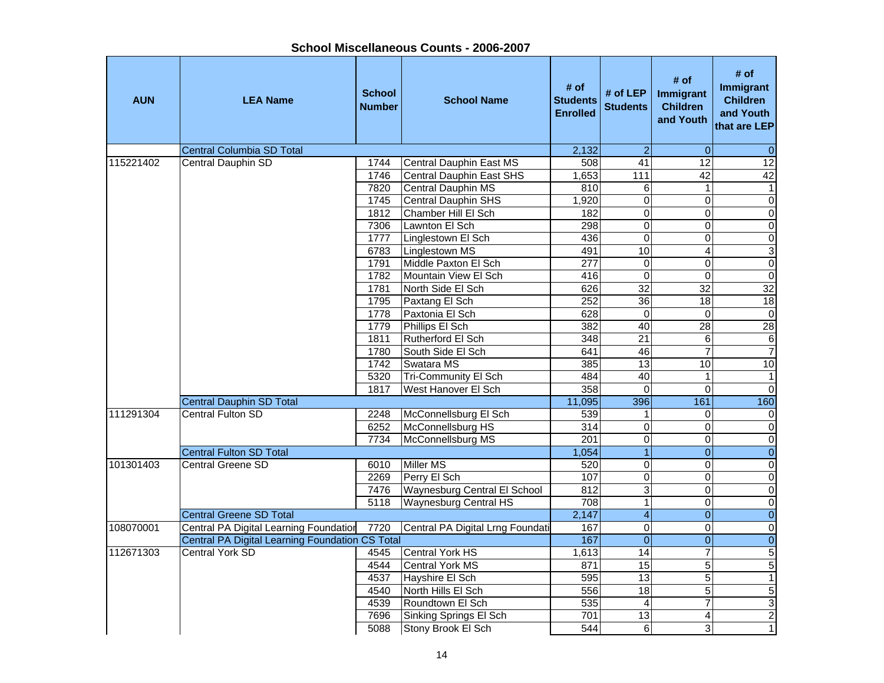## School Miscellaneous Counts - 2006-2007

| AUN | LEA Name | School Number | School Name | # of Students Enrolled | # of LEP Students | # of Immigrant Children and Youth | # of Immigrant Children and Youth that are LEP |
|---|---|---|---|---|---|---|---|
| | Central Columbia SD Total | | | 2,132 | 2 | 0 | 0 |
| 115221402 | Central Dauphin SD | 1744 | Central Dauphin East MS | 508 | 41 | 12 | 12 |
| | | 1746 | Central Dauphin East SHS | 1,653 | 111 | 42 | 42 |
| | | 7820 | Central Dauphin MS | 810 | 6 | 1 | 1 |
| | | 1745 | Central Dauphin SHS | 1,920 | 0 | 0 | 0 |
| | | 1812 | Chamber Hill El Sch | 182 | 0 | 0 | 0 |
| | | 7306 | Lawnton El Sch | 298 | 0 | 0 | 0 |
| | | 1777 | Linglestown El Sch | 436 | 0 | 0 | 0 |
| | | 6783 | Linglestown MS | 491 | 10 | 4 | 3 |
| | | 1791 | Middle Paxton El Sch | 277 | 0 | 0 | 0 |
| | | 1782 | Mountain View El Sch | 416 | 0 | 0 | 0 |
| | | 1781 | North Side El Sch | 626 | 32 | 32 | 32 |
| | | 1795 | Paxtang El Sch | 252 | 36 | 18 | 18 |
| | | 1778 | Paxtonia El Sch | 628 | 0 | 0 | 0 |
| | | 1779 | Phillips El Sch | 382 | 40 | 28 | 28 |
| | | 1811 | Rutherford El Sch | 348 | 21 | 6 | 6 |
| | | 1780 | South Side El Sch | 641 | 46 | 7 | 7 |
| | | 1742 | Swatara MS | 385 | 13 | 10 | 10 |
| | | 5320 | Tri-Community El Sch | 484 | 40 | 1 | 1 |
| | | 1817 | West Hanover El Sch | 358 | 0 | 0 | 0 |
| | Central Dauphin SD Total | | | 11,095 | 396 | 161 | 160 |
| 111291304 | Central Fulton SD | 2248 | McConnellsburg El Sch | 539 | 1 | 0 | 0 |
| | | 6252 | McConnellsburg HS | 314 | 0 | 0 | 0 |
| | | 7734 | McConnellsburg MS | 201 | 0 | 0 | 0 |
| | Central Fulton SD Total | | | 1,054 | 1 | 0 | 0 |
| 101301403 | Central Greene SD | 6010 | Miller MS | 520 | 0 | 0 | 0 |
| | | 2269 | Perry El Sch | 107 | 0 | 0 | 0 |
| | | 7476 | Waynesburg Central El School | 812 | 3 | 0 | 0 |
| | | 5118 | Waynesburg Central HS | 708 | 1 | 0 | 0 |
| | Central Greene SD Total | | | 2,147 | 4 | 0 | 0 |
| 108070001 | Central PA Digital Learning Foundation | 7720 | Central PA Digital Lrng Foundati | 167 | 0 | 0 | 0 |
| | Central PA Digital Learning Foundation CS Total | | | 167 | 0 | 0 | 0 |
| 112671303 | Central York SD | 4545 | Central York HS | 1,613 | 14 | 7 | 5 |
| | | 4544 | Central York MS | 871 | 15 | 5 | 5 |
| | | 4537 | Hayshire El Sch | 595 | 13 | 5 | 1 |
| | | 4540 | North Hills El Sch | 556 | 18 | 5 | 5 |
| | | 4539 | Roundtown El Sch | 535 | 4 | 7 | 3 |
| | | 7696 | Sinking Springs El Sch | 701 | 13 | 4 | 2 |
| | | 5088 | Stony Brook El Sch | 544 | 6 | 3 | 1 |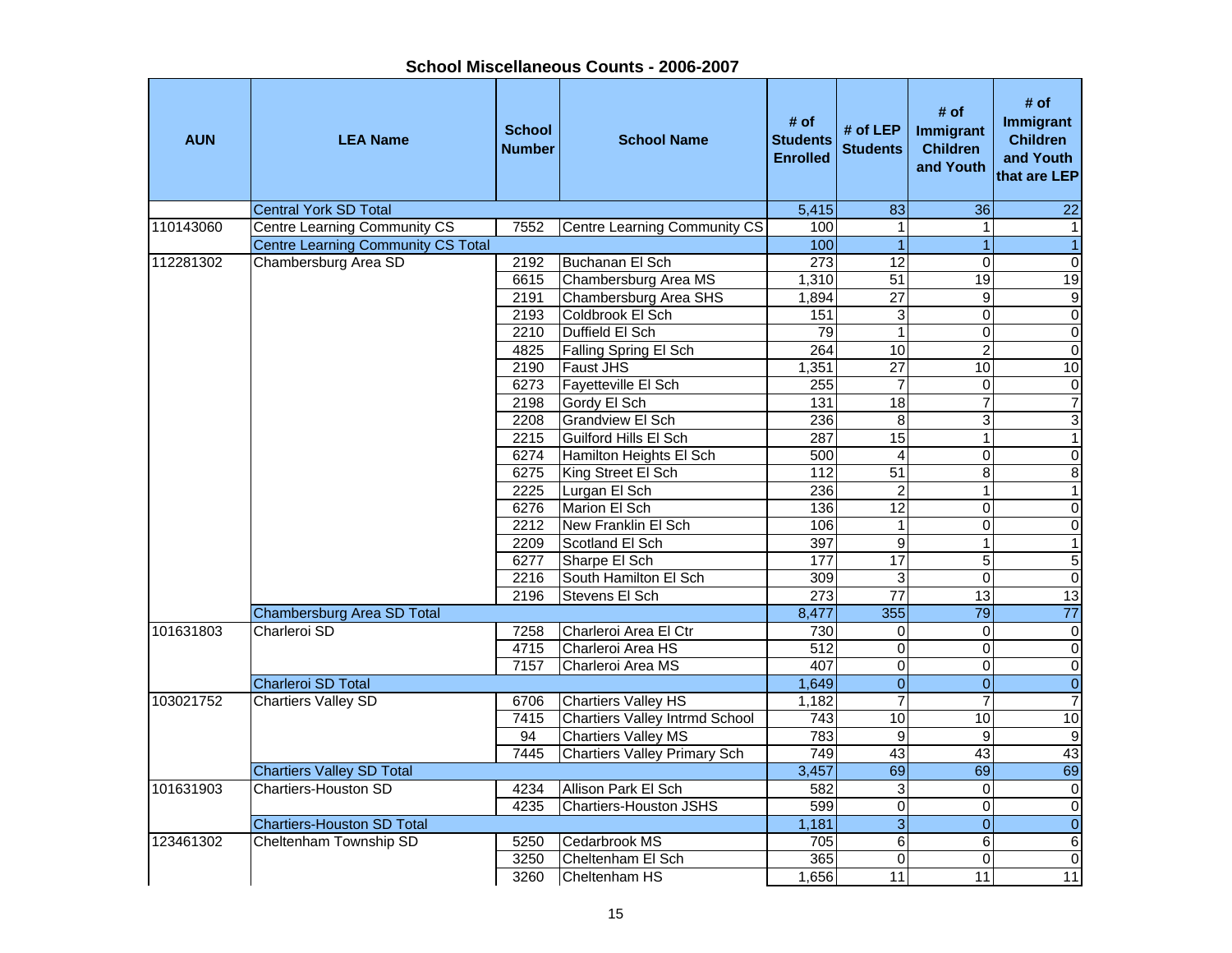## School Miscellaneous Counts - 2006-2007

| AUN | LEA Name | School Number | School Name | # of Students Enrolled | # of LEP Students | # of Immigrant Children and Youth | # of Immigrant Children and Youth that are LEP |
|---|---|---|---|---|---|---|---|
| | Central York SD Total | | | 5,415 | 83 | 36 | 22 |
| 110143060 | Centre Learning Community CS | 7552 | Centre Learning Community CS | 100 | 1 | 1 | 1 |
| | Centre Learning Community CS Total | | | 100 | 1 | 1 | 1 |
| 112281302 | Chambersburg Area SD | 2192 | Buchanan El Sch | 273 | 12 | 0 | 0 |
| | | 6615 | Chambersburg Area MS | 1,310 | 51 | 19 | 19 |
| | | 2191 | Chambersburg Area SHS | 1,894 | 27 | 9 | 9 |
| | | 2193 | Coldbrook El Sch | 151 | 3 | 0 | 0 |
| | | 2210 | Duffield El Sch | 79 | 1 | 0 | 0 |
| | | 4825 | Falling Spring El Sch | 264 | 10 | 2 | 0 |
| | | 2190 | Faust JHS | 1,351 | 27 | 10 | 10 |
| | | 6273 | Fayetteville El Sch | 255 | 7 | 0 | 0 |
| | | 2198 | Gordy El Sch | 131 | 18 | 7 | 7 |
| | | 2208 | Grandview El Sch | 236 | 8 | 3 | 3 |
| | | 2215 | Guilford Hills El Sch | 287 | 15 | 1 | 1 |
| | | 6274 | Hamilton Heights El Sch | 500 | 4 | 0 | 0 |
| | | 6275 | King Street El Sch | 112 | 51 | 8 | 8 |
| | | 2225 | Lurgan El Sch | 236 | 2 | 1 | 1 |
| | | 6276 | Marion El Sch | 136 | 12 | 0 | 0 |
| | | 2212 | New Franklin El Sch | 106 | 1 | 0 | 0 |
| | | 2209 | Scotland El Sch | 397 | 9 | 1 | 1 |
| | | 6277 | Sharpe El Sch | 177 | 17 | 5 | 5 |
| | | 2216 | South Hamilton El Sch | 309 | 3 | 0 | 0 |
| | | 2196 | Stevens El Sch | 273 | 77 | 13 | 13 |
| | Chambersburg Area SD Total | | | 8,477 | 355 | 79 | 77 |
| 101631803 | Charleroi SD | 7258 | Charleroi Area El Ctr | 730 | 0 | 0 | 0 |
| | | 4715 | Charleroi Area HS | 512 | 0 | 0 | 0 |
| | | 7157 | Charleroi Area MS | 407 | 0 | 0 | 0 |
| | Charleroi SD Total | | | 1,649 | 0 | 0 | 0 |
| 103021752 | Chartiers Valley SD | 6706 | Chartiers Valley HS | 1,182 | 7 | 7 | 7 |
| | | 7415 | Chartiers Valley Intrmd School | 743 | 10 | 10 | 10 |
| | | 94 | Chartiers Valley MS | 783 | 9 | 9 | 9 |
| | | 7445 | Chartiers Valley Primary Sch | 749 | 43 | 43 | 43 |
| | Chartiers Valley SD Total | | | 3,457 | 69 | 69 | 69 |
| 101631903 | Chartiers-Houston SD | 4234 | Allison Park El Sch | 582 | 3 | 0 | 0 |
| | | 4235 | Chartiers-Houston JSHS | 599 | 0 | 0 | 0 |
| | Chartiers-Houston SD Total | | | 1,181 | 3 | 0 | 0 |
| 123461302 | Cheltenham Township SD | 5250 | Cedarbrook MS | 705 | 6 | 6 | 6 |
| | | 3250 | Cheltenham El Sch | 365 | 0 | 0 | 0 |
| | | 3260 | Cheltenham HS | 1,656 | 11 | 11 | 11 |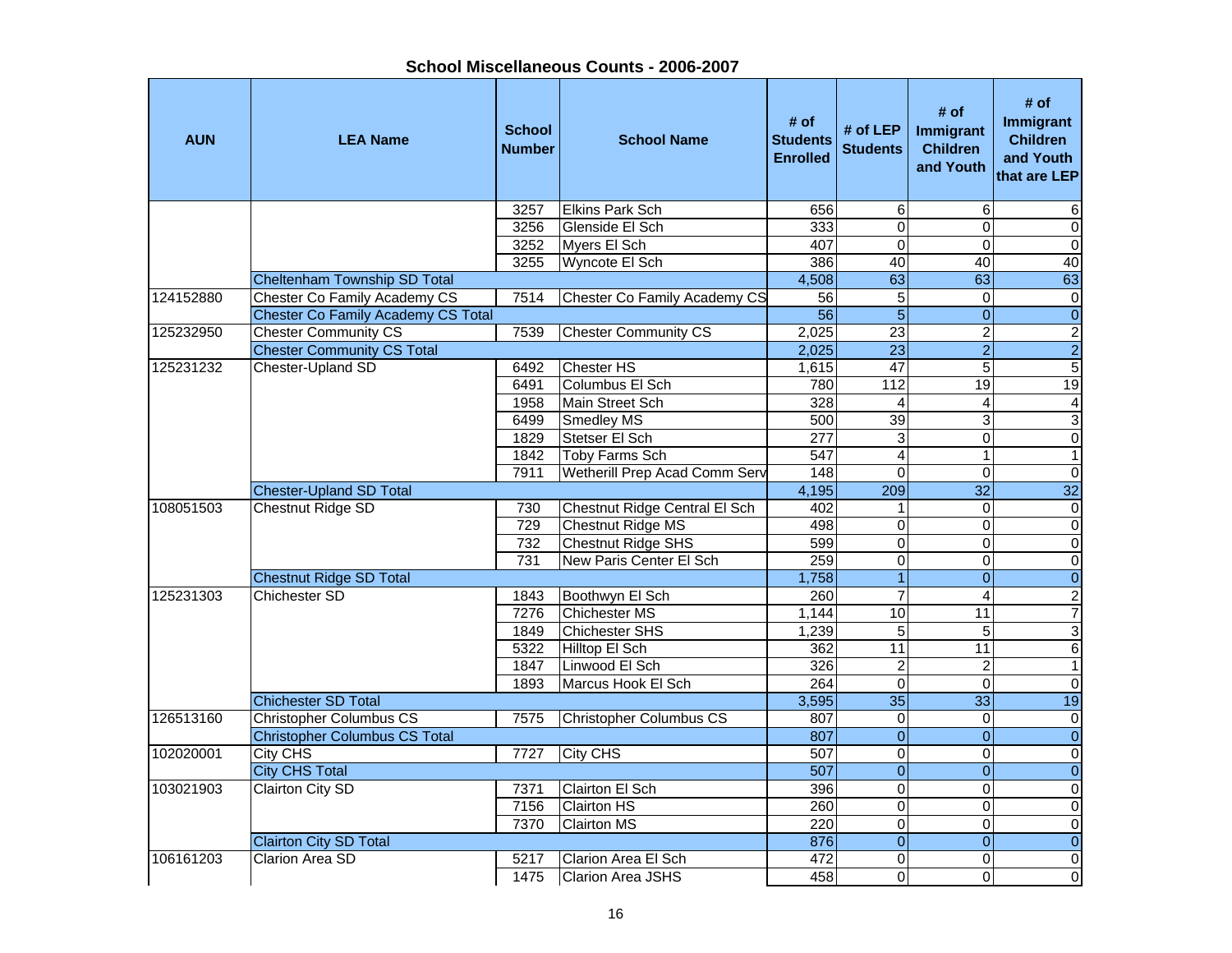**School Miscellaneous Counts - 2006-2007**

| AUN | LEA Name | School Number | School Name | # of Students Enrolled | # of LEP Students | # of Immigrant Children and Youth | # of Immigrant Children and Youth that are LEP |
|---|---|---|---|---|---|---|---|
| | | 3257 | Elkins Park Sch | 656 | 6 | 6 | 6 |
| | | 3256 | Glenside El Sch | 333 | 0 | 0 | 0 |
| | | 3252 | Myers El Sch | 407 | 0 | 0 | 0 |
| | | 3255 | Wyncote El Sch | 386 | 40 | 40 | 40 |
| | Cheltenham Township SD Total | | | 4,508 | 63 | 63 | 63 |
| 124152880 | Chester Co Family Academy CS | 7514 | Chester Co Family Academy CS | 56 | 5 | 0 | 0 |
| | Chester Co Family Academy CS Total | | | 56 | 5 | 0 | 0 |
| 125232950 | Chester Community CS | 7539 | Chester Community CS | 2,025 | 23 | 2 | 2 |
| | Chester Community CS Total | | | 2,025 | 23 | 2 | 2 |
| 125231232 | Chester-Upland SD | 6492 | Chester HS | 1,615 | 47 | 5 | 5 |
| | | 6491 | Columbus El Sch | 780 | 112 | 19 | 19 |
| | | 1958 | Main Street Sch | 328 | 4 | 4 | 4 |
| | | 6499 | Smedley MS | 500 | 39 | 3 | 3 |
| | | 1829 | Stetser El Sch | 277 | 3 | 0 | 0 |
| | | 1842 | Toby Farms Sch | 547 | 4 | 1 | 1 |
| | | 7911 | Wetherill Prep Acad Comm Serv | 148 | 0 | 0 | 0 |
| | Chester-Upland SD Total | | | 4,195 | 209 | 32 | 32 |
| 108051503 | Chestnut Ridge SD | 730 | Chestnut Ridge Central El Sch | 402 | 1 | 0 | 0 |
| | | 729 | Chestnut Ridge MS | 498 | 0 | 0 | 0 |
| | | 732 | Chestnut Ridge SHS | 599 | 0 | 0 | 0 |
| | | 731 | New Paris Center El Sch | 259 | 0 | 0 | 0 |
| | Chestnut Ridge SD Total | | | 1,758 | 1 | 0 | 0 |
| 125231303 | Chichester SD | 1843 | Boothwyn El Sch | 260 | 7 | 4 | 2 |
| | | 7276 | Chichester MS | 1,144 | 10 | 11 | 7 |
| | | 1849 | Chichester SHS | 1,239 | 5 | 5 | 3 |
| | | 5322 | Hilltop El Sch | 362 | 11 | 11 | 6 |
| | | 1847 | Linwood El Sch | 326 | 2 | 2 | 1 |
| | | 1893 | Marcus Hook El Sch | 264 | 0 | 0 | 0 |
| | Chichester SD Total | | | 3,595 | 35 | 33 | 19 |
| 126513160 | Christopher Columbus CS | 7575 | Christopher Columbus CS | 807 | 0 | 0 | 0 |
| | Christopher Columbus CS Total | | | 807 | 0 | 0 | 0 |
| 102020001 | City CHS | 7727 | City CHS | 507 | 0 | 0 | 0 |
| | City CHS Total | | | 507 | 0 | 0 | 0 |
| 103021903 | Clairton City SD | 7371 | Clairton El Sch | 396 | 0 | 0 | 0 |
| | | 7156 | Clairton HS | 260 | 0 | 0 | 0 |
| | | 7370 | Clairton MS | 220 | 0 | 0 | 0 |
| | Clairton City SD Total | | | 876 | 0 | 0 | 0 |
| 106161203 | Clarion Area SD | 5217 | Clarion Area El Sch | 472 | 0 | 0 | 0 |
| | | 1475 | Clarion Area JSHS | 458 | 0 | 0 | 0 |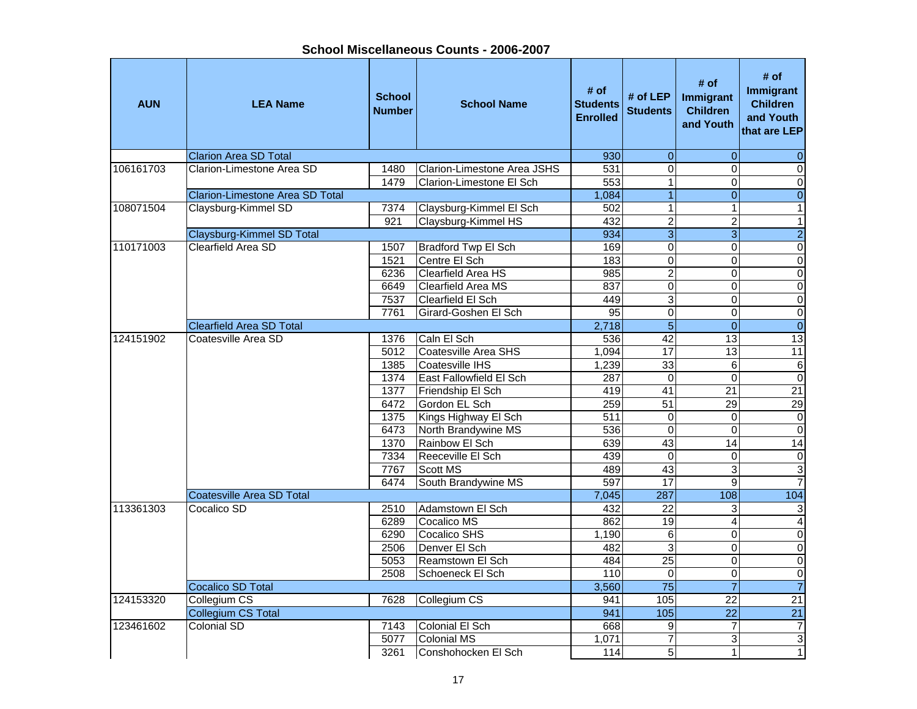# School Miscellaneous Counts - 2006-2007

| AUN | LEA Name | School Number | School Name | # of Students Enrolled | # of LEP Students | # of Immigrant Children and Youth | # of Immigrant Children and Youth that are LEP |
|---|---|---|---|---|---|---|---|
| | Clarion Area SD Total | | | 930 | 0 | 0 | 0 |
| 106161703 | Clarion-Limestone Area SD | 1480 | Clarion-Limestone Area JSHS | 531 | 0 | 0 | 0 |
| | | 1479 | Clarion-Limestone El Sch | 553 | 1 | 0 | 0 |
| | Clarion-Limestone Area SD Total | | | 1,084 | 1 | 0 | 0 |
| 108071504 | Claysburg-Kimmel SD | 7374 | Claysburg-Kimmel El Sch | 502 | 1 | 1 | 1 |
| | | 921 | Claysburg-Kimmel HS | 432 | 2 | 2 | 1 |
| | Claysburg-Kimmel SD Total | | | 934 | 3 | 3 | 2 |
| 110171003 | Clearfield Area SD | 1507 | Bradford Twp El Sch | 169 | 0 | 0 | 0 |
| | | 1521 | Centre El Sch | 183 | 0 | 0 | 0 |
| | | 6236 | Clearfield Area HS | 985 | 2 | 0 | 0 |
| | | 6649 | Clearfield Area MS | 837 | 0 | 0 | 0 |
| | | 7537 | Clearfield El Sch | 449 | 3 | 0 | 0 |
| | | 7761 | Girard-Goshen El Sch | 95 | 0 | 0 | 0 |
| | Clearfield Area SD Total | | | 2,718 | 5 | 0 | 0 |
| 124151902 | Coatesville Area SD | 1376 | Caln El Sch | 536 | 42 | 13 | 13 |
| | | 5012 | Coatesville Area SHS | 1,094 | 17 | 13 | 11 |
| | | 1385 | Coatesville IHS | 1,239 | 33 | 6 | 6 |
| | | 1374 | East Fallowfield El Sch | 287 | 0 | 0 | 0 |
| | | 1377 | Friendship El Sch | 419 | 41 | 21 | 21 |
| | | 6472 | Gordon EL Sch | 259 | 51 | 29 | 29 |
| | | 1375 | Kings Highway El Sch | 511 | 0 | 0 | 0 |
| | | 6473 | North Brandywine MS | 536 | 0 | 0 | 0 |
| | | 1370 | Rainbow El Sch | 639 | 43 | 14 | 14 |
| | | 7334 | Reeceville El Sch | 439 | 0 | 0 | 0 |
| | | 7767 | Scott MS | 489 | 43 | 3 | 3 |
| | | 6474 | South Brandywine MS | 597 | 17 | 9 | 7 |
| | Coatesville Area SD Total | | | 7,045 | 287 | 108 | 104 |
| 113361303 | Cocalico SD | 2510 | Adamstown El Sch | 432 | 22 | 3 | 3 |
| | | 6289 | Cocalico MS | 862 | 19 | 4 | 4 |
| | | 6290 | Cocalico SHS | 1,190 | 6 | 0 | 0 |
| | | 2506 | Denver El Sch | 482 | 3 | 0 | 0 |
| | | 5053 | Reamstown El Sch | 484 | 25 | 0 | 0 |
| | | 2508 | Schoeneck El Sch | 110 | 0 | 0 | 0 |
| | Cocalico SD Total | | | 3,560 | 75 | 7 | 7 |
| 124153320 | Collegium CS | 7628 | Collegium CS | 941 | 105 | 22 | 21 |
| | Collegium CS Total | | | 941 | 105 | 22 | 21 |
| 123461602 | Colonial SD | 7143 | Colonial El Sch | 668 | 9 | 7 | 7 |
| | | 5077 | Colonial MS | 1,071 | 7 | 3 | 3 |
| | | 3261 | Conshohocken El Sch | 114 | 5 | 1 | 1 |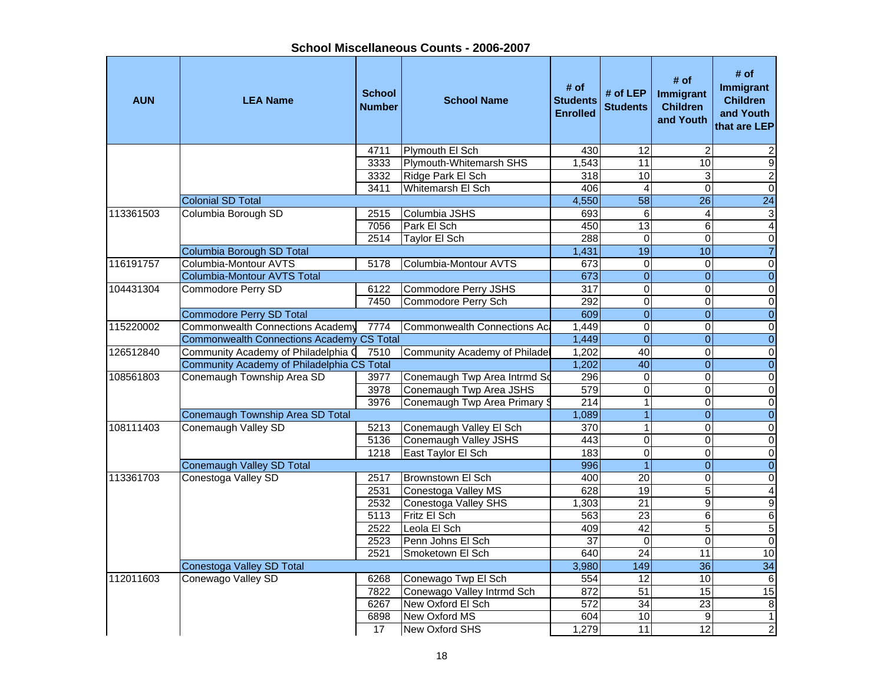# School Miscellaneous Counts - 2006-2007

| AUN | LEA Name | School Number | School Name | # of Students Enrolled | # of LEP Students | # of Immigrant Children and Youth | # of Immigrant Children and Youth that are LEP |
|---|---|---|---|---|---|---|---|
| | | 4711 | Plymouth El Sch | 430 | 12 | 2 | 2 |
| | | 3333 | Plymouth-Whitemarsh SHS | 1,543 | 11 | 10 | 9 |
| | | 3332 | Ridge Park El Sch | 318 | 10 | 3 | 2 |
| | | 3411 | Whitemarsh El Sch | 406 | 4 | 0 | 0 |
| | Colonial SD Total | | | 4,550 | 58 | 26 | 24 |
| 113361503 | Columbia Borough SD | 2515 | Columbia JSHS | 693 | 6 | 4 | 3 |
| | | 7056 | Park El Sch | 450 | 13 | 6 | 4 |
| | | 2514 | Taylor El Sch | 288 | 0 | 0 | 0 |
| | Columbia Borough SD Total | | | 1,431 | 19 | 10 | 7 |
| 116191757 | Columbia-Montour AVTS | 5178 | Columbia-Montour AVTS | 673 | 0 | 0 | 0 |
| | Columbia-Montour AVTS Total | | | 673 | 0 | 0 | 0 |
| 104431304 | Commodore Perry SD | 6122 | Commodore Perry JSHS | 317 | 0 | 0 | 0 |
| | | 7450 | Commodore Perry Sch | 292 | 0 | 0 | 0 |
| | Commodore Perry SD Total | | | 609 | 0 | 0 | 0 |
| 115220002 | Commonwealth Connections Academy | 7774 | Commonwealth Connections Ac | 1,449 | 0 | 0 | 0 |
| | Commonwealth Connections Academy CS Total | | | 1,449 | 0 | 0 | 0 |
| 126512840 | Community Academy of Philadelphia C | 7510 | Community Academy of Philadel | 1,202 | 40 | 0 | 0 |
| | Community Academy of Philadelphia CS Total | | | 1,202 | 40 | 0 | 0 |
| 108561803 | Conemaugh Township Area SD | 3977 | Conemaugh Twp Area Intrmd Sc | 296 | 0 | 0 | 0 |
| | | 3978 | Conemaugh Twp Area JSHS | 579 | 0 | 0 | 0 |
| | | 3976 | Conemaugh Twp Area Primary S | 214 | 1 | 0 | 0 |
| | Conemaugh Township Area SD Total | | | 1,089 | 1 | 0 | 0 |
| 108111403 | Conemaugh Valley SD | 5213 | Conemaugh Valley El Sch | 370 | 1 | 0 | 0 |
| | | 5136 | Conemaugh Valley JSHS | 443 | 0 | 0 | 0 |
| | | 1218 | East Taylor El Sch | 183 | 0 | 0 | 0 |
| | Conemaugh Valley SD Total | | | 996 | 1 | 0 | 0 |
| 113361703 | Conestoga Valley SD | 2517 | Brownstown El Sch | 400 | 20 | 0 | 0 |
| | | 2531 | Conestoga Valley MS | 628 | 19 | 5 | 4 |
| | | 2532 | Conestoga Valley SHS | 1,303 | 21 | 9 | 9 |
| | | 5113 | Fritz El Sch | 563 | 23 | 6 | 6 |
| | | 2522 | Leola El Sch | 409 | 42 | 5 | 5 |
| | | 2523 | Penn Johns El Sch | 37 | 0 | 0 | 0 |
| | | 2521 | Smoketown El Sch | 640 | 24 | 11 | 10 |
| | Conestoga Valley SD Total | | | 3,980 | 149 | 36 | 34 |
| 112011603 | Conewago Valley SD | 6268 | Conewago Twp El Sch | 554 | 12 | 10 | 6 |
| | | 7822 | Conewago Valley Intrmd Sch | 872 | 51 | 15 | 15 |
| | | 6267 | New Oxford El Sch | 572 | 34 | 23 | 8 |
| | | 6898 | New Oxford MS | 604 | 10 | 9 | 1 |
| | | 17 | New Oxford SHS | 1,279 | 11 | 12 | 2 |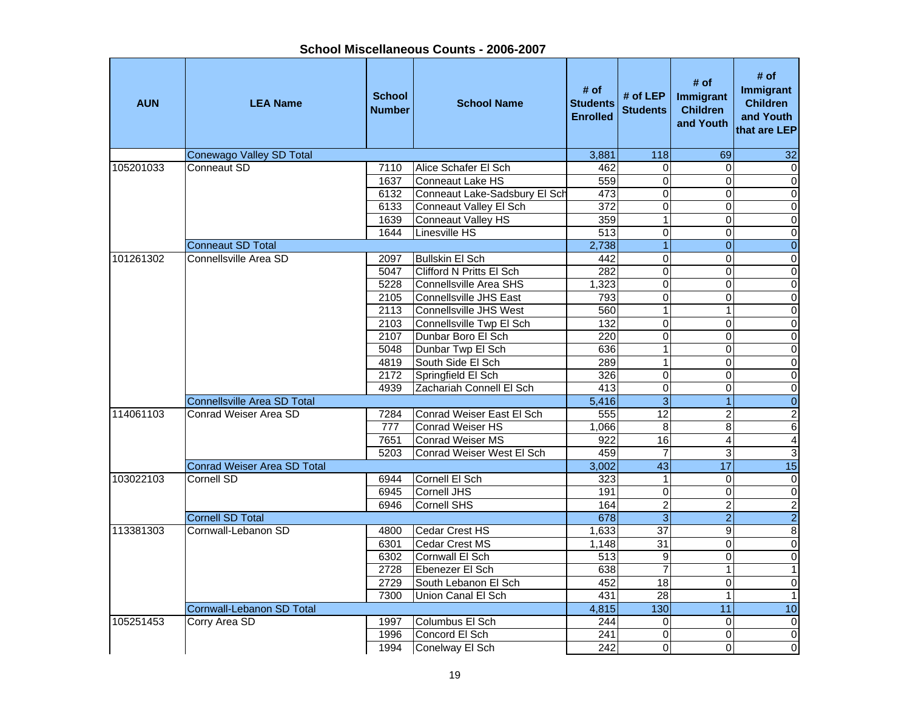# School Miscellaneous Counts - 2006-2007

| AUN | LEA Name | School Number | School Name | # of Students Enrolled | # of LEP Students | # of Immigrant Children and Youth | # of Immigrant Children and Youth that are LEP |
|---|---|---|---|---|---|---|---|
| | Conewago Valley SD Total | | | 3,881 | 118 | 69 | 32 |
| 105201033 | Conneaut SD | 7110 | Alice Schafer El Sch | 462 | 0 | 0 | 0 |
| | | 1637 | Conneaut Lake HS | 559 | 0 | 0 | 0 |
| | | 6132 | Conneaut Lake-Sadsbury El Sch | 473 | 0 | 0 | 0 |
| | | 6133 | Conneaut Valley El Sch | 372 | 0 | 0 | 0 |
| | | 1639 | Conneaut Valley HS | 359 | 1 | 0 | 0 |
| | | 1644 | Linesville HS | 513 | 0 | 0 | 0 |
| | Conneaut SD Total | | | 2,738 | 1 | 0 | 0 |
| 101261302 | Connellsville Area SD | 2097 | Bullskin El Sch | 442 | 0 | 0 | 0 |
| | | 5047 | Clifford N Pritts El Sch | 282 | 0 | 0 | 0 |
| | | 5228 | Connellsville Area SHS | 1,323 | 0 | 0 | 0 |
| | | 2105 | Connellsville JHS East | 793 | 0 | 0 | 0 |
| | | 2113 | Connellsville JHS West | 560 | 1 | 1 | 0 |
| | | 2103 | Connellsville Twp El Sch | 132 | 0 | 0 | 0 |
| | | 2107 | Dunbar Boro El Sch | 220 | 0 | 0 | 0 |
| | | 5048 | Dunbar Twp El Sch | 636 | 1 | 0 | 0 |
| | | 4819 | South Side El Sch | 289 | 1 | 0 | 0 |
| | | 2172 | Springfield El Sch | 326 | 0 | 0 | 0 |
| | | 4939 | Zachariah Connell El Sch | 413 | 0 | 0 | 0 |
| | Connellsville Area SD Total | | | 5,416 | 3 | 1 | 0 |
| 114061103 | Conrad Weiser Area SD | 7284 | Conrad Weiser East El Sch | 555 | 12 | 2 | 2 |
| | | 777 | Conrad Weiser HS | 1,066 | 8 | 8 | 6 |
| | | 7651 | Conrad Weiser MS | 922 | 16 | 4 | 4 |
| | | 5203 | Conrad Weiser West El Sch | 459 | 7 | 3 | 3 |
| | Conrad Weiser Area SD Total | | | 3,002 | 43 | 17 | 15 |
| 103022103 | Cornell SD | 6944 | Cornell El Sch | 323 | 1 | 0 | 0 |
| | | 6945 | Cornell JHS | 191 | 0 | 0 | 0 |
| | | 6946 | Cornell SHS | 164 | 2 | 2 | 2 |
| | Cornell SD Total | | | 678 | 3 | 2 | 2 |
| 113381303 | Cornwall-Lebanon SD | 4800 | Cedar Crest HS | 1,633 | 37 | 9 | 8 |
| | | 6301 | Cedar Crest MS | 1,148 | 31 | 0 | 0 |
| | | 6302 | Cornwall El Sch | 513 | 9 | 0 | 0 |
| | | 2728 | Ebenezer El Sch | 638 | 7 | 1 | 1 |
| | | 2729 | South Lebanon El Sch | 452 | 18 | 0 | 0 |
| | | 7300 | Union Canal El Sch | 431 | 28 | 1 | 1 |
| | Cornwall-Lebanon SD Total | | | 4,815 | 130 | 11 | 10 |
| 105251453 | Corry Area SD | 1997 | Columbus El Sch | 244 | 0 | 0 | 0 |
| | | 1996 | Concord El Sch | 241 | 0 | 0 | 0 |
| | | 1994 | Conelway El Sch | 242 | 0 | 0 | 0 |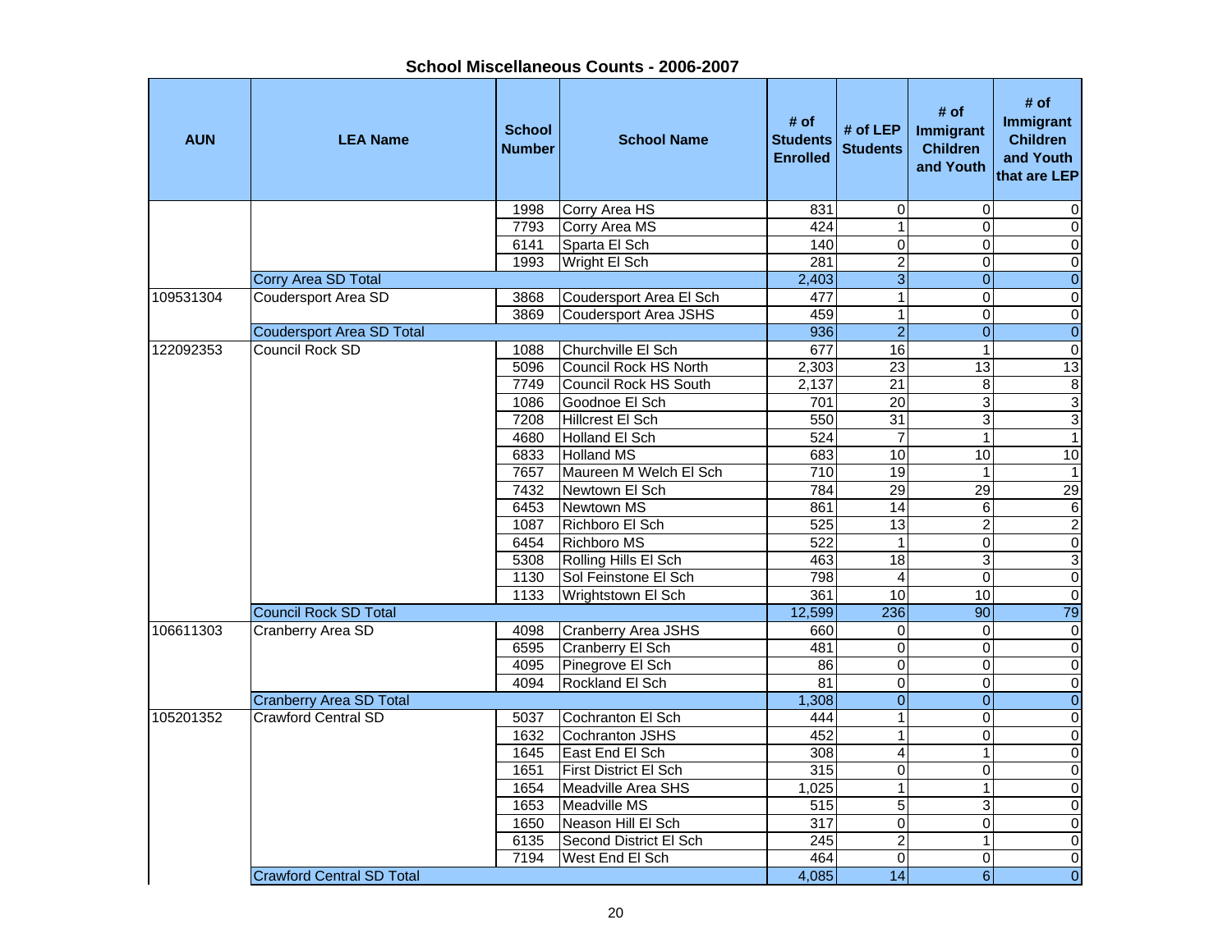## School Miscellaneous Counts - 2006-2007

| AUN | LEA Name | School Number | School Name | # of Students Enrolled | # of LEP Students | # of Immigrant Children and Youth | # of Immigrant Children and Youth that are LEP |
|---|---|---|---|---|---|---|---|
| | | 1998 | Corry Area HS | 831 | 0 | 0 | 0 |
| | | 7793 | Corry Area MS | 424 | 1 | 0 | 0 |
| | | 6141 | Sparta El Sch | 140 | 0 | 0 | 0 |
| | | 1993 | Wright El Sch | 281 | 2 | 0 | 0 |
| | Corry Area SD Total | | | 2,403 | 3 | 0 | 0 |
| 109531304 | Coudersport Area SD | 3868 | Coudersport Area El Sch | 477 | 1 | 0 | 0 |
| | | 3869 | Coudersport Area JSHS | 459 | 1 | 0 | 0 |
| | Coudersport Area SD Total | | | 936 | 2 | 0 | 0 |
| 122092353 | Council Rock SD | 1088 | Churchville El Sch | 677 | 16 | 1 | 0 |
| | | 5096 | Council Rock HS North | 2,303 | 23 | 13 | 13 |
| | | 7749 | Council Rock HS South | 2,137 | 21 | 8 | 8 |
| | | 1086 | Goodnoe El Sch | 701 | 20 | 3 | 3 |
| | | 7208 | Hillcrest El Sch | 550 | 31 | 3 | 3 |
| | | 4680 | Holland El Sch | 524 | 7 | 1 | 1 |
| | | 6833 | Holland MS | 683 | 10 | 10 | 10 |
| | | 7657 | Maureen M Welch El Sch | 710 | 19 | 1 | 1 |
| | | 7432 | Newtown El Sch | 784 | 29 | 29 | 29 |
| | | 6453 | Newtown MS | 861 | 14 | 6 | 6 |
| | | 1087 | Richboro El Sch | 525 | 13 | 2 | 2 |
| | | 6454 | Richboro MS | 522 | 1 | 0 | 0 |
| | | 5308 | Rolling Hills El Sch | 463 | 18 | 3 | 3 |
| | | 1130 | Sol Feinstone El Sch | 798 | 4 | 0 | 0 |
| | | 1133 | Wrightstown El Sch | 361 | 10 | 10 | 0 |
| | Council Rock SD Total | | | 12,599 | 236 | 90 | 79 |
| 106611303 | Cranberry Area SD | 4098 | Cranberry Area JSHS | 660 | 0 | 0 | 0 |
| | | 6595 | Cranberry El Sch | 481 | 0 | 0 | 0 |
| | | 4095 | Pinegrove El Sch | 86 | 0 | 0 | 0 |
| | | 4094 | Rockland El Sch | 81 | 0 | 0 | 0 |
| | Cranberry Area SD Total | | | 1,308 | 0 | 0 | 0 |
| 105201352 | Crawford Central SD | 5037 | Cochranton El Sch | 444 | 1 | 0 | 0 |
| | | 1632 | Cochranton JSHS | 452 | 1 | 0 | 0 |
| | | 1645 | East End El Sch | 308 | 4 | 1 | 0 |
| | | 1651 | First District El Sch | 315 | 0 | 0 | 0 |
| | | 1654 | Meadville Area SHS | 1,025 | 1 | 1 | 0 |
| | | 1653 | Meadville MS | 515 | 5 | 3 | 0 |
| | | 1650 | Neason Hill El Sch | 317 | 0 | 0 | 0 |
| | | 6135 | Second District El Sch | 245 | 2 | 1 | 0 |
| | | 7194 | West End El Sch | 464 | 0 | 0 | 0 |
| | Crawford Central SD Total | | | 4,085 | 14 | 6 | 0 |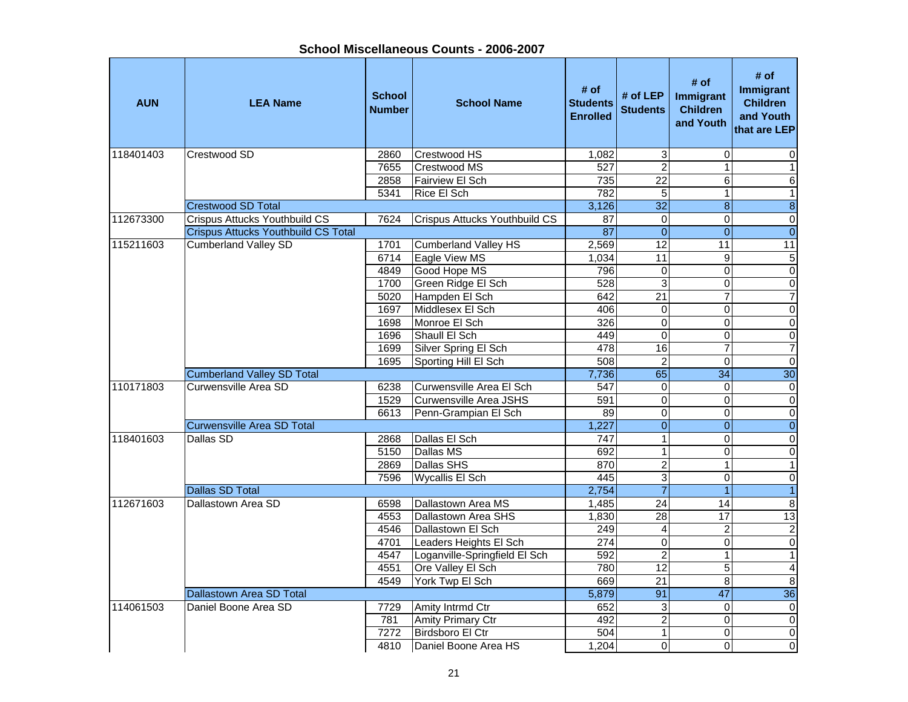## School Miscellaneous Counts - 2006-2007

| AUN | LEA Name | School Number | School Name | # of Students Enrolled | # of LEP Students | # of Immigrant Children and Youth | # of Immigrant Children and Youth that are LEP |
|---|---|---|---|---|---|---|---|
| 118401403 | Crestwood SD | 2860 | Crestwood HS | 1,082 | 3 | 0 | 0 |
| | | 7655 | Crestwood MS | 527 | 2 | 1 | 1 |
| | | 2858 | Fairview El Sch | 735 | 22 | 6 | 6 |
| | | 5341 | Rice El Sch | 782 | 5 | 1 | 1 |
| | Crestwood SD Total | | | 3,126 | 32 | 8 | 8 |
| 112673300 | Crispus Attucks Youthbuild CS | 7624 | Crispus Attucks Youthbuild CS | 87 | 0 | 0 | 0 |
| | Crispus Attucks Youthbuild CS Total | | | 87 | 0 | 0 | 0 |
| 115211603 | Cumberland Valley SD | 1701 | Cumberland Valley HS | 2,569 | 12 | 11 | 11 |
| | | 6714 | Eagle View MS | 1,034 | 11 | 9 | 5 |
| | | 4849 | Good Hope MS | 796 | 0 | 0 | 0 |
| | | 1700 | Green Ridge El Sch | 528 | 3 | 0 | 0 |
| | | 5020 | Hampden El Sch | 642 | 21 | 7 | 7 |
| | | 1697 | Middlesex El Sch | 406 | 0 | 0 | 0 |
| | | 1698 | Monroe El Sch | 326 | 0 | 0 | 0 |
| | | 1696 | Shaull El Sch | 449 | 0 | 0 | 0 |
| | | 1699 | Silver Spring El Sch | 478 | 16 | 7 | 7 |
| | | 1695 | Sporting Hill El Sch | 508 | 2 | 0 | 0 |
| | Cumberland Valley SD Total | | | 7,736 | 65 | 34 | 30 |
| 110171803 | Curwensville Area SD | 6238 | Curwensville Area El Sch | 547 | 0 | 0 | 0 |
| | | 1529 | Curwensville Area JSHS | 591 | 0 | 0 | 0 |
| | | 6613 | Penn-Grampian El Sch | 89 | 0 | 0 | 0 |
| | Curwensville Area SD Total | | | 1,227 | 0 | 0 | 0 |
| 118401603 | Dallas SD | 2868 | Dallas El Sch | 747 | 1 | 0 | 0 |
| | | 5150 | Dallas MS | 692 | 1 | 0 | 0 |
| | | 2869 | Dallas SHS | 870 | 2 | 1 | 1 |
| | | 7596 | Wycallis El Sch | 445 | 3 | 0 | 0 |
| | Dallas SD Total | | | 2,754 | 7 | 1 | 1 |
| 112671603 | Dallastown Area SD | 6598 | Dallastown Area MS | 1,485 | 24 | 14 | 8 |
| | | 4553 | Dallastown Area SHS | 1,830 | 28 | 17 | 13 |
| | | 4546 | Dallastown El Sch | 249 | 4 | 2 | 2 |
| | | 4701 | Leaders Heights El Sch | 274 | 0 | 0 | 0 |
| | | 4547 | Loganville-Springfield El Sch | 592 | 2 | 1 | 1 |
| | | 4551 | Ore Valley El Sch | 780 | 12 | 5 | 4 |
| | | 4549 | York Twp El Sch | 669 | 21 | 8 | 8 |
| | Dallastown Area SD Total | | | 5,879 | 91 | 47 | 36 |
| 114061503 | Daniel Boone Area SD | 7729 | Amity Intrmd Ctr | 652 | 3 | 0 | 0 |
| | | 781 | Amity Primary Ctr | 492 | 2 | 0 | 0 |
| | | 7272 | Birdsboro El Ctr | 504 | 1 | 0 | 0 |
| | | 4810 | Daniel Boone Area HS | 1,204 | 0 | 0 | 0 |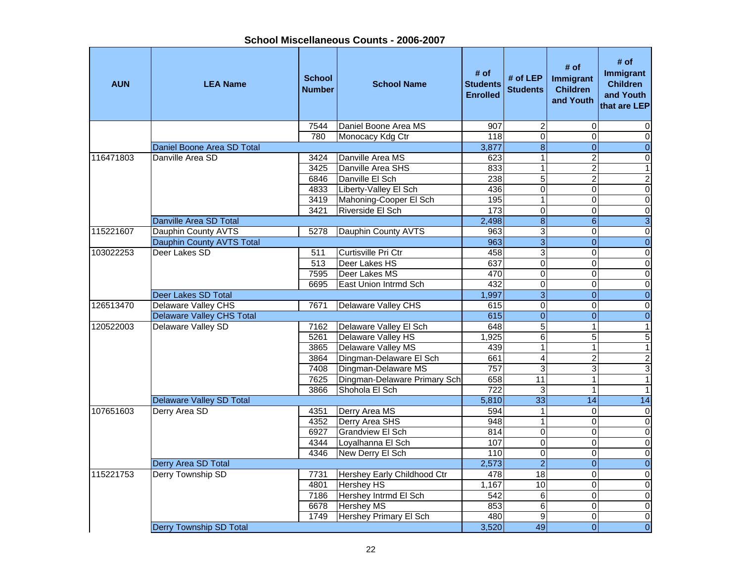## School Miscellaneous Counts - 2006-2007

| AUN | LEA Name | School Number | School Name | # of Students Enrolled | # of LEP Students | # of Immigrant Children and Youth | # of Immigrant Children and Youth that are LEP |
|---|---|---|---|---|---|---|---|
| | | 7544 | Daniel Boone Area MS | 907 | 2 | 0 | 0 |
| | | 780 | Monocacy Kdg Ctr | 118 | 0 | 0 | 0 |
| | Daniel Boone Area SD Total | | | 3,877 | 8 | 0 | 0 |
| 116471803 | Danville Area SD | 3424 | Danville Area MS | 623 | 1 | 2 | 0 |
| | | 3425 | Danville Area SHS | 833 | 1 | 2 | 1 |
| | | 6846 | Danville El Sch | 238 | 5 | 2 | 2 |
| | | 4833 | Liberty-Valley El Sch | 436 | 0 | 0 | 0 |
| | | 3419 | Mahoning-Cooper El Sch | 195 | 1 | 0 | 0 |
| | | 3421 | Riverside El Sch | 173 | 0 | 0 | 0 |
| | Danville Area SD Total | | | 2,498 | 8 | 6 | 3 |
| 115221607 | Dauphin County AVTS | 5278 | Dauphin County AVTS | 963 | 3 | 0 | 0 |
| | Dauphin County AVTS Total | | | 963 | 3 | 0 | 0 |
| 103022253 | Deer Lakes SD | 511 | Curtisville Pri Ctr | 458 | 3 | 0 | 0 |
| | | 513 | Deer Lakes HS | 637 | 0 | 0 | 0 |
| | | 7595 | Deer Lakes MS | 470 | 0 | 0 | 0 |
| | | 6695 | East Union Intrmd Sch | 432 | 0 | 0 | 0 |
| | Deer Lakes SD Total | | | 1,997 | 3 | 0 | 0 |
| 126513470 | Delaware Valley CHS | 7671 | Delaware Valley CHS | 615 | 0 | 0 | 0 |
| | Delaware Valley CHS Total | | | 615 | 0 | 0 | 0 |
| 120522003 | Delaware Valley SD | 7162 | Delaware Valley El Sch | 648 | 5 | 1 | 1 |
| | | 5261 | Delaware Valley HS | 1,925 | 6 | 5 | 5 |
| | | 3865 | Delaware Valley MS | 439 | 1 | 1 | 1 |
| | | 3864 | Dingman-Delaware El Sch | 661 | 4 | 2 | 2 |
| | | 7408 | Dingman-Delaware MS | 757 | 3 | 3 | 3 |
| | | 7625 | Dingman-Delaware Primary Sch | 658 | 11 | 1 | 1 |
| | | 3866 | Shohola El Sch | 722 | 3 | 1 | 1 |
| | Delaware Valley SD Total | | | 5,810 | 33 | 14 | 14 |
| 107651603 | Derry Area SD | 4351 | Derry Area MS | 594 | 1 | 0 | 0 |
| | | 4352 | Derry Area SHS | 948 | 1 | 0 | 0 |
| | | 6927 | Grandview El Sch | 814 | 0 | 0 | 0 |
| | | 4344 | Loyalhanna El Sch | 107 | 0 | 0 | 0 |
| | | 4346 | New Derry El Sch | 110 | 0 | 0 | 0 |
| | Derry Area SD Total | | | 2,573 | 2 | 0 | 0 |
| 115221753 | Derry Township SD | 7731 | Hershey Early Childhood Ctr | 478 | 18 | 0 | 0 |
| | | 4801 | Hershey HS | 1,167 | 10 | 0 | 0 |
| | | 7186 | Hershey Intrmd El Sch | 542 | 6 | 0 | 0 |
| | | 6678 | Hershey MS | 853 | 6 | 0 | 0 |
| | | 1749 | Hershey Primary El Sch | 480 | 9 | 0 | 0 |
| | Derry Township SD Total | | | 3,520 | 49 | 0 | 0 |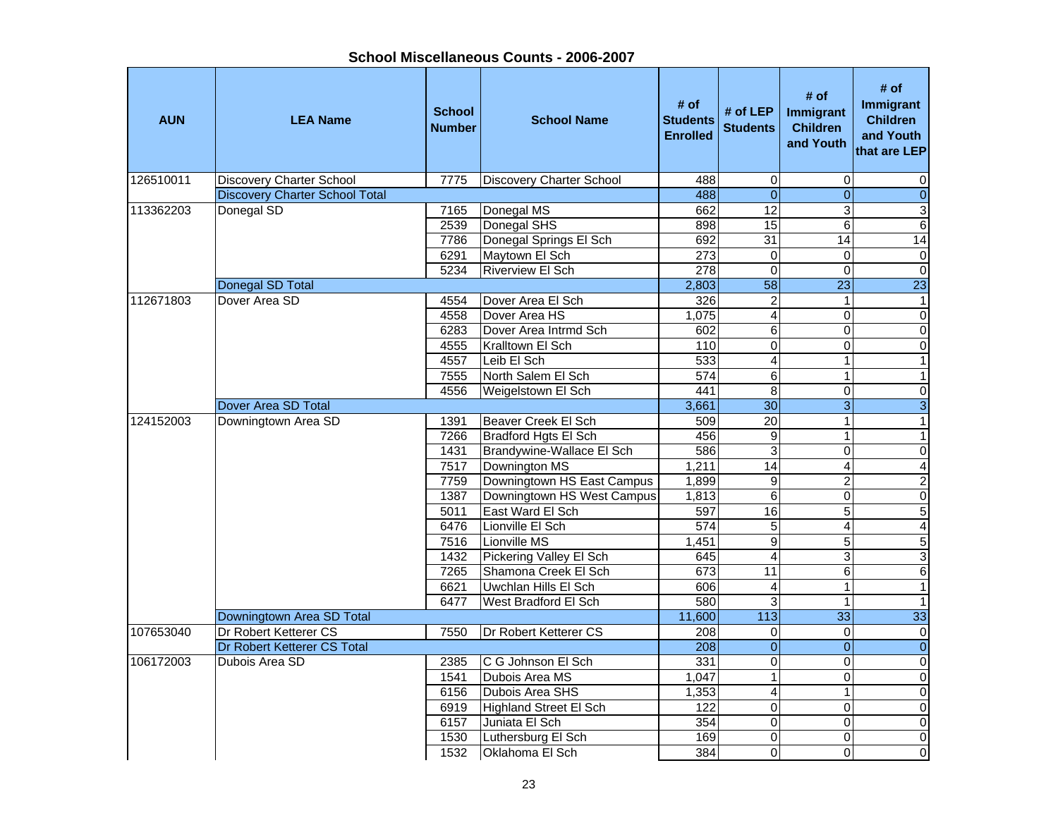## School Miscellaneous Counts - 2006-2007

| AUN | LEA Name | School Number | School Name | # of Students Enrolled | # of LEP Students | # of Immigrant Children and Youth | # of Immigrant Children and Youth that are LEP |
|---|---|---|---|---|---|---|---|
| 126510011 | Discovery Charter School | 7775 | Discovery Charter School | 488 | 0 | 0 | 0 |
| | Discovery Charter School Total | | | 488 | 0 | 0 | 0 |
| 113362203 | Donegal SD | 7165 | Donegal MS | 662 | 12 | 3 | 3 |
| | | 2539 | Donegal SHS | 898 | 15 | 6 | 6 |
| | | 7786 | Donegal Springs El Sch | 692 | 31 | 14 | 14 |
| | | 6291 | Maytown El Sch | 273 | 0 | 0 | 0 |
| | | 5234 | Riverview El Sch | 278 | 0 | 0 | 0 |
| | Donegal SD Total | | | 2,803 | 58 | 23 | 23 |
| 112671803 | Dover Area SD | 4554 | Dover Area El Sch | 326 | 2 | 1 | 1 |
| | | 4558 | Dover Area HS | 1,075 | 4 | 0 | 0 |
| | | 6283 | Dover Area Intrmd Sch | 602 | 6 | 0 | 0 |
| | | 4555 | Kralltown El Sch | 110 | 0 | 0 | 0 |
| | | 4557 | Leib El Sch | 533 | 4 | 1 | 1 |
| | | 7555 | North Salem El Sch | 574 | 6 | 1 | 1 |
| | | 4556 | Weigelstown El Sch | 441 | 8 | 0 | 0 |
| | Dover Area SD Total | | | 3,661 | 30 | 3 | 3 |
| 124152003 | Downingtown Area SD | 1391 | Beaver Creek El Sch | 509 | 20 | 1 | 1 |
| | | 7266 | Bradford Hgts El Sch | 456 | 9 | 1 | 1 |
| | | 1431 | Brandywine-Wallace El Sch | 586 | 3 | 0 | 0 |
| | | 7517 | Downington MS | 1,211 | 14 | 4 | 4 |
| | | 7759 | Downingtown HS East Campus | 1,899 | 9 | 2 | 2 |
| | | 1387 | Downingtown HS West Campus | 1,813 | 6 | 0 | 0 |
| | | 5011 | East Ward El Sch | 597 | 16 | 5 | 5 |
| | | 6476 | Lionville El Sch | 574 | 5 | 4 | 4 |
| | | 7516 | Lionville MS | 1,451 | 9 | 5 | 5 |
| | | 1432 | Pickering Valley El Sch | 645 | 4 | 3 | 3 |
| | | 7265 | Shamona Creek El Sch | 673 | 11 | 6 | 6 |
| | | 6621 | Uwchlan Hills El Sch | 606 | 4 | 1 | 1 |
| | | 6477 | West Bradford El Sch | 580 | 3 | 1 | 1 |
| | Downingtown Area SD Total | | | 11,600 | 113 | 33 | 33 |
| 107653040 | Dr Robert Ketterer CS | 7550 | Dr Robert Ketterer CS | 208 | 0 | 0 | 0 |
| | Dr Robert Ketterer CS Total | | | 208 | 0 | 0 | 0 |
| 106172003 | Dubois Area SD | 2385 | C G Johnson El Sch | 331 | 0 | 0 | 0 |
| | | 1541 | Dubois Area MS | 1,047 | 1 | 0 | 0 |
| | | 6156 | Dubois Area SHS | 1,353 | 4 | 1 | 0 |
| | | 6919 | Highland Street El Sch | 122 | 0 | 0 | 0 |
| | | 6157 | Juniata El Sch | 354 | 0 | 0 | 0 |
| | | 1530 | Luthersburg El Sch | 169 | 0 | 0 | 0 |
| | | 1532 | Oklahoma El Sch | 384 | 0 | 0 | 0 |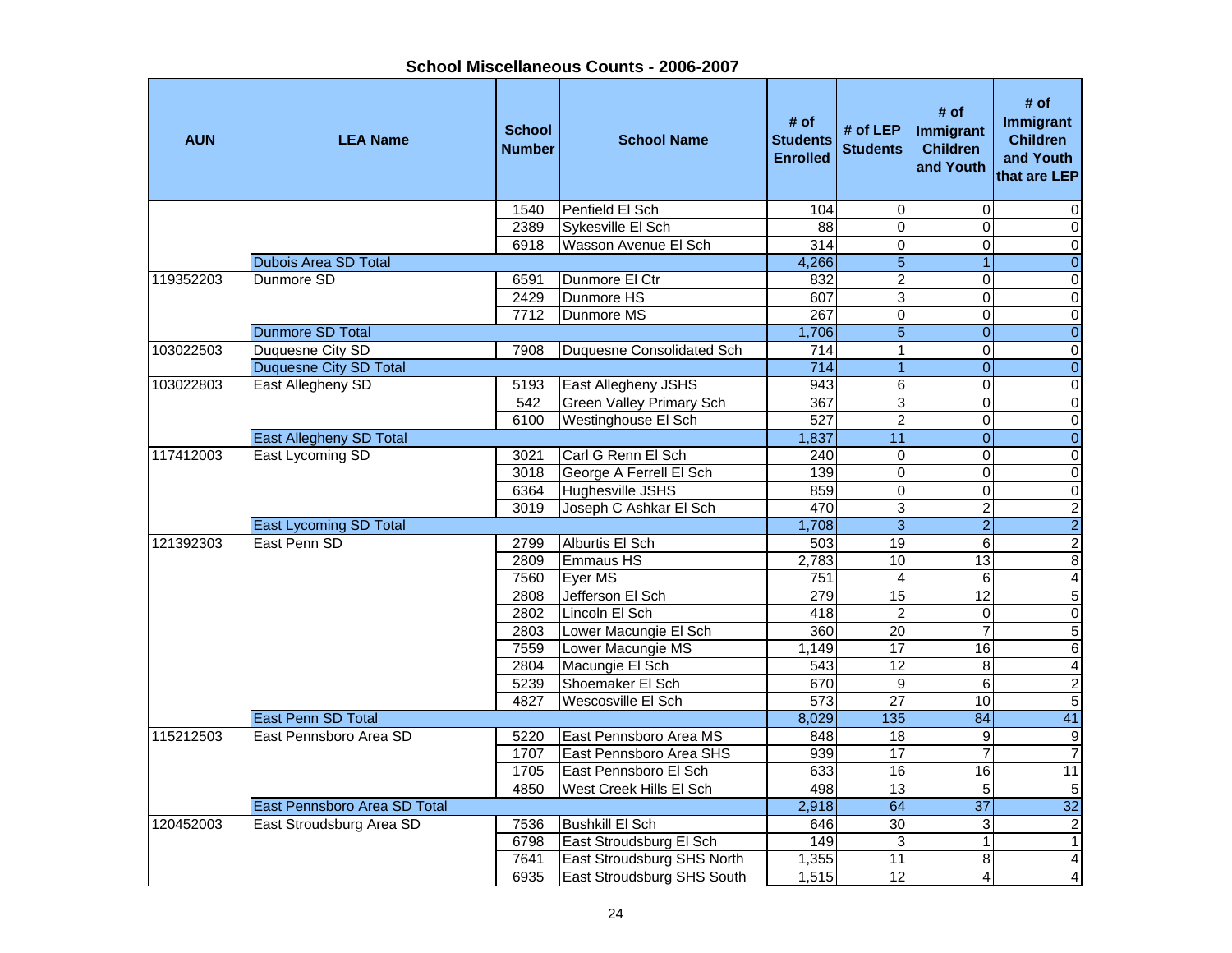## School Miscellaneous Counts - 2006-2007

| AUN | LEA Name | School Number | School Name | # of Students Enrolled | # of LEP Students | # of Immigrant Children and Youth | # of Immigrant Children and Youth that are LEP |
|---|---|---|---|---|---|---|---|
| | | 1540 | Penfield El Sch | 104 | 0 | 0 | 0 |
| | | 2389 | Sykesville El Sch | 88 | 0 | 0 | 0 |
| | | 6918 | Wasson Avenue El Sch | 314 | 0 | 0 | 0 |
| | Dubois Area SD Total | | | 4,266 | 5 | 1 | 0 |
| 119352203 | Dunmore SD | 6591 | Dunmore El Ctr | 832 | 2 | 0 | 0 |
| | | 2429 | Dunmore HS | 607 | 3 | 0 | 0 |
| | | 7712 | Dunmore MS | 267 | 0 | 0 | 0 |
| | Dunmore SD Total | | | 1,706 | 5 | 0 | 0 |
| 103022503 | Duquesne City SD | 7908 | Duquesne Consolidated Sch | 714 | 1 | 0 | 0 |
| | Duquesne City SD Total | | | 714 | 1 | 0 | 0 |
| 103022803 | East Allegheny SD | 5193 | East Allegheny JSHS | 943 | 6 | 0 | 0 |
| | | 542 | Green Valley Primary Sch | 367 | 3 | 0 | 0 |
| | | 6100 | Westinghouse El Sch | 527 | 2 | 0 | 0 |
| | East Allegheny SD Total | | | 1,837 | 11 | 0 | 0 |
| 117412003 | East Lycoming SD | 3021 | Carl G Renn El Sch | 240 | 0 | 0 | 0 |
| | | 3018 | George A Ferrell El Sch | 139 | 0 | 0 | 0 |
| | | 6364 | Hughesville JSHS | 859 | 0 | 0 | 0 |
| | | 3019 | Joseph C Ashkar El Sch | 470 | 3 | 2 | 2 |
| | East Lycoming SD Total | | | 1,708 | 3 | 2 | 2 |
| 121392303 | East Penn SD | 2799 | Alburtis El Sch | 503 | 19 | 6 | 2 |
| | | 2809 | Emmaus HS | 2,783 | 10 | 13 | 8 |
| | | 7560 | Eyer MS | 751 | 4 | 6 | 4 |
| | | 2808 | Jefferson El Sch | 279 | 15 | 12 | 5 |
| | | 2802 | Lincoln El Sch | 418 | 2 | 0 | 0 |
| | | 2803 | Lower Macungie El Sch | 360 | 20 | 7 | 5 |
| | | 7559 | Lower Macungie MS | 1,149 | 17 | 16 | 6 |
| | | 2804 | Macungie El Sch | 543 | 12 | 8 | 4 |
| | | 5239 | Shoemaker El Sch | 670 | 9 | 6 | 2 |
| | | 4827 | Wescosville El Sch | 573 | 27 | 10 | 5 |
| | East Penn SD Total | | | 8,029 | 135 | 84 | 41 |
| 115212503 | East Pennsboro Area SD | 5220 | East Pennsboro Area MS | 848 | 18 | 9 | 9 |
| | | 1707 | East Pennsboro Area SHS | 939 | 17 | 7 | 7 |
| | | 1705 | East Pennsboro El Sch | 633 | 16 | 16 | 11 |
| | | 4850 | West Creek Hills El Sch | 498 | 13 | 5 | 5 |
| | East Pennsboro Area SD Total | | | 2,918 | 64 | 37 | 32 |
| 120452003 | East Stroudsburg Area SD | 7536 | Bushkill El Sch | 646 | 30 | 3 | 2 |
| | | 6798 | East Stroudsburg El Sch | 149 | 3 | 1 | 1 |
| | | 7641 | East Stroudsburg SHS North | 1,355 | 11 | 8 | 4 |
| | | 6935 | East Stroudsburg SHS South | 1,515 | 12 | 4 | 4 |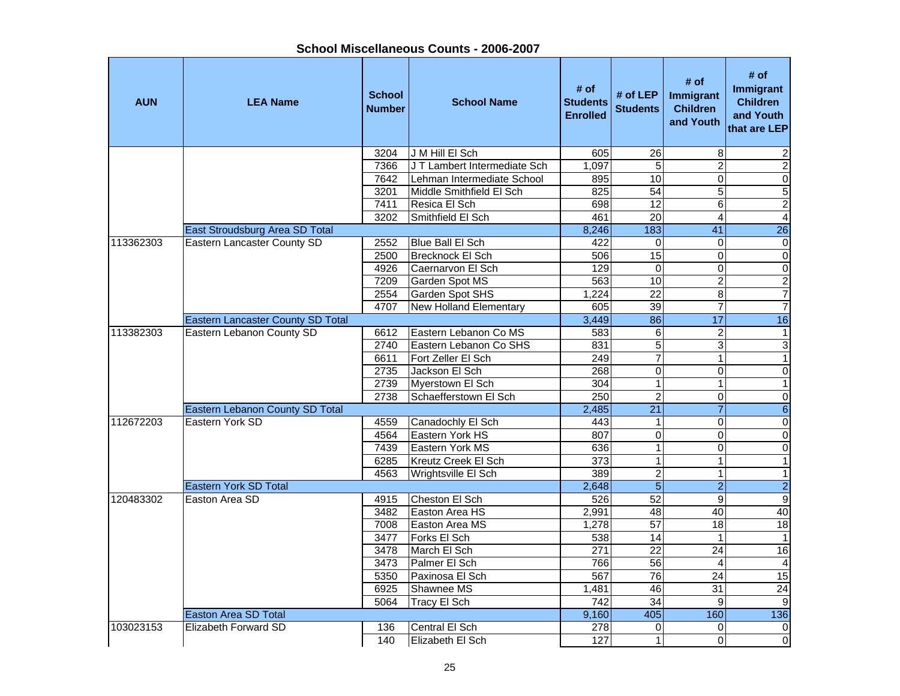## School Miscellaneous Counts - 2006-2007

| AUN | LEA Name | School Number | School Name | # of Students Enrolled | # of LEP Students | # of Immigrant Children and Youth | # of Immigrant Children and Youth that are LEP |
|---|---|---|---|---|---|---|---|
| | | 3204 | J M Hill El Sch | 605 | 26 | 8 | 2 |
| | | 7366 | J T Lambert Intermediate Sch | 1,097 | 5 | 2 | 2 |
| | | 7642 | Lehman Intermediate School | 895 | 10 | 0 | 0 |
| | | 3201 | Middle Smithfield El Sch | 825 | 54 | 5 | 5 |
| | | 7411 | Resica El Sch | 698 | 12 | 6 | 2 |
| | | 3202 | Smithfield El Sch | 461 | 20 | 4 | 4 |
| | East Stroudsburg Area SD Total | | | 8,246 | 183 | 41 | 26 |
| 113362303 | Eastern Lancaster County SD | 2552 | Blue Ball El Sch | 422 | 0 | 0 | 0 |
| | | 2500 | Brecknock El Sch | 506 | 15 | 0 | 0 |
| | | 4926 | Caernarvon El Sch | 129 | 0 | 0 | 0 |
| | | 7209 | Garden Spot MS | 563 | 10 | 2 | 2 |
| | | 2554 | Garden Spot SHS | 1,224 | 22 | 8 | 7 |
| | | 4707 | New Holland Elementary | 605 | 39 | 7 | 7 |
| | Eastern Lancaster County SD Total | | | 3,449 | 86 | 17 | 16 |
| 113382303 | Eastern Lebanon County SD | 6612 | Eastern Lebanon Co MS | 583 | 6 | 2 | 1 |
| | | 2740 | Eastern Lebanon Co SHS | 831 | 5 | 3 | 3 |
| | | 6611 | Fort Zeller El Sch | 249 | 7 | 1 | 1 |
| | | 2735 | Jackson El Sch | 268 | 0 | 0 | 0 |
| | | 2739 | Myerstown El Sch | 304 | 1 | 1 | 1 |
| | | 2738 | Schaefferstown El Sch | 250 | 2 | 0 | 0 |
| | Eastern Lebanon County SD Total | | | 2,485 | 21 | 7 | 6 |
| 112672203 | Eastern York SD | 4559 | Canadochly El Sch | 443 | 1 | 0 | 0 |
| | | 4564 | Eastern York HS | 807 | 0 | 0 | 0 |
| | | 7439 | Eastern York MS | 636 | 1 | 0 | 0 |
| | | 6285 | Kreutz Creek El Sch | 373 | 1 | 1 | 1 |
| | | 4563 | Wrightsville El Sch | 389 | 2 | 1 | 1 |
| | Eastern York SD Total | | | 2,648 | 5 | 2 | 2 |
| 120483302 | Easton Area SD | 4915 | Cheston El Sch | 526 | 52 | 9 | 9 |
| | | 3482 | Easton Area HS | 2,991 | 48 | 40 | 40 |
| | | 7008 | Easton Area MS | 1,278 | 57 | 18 | 18 |
| | | 3477 | Forks El Sch | 538 | 14 | 1 | 1 |
| | | 3478 | March El Sch | 271 | 22 | 24 | 16 |
| | | 3473 | Palmer El Sch | 766 | 56 | 4 | 4 |
| | | 5350 | Paxinosa El Sch | 567 | 76 | 24 | 15 |
| | | 6925 | Shawnee MS | 1,481 | 46 | 31 | 24 |
| | | 5064 | Tracy El Sch | 742 | 34 | 9 | 9 |
| | Easton Area SD Total | | | 9,160 | 405 | 160 | 136 |
| 103023153 | Elizabeth Forward SD | 136 | Central El Sch | 278 | 0 | 0 | 0 |
| | | 140 | Elizabeth El Sch | 127 | 1 | 0 | 0 |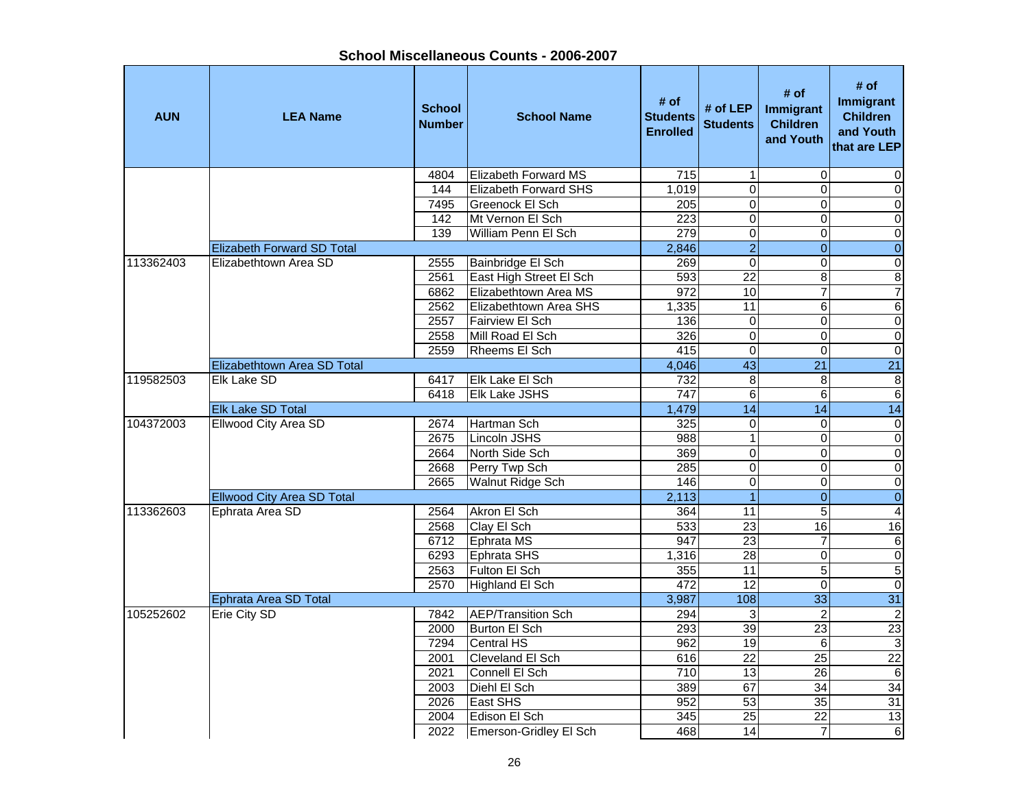# School Miscellaneous Counts - 2006-2007

| AUN | LEA Name | School Number | School Name | # of Students Enrolled | # of LEP Students | # of Immigrant Children and Youth | # of Immigrant Children and Youth that are LEP |
|---|---|---|---|---|---|---|---|
| | | 4804 | Elizabeth Forward MS | 715 | 1 | 0 | 0 |
| | | 144 | Elizabeth Forward SHS | 1,019 | 0 | 0 | 0 |
| | | 7495 | Greenock El Sch | 205 | 0 | 0 | 0 |
| | | 142 | Mt Vernon El Sch | 223 | 0 | 0 | 0 |
| | | 139 | William Penn El Sch | 279 | 0 | 0 | 0 |
| | Elizabeth Forward SD Total | | | 2,846 | 2 | 0 | 0 |
| 113362403 | Elizabethtown Area SD | 2555 | Bainbridge El Sch | 269 | 0 | 0 | 0 |
| | | 2561 | East High Street El Sch | 593 | 22 | 8 | 8 |
| | | 6862 | Elizabethtown Area MS | 972 | 10 | 7 | 7 |
| | | 2562 | Elizabethtown Area SHS | 1,335 | 11 | 6 | 6 |
| | | 2557 | Fairview El Sch | 136 | 0 | 0 | 0 |
| | | 2558 | Mill Road El Sch | 326 | 0 | 0 | 0 |
| | | 2559 | Rheems El Sch | 415 | 0 | 0 | 0 |
| | Elizabethtown Area SD Total | | | 4,046 | 43 | 21 | 21 |
| 119582503 | Elk Lake SD | 6417 | Elk Lake El Sch | 732 | 8 | 8 | 8 |
| | | 6418 | Elk Lake JSHS | 747 | 6 | 6 | 6 |
| | Elk Lake SD Total | | | 1,479 | 14 | 14 | 14 |
| 104372003 | Ellwood City Area SD | 2674 | Hartman Sch | 325 | 0 | 0 | 0 |
| | | 2675 | Lincoln JSHS | 988 | 1 | 0 | 0 |
| | | 2664 | North Side Sch | 369 | 0 | 0 | 0 |
| | | 2668 | Perry Twp Sch | 285 | 0 | 0 | 0 |
| | | 2665 | Walnut Ridge Sch | 146 | 0 | 0 | 0 |
| | Ellwood City Area SD Total | | | 2,113 | 1 | 0 | 0 |
| 113362603 | Ephrata Area SD | 2564 | Akron El Sch | 364 | 11 | 5 | 4 |
| | | 2568 | Clay El Sch | 533 | 23 | 16 | 16 |
| | | 6712 | Ephrata MS | 947 | 23 | 7 | 6 |
| | | 6293 | Ephrata SHS | 1,316 | 28 | 0 | 0 |
| | | 2563 | Fulton El Sch | 355 | 11 | 5 | 5 |
| | | 2570 | Highland El Sch | 472 | 12 | 0 | 0 |
| | Ephrata Area SD Total | | | 3,987 | 108 | 33 | 31 |
| 105252602 | Erie City SD | 7842 | AEP/Transition Sch | 294 | 3 | 2 | 2 |
| | | 2000 | Burton El Sch | 293 | 39 | 23 | 23 |
| | | 7294 | Central HS | 962 | 19 | 6 | 3 |
| | | 2001 | Cleveland El Sch | 616 | 22 | 25 | 22 |
| | | 2021 | Connell El Sch | 710 | 13 | 26 | 6 |
| | | 2003 | Diehl El Sch | 389 | 67 | 34 | 34 |
| | | 2026 | East SHS | 952 | 53 | 35 | 31 |
| | | 2004 | Edison El Sch | 345 | 25 | 22 | 13 |
| | | 2022 | Emerson-Gridley El Sch | 468 | 14 | 7 | 6 |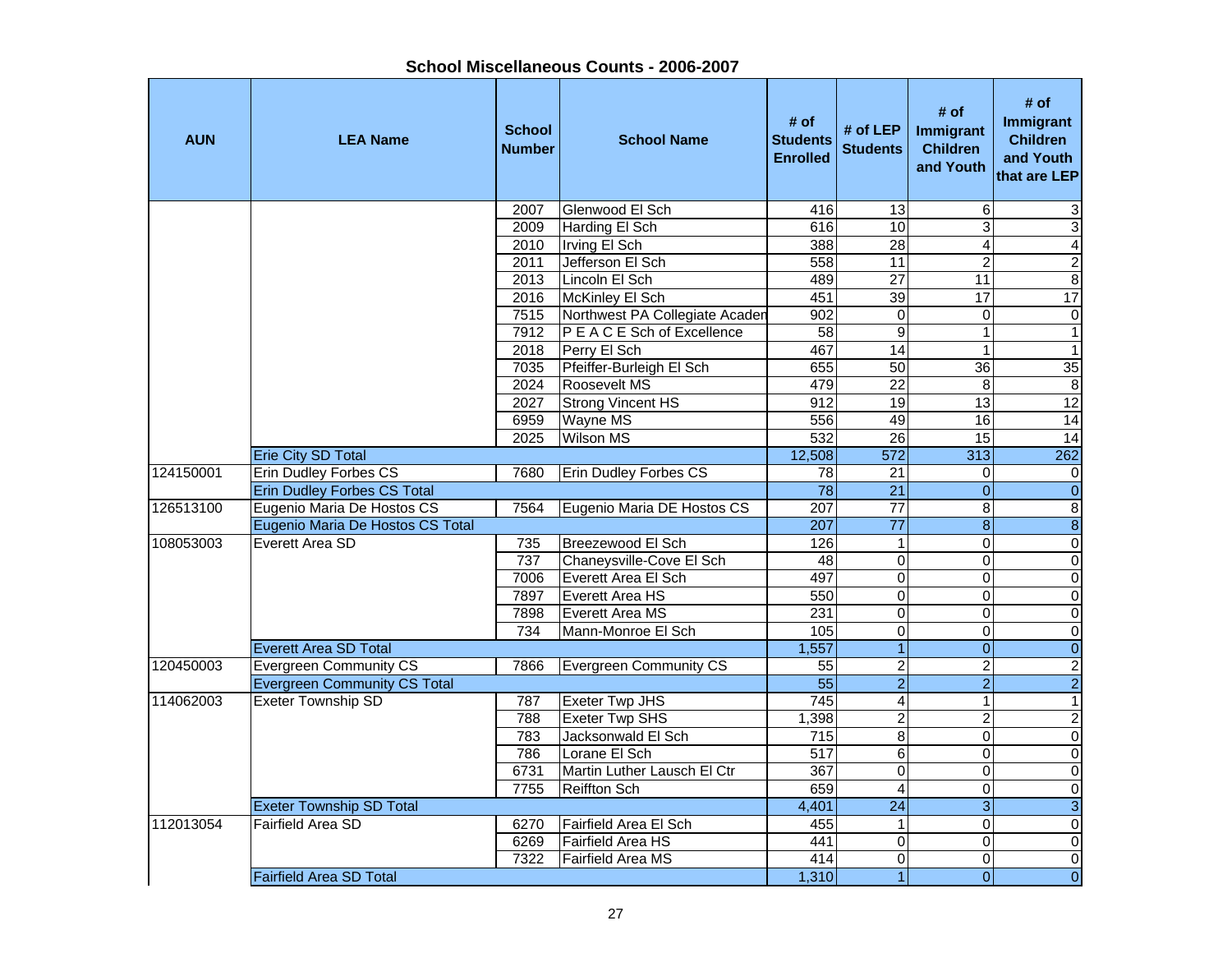## School Miscellaneous Counts - 2006-2007

| AUN | LEA Name | School Number | School Name | # of Students Enrolled | # of LEP Students | # of Immigrant Children and Youth | # of Immigrant Children and Youth that are LEP |
|---|---|---|---|---|---|---|---|
| | | 2007 | Glenwood El Sch | 416 | 13 | 6 | 3 |
| | | 2009 | Harding El Sch | 616 | 10 | 3 | 3 |
| | | 2010 | Irving El Sch | 388 | 28 | 4 | 4 |
| | | 2011 | Jefferson El Sch | 558 | 11 | 2 | 2 |
| | | 2013 | Lincoln El Sch | 489 | 27 | 11 | 8 |
| | | 2016 | McKinley El Sch | 451 | 39 | 17 | 17 |
| | | 7515 | Northwest PA Collegiate Academ | 902 | 0 | 0 | 0 |
| | | 7912 | P E A C E Sch of Excellence | 58 | 9 | 1 | 1 |
| | | 2018 | Perry El Sch | 467 | 14 | 1 | 1 |
| | | 7035 | Pfeiffer-Burleigh El Sch | 655 | 50 | 36 | 35 |
| | | 2024 | Roosevelt MS | 479 | 22 | 8 | 8 |
| | | 2027 | Strong Vincent HS | 912 | 19 | 13 | 12 |
| | | 6959 | Wayne MS | 556 | 49 | 16 | 14 |
| | | 2025 | Wilson MS | 532 | 26 | 15 | 14 |
| | Erie City SD Total | | | 12,508 | 572 | 313 | 262 |
| 124150001 | Erin Dudley Forbes CS | 7680 | Erin Dudley Forbes CS | 78 | 21 | 0 | 0 |
| | Erin Dudley Forbes CS Total | | | 78 | 21 | 0 | 0 |
| 126513100 | Eugenio Maria De Hostos CS | 7564 | Eugenio Maria DE Hostos CS | 207 | 77 | 8 | 8 |
| | Eugenio Maria De Hostos CS Total | | | 207 | 77 | 8 | 8 |
| 108053003 | Everett Area SD | 735 | Breezewood El Sch | 126 | 1 | 0 | 0 |
| | | 737 | Chaneysville-Cove El Sch | 48 | 0 | 0 | 0 |
| | | 7006 | Everett Area El Sch | 497 | 0 | 0 | 0 |
| | | 7897 | Everett Area HS | 550 | 0 | 0 | 0 |
| | | 7898 | Everett Area MS | 231 | 0 | 0 | 0 |
| | | 734 | Mann-Monroe El Sch | 105 | 0 | 0 | 0 |
| | Everett Area SD Total | | | 1,557 | 1 | 0 | 0 |
| 120450003 | Evergreen Community CS | 7866 | Evergreen Community CS | 55 | 2 | 2 | 2 |
| | Evergreen Community CS Total | | | 55 | 2 | 2 | 2 |
| 114062003 | Exeter Township SD | 787 | Exeter Twp JHS | 745 | 4 | 1 | 1 |
| | | 788 | Exeter Twp SHS | 1,398 | 2 | 2 | 2 |
| | | 783 | Jacksonwald El Sch | 715 | 8 | 0 | 0 |
| | | 786 | Lorane El Sch | 517 | 6 | 0 | 0 |
| | | 6731 | Martin Luther Lausch El Ctr | 367 | 0 | 0 | 0 |
| | | 7755 | Reiffton Sch | 659 | 4 | 0 | 0 |
| | Exeter Township SD Total | | | 4,401 | 24 | 3 | 3 |
| 112013054 | Fairfield Area SD | 6270 | Fairfield Area El Sch | 455 | 1 | 0 | 0 |
| | | 6269 | Fairfield Area HS | 441 | 0 | 0 | 0 |
| | | 7322 | Fairfield Area MS | 414 | 0 | 0 | 0 |
| | Fairfield Area SD Total | | | 1,310 | 1 | 0 | 0 |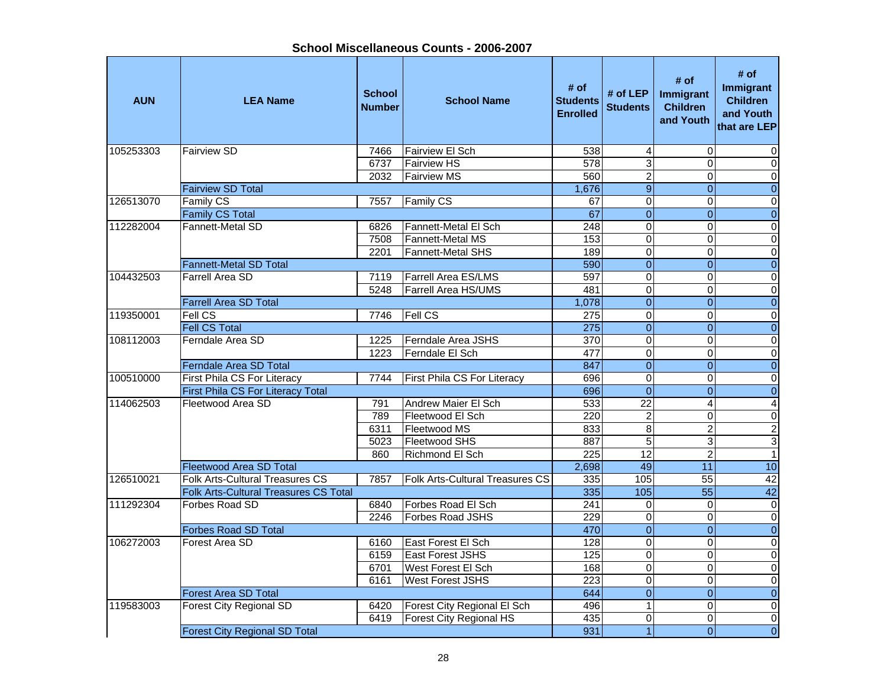# School Miscellaneous Counts - 2006-2007

| AUN | LEA Name | School Number | School Name | # of Students Enrolled | # of LEP Students | # of Immigrant Children and Youth | # of Immigrant Children and Youth that are LEP |
|---|---|---|---|---|---|---|---|
| 105253303 | Fairview SD | 7466 | Fairview El Sch | 538 | 4 | 0 | 0 |
| | | 6737 | Fairview HS | 578 | 3 | 0 | 0 |
| | | 2032 | Fairview MS | 560 | 2 | 0 | 0 |
| | Fairview SD Total | | | 1,676 | 9 | 0 | 0 |
| 126513070 | Family CS | 7557 | Family CS | 67 | 0 | 0 | 0 |
| | Family CS Total | | | 67 | 0 | 0 | 0 |
| 112282004 | Fannett-Metal SD | 6826 | Fannett-Metal El Sch | 248 | 0 | 0 | 0 |
| | | 7508 | Fannett-Metal MS | 153 | 0 | 0 | 0 |
| | | 2201 | Fannett-Metal SHS | 189 | 0 | 0 | 0 |
| | Fannett-Metal SD Total | | | 590 | 0 | 0 | 0 |
| 104432503 | Farrell Area SD | 7119 | Farrell Area ES/LMS | 597 | 0 | 0 | 0 |
| | | 5248 | Farrell Area HS/UMS | 481 | 0 | 0 | 0 |
| | Farrell Area SD Total | | | 1,078 | 0 | 0 | 0 |
| 119350001 | Fell CS | 7746 | Fell CS | 275 | 0 | 0 | 0 |
| | Fell CS Total | | | 275 | 0 | 0 | 0 |
| 108112003 | Ferndale Area SD | 1225 | Ferndale Area JSHS | 370 | 0 | 0 | 0 |
| | | 1223 | Ferndale El Sch | 477 | 0 | 0 | 0 |
| | Ferndale Area SD Total | | | 847 | 0 | 0 | 0 |
| 100510000 | First Phila CS For Literacy | 7744 | First Phila CS For Literacy | 696 | 0 | 0 | 0 |
| | First Phila CS For Literacy Total | | | 696 | 0 | 0 | 0 |
| 114062503 | Fleetwood Area SD | 791 | Andrew Maier El Sch | 533 | 22 | 4 | 4 |
| | | 789 | Fleetwood El Sch | 220 | 2 | 0 | 0 |
| | | 6311 | Fleetwood MS | 833 | 8 | 2 | 2 |
| | | 5023 | Fleetwood SHS | 887 | 5 | 3 | 3 |
| | | 860 | Richmond El Sch | 225 | 12 | 2 | 1 |
| | Fleetwood Area SD Total | | | 2,698 | 49 | 11 | 10 |
| 126510021 | Folk Arts-Cultural Treasures CS | 7857 | Folk Arts-Cultural Treasures CS | 335 | 105 | 55 | 42 |
| | Folk Arts-Cultural Treasures CS Total | | | 335 | 105 | 55 | 42 |
| 111292304 | Forbes Road SD | 6840 | Forbes Road El Sch | 241 | 0 | 0 | 0 |
| | | 2246 | Forbes Road JSHS | 229 | 0 | 0 | 0 |
| | Forbes Road SD Total | | | 470 | 0 | 0 | 0 |
| 106272003 | Forest Area SD | 6160 | East Forest El Sch | 128 | 0 | 0 | 0 |
| | | 6159 | East Forest JSHS | 125 | 0 | 0 | 0 |
| | | 6701 | West Forest El Sch | 168 | 0 | 0 | 0 |
| | | 6161 | West Forest JSHS | 223 | 0 | 0 | 0 |
| | Forest Area SD Total | | | 644 | 0 | 0 | 0 |
| 119583003 | Forest City Regional SD | 6420 | Forest City Regional El Sch | 496 | 1 | 0 | 0 |
| | | 6419 | Forest City Regional HS | 435 | 0 | 0 | 0 |
| | Forest City Regional SD Total | | | 931 | 1 | 0 | 0 |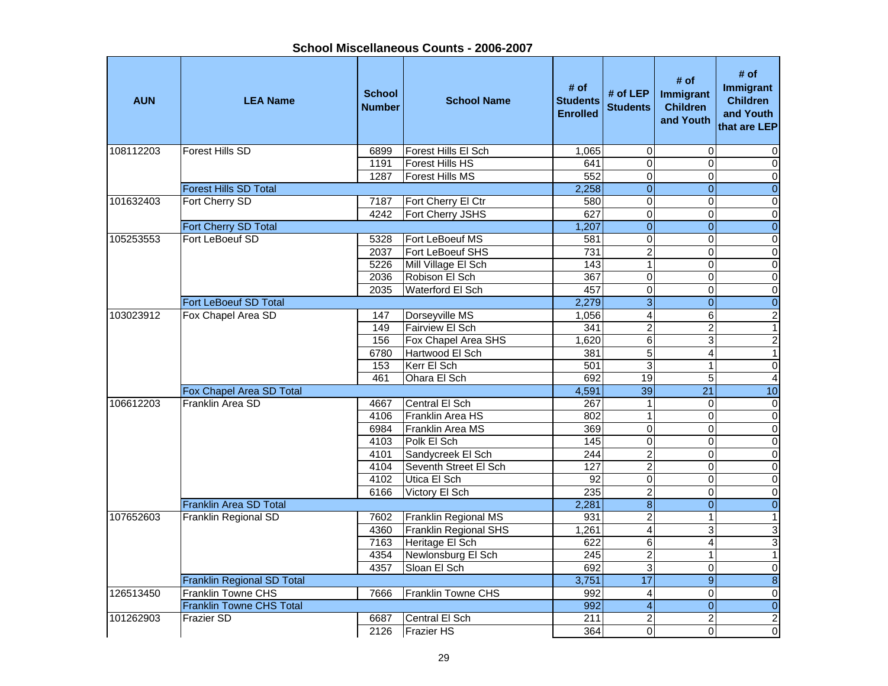## School Miscellaneous Counts - 2006-2007

| AUN | LEA Name | School Number | School Name | # of Students Enrolled | # of LEP Students | # of Immigrant Children and Youth | # of Immigrant Children and Youth that are LEP |
|---|---|---|---|---|---|---|---|
| 108112203 | Forest Hills SD | 6899 | Forest Hills El Sch | 1,065 | 0 | 0 | 0 |
| | | 1191 | Forest Hills HS | 641 | 0 | 0 | 0 |
| | | 1287 | Forest Hills MS | 552 | 0 | 0 | 0 |
| | Forest Hills SD Total | | | 2,258 | 0 | 0 | 0 |
| 101632403 | Fort Cherry SD | 7187 | Fort Cherry El Ctr | 580 | 0 | 0 | 0 |
| | | 4242 | Fort Cherry JSHS | 627 | 0 | 0 | 0 |
| | Fort Cherry SD Total | | | 1,207 | 0 | 0 | 0 |
| 105253553 | Fort LeBoeuf SD | 5328 | Fort LeBoeuf MS | 581 | 0 | 0 | 0 |
| | | 2037 | Fort LeBoeuf SHS | 731 | 2 | 0 | 0 |
| | | 5226 | Mill Village El Sch | 143 | 1 | 0 | 0 |
| | | 2036 | Robison El Sch | 367 | 0 | 0 | 0 |
| | | 2035 | Waterford El Sch | 457 | 0 | 0 | 0 |
| | Fort LeBoeuf SD Total | | | 2,279 | 3 | 0 | 0 |
| 103023912 | Fox Chapel Area SD | 147 | Dorseyville MS | 1,056 | 4 | 6 | 2 |
| | | 149 | Fairview El Sch | 341 | 2 | 2 | 1 |
| | | 156 | Fox Chapel Area SHS | 1,620 | 6 | 3 | 2 |
| | | 6780 | Hartwood El Sch | 381 | 5 | 4 | 1 |
| | | 153 | Kerr El Sch | 501 | 3 | 1 | 0 |
| | | 461 | Ohara El Sch | 692 | 19 | 5 | 4 |
| | Fox Chapel Area SD Total | | | 4,591 | 39 | 21 | 10 |
| 106612203 | Franklin Area SD | 4667 | Central El Sch | 267 | 1 | 0 | 0 |
| | | 4106 | Franklin Area HS | 802 | 1 | 0 | 0 |
| | | 6984 | Franklin Area MS | 369 | 0 | 0 | 0 |
| | | 4103 | Polk El Sch | 145 | 0 | 0 | 0 |
| | | 4101 | Sandycreek El Sch | 244 | 2 | 0 | 0 |
| | | 4104 | Seventh Street El Sch | 127 | 2 | 0 | 0 |
| | | 4102 | Utica El Sch | 92 | 0 | 0 | 0 |
| | | 6166 | Victory El Sch | 235 | 2 | 0 | 0 |
| | Franklin Area SD Total | | | 2,281 | 8 | 0 | 0 |
| 107652603 | Franklin Regional SD | 7602 | Franklin Regional MS | 931 | 2 | 1 | 1 |
| | | 4360 | Franklin Regional SHS | 1,261 | 4 | 3 | 3 |
| | | 7163 | Heritage El Sch | 622 | 6 | 4 | 3 |
| | | 4354 | Newlonsburg El Sch | 245 | 2 | 1 | 1 |
| | | 4357 | Sloan El Sch | 692 | 3 | 0 | 0 |
| | Franklin Regional SD Total | | | 3,751 | 17 | 9 | 8 |
| 126513450 | Franklin Towne CHS | 7666 | Franklin Towne CHS | 992 | 4 | 0 | 0 |
| | Franklin Towne CHS Total | | | 992 | 4 | 0 | 0 |
| 101262903 | Frazier SD | 6687 | Central El Sch | 211 | 2 | 2 | 2 |
| | | 2126 | Frazier HS | 364 | 0 | 0 | 0 |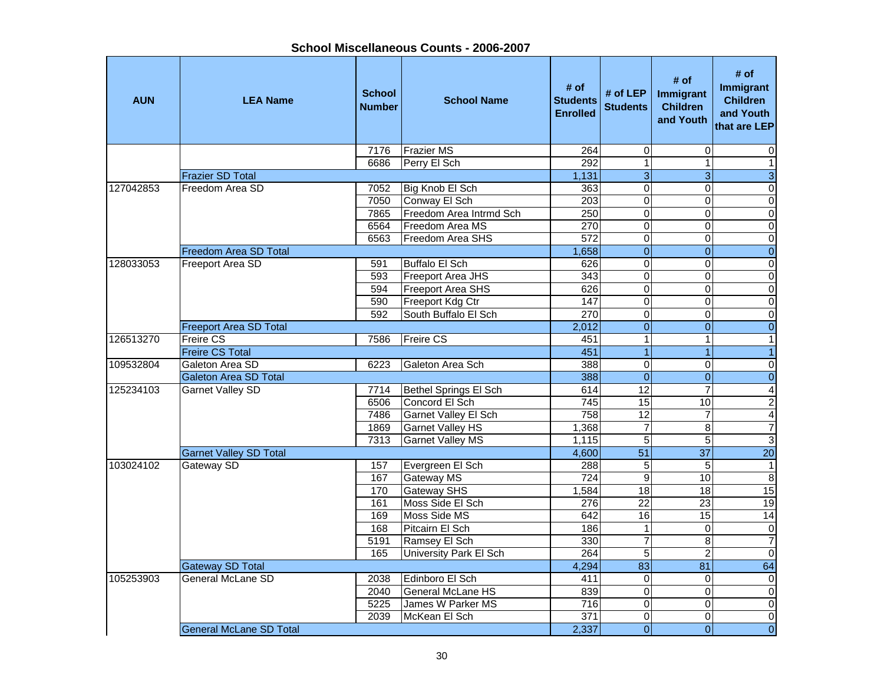## School Miscellaneous Counts - 2006-2007

| AUN | LEA Name | School Number | School Name | # of Students Enrolled | # of LEP Students | # of Immigrant Children and Youth | # of Immigrant Children and Youth that are LEP |
|---|---|---|---|---|---|---|---|
| | | 7176 | Frazier MS | 264 | 0 | 0 | 0 |
| | | 6686 | Perry El Sch | 292 | 1 | 1 | 1 |
| | Frazier SD Total | | | 1,131 | 3 | 3 | 3 |
| 127042853 | Freedom Area SD | 7052 | Big Knob El Sch | 363 | 0 | 0 | 0 |
| | | 7050 | Conway El Sch | 203 | 0 | 0 | 0 |
| | | 7865 | Freedom Area Intrmd Sch | 250 | 0 | 0 | 0 |
| | | 6564 | Freedom Area MS | 270 | 0 | 0 | 0 |
| | | 6563 | Freedom Area SHS | 572 | 0 | 0 | 0 |
| | Freedom Area SD Total | | | 1,658 | 0 | 0 | 0 |
| 128033053 | Freeport Area SD | 591 | Buffalo El Sch | 626 | 0 | 0 | 0 |
| | | 593 | Freeport Area JHS | 343 | 0 | 0 | 0 |
| | | 594 | Freeport Area SHS | 626 | 0 | 0 | 0 |
| | | 590 | Freeport Kdg Ctr | 147 | 0 | 0 | 0 |
| | | 592 | South Buffalo El Sch | 270 | 0 | 0 | 0 |
| | Freeport Area SD Total | | | 2,012 | 0 | 0 | 0 |
| 126513270 | Freire CS | 7586 | Freire CS | 451 | 1 | 1 | 1 |
| | Freire CS Total | | | 451 | 1 | 1 | 1 |
| 109532804 | Galeton Area SD | 6223 | Galeton Area Sch | 388 | 0 | 0 | 0 |
| | Galeton Area SD Total | | | 388 | 0 | 0 | 0 |
| 125234103 | Garnet Valley SD | 7714 | Bethel Springs El Sch | 614 | 12 | 7 | 4 |
| | | 6506 | Concord El Sch | 745 | 15 | 10 | 2 |
| | | 7486 | Garnet Valley El Sch | 758 | 12 | 7 | 4 |
| | | 1869 | Garnet Valley HS | 1,368 | 7 | 8 | 7 |
| | | 7313 | Garnet Valley MS | 1,115 | 5 | 5 | 3 |
| | Garnet Valley SD Total | | | 4,600 | 51 | 37 | 20 |
| 103024102 | Gateway SD | 157 | Evergreen El Sch | 288 | 5 | 5 | 1 |
| | | 167 | Gateway MS | 724 | 9 | 10 | 8 |
| | | 170 | Gateway SHS | 1,584 | 18 | 18 | 15 |
| | | 161 | Moss Side El Sch | 276 | 22 | 23 | 19 |
| | | 169 | Moss Side MS | 642 | 16 | 15 | 14 |
| | | 168 | Pitcairn El Sch | 186 | 1 | 0 | 0 |
| | | 5191 | Ramsey El Sch | 330 | 7 | 8 | 7 |
| | | 165 | University Park El Sch | 264 | 5 | 2 | 0 |
| | Gateway SD Total | | | 4,294 | 83 | 81 | 64 |
| 105253903 | General McLane SD | 2038 | Edinboro El Sch | 411 | 0 | 0 | 0 |
| | | 2040 | General McLane HS | 839 | 0 | 0 | 0 |
| | | 5225 | James W Parker MS | 716 | 0 | 0 | 0 |
| | | 2039 | McKean El Sch | 371 | 0 | 0 | 0 |
| | General McLane SD Total | | | 2,337 | 0 | 0 | 0 |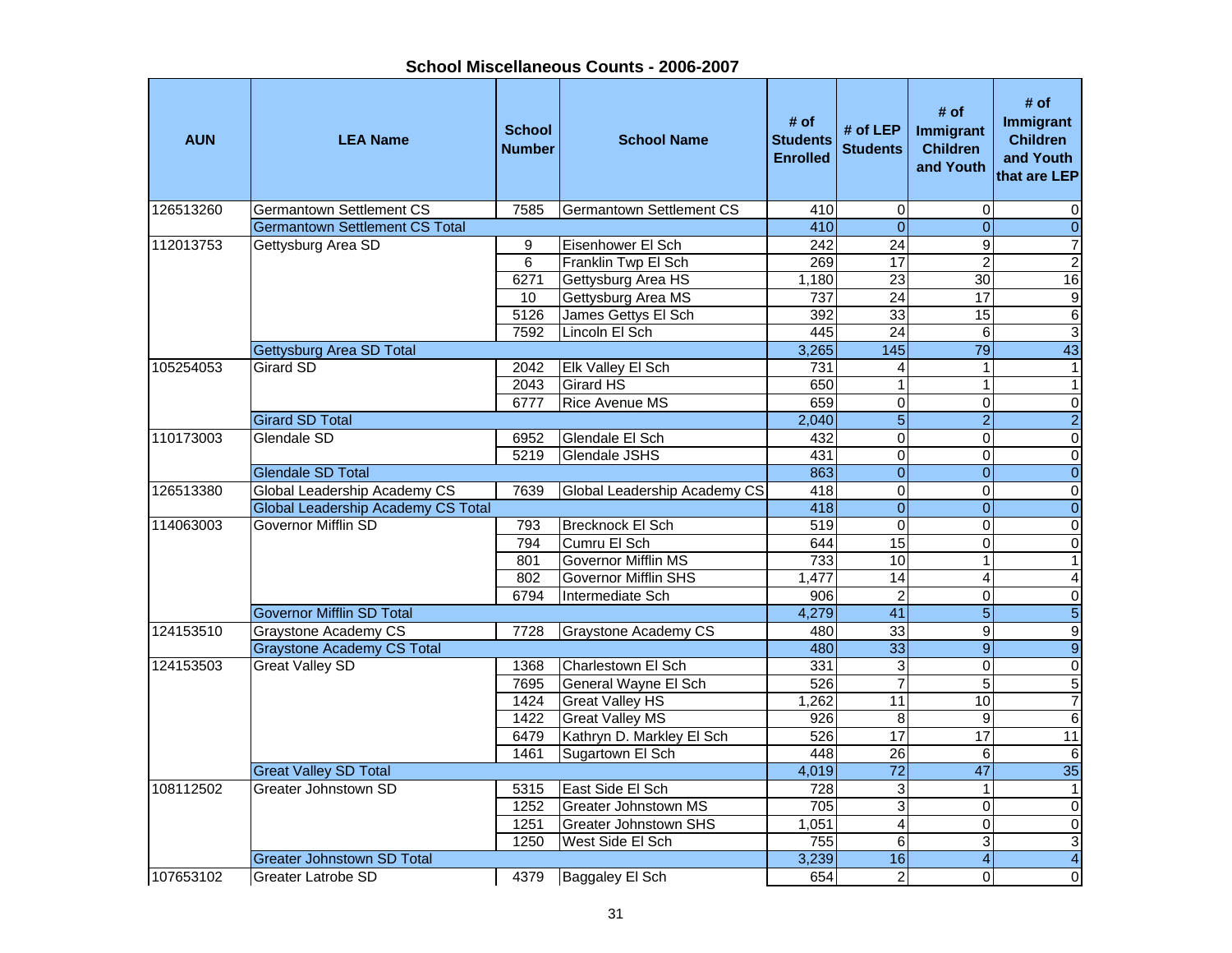## School Miscellaneous Counts - 2006-2007

| AUN | LEA Name | School Number | School Name | # of Students Enrolled | # of LEP Students | # of Immigrant Children and Youth | # of Immigrant Children and Youth that are LEP |
|---|---|---|---|---|---|---|---|
| 126513260 | Germantown Settlement CS | 7585 | Germantown Settlement CS | 410 | 0 | 0 | 0 |
| | Germantown Settlement CS Total | | | 410 | 0 | 0 | 0 |
| 112013753 | Gettysburg Area SD | 9 | Eisenhower El Sch | 242 | 24 | 9 | 7 |
| | | 6 | Franklin Twp El Sch | 269 | 17 | 2 | 2 |
| | | 6271 | Gettysburg Area HS | 1,180 | 23 | 30 | 16 |
| | | 10 | Gettysburg Area MS | 737 | 24 | 17 | 9 |
| | | 5126 | James Gettys El Sch | 392 | 33 | 15 | 6 |
| | | 7592 | Lincoln El Sch | 445 | 24 | 6 | 3 |
| | Gettysburg Area SD Total | | | 3,265 | 145 | 79 | 43 |
| 105254053 | Girard SD | 2042 | Elk Valley El Sch | 731 | 4 | 1 | 1 |
| | | 2043 | Girard HS | 650 | 1 | 1 | 1 |
| | | 6777 | Rice Avenue MS | 659 | 0 | 0 | 0 |
| | Girard SD Total | | | 2,040 | 5 | 2 | 2 |
| 110173003 | Glendale SD | 6952 | Glendale El Sch | 432 | 0 | 0 | 0 |
| | | 5219 | Glendale JSHS | 431 | 0 | 0 | 0 |
| | Glendale SD Total | | | 863 | 0 | 0 | 0 |
| 126513380 | Global Leadership Academy CS | 7639 | Global Leadership Academy CS | 418 | 0 | 0 | 0 |
| | Global Leadership Academy CS Total | | | 418 | 0 | 0 | 0 |
| 114063003 | Governor Mifflin SD | 793 | Brecknock El Sch | 519 | 0 | 0 | 0 |
| | | 794 | Cumru El Sch | 644 | 15 | 0 | 0 |
| | | 801 | Governor Mifflin MS | 733 | 10 | 1 | 1 |
| | | 802 | Governor Mifflin SHS | 1,477 | 14 | 4 | 4 |
| | | 6794 | Intermediate Sch | 906 | 2 | 0 | 0 |
| | Governor Mifflin SD Total | | | 4,279 | 41 | 5 | 5 |
| 124153510 | Graystone Academy CS | 7728 | Graystone Academy CS | 480 | 33 | 9 | 9 |
| | Graystone Academy CS Total | | | 480 | 33 | 9 | 9 |
| 124153503 | Great Valley SD | 1368 | Charlestown El Sch | 331 | 3 | 0 | 0 |
| | | 7695 | General Wayne El Sch | 526 | 7 | 5 | 5 |
| | | 1424 | Great Valley HS | 1,262 | 11 | 10 | 7 |
| | | 1422 | Great Valley MS | 926 | 8 | 9 | 6 |
| | | 6479 | Kathryn D. Markley El Sch | 526 | 17 | 17 | 11 |
| | | 1461 | Sugartown El Sch | 448 | 26 | 6 | 6 |
| | Great Valley SD Total | | | 4,019 | 72 | 47 | 35 |
| 108112502 | Greater Johnstown SD | 5315 | East Side El Sch | 728 | 3 | 1 | 1 |
| | | 1252 | Greater Johnstown MS | 705 | 3 | 0 | 0 |
| | | 1251 | Greater Johnstown SHS | 1,051 | 4 | 0 | 0 |
| | | 1250 | West Side El Sch | 755 | 6 | 3 | 3 |
| | Greater Johnstown SD Total | | | 3,239 | 16 | 4 | 4 |
| 107653102 | Greater Latrobe SD | 4379 | Baggaley El Sch | 654 | 2 | 0 | 0 |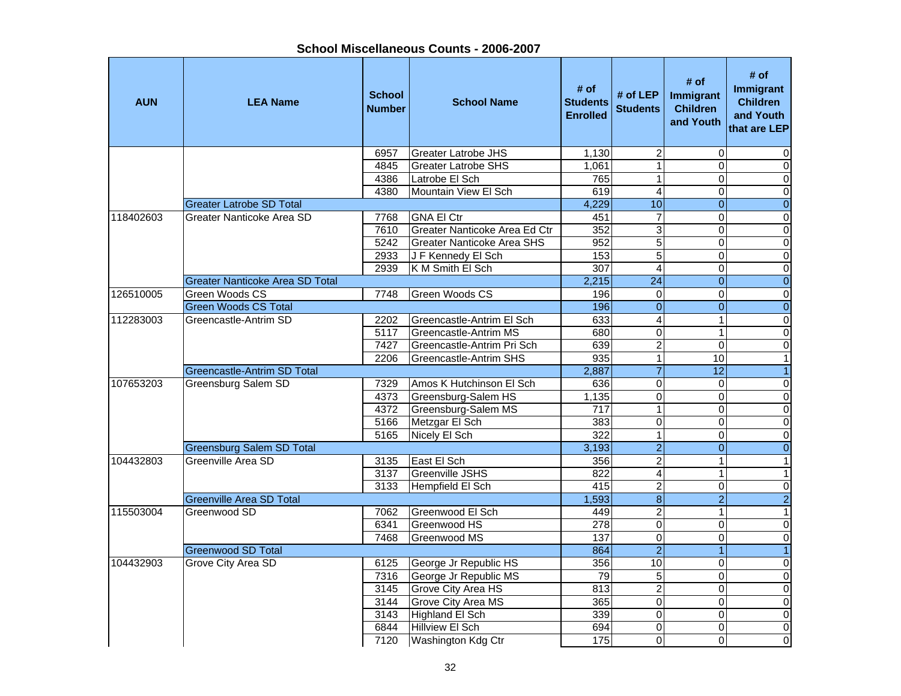## School Miscellaneous Counts - 2006-2007

| AUN | LEA Name | School Number | School Name | # of Students Enrolled | # of LEP Students | # of Immigrant Children and Youth | # of Immigrant Children and Youth that are LEP |
|---|---|---|---|---|---|---|---|
| | | 6957 | Greater Latrobe JHS | 1,130 | 2 | 0 | 0 |
| | | 4845 | Greater Latrobe SHS | 1,061 | 1 | 0 | 0 |
| | | 4386 | Latrobe El Sch | 765 | 1 | 0 | 0 |
| | | 4380 | Mountain View El Sch | 619 | 4 | 0 | 0 |
| | Greater Latrobe SD Total | | | 4,229 | 10 | 0 | 0 |
| 118402603 | Greater Nanticoke Area SD | 7768 | GNA El Ctr | 451 | 7 | 0 | 0 |
| | | 7610 | Greater Nanticoke Area Ed Ctr | 352 | 3 | 0 | 0 |
| | | 5242 | Greater Nanticoke Area SHS | 952 | 5 | 0 | 0 |
| | | 2933 | J F Kennedy El Sch | 153 | 5 | 0 | 0 |
| | | 2939 | K M Smith El Sch | 307 | 4 | 0 | 0 |
| | Greater Nanticoke Area SD Total | | | 2,215 | 24 | 0 | 0 |
| 126510005 | Green Woods CS | 7748 | Green Woods CS | 196 | 0 | 0 | 0 |
| | Green Woods CS Total | | | 196 | 0 | 0 | 0 |
| 112283003 | Greencastle-Antrim SD | 2202 | Greencastle-Antrim El Sch | 633 | 4 | 1 | 0 |
| | | 5117 | Greencastle-Antrim MS | 680 | 0 | 1 | 0 |
| | | 7427 | Greencastle-Antrim Pri Sch | 639 | 2 | 0 | 0 |
| | | 2206 | Greencastle-Antrim SHS | 935 | 1 | 10 | 1 |
| | Greencastle-Antrim SD Total | | | 2,887 | 7 | 12 | 1 |
| 107653203 | Greensburg Salem SD | 7329 | Amos K Hutchinson El Sch | 636 | 0 | 0 | 0 |
| | | 4373 | Greensburg-Salem HS | 1,135 | 0 | 0 | 0 |
| | | 4372 | Greensburg-Salem MS | 717 | 1 | 0 | 0 |
| | | 5166 | Metzgar El Sch | 383 | 0 | 0 | 0 |
| | | 5165 | Nicely El Sch | 322 | 1 | 0 | 0 |
| | Greensburg Salem SD Total | | | 3,193 | 2 | 0 | 0 |
| 104432803 | Greenville Area SD | 3135 | East El Sch | 356 | 2 | 1 | 1 |
| | | 3137 | Greenville JSHS | 822 | 4 | 1 | 1 |
| | | 3133 | Hempfield El Sch | 415 | 2 | 0 | 0 |
| | Greenville Area SD Total | | | 1,593 | 8 | 2 | 2 |
| 115503004 | Greenwood SD | 7062 | Greenwood El Sch | 449 | 2 | 1 | 1 |
| | | 6341 | Greenwood HS | 278 | 0 | 0 | 0 |
| | | 7468 | Greenwood MS | 137 | 0 | 0 | 0 |
| | Greenwood SD Total | | | 864 | 2 | 1 | 1 |
| 104432903 | Grove City Area SD | 6125 | George Jr Republic HS | 356 | 10 | 0 | 0 |
| | | 7316 | George Jr Republic MS | 79 | 5 | 0 | 0 |
| | | 3145 | Grove City Area HS | 813 | 2 | 0 | 0 |
| | | 3144 | Grove City Area MS | 365 | 0 | 0 | 0 |
| | | 3143 | Highland El Sch | 339 | 0 | 0 | 0 |
| | | 6844 | Hillview El Sch | 694 | 0 | 0 | 0 |
| | | 7120 | Washington Kdg Ctr | 175 | 0 | 0 | 0 |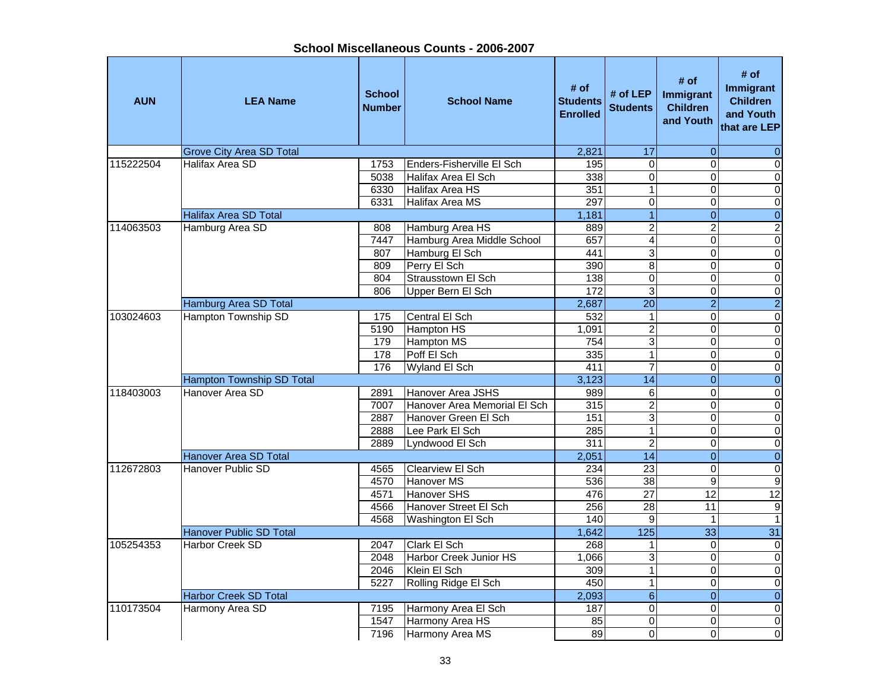## School Miscellaneous Counts - 2006-2007

| AUN | LEA Name | School Number | School Name | # of Students Enrolled | # of LEP Students | # of Immigrant Children and Youth | # of Immigrant Children and Youth that are LEP |
|---|---|---|---|---|---|---|---|
| | Grove City Area SD Total | | | 2,821 | 17 | 0 | 0 |
| 115222504 | Halifax Area SD | 1753 | Enders-Fisherville El Sch | 195 | 0 | 0 | 0 |
| | | 5038 | Halifax Area El Sch | 338 | 0 | 0 | 0 |
| | | 6330 | Halifax Area HS | 351 | 1 | 0 | 0 |
| | | 6331 | Halifax Area MS | 297 | 0 | 0 | 0 |
| | Halifax Area SD Total | | | 1,181 | 1 | 0 | 0 |
| 114063503 | Hamburg Area SD | 808 | Hamburg Area HS | 889 | 2 | 2 | 2 |
| | | 7447 | Hamburg Area Middle School | 657 | 4 | 0 | 0 |
| | | 807 | Hamburg El Sch | 441 | 3 | 0 | 0 |
| | | 809 | Perry El Sch | 390 | 8 | 0 | 0 |
| | | 804 | Strausstown El Sch | 138 | 0 | 0 | 0 |
| | | 806 | Upper Bern El Sch | 172 | 3 | 0 | 0 |
| | Hamburg Area SD Total | | | 2,687 | 20 | 2 | 2 |
| 103024603 | Hampton Township SD | 175 | Central El Sch | 532 | 1 | 0 | 0 |
| | | 5190 | Hampton HS | 1,091 | 2 | 0 | 0 |
| | | 179 | Hampton MS | 754 | 3 | 0 | 0 |
| | | 178 | Poff El Sch | 335 | 1 | 0 | 0 |
| | | 176 | Wyland El Sch | 411 | 7 | 0 | 0 |
| | Hampton Township SD Total | | | 3,123 | 14 | 0 | 0 |
| 118403003 | Hanover Area SD | 2891 | Hanover Area JSHS | 989 | 6 | 0 | 0 |
| | | 7007 | Hanover Area Memorial El Sch | 315 | 2 | 0 | 0 |
| | | 2887 | Hanover Green El Sch | 151 | 3 | 0 | 0 |
| | | 2888 | Lee Park El Sch | 285 | 1 | 0 | 0 |
| | | 2889 | Lyndwood El Sch | 311 | 2 | 0 | 0 |
| | Hanover Area SD Total | | | 2,051 | 14 | 0 | 0 |
| 112672803 | Hanover Public SD | 4565 | Clearview El Sch | 234 | 23 | 0 | 0 |
| | | 4570 | Hanover MS | 536 | 38 | 9 | 9 |
| | | 4571 | Hanover SHS | 476 | 27 | 12 | 12 |
| | | 4566 | Hanover Street El Sch | 256 | 28 | 11 | 9 |
| | | 4568 | Washington El Sch | 140 | 9 | 1 | 1 |
| | Hanover Public SD Total | | | 1,642 | 125 | 33 | 31 |
| 105254353 | Harbor Creek SD | 2047 | Clark El Sch | 268 | 1 | 0 | 0 |
| | | 2048 | Harbor Creek Junior HS | 1,066 | 3 | 0 | 0 |
| | | 2046 | Klein El Sch | 309 | 1 | 0 | 0 |
| | | 5227 | Rolling Ridge El Sch | 450 | 1 | 0 | 0 |
| | Harbor Creek SD Total | | | 2,093 | 6 | 0 | 0 |
| 110173504 | Harmony Area SD | 7195 | Harmony Area El Sch | 187 | 0 | 0 | 0 |
| | | 1547 | Harmony Area HS | 85 | 0 | 0 | 0 |
| | | 7196 | Harmony Area MS | 89 | 0 | 0 | 0 |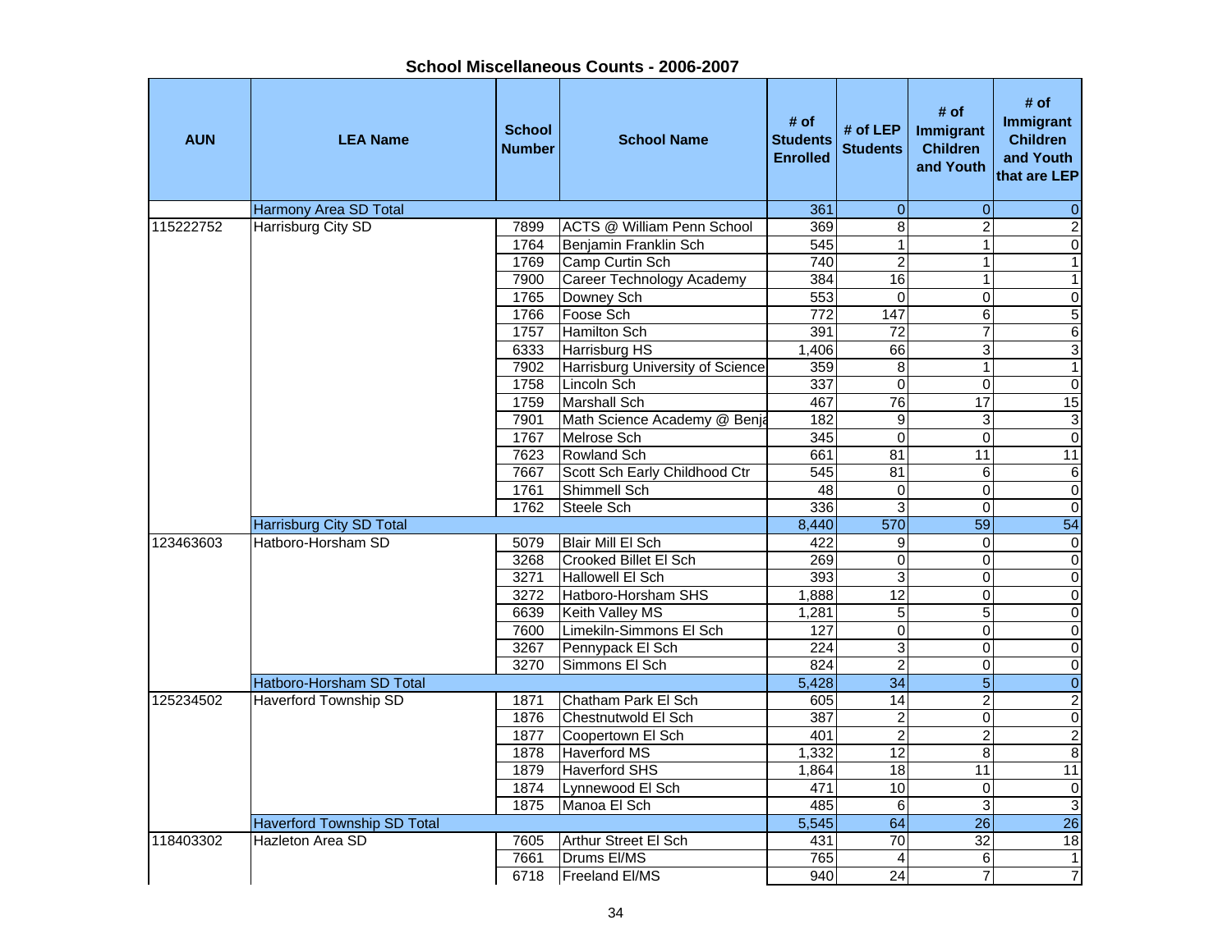## School Miscellaneous Counts - 2006-2007

| AUN | LEA Name | School Number | School Name | # of Students Enrolled | # of LEP Students | # of Immigrant Children and Youth | # of Immigrant Children and Youth that are LEP |
|---|---|---|---|---|---|---|---|
| | Harmony Area SD Total | | | 361 | 0 | 0 | 0 |
| 115222752 | Harrisburg City SD | 7899 | ACTS @ William Penn School | 369 | 8 | 2 | 2 |
| | | 1764 | Benjamin Franklin Sch | 545 | 1 | 1 | 0 |
| | | 1769 | Camp Curtin Sch | 740 | 2 | 1 | 1 |
| | | 7900 | Career Technology Academy | 384 | 16 | 1 | 1 |
| | | 1765 | Downey Sch | 553 | 0 | 0 | 0 |
| | | 1766 | Foose Sch | 772 | 147 | 6 | 5 |
| | | 1757 | Hamilton Sch | 391 | 72 | 7 | 6 |
| | | 6333 | Harrisburg HS | 1,406 | 66 | 3 | 3 |
| | | 7902 | Harrisburg University of Science | 359 | 8 | 1 | 1 |
| | | 1758 | Lincoln Sch | 337 | 0 | 0 | 0 |
| | | 1759 | Marshall Sch | 467 | 76 | 17 | 15 |
| | | 7901 | Math Science Academy @ Benja | 182 | 9 | 3 | 3 |
| | | 1767 | Melrose Sch | 345 | 0 | 0 | 0 |
| | | 7623 | Rowland Sch | 661 | 81 | 11 | 11 |
| | | 7667 | Scott Sch Early Childhood Ctr | 545 | 81 | 6 | 6 |
| | | 1761 | Shimmell Sch | 48 | 0 | 0 | 0 |
| | | 1762 | Steele Sch | 336 | 3 | 0 | 0 |
| | Harrisburg City SD Total | | | 8,440 | 570 | 59 | 54 |
| 123463603 | Hatboro-Horsham SD | 5079 | Blair Mill El Sch | 422 | 9 | 0 | 0 |
| | | 3268 | Crooked Billet El Sch | 269 | 0 | 0 | 0 |
| | | 3271 | Hallowell El Sch | 393 | 3 | 0 | 0 |
| | | 3272 | Hatboro-Horsham SHS | 1,888 | 12 | 0 | 0 |
| | | 6639 | Keith Valley MS | 1,281 | 5 | 5 | 0 |
| | | 7600 | Limekiln-Simmons El Sch | 127 | 0 | 0 | 0 |
| | | 3267 | Pennypack El Sch | 224 | 3 | 0 | 0 |
| | | 3270 | Simmons El Sch | 824 | 2 | 0 | 0 |
| | Hatboro-Horsham SD Total | | | 5,428 | 34 | 5 | 0 |
| 125234502 | Haverford Township SD | 1871 | Chatham Park El Sch | 605 | 14 | 2 | 2 |
| | | 1876 | Chestnutwold El Sch | 387 | 2 | 0 | 0 |
| | | 1877 | Coopertown El Sch | 401 | 2 | 2 | 2 |
| | | 1878 | Haverford MS | 1,332 | 12 | 8 | 8 |
| | | 1879 | Haverford SHS | 1,864 | 18 | 11 | 11 |
| | | 1874 | Lynnewood El Sch | 471 | 10 | 0 | 0 |
| | | 1875 | Manoa El Sch | 485 | 6 | 3 | 3 |
| | Haverford Township SD Total | | | 5,545 | 64 | 26 | 26 |
| 118403302 | Hazleton Area SD | 7605 | Arthur Street El Sch | 431 | 70 | 32 | 18 |
| | | 7661 | Drums El/MS | 765 | 4 | 6 | 1 |
| | | 6718 | Freeland El/MS | 940 | 24 | 7 | 7 |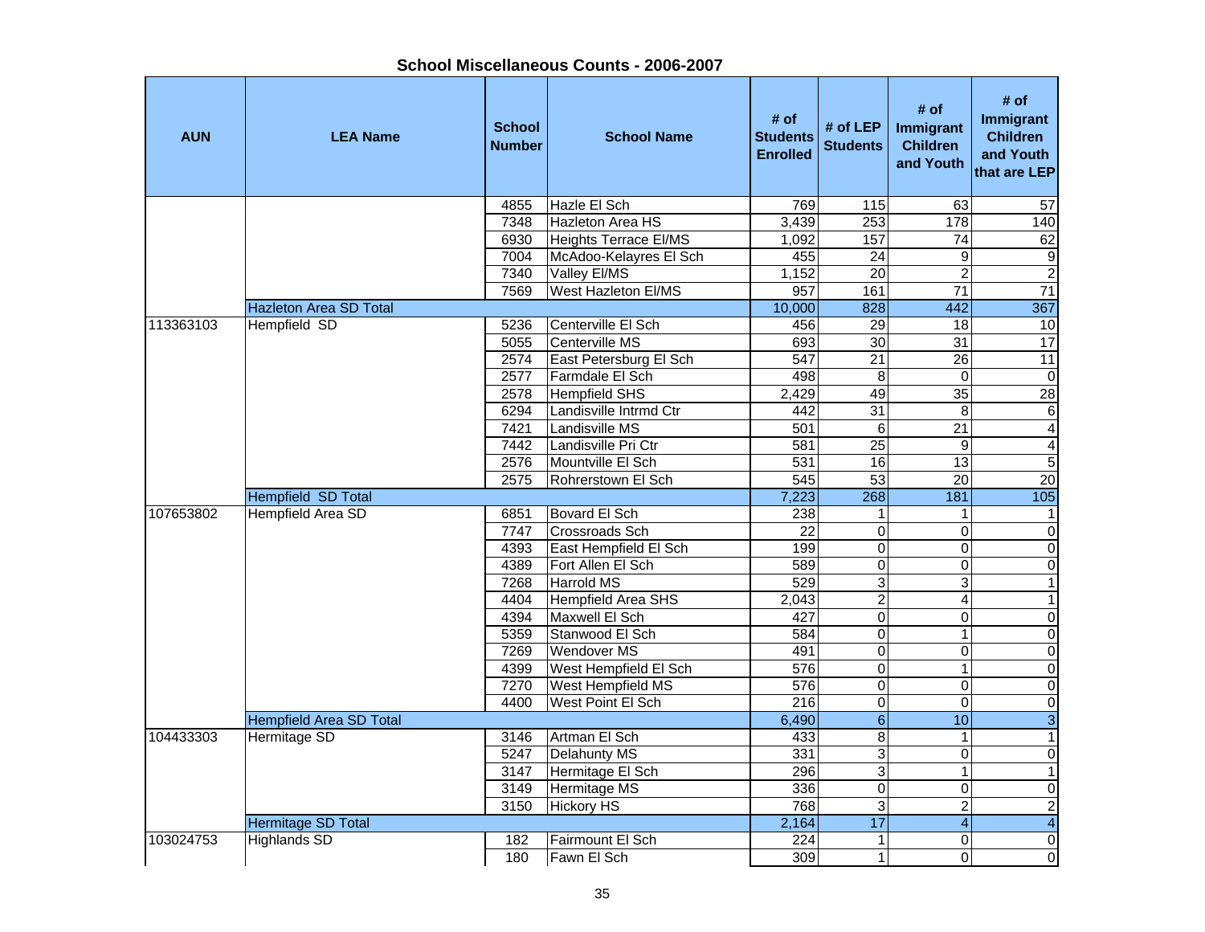## School Miscellaneous Counts - 2006-2007

| AUN | LEA Name | School Number | School Name | # of Students Enrolled | # of LEP Students | # of Immigrant Children and Youth | # of Immigrant Children and Youth that are LEP |
|---|---|---|---|---|---|---|---|
| | | 4855 | Hazle El Sch | 769 | 115 | 63 | 57 |
| | | 7348 | Hazleton Area HS | 3,439 | 253 | 178 | 140 |
| | | 6930 | Heights Terrace El/MS | 1,092 | 157 | 74 | 62 |
| | | 7004 | McAdoo-Kelayres El Sch | 455 | 24 | 9 | 9 |
| | | 7340 | Valley El/MS | 1,152 | 20 | 2 | 2 |
| | | 7569 | West Hazleton El/MS | 957 | 161 | 71 | 71 |
| | Hazleton Area SD Total | | | 10,000 | 828 | 442 | 367 |
| 113363103 | Hempfield SD | 5236 | Centerville El Sch | 456 | 29 | 18 | 10 |
| | | 5055 | Centerville MS | 693 | 30 | 31 | 17 |
| | | 2574 | East Petersburg El Sch | 547 | 21 | 26 | 11 |
| | | 2577 | Farmdale El Sch | 498 | 8 | 0 | 0 |
| | | 2578 | Hempfield SHS | 2,429 | 49 | 35 | 28 |
| | | 6294 | Landisville Intrmd Ctr | 442 | 31 | 8 | 6 |
| | | 7421 | Landisville MS | 501 | 6 | 21 | 4 |
| | | 7442 | Landisville Pri Ctr | 581 | 25 | 9 | 4 |
| | | 2576 | Mountville El Sch | 531 | 16 | 13 | 5 |
| | | 2575 | Rohrerstown El Sch | 545 | 53 | 20 | 20 |
| | Hempfield SD Total | | | 7,223 | 268 | 181 | 105 |
| 107653802 | Hempfield Area SD | 6851 | Bovard El Sch | 238 | 1 | 1 | 1 |
| | | 7747 | Crossroads Sch | 22 | 0 | 0 | 0 |
| | | 4393 | East Hempfield El Sch | 199 | 0 | 0 | 0 |
| | | 4389 | Fort Allen El Sch | 589 | 0 | 0 | 0 |
| | | 7268 | Harrold MS | 529 | 3 | 3 | 1 |
| | | 4404 | Hempfield Area SHS | 2,043 | 2 | 4 | 1 |
| | | 4394 | Maxwell El Sch | 427 | 0 | 0 | 0 |
| | | 5359 | Stanwood El Sch | 584 | 0 | 1 | 0 |
| | | 7269 | Wendover MS | 491 | 0 | 0 | 0 |
| | | 4399 | West Hempfield El Sch | 576 | 0 | 1 | 0 |
| | | 7270 | West Hempfield MS | 576 | 0 | 0 | 0 |
| | | 4400 | West Point El Sch | 216 | 0 | 0 | 0 |
| | Hempfield Area SD Total | | | 6,490 | 6 | 10 | 3 |
| 104433303 | Hermitage SD | 3146 | Artman El Sch | 433 | 8 | 1 | 1 |
| | | 5247 | Delahunty MS | 331 | 3 | 0 | 0 |
| | | 3147 | Hermitage El Sch | 296 | 3 | 1 | 1 |
| | | 3149 | Hermitage MS | 336 | 0 | 0 | 0 |
| | | 3150 | Hickory HS | 768 | 3 | 2 | 2 |
| | Hermitage SD Total | | | 2,164 | 17 | 4 | 4 |
| 103024753 | Highlands SD | 182 | Fairmount El Sch | 224 | 1 | 0 | 0 |
| | | 180 | Fawn El Sch | 309 | 1 | 0 | 0 |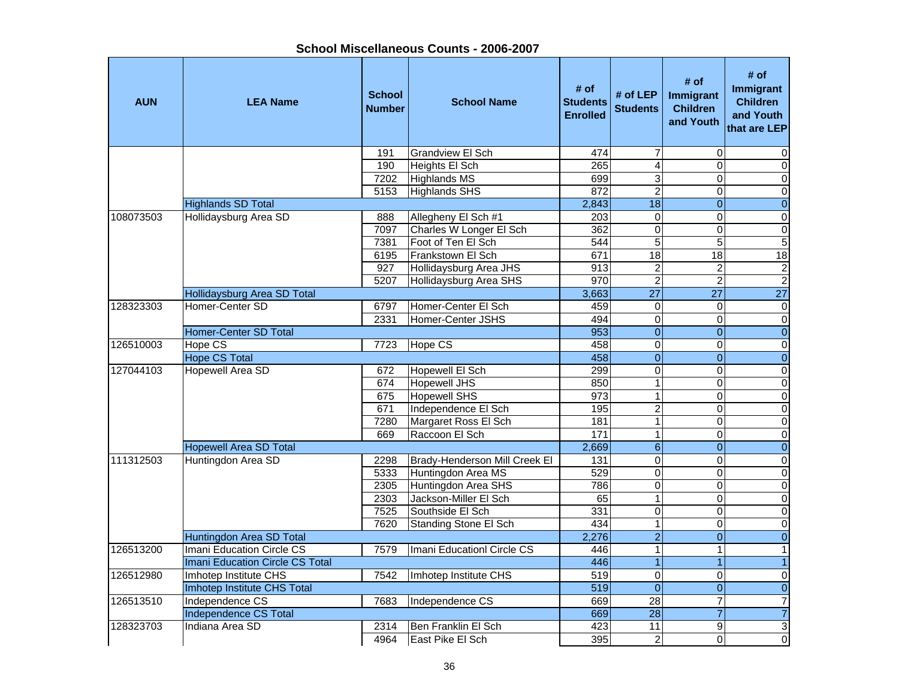## School Miscellaneous Counts - 2006-2007

| AUN | LEA Name | School Number | School Name | # of Students Enrolled | # of LEP Students | # of Immigrant Children and Youth | # of Immigrant Children and Youth that are LEP |
|---|---|---|---|---|---|---|---|
| | | 191 | Grandview El Sch | 474 | 7 | 0 | 0 |
| | | 190 | Heights El Sch | 265 | 4 | 0 | 0 |
| | | 7202 | Highlands MS | 699 | 3 | 0 | 0 |
| | | 5153 | Highlands SHS | 872 | 2 | 0 | 0 |
| | Highlands SD Total | | | 2,843 | 18 | 0 | 0 |
| 108073503 | Hollidaysburg Area SD | 888 | Allegheny El Sch #1 | 203 | 0 | 0 | 0 |
| | | 7097 | Charles W Longer El Sch | 362 | 0 | 0 | 0 |
| | | 7381 | Foot of Ten El Sch | 544 | 5 | 5 | 5 |
| | | 6195 | Frankstown El Sch | 671 | 18 | 18 | 18 |
| | | 927 | Hollidaysburg Area JHS | 913 | 2 | 2 | 2 |
| | | 5207 | Hollidaysburg Area SHS | 970 | 2 | 2 | 2 |
| | Hollidaysburg Area SD Total | | | 3,663 | 27 | 27 | 27 |
| 128323303 | Homer-Center SD | 6797 | Homer-Center El Sch | 459 | 0 | 0 | 0 |
| | | 2331 | Homer-Center JSHS | 494 | 0 | 0 | 0 |
| | Homer-Center SD Total | | | 953 | 0 | 0 | 0 |
| 126510003 | Hope CS | 7723 | Hope CS | 458 | 0 | 0 | 0 |
| | Hope CS Total | | | 458 | 0 | 0 | 0 |
| 127044103 | Hopewell Area SD | 672 | Hopewell El Sch | 299 | 0 | 0 | 0 |
| | | 674 | Hopewell JHS | 850 | 1 | 0 | 0 |
| | | 675 | Hopewell SHS | 973 | 1 | 0 | 0 |
| | | 671 | Independence El Sch | 195 | 2 | 0 | 0 |
| | | 7280 | Margaret Ross El Sch | 181 | 1 | 0 | 0 |
| | | 669 | Raccoon El Sch | 171 | 1 | 0 | 0 |
| | Hopewell Area SD Total | | | 2,669 | 6 | 0 | 0 |
| 111312503 | Huntingdon Area SD | 2298 | Brady-Henderson Mill Creek El | 131 | 0 | 0 | 0 |
| | | 5333 | Huntingdon Area MS | 529 | 0 | 0 | 0 |
| | | 2305 | Huntingdon Area SHS | 786 | 0 | 0 | 0 |
| | | 2303 | Jackson-Miller El Sch | 65 | 1 | 0 | 0 |
| | | 7525 | Southside El Sch | 331 | 0 | 0 | 0 |
| | | 7620 | Standing Stone El Sch | 434 | 1 | 0 | 0 |
| | Huntingdon Area SD Total | | | 2,276 | 2 | 0 | 0 |
| 126513200 | Imani Education Circle CS | 7579 | Imani Educationl Circle CS | 446 | 1 | 1 | 1 |
| | Imani Education Circle CS Total | | | 446 | 1 | 1 | 1 |
| 126512980 | Imhotep Institute CHS | 7542 | Imhotep Institute CHS | 519 | 0 | 0 | 0 |
| | Imhotep Institute CHS Total | | | 519 | 0 | 0 | 0 |
| 126513510 | Independence CS | 7683 | Independence CS | 669 | 28 | 7 | 7 |
| | Independence CS Total | | | 669 | 28 | 7 | 7 |
| 128323703 | Indiana Area SD | 2314 | Ben Franklin El Sch | 423 | 11 | 9 | 3 |
| | | 4964 | East Pike El Sch | 395 | 2 | 0 | 0 |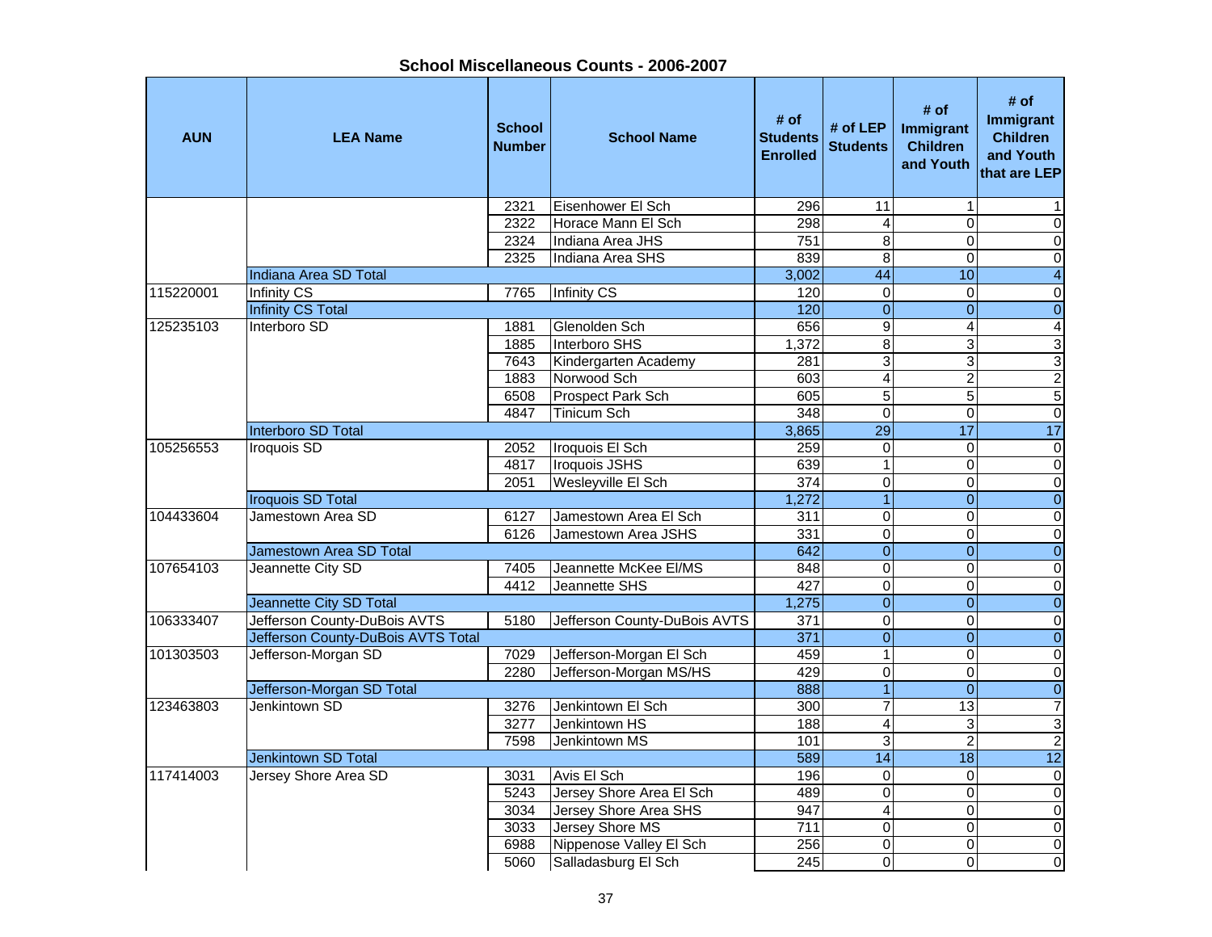## School Miscellaneous Counts - 2006-2007

| AUN | LEA Name | School Number | School Name | # of Students Enrolled | # of LEP Students | # of Immigrant Children and Youth | # of Immigrant Children and Youth that are LEP |
|---|---|---|---|---|---|---|---|
| | | 2321 | Eisenhower El Sch | 296 | 11 | 1 | 1 |
| | | 2322 | Horace Mann El Sch | 298 | 4 | 0 | 0 |
| | | 2324 | Indiana Area JHS | 751 | 8 | 0 | 0 |
| | | 2325 | Indiana Area SHS | 839 | 8 | 0 | 0 |
| | Indiana Area SD Total | | | 3,002 | 44 | 10 | 4 |
| 115220001 | Infinity CS | 7765 | Infinity CS | 120 | 0 | 0 | 0 |
| | Infinity CS Total | | | 120 | 0 | 0 | 0 |
| 125235103 | Interboro SD | 1881 | Glenolden Sch | 656 | 9 | 4 | 4 |
| | | 1885 | Interboro SHS | 1,372 | 8 | 3 | 3 |
| | | 7643 | Kindergarten Academy | 281 | 3 | 3 | 3 |
| | | 1883 | Norwood Sch | 603 | 4 | 2 | 2 |
| | | 6508 | Prospect Park Sch | 605 | 5 | 5 | 5 |
| | | 4847 | Tinicum Sch | 348 | 0 | 0 | 0 |
| | Interboro SD Total | | | 3,865 | 29 | 17 | 17 |
| 105256553 | Iroquois SD | 2052 | Iroquois El Sch | 259 | 0 | 0 | 0 |
| | | 4817 | Iroquois JSHS | 639 | 1 | 0 | 0 |
| | | 2051 | Wesleyville El Sch | 374 | 0 | 0 | 0 |
| | Iroquois SD Total | | | 1,272 | 1 | 0 | 0 |
| 104433604 | Jamestown Area SD | 6127 | Jamestown Area El Sch | 311 | 0 | 0 | 0 |
| | | 6126 | Jamestown Area JSHS | 331 | 0 | 0 | 0 |
| | Jamestown Area SD Total | | | 642 | 0 | 0 | 0 |
| 107654103 | Jeannette City SD | 7405 | Jeannette McKee El/MS | 848 | 0 | 0 | 0 |
| | | 4412 | Jeannette SHS | 427 | 0 | 0 | 0 |
| | Jeannette City SD Total | | | 1,275 | 0 | 0 | 0 |
| 106333407 | Jefferson County-DuBois AVTS | 5180 | Jefferson County-DuBois AVTS | 371 | 0 | 0 | 0 |
| | Jefferson County-DuBois AVTS Total | | | 371 | 0 | 0 | 0 |
| 101303503 | Jefferson-Morgan SD | 7029 | Jefferson-Morgan El Sch | 459 | 1 | 0 | 0 |
| | | 2280 | Jefferson-Morgan MS/HS | 429 | 0 | 0 | 0 |
| | Jefferson-Morgan SD Total | | | 888 | 1 | 0 | 0 |
| 123463803 | Jenkintown SD | 3276 | Jenkintown El Sch | 300 | 7 | 13 | 7 |
| | | 3277 | Jenkintown HS | 188 | 4 | 3 | 3 |
| | | 7598 | Jenkintown MS | 101 | 3 | 2 | 2 |
| | Jenkintown SD Total | | | 589 | 14 | 18 | 12 |
| 117414003 | Jersey Shore Area SD | 3031 | Avis El Sch | 196 | 0 | 0 | 0 |
| | | 5243 | Jersey Shore Area El Sch | 489 | 0 | 0 | 0 |
| | | 3034 | Jersey Shore Area SHS | 947 | 4 | 0 | 0 |
| | | 3033 | Jersey Shore MS | 711 | 0 | 0 | 0 |
| | | 6988 | Nippenose Valley El Sch | 256 | 0 | 0 | 0 |
| | | 5060 | Salladasburg El Sch | 245 | 0 | 0 | 0 |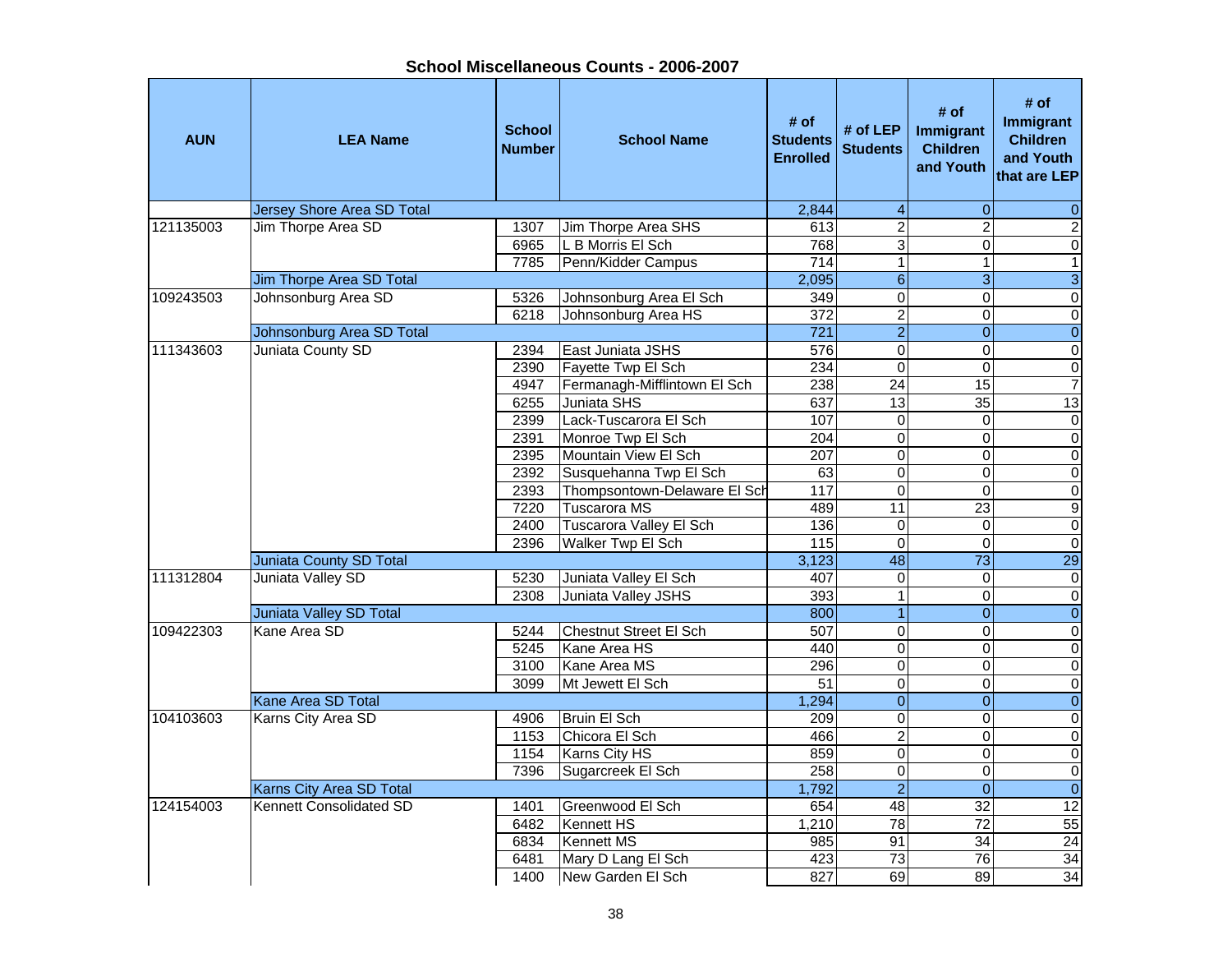# School Miscellaneous Counts - 2006-2007

| AUN | LEA Name | School Number | School Name | # of Students Enrolled | # of LEP Students | # of Immigrant Children and Youth | # of Immigrant Children and Youth that are LEP |
|---|---|---|---|---|---|---|---|
| | Jersey Shore Area SD Total | | | 2,844 | 4 | 0 | 0 |
| 121135003 | Jim Thorpe Area SD | 1307 | Jim Thorpe Area SHS | 613 | 2 | 2 | 2 |
| | | 6965 | L B Morris El Sch | 768 | 3 | 0 | 0 |
| | | 7785 | Penn/Kidder Campus | 714 | 1 | 1 | 1 |
| | Jim Thorpe Area SD Total | | | 2,095 | 6 | 3 | 3 |
| 109243503 | Johnsonburg Area SD | 5326 | Johnsonburg Area El Sch | 349 | 0 | 0 | 0 |
| | | 6218 | Johnsonburg Area HS | 372 | 2 | 0 | 0 |
| | Johnsonburg Area SD Total | | | 721 | 2 | 0 | 0 |
| 111343603 | Juniata County SD | 2394 | East Juniata JSHS | 576 | 0 | 0 | 0 |
| | | 2390 | Fayette Twp El Sch | 234 | 0 | 0 | 0 |
| | | 4947 | Fermanagh-Mifflintown El Sch | 238 | 24 | 15 | 7 |
| | | 6255 | Juniata SHS | 637 | 13 | 35 | 13 |
| | | 2399 | Lack-Tuscarora El Sch | 107 | 0 | 0 | 0 |
| | | 2391 | Monroe Twp El Sch | 204 | 0 | 0 | 0 |
| | | 2395 | Mountain View El Sch | 207 | 0 | 0 | 0 |
| | | 2392 | Susquehanna Twp El Sch | 63 | 0 | 0 | 0 |
| | | 2393 | Thompsontown-Delaware El Sch | 117 | 0 | 0 | 0 |
| | | 7220 | Tuscarora MS | 489 | 11 | 23 | 9 |
| | | 2400 | Tuscarora Valley El Sch | 136 | 0 | 0 | 0 |
| | | 2396 | Walker Twp El Sch | 115 | 0 | 0 | 0 |
| | Juniata County SD Total | | | 3,123 | 48 | 73 | 29 |
| 111312804 | Juniata Valley SD | 5230 | Juniata Valley El Sch | 407 | 0 | 0 | 0 |
| | | 2308 | Juniata Valley JSHS | 393 | 1 | 0 | 0 |
| | Juniata Valley SD Total | | | 800 | 1 | 0 | 0 |
| 109422303 | Kane Area SD | 5244 | Chestnut Street El Sch | 507 | 0 | 0 | 0 |
| | | 5245 | Kane Area HS | 440 | 0 | 0 | 0 |
| | | 3100 | Kane Area MS | 296 | 0 | 0 | 0 |
| | | 3099 | Mt Jewett El Sch | 51 | 0 | 0 | 0 |
| | Kane Area SD Total | | | 1,294 | 0 | 0 | 0 |
| 104103603 | Karns City Area SD | 4906 | Bruin El Sch | 209 | 0 | 0 | 0 |
| | | 1153 | Chicora El Sch | 466 | 2 | 0 | 0 |
| | | 1154 | Karns City HS | 859 | 0 | 0 | 0 |
| | | 7396 | Sugarcreek El Sch | 258 | 0 | 0 | 0 |
| | Karns City Area SD Total | | | 1,792 | 2 | 0 | 0 |
| 124154003 | Kennett Consolidated SD | 1401 | Greenwood El Sch | 654 | 48 | 32 | 12 |
| | | 6482 | Kennett HS | 1,210 | 78 | 72 | 55 |
| | | 6834 | Kennett MS | 985 | 91 | 34 | 24 |
| | | 6481 | Mary D Lang El Sch | 423 | 73 | 76 | 34 |
| | | 1400 | New Garden El Sch | 827 | 69 | 89 | 34 |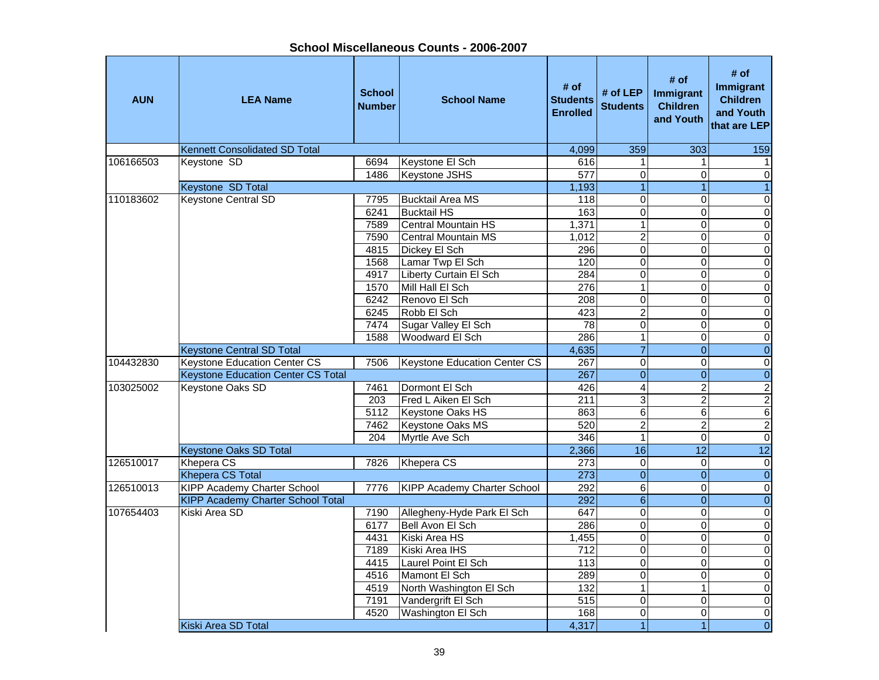## School Miscellaneous Counts - 2006-2007

| AUN | LEA Name | School Number | School Name | # of Students Enrolled | # of LEP Students | # of Immigrant Children and Youth | # of Immigrant Children and Youth that are LEP |
|---|---|---|---|---|---|---|---|
| | Kennett Consolidated SD Total | | | 4,099 | 359 | 303 | 159 |
| 106166503 | Keystone SD | 6694 | Keystone El Sch | 616 | 1 | 1 | 1 |
| | | 1486 | Keystone JSHS | 577 | 0 | 0 | 0 |
| | Keystone SD Total | | | 1,193 | 1 | 1 | 1 |
| 110183602 | Keystone Central SD | 7795 | Bucktail Area MS | 118 | 0 | 0 | 0 |
| | | 6241 | Bucktail HS | 163 | 0 | 0 | 0 |
| | | 7589 | Central Mountain HS | 1,371 | 1 | 0 | 0 |
| | | 7590 | Central Mountain MS | 1,012 | 2 | 0 | 0 |
| | | 4815 | Dickey El Sch | 296 | 0 | 0 | 0 |
| | | 1568 | Lamar Twp El Sch | 120 | 0 | 0 | 0 |
| | | 4917 | Liberty Curtain El Sch | 284 | 0 | 0 | 0 |
| | | 1570 | Mill Hall El Sch | 276 | 1 | 0 | 0 |
| | | 6242 | Renovo El Sch | 208 | 0 | 0 | 0 |
| | | 6245 | Robb El Sch | 423 | 2 | 0 | 0 |
| | | 7474 | Sugar Valley El Sch | 78 | 0 | 0 | 0 |
| | | 1588 | Woodward El Sch | 286 | 1 | 0 | 0 |
| | Keystone Central SD Total | | | 4,635 | 7 | 0 | 0 |
| 104432830 | Keystone Education Center CS | 7506 | Keystone Education Center CS | 267 | 0 | 0 | 0 |
| | Keystone Education Center CS Total | | | 267 | 0 | 0 | 0 |
| 103025002 | Keystone Oaks SD | 7461 | Dormont El Sch | 426 | 4 | 2 | 2 |
| | | 203 | Fred L Aiken El Sch | 211 | 3 | 2 | 2 |
| | | 5112 | Keystone Oaks HS | 863 | 6 | 6 | 6 |
| | | 7462 | Keystone Oaks MS | 520 | 2 | 2 | 2 |
| | | 204 | Myrtle Ave Sch | 346 | 1 | 0 | 0 |
| | Keystone Oaks SD Total | | | 2,366 | 16 | 12 | 12 |
| 126510017 | Khepera CS | 7826 | Khepera CS | 273 | 0 | 0 | 0 |
| | Khepera CS Total | | | 273 | 0 | 0 | 0 |
| 126510013 | KIPP Academy Charter School | 7776 | KIPP Academy Charter School | 292 | 6 | 0 | 0 |
| | KIPP Academy Charter School Total | | | 292 | 6 | 0 | 0 |
| 107654403 | Kiski Area SD | 7190 | Allegheny-Hyde Park El Sch | 647 | 0 | 0 | 0 |
| | | 6177 | Bell Avon El Sch | 286 | 0 | 0 | 0 |
| | | 4431 | Kiski Area HS | 1,455 | 0 | 0 | 0 |
| | | 7189 | Kiski Area IHS | 712 | 0 | 0 | 0 |
| | | 4415 | Laurel Point El Sch | 113 | 0 | 0 | 0 |
| | | 4516 | Mamont El Sch | 289 | 0 | 0 | 0 |
| | | 4519 | North Washington El Sch | 132 | 1 | 1 | 0 |
| | | 7191 | Vandergrift El Sch | 515 | 0 | 0 | 0 |
| | | 4520 | Washington El Sch | 168 | 0 | 0 | 0 |
| | Kiski Area SD Total | | | 4,317 | 1 | 1 | 0 |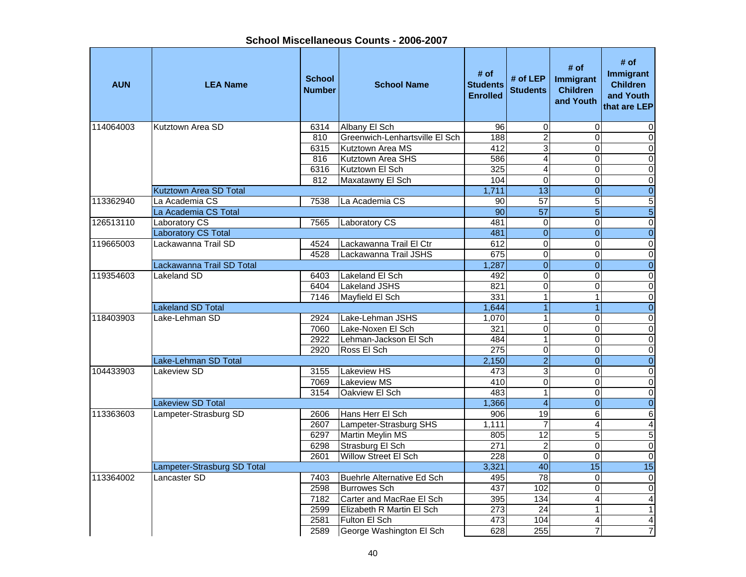## School Miscellaneous Counts - 2006-2007

| AUN | LEA Name | School Number | School Name | # of Students Enrolled | # of LEP Students | # of Immigrant Children and Youth | # of Immigrant Children and Youth that are LEP |
|---|---|---|---|---|---|---|---|
| 114064003 | Kutztown Area SD | 6314 | Albany El Sch | 96 | 0 | 0 | 0 |
| | | 810 | Greenwich-Lenhartsville El Sch | 188 | 2 | 0 | 0 |
| | | 6315 | Kutztown Area MS | 412 | 3 | 0 | 0 |
| | | 816 | Kutztown Area SHS | 586 | 4 | 0 | 0 |
| | | 6316 | Kutztown El Sch | 325 | 4 | 0 | 0 |
| | | 812 | Maxatawny El Sch | 104 | 0 | 0 | 0 |
| | Kutztown Area SD Total | | | 1,711 | 13 | 0 | 0 |
| 113362940 | La Academia CS | 7538 | La Academia CS | 90 | 57 | 5 | 5 |
| | La Academia CS Total | | | 90 | 57 | 5 | 5 |
| 126513110 | Laboratory CS | 7565 | Laboratory CS | 481 | 0 | 0 | 0 |
| | Laboratory CS Total | | | 481 | 0 | 0 | 0 |
| 119665003 | Lackawanna Trail SD | 4524 | Lackawanna Trail El Ctr | 612 | 0 | 0 | 0 |
| | | 4528 | Lackawanna Trail JSHS | 675 | 0 | 0 | 0 |
| | Lackawanna Trail SD Total | | | 1,287 | 0 | 0 | 0 |
| 119354603 | Lakeland SD | 6403 | Lakeland El Sch | 492 | 0 | 0 | 0 |
| | | 6404 | Lakeland JSHS | 821 | 0 | 0 | 0 |
| | | 7146 | Mayfield El Sch | 331 | 1 | 1 | 0 |
| | Lakeland SD Total | | | 1,644 | 1 | 1 | 0 |
| 118403903 | Lake-Lehman SD | 2924 | Lake-Lehman JSHS | 1,070 | 1 | 0 | 0 |
| | | 7060 | Lake-Noxen El Sch | 321 | 0 | 0 | 0 |
| | | 2922 | Lehman-Jackson El Sch | 484 | 1 | 0 | 0 |
| | | 2920 | Ross El Sch | 275 | 0 | 0 | 0 |
| | Lake-Lehman SD Total | | | 2,150 | 2 | 0 | 0 |
| 104433903 | Lakeview SD | 3155 | Lakeview HS | 473 | 3 | 0 | 0 |
| | | 7069 | Lakeview MS | 410 | 0 | 0 | 0 |
| | | 3154 | Oakview El Sch | 483 | 1 | 0 | 0 |
| | Lakeview SD Total | | | 1,366 | 4 | 0 | 0 |
| 113363603 | Lampeter-Strasburg SD | 2606 | Hans Herr El Sch | 906 | 19 | 6 | 6 |
| | | 2607 | Lampeter-Strasburg SHS | 1,111 | 7 | 4 | 4 |
| | | 6297 | Martin Meylin MS | 805 | 12 | 5 | 5 |
| | | 6298 | Strasburg El Sch | 271 | 2 | 0 | 0 |
| | | 2601 | Willow Street El Sch | 228 | 0 | 0 | 0 |
| | Lampeter-Strasburg SD Total | | | 3,321 | 40 | 15 | 15 |
| 113364002 | Lancaster SD | 7403 | Buehrle Alternative Ed Sch | 495 | 78 | 0 | 0 |
| | | 2598 | Burrowes Sch | 437 | 102 | 0 | 0 |
| | | 7182 | Carter and MacRae El Sch | 395 | 134 | 4 | 4 |
| | | 2599 | Elizabeth R Martin El Sch | 273 | 24 | 1 | 1 |
| | | 2581 | Fulton El Sch | 473 | 104 | 4 | 4 |
| | | 2589 | George Washington El Sch | 628 | 255 | 7 | 7 |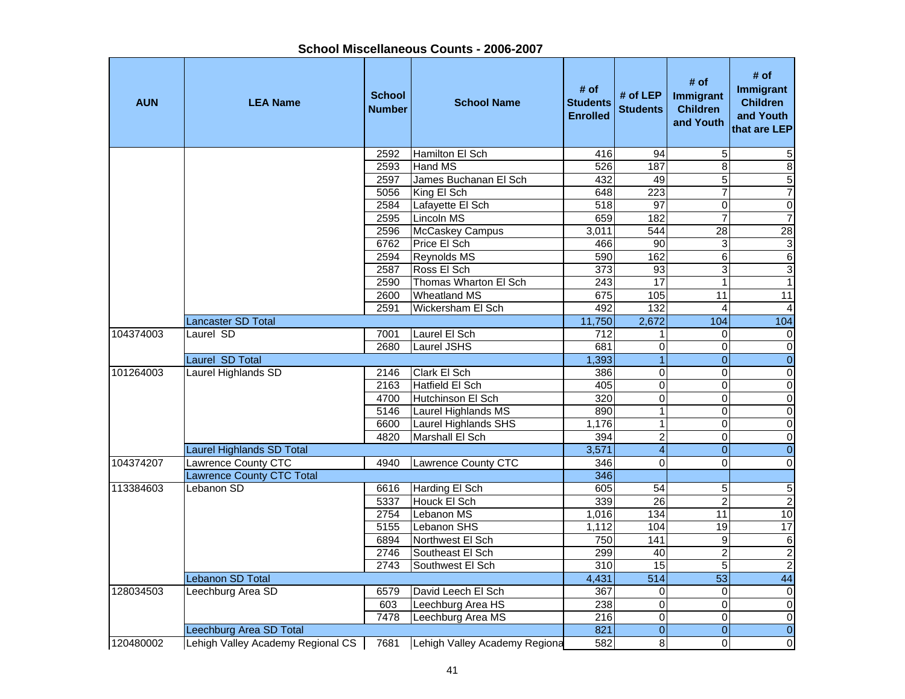## School Miscellaneous Counts - 2006-2007

| AUN | LEA Name | School Number | School Name | # of Students Enrolled | # of LEP Students | # of Immigrant Children and Youth | # of Immigrant Children and Youth that are LEP |
|---|---|---|---|---|---|---|---|
| | | 2592 | Hamilton El Sch | 416 | 94 | 5 | 5 |
| | | 2593 | Hand MS | 526 | 187 | 8 | 8 |
| | | 2597 | James Buchanan El Sch | 432 | 49 | 5 | 5 |
| | | 5056 | King El Sch | 648 | 223 | 7 | 7 |
| | | 2584 | Lafayette El Sch | 518 | 97 | 0 | 0 |
| | | 2595 | Lincoln MS | 659 | 182 | 7 | 7 |
| | | 2596 | McCaskey Campus | 3,011 | 544 | 28 | 28 |
| | | 6762 | Price El Sch | 466 | 90 | 3 | 3 |
| | | 2594 | Reynolds MS | 590 | 162 | 6 | 6 |
| | | 2587 | Ross El Sch | 373 | 93 | 3 | 3 |
| | | 2590 | Thomas Wharton El Sch | 243 | 17 | 1 | 1 |
| | | 2600 | Wheatland MS | 675 | 105 | 11 | 11 |
| | | 2591 | Wickersham El Sch | 492 | 132 | 4 | 4 |
| | Lancaster SD Total | | | 11,750 | 2,672 | 104 | 104 |
| 104374003 | Laurel SD | 7001 | Laurel El Sch | 712 | 1 | 0 | 0 |
| | | 2680 | Laurel JSHS | 681 | 0 | 0 | 0 |
| | Laurel SD Total | | | 1,393 | 1 | 0 | 0 |
| 101264003 | Laurel Highlands SD | 2146 | Clark El Sch | 386 | 0 | 0 | 0 |
| | | 2163 | Hatfield El Sch | 405 | 0 | 0 | 0 |
| | | 4700 | Hutchinson El Sch | 320 | 0 | 0 | 0 |
| | | 5146 | Laurel Highlands MS | 890 | 1 | 0 | 0 |
| | | 6600 | Laurel Highlands SHS | 1,176 | 1 | 0 | 0 |
| | | 4820 | Marshall El Sch | 394 | 2 | 0 | 0 |
| | Laurel Highlands SD Total | | | 3,571 | 4 | 0 | 0 |
| 104374207 | Lawrence County CTC | 4940 | Lawrence County CTC | 346 | 0 | 0 | 0 |
| | Lawrence County CTC Total | | | 346 | | | |
| 113384603 | Lebanon SD | 6616 | Harding El Sch | 605 | 54 | 5 | 5 |
| | | 5337 | Houck El Sch | 339 | 26 | 2 | 2 |
| | | 2754 | Lebanon MS | 1,016 | 134 | 11 | 10 |
| | | 5155 | Lebanon SHS | 1,112 | 104 | 19 | 17 |
| | | 6894 | Northwest El Sch | 750 | 141 | 9 | 6 |
| | | 2746 | Southeast El Sch | 299 | 40 | 2 | 2 |
| | | 2743 | Southwest El Sch | 310 | 15 | 5 | 2 |
| | Lebanon SD Total | | | 4,431 | 514 | 53 | 44 |
| 128034503 | Leechburg Area SD | 6579 | David Leech El Sch | 367 | 0 | 0 | 0 |
| | | 603 | Leechburg Area HS | 238 | 0 | 0 | 0 |
| | | 7478 | Leechburg Area MS | 216 | 0 | 0 | 0 |
| | Leechburg Area SD Total | | | 821 | 0 | 0 | 0 |
| 120480002 | Lehigh Valley Academy Regional CS | 7681 | Lehigh Valley Academy Regiona | 582 | 8 | 0 | 0 |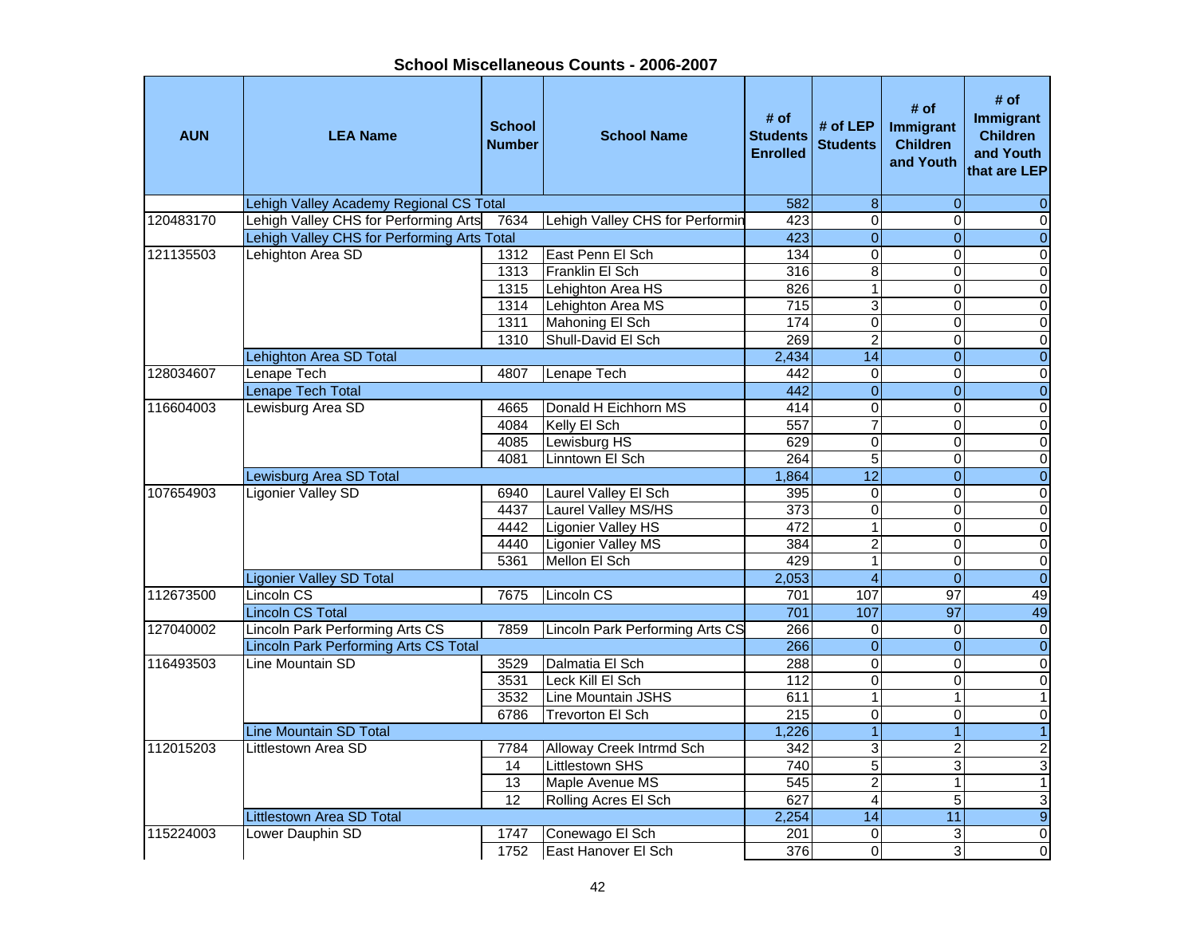## School Miscellaneous Counts - 2006-2007

| AUN | LEA Name | School Number | School Name | # of Students Enrolled | # of LEP Students | # of Immigrant Children and Youth | # of Immigrant Children and Youth that are LEP |
|---|---|---|---|---|---|---|---|
| | Lehigh Valley Academy Regional CS Total | | | 582 | 8 | 0 | 0 |
| 120483170 | Lehigh Valley CHS for Performing Arts | 7634 | Lehigh Valley CHS for Performin | 423 | 0 | 0 | 0 |
| | Lehigh Valley CHS for Performing Arts Total | | | 423 | 0 | 0 | 0 |
| 121135503 | Lehighton Area SD | 1312 | East Penn El Sch | 134 | 0 | 0 | 0 |
| | | 1313 | Franklin El Sch | 316 | 8 | 0 | 0 |
| | | 1315 | Lehighton Area HS | 826 | 1 | 0 | 0 |
| | | 1314 | Lehighton Area MS | 715 | 3 | 0 | 0 |
| | | 1311 | Mahoning El Sch | 174 | 0 | 0 | 0 |
| | | 1310 | Shull-David El Sch | 269 | 2 | 0 | 0 |
| | Lehighton Area SD Total | | | 2,434 | 14 | 0 | 0 |
| 128034607 | Lenape Tech | 4807 | Lenape Tech | 442 | 0 | 0 | 0 |
| | Lenape Tech Total | | | 442 | 0 | 0 | 0 |
| 116604003 | Lewisburg Area SD | 4665 | Donald H Eichhorn MS | 414 | 0 | 0 | 0 |
| | | 4084 | Kelly El Sch | 557 | 7 | 0 | 0 |
| | | 4085 | Lewisburg HS | 629 | 0 | 0 | 0 |
| | | 4081 | Linntown El Sch | 264 | 5 | 0 | 0 |
| | Lewisburg Area SD Total | | | 1,864 | 12 | 0 | 0 |
| 107654903 | Ligonier Valley SD | 6940 | Laurel Valley El Sch | 395 | 0 | 0 | 0 |
| | | 4437 | Laurel Valley MS/HS | 373 | 0 | 0 | 0 |
| | | 4442 | Ligonier Valley HS | 472 | 1 | 0 | 0 |
| | | 4440 | Ligonier Valley MS | 384 | 2 | 0 | 0 |
| | | 5361 | Mellon El Sch | 429 | 1 | 0 | 0 |
| | Ligonier Valley SD Total | | | 2,053 | 4 | 0 | 0 |
| 112673500 | Lincoln CS | 7675 | Lincoln CS | 701 | 107 | 97 | 49 |
| | Lincoln CS Total | | | 701 | 107 | 97 | 49 |
| 127040002 | Lincoln Park Performing Arts CS | 7859 | Lincoln Park Performing Arts CS | 266 | 0 | 0 | 0 |
| | Lincoln Park Performing Arts CS Total | | | 266 | 0 | 0 | 0 |
| 116493503 | Line Mountain SD | 3529 | Dalmatia El Sch | 288 | 0 | 0 | 0 |
| | | 3531 | Leck Kill El Sch | 112 | 0 | 0 | 0 |
| | | 3532 | Line Mountain JSHS | 611 | 1 | 1 | 1 |
| | | 6786 | Trevorton El Sch | 215 | 0 | 0 | 0 |
| | Line Mountain SD Total | | | 1,226 | 1 | 1 | 1 |
| 112015203 | Littlestown Area SD | 7784 | Alloway Creek Intrmd Sch | 342 | 3 | 2 | 2 |
| | | 14 | Littlestown SHS | 740 | 5 | 3 | 3 |
| | | 13 | Maple Avenue MS | 545 | 2 | 1 | 1 |
| | | 12 | Rolling Acres El Sch | 627 | 4 | 5 | 3 |
| | Littlestown Area SD Total | | | 2,254 | 14 | 11 | 9 |
| 115224003 | Lower Dauphin SD | 1747 | Conewago El Sch | 201 | 0 | 3 | 0 |
| | | 1752 | East Hanover El Sch | 376 | 0 | 3 | 0 |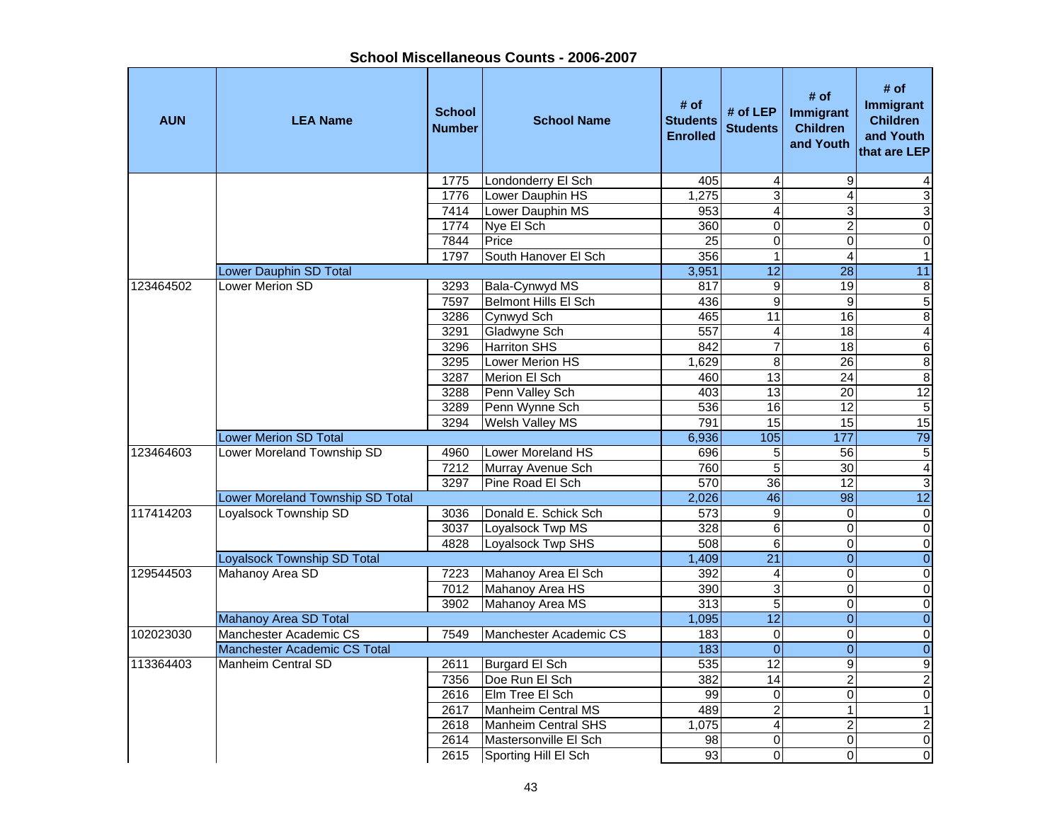## School Miscellaneous Counts - 2006-2007

| AUN | LEA Name | School Number | School Name | # of Students Enrolled | # of LEP Students | # of Immigrant Children and Youth | # of Immigrant Children and Youth that are LEP |
|---|---|---|---|---|---|---|---|
| | | 1775 | Londonderry El Sch | 405 | 4 | 9 | 4 |
| | | 1776 | Lower Dauphin HS | 1,275 | 3 | 4 | 3 |
| | | 7414 | Lower Dauphin MS | 953 | 4 | 3 | 3 |
| | | 1774 | Nye El Sch | 360 | 0 | 2 | 0 |
| | | 7844 | Price | 25 | 0 | 0 | 0 |
| | | 1797 | South Hanover El Sch | 356 | 1 | 4 | 1 |
| | Lower Dauphin SD Total | | | 3,951 | 12 | 28 | 11 |
| 123464502 | Lower Merion SD | 3293 | Bala-Cynwyd MS | 817 | 9 | 19 | 8 |
| | | 7597 | Belmont Hills El Sch | 436 | 9 | 9 | 5 |
| | | 3286 | Cynwyd Sch | 465 | 11 | 16 | 8 |
| | | 3291 | Gladwyne Sch | 557 | 4 | 18 | 4 |
| | | 3296 | Harriton SHS | 842 | 7 | 18 | 6 |
| | | 3295 | Lower Merion HS | 1,629 | 8 | 26 | 8 |
| | | 3287 | Merion El Sch | 460 | 13 | 24 | 8 |
| | | 3288 | Penn Valley Sch | 403 | 13 | 20 | 12 |
| | | 3289 | Penn Wynne Sch | 536 | 16 | 12 | 5 |
| | | 3294 | Welsh Valley MS | 791 | 15 | 15 | 15 |
| | Lower Merion SD Total | | | 6,936 | 105 | 177 | 79 |
| 123464603 | Lower Moreland Township SD | 4960 | Lower Moreland HS | 696 | 5 | 56 | 5 |
| | | 7212 | Murray Avenue Sch | 760 | 5 | 30 | 4 |
| | | 3297 | Pine Road El Sch | 570 | 36 | 12 | 3 |
| | Lower Moreland Township SD Total | | | 2,026 | 46 | 98 | 12 |
| 117414203 | Loyalsock Township SD | 3036 | Donald E. Schick Sch | 573 | 9 | 0 | 0 |
| | | 3037 | Loyalsock Twp MS | 328 | 6 | 0 | 0 |
| | | 4828 | Loyalsock Twp SHS | 508 | 6 | 0 | 0 |
| | Loyalsock Township SD Total | | | 1,409 | 21 | 0 | 0 |
| 129544503 | Mahanoy Area SD | 7223 | Mahanoy Area El Sch | 392 | 4 | 0 | 0 |
| | | 7012 | Mahanoy Area HS | 390 | 3 | 0 | 0 |
| | | 3902 | Mahanoy Area MS | 313 | 5 | 0 | 0 |
| | Mahanoy Area SD Total | | | 1,095 | 12 | 0 | 0 |
| 102023030 | Manchester Academic CS | 7549 | Manchester Academic CS | 183 | 0 | 0 | 0 |
| | Manchester Academic CS Total | | | 183 | 0 | 0 | 0 |
| 113364403 | Manheim Central SD | 2611 | Burgard El Sch | 535 | 12 | 9 | 9 |
| | | 7356 | Doe Run El Sch | 382 | 14 | 2 | 2 |
| | | 2616 | Elm Tree El Sch | 99 | 0 | 0 | 0 |
| | | 2617 | Manheim Central MS | 489 | 2 | 1 | 1 |
| | | 2618 | Manheim Central SHS | 1,075 | 4 | 2 | 2 |
| | | 2614 | Mastersonville El Sch | 98 | 0 | 0 | 0 |
| | | 2615 | Sporting Hill El Sch | 93 | 0 | 0 | 0 |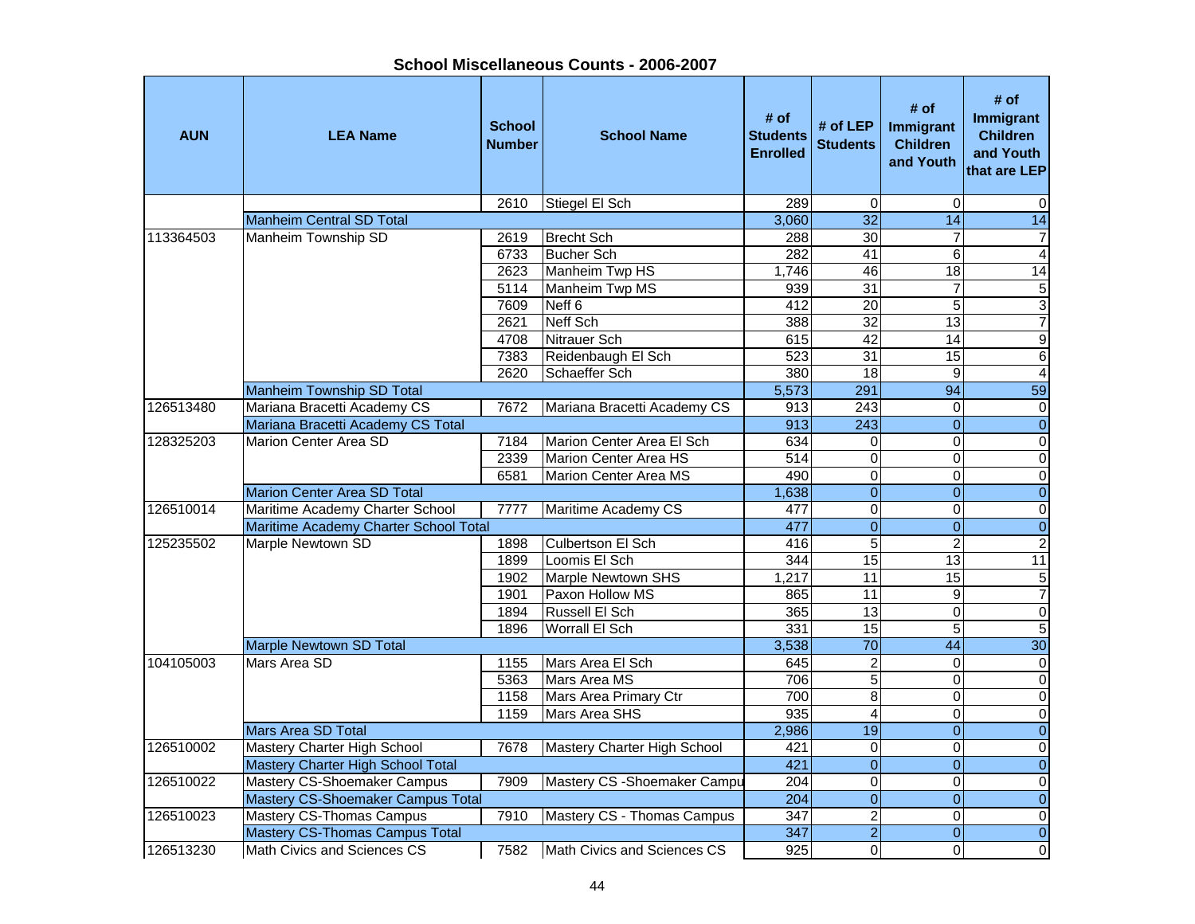## School Miscellaneous Counts - 2006-2007

| AUN | LEA Name | School Number | School Name | # of Students Enrolled | # of LEP Students | # of Immigrant Children and Youth | # of Immigrant Children and Youth that are LEP |
|---|---|---|---|---|---|---|---|
| | | 2610 | Stiegel El Sch | 289 | 0 | 0 | 0 |
| | Manheim Central SD Total | | | 3,060 | 32 | 14 | 14 |
| 113364503 | Manheim Township SD | 2619 | Brecht Sch | 288 | 30 | 7 | 7 |
| | | 6733 | Bucher Sch | 282 | 41 | 6 | 4 |
| | | 2623 | Manheim Twp HS | 1,746 | 46 | 18 | 14 |
| | | 5114 | Manheim Twp MS | 939 | 31 | 7 | 5 |
| | | 7609 | Neff 6 | 412 | 20 | 5 | 3 |
| | | 2621 | Neff Sch | 388 | 32 | 13 | 7 |
| | | 4708 | Nitrauer Sch | 615 | 42 | 14 | 9 |
| | | 7383 | Reidenbaugh El Sch | 523 | 31 | 15 | 6 |
| | | 2620 | Schaeffer Sch | 380 | 18 | 9 | 4 |
| | Manheim Township SD Total | | | 5,573 | 291 | 94 | 59 |
| 126513480 | Mariana Bracetti Academy CS | 7672 | Mariana Bracetti Academy CS | 913 | 243 | 0 | 0 |
| | Mariana Bracetti Academy CS Total | | | 913 | 243 | 0 | 0 |
| 128325203 | Marion Center Area SD | 7184 | Marion Center Area El Sch | 634 | 0 | 0 | 0 |
| | | 2339 | Marion Center Area HS | 514 | 0 | 0 | 0 |
| | | 6581 | Marion Center Area MS | 490 | 0 | 0 | 0 |
| | Marion Center Area SD Total | | | 1,638 | 0 | 0 | 0 |
| 126510014 | Maritime Academy Charter School | 7777 | Maritime Academy CS | 477 | 0 | 0 | 0 |
| | Maritime Academy Charter School Total | | | 477 | 0 | 0 | 0 |
| 125235502 | Marple Newtown SD | 1898 | Culbertson El Sch | 416 | 5 | 2 | 2 |
| | | 1899 | Loomis El Sch | 344 | 15 | 13 | 11 |
| | | 1902 | Marple Newtown SHS | 1,217 | 11 | 15 | 5 |
| | | 1901 | Paxon Hollow MS | 865 | 11 | 9 | 7 |
| | | 1894 | Russell El Sch | 365 | 13 | 0 | 0 |
| | | 1896 | Worrall El Sch | 331 | 15 | 5 | 5 |
| | Marple Newtown SD Total | | | 3,538 | 70 | 44 | 30 |
| 104105003 | Mars Area SD | 1155 | Mars Area El Sch | 645 | 2 | 0 | 0 |
| | | 5363 | Mars Area MS | 706 | 5 | 0 | 0 |
| | | 1158 | Mars Area Primary Ctr | 700 | 8 | 0 | 0 |
| | | 1159 | Mars Area SHS | 935 | 4 | 0 | 0 |
| | Mars Area SD Total | | | 2,986 | 19 | 0 | 0 |
| 126510002 | Mastery Charter High School | 7678 | Mastery Charter High School | 421 | 0 | 0 | 0 |
| | Mastery Charter High School Total | | | 421 | 0 | 0 | 0 |
| 126510022 | Mastery CS-Shoemaker Campus | 7909 | Mastery CS -Shoemaker Campu | 204 | 0 | 0 | 0 |
| | Mastery CS-Shoemaker Campus Total | | | 204 | 0 | 0 | 0 |
| 126510023 | Mastery CS-Thomas Campus | 7910 | Mastery CS - Thomas Campus | 347 | 2 | 0 | 0 |
| | Mastery CS-Thomas Campus Total | | | 347 | 2 | 0 | 0 |
| 126513230 | Math Civics and Sciences CS | 7582 | Math Civics and Sciences CS | 925 | 0 | 0 | 0 |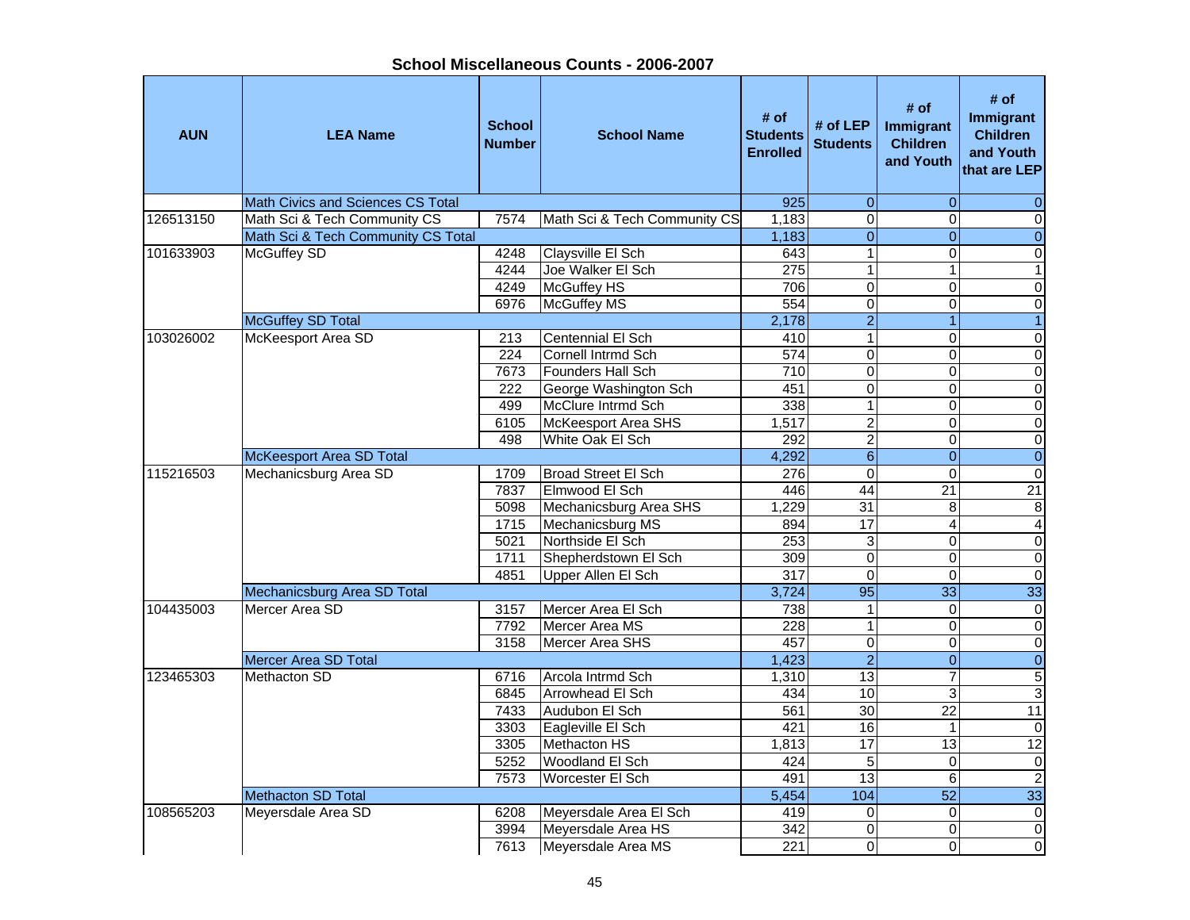## School Miscellaneous Counts - 2006-2007

| AUN | LEA Name | School Number | School Name | # of Students Enrolled | # of LEP Students | # of Immigrant Children and Youth | # of Immigrant Children and Youth that are LEP |
|---|---|---|---|---|---|---|---|
| | Math Civics and Sciences CS Total | | | 925 | 0 | 0 | 0 |
| 126513150 | Math Sci & Tech Community CS | 7574 | Math Sci & Tech Community CS | 1,183 | 0 | 0 | 0 |
| | Math Sci & Tech Community CS Total | | | 1,183 | 0 | 0 | 0 |
| 101633903 | McGuffey SD | 4248 | Claysville El Sch | 643 | 1 | 0 | 0 |
| | | 4244 | Joe Walker El Sch | 275 | 1 | 1 | 1 |
| | | 4249 | McGuffey HS | 706 | 0 | 0 | 0 |
| | | 6976 | McGuffey MS | 554 | 0 | 0 | 0 |
| | McGuffey SD Total | | | 2,178 | 2 | 1 | 1 |
| 103026002 | McKeesport Area SD | 213 | Centennial El Sch | 410 | 1 | 0 | 0 |
| | | 224 | Cornell Intrmd Sch | 574 | 0 | 0 | 0 |
| | | 7673 | Founders Hall Sch | 710 | 0 | 0 | 0 |
| | | 222 | George Washington Sch | 451 | 0 | 0 | 0 |
| | | 499 | McClure Intrmd Sch | 338 | 1 | 0 | 0 |
| | | 6105 | McKeesport Area SHS | 1,517 | 2 | 0 | 0 |
| | | 498 | White Oak El Sch | 292 | 2 | 0 | 0 |
| | McKeesport Area SD Total | | | 4,292 | 6 | 0 | 0 |
| 115216503 | Mechanicsburg Area SD | 1709 | Broad Street El Sch | 276 | 0 | 0 | 0 |
| | | 7837 | Elmwood El Sch | 446 | 44 | 21 | 21 |
| | | 5098 | Mechanicsburg Area SHS | 1,229 | 31 | 8 | 8 |
| | | 1715 | Mechanicsburg MS | 894 | 17 | 4 | 4 |
| | | 5021 | Northside El Sch | 253 | 3 | 0 | 0 |
| | | 1711 | Shepherdstown El Sch | 309 | 0 | 0 | 0 |
| | | 4851 | Upper Allen El Sch | 317 | 0 | 0 | 0 |
| | Mechanicsburg Area SD Total | | | 3,724 | 95 | 33 | 33 |
| 104435003 | Mercer Area SD | 3157 | Mercer Area El Sch | 738 | 1 | 0 | 0 |
| | | 7792 | Mercer Area MS | 228 | 1 | 0 | 0 |
| | | 3158 | Mercer Area SHS | 457 | 0 | 0 | 0 |
| | Mercer Area SD Total | | | 1,423 | 2 | 0 | 0 |
| 123465303 | Methacton SD | 6716 | Arcola Intrmd Sch | 1,310 | 13 | 7 | 5 |
| | | 6845 | Arrowhead El Sch | 434 | 10 | 3 | 3 |
| | | 7433 | Audubon El Sch | 561 | 30 | 22 | 11 |
| | | 3303 | Eagleville El Sch | 421 | 16 | 1 | 0 |
| | | 3305 | Methacton HS | 1,813 | 17 | 13 | 12 |
| | | 5252 | Woodland El Sch | 424 | 5 | 0 | 0 |
| | | 7573 | Worcester El Sch | 491 | 13 | 6 | 2 |
| | Methacton SD Total | | | 5,454 | 104 | 52 | 33 |
| 108565203 | Meyersdale Area SD | 6208 | Meyersdale Area El Sch | 419 | 0 | 0 | 0 |
| | | 3994 | Meyersdale Area HS | 342 | 0 | 0 | 0 |
| | | 7613 | Meyersdale Area MS | 221 | 0 | 0 | 0 |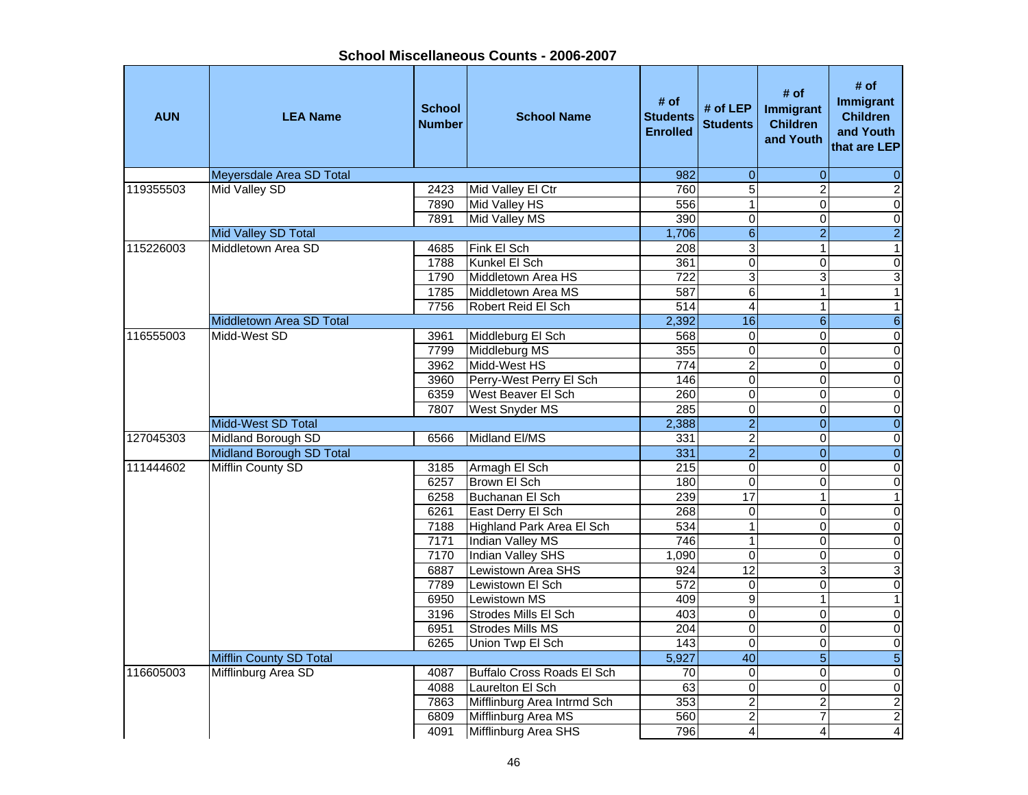## School Miscellaneous Counts - 2006-2007

| AUN | LEA Name | School Number | School Name | # of Students Enrolled | # of LEP Students | # of Immigrant Children and Youth | # of Immigrant Children and Youth that are LEP |
|---|---|---|---|---|---|---|---|
| | Meyersdale Area SD Total | | | 982 | 0 | 0 | 0 |
| 119355503 | Mid Valley SD | 2423 | Mid Valley El Ctr | 760 | 5 | 2 | 2 |
| | | 7890 | Mid Valley HS | 556 | 1 | 0 | 0 |
| | | 7891 | Mid Valley MS | 390 | 0 | 0 | 0 |
| | Mid Valley SD Total | | | 1,706 | 6 | 2 | 2 |
| 115226003 | Middletown Area SD | 4685 | Fink El Sch | 208 | 3 | 1 | 1 |
| | | 1788 | Kunkel El Sch | 361 | 0 | 0 | 0 |
| | | 1790 | Middletown Area HS | 722 | 3 | 3 | 3 |
| | | 1785 | Middletown Area MS | 587 | 6 | 1 | 1 |
| | | 7756 | Robert Reid El Sch | 514 | 4 | 1 | 1 |
| | Middletown Area SD Total | | | 2,392 | 16 | 6 | 6 |
| 116555003 | Midd-West SD | 3961 | Middleburg El Sch | 568 | 0 | 0 | 0 |
| | | 7799 | Middleburg MS | 355 | 0 | 0 | 0 |
| | | 3962 | Midd-West HS | 774 | 2 | 0 | 0 |
| | | 3960 | Perry-West Perry El Sch | 146 | 0 | 0 | 0 |
| | | 6359 | West Beaver El Sch | 260 | 0 | 0 | 0 |
| | | 7807 | West Snyder MS | 285 | 0 | 0 | 0 |
| | Midd-West SD Total | | | 2,388 | 2 | 0 | 0 |
| 127045303 | Midland Borough SD | 6566 | Midland El/MS | 331 | 2 | 0 | 0 |
| | Midland Borough SD Total | | | 331 | 2 | 0 | 0 |
| 111444602 | Mifflin County SD | 3185 | Armagh El Sch | 215 | 0 | 0 | 0 |
| | | 6257 | Brown El Sch | 180 | 0 | 0 | 0 |
| | | 6258 | Buchanan El Sch | 239 | 17 | 1 | 1 |
| | | 6261 | East Derry El Sch | 268 | 0 | 0 | 0 |
| | | 7188 | Highland Park Area El Sch | 534 | 1 | 0 | 0 |
| | | 7171 | Indian Valley MS | 746 | 1 | 0 | 0 |
| | | 7170 | Indian Valley SHS | 1,090 | 0 | 0 | 0 |
| | | 6887 | Lewistown Area SHS | 924 | 12 | 3 | 3 |
| | | 7789 | Lewistown El Sch | 572 | 0 | 0 | 0 |
| | | 6950 | Lewistown MS | 409 | 9 | 1 | 1 |
| | | 3196 | Strodes Mills El Sch | 403 | 0 | 0 | 0 |
| | | 6951 | Strodes Mills MS | 204 | 0 | 0 | 0 |
| | | 6265 | Union Twp El Sch | 143 | 0 | 0 | 0 |
| | Mifflin County SD Total | | | 5,927 | 40 | 5 | 5 |
| 116605003 | Mifflinburg Area SD | 4087 | Buffalo Cross Roads El Sch | 70 | 0 | 0 | 0 |
| | | 4088 | Laurelton El Sch | 63 | 0 | 0 | 0 |
| | | 7863 | Mifflinburg Area Intrmd Sch | 353 | 2 | 2 | 2 |
| | | 6809 | Mifflinburg Area MS | 560 | 2 | 7 | 2 |
| | | 4091 | Mifflinburg Area SHS | 796 | 4 | 4 | 4 |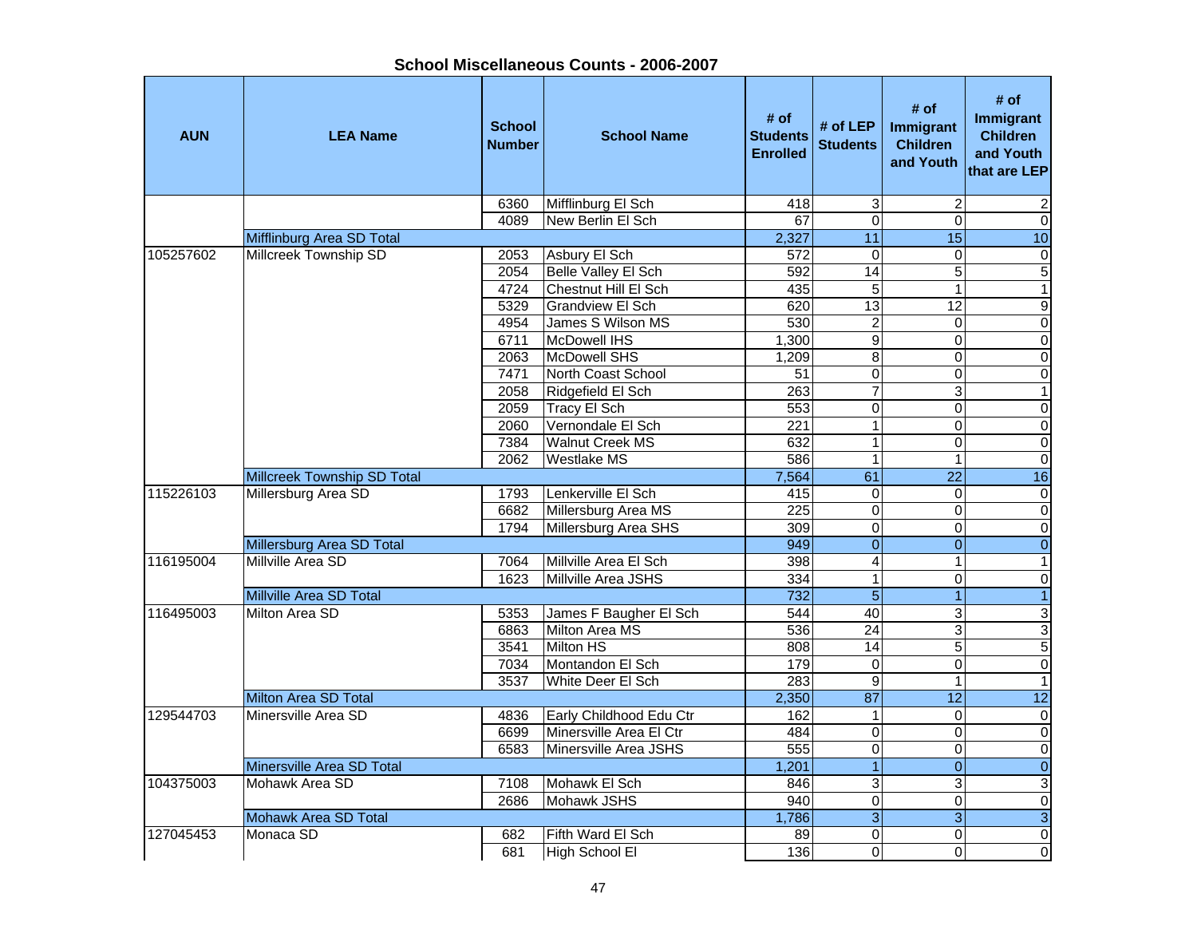## School Miscellaneous Counts - 2006-2007

| AUN | LEA Name | School Number | School Name | # of Students Enrolled | # of LEP Students | # of Immigrant Children and Youth | # of Immigrant Children and Youth that are LEP |
|---|---|---|---|---|---|---|---|
| | | 6360 | Mifflinburg El Sch | 418 | 3 | 2 | 2 |
| | | 4089 | New Berlin El Sch | 67 | 0 | 0 | 0 |
| | Mifflinburg Area SD Total | | | 2,327 | 11 | 15 | 10 |
| 105257602 | Millcreek Township SD | 2053 | Asbury El Sch | 572 | 0 | 0 | 0 |
| | | 2054 | Belle Valley El Sch | 592 | 14 | 5 | 5 |
| | | 4724 | Chestnut Hill El Sch | 435 | 5 | 1 | 1 |
| | | 5329 | Grandview El Sch | 620 | 13 | 12 | 9 |
| | | 4954 | James S Wilson MS | 530 | 2 | 0 | 0 |
| | | 6711 | McDowell IHS | 1,300 | 9 | 0 | 0 |
| | | 2063 | McDowell SHS | 1,209 | 8 | 0 | 0 |
| | | 7471 | North Coast School | 51 | 0 | 0 | 0 |
| | | 2058 | Ridgefield El Sch | 263 | 7 | 3 | 1 |
| | | 2059 | Tracy El Sch | 553 | 0 | 0 | 0 |
| | | 2060 | Vernondale El Sch | 221 | 1 | 0 | 0 |
| | | 7384 | Walnut Creek MS | 632 | 1 | 0 | 0 |
| | | 2062 | Westlake MS | 586 | 1 | 1 | 0 |
| | Millcreek Township SD Total | | | 7,564 | 61 | 22 | 16 |
| 115226103 | Millersburg Area SD | 1793 | Lenkerville El Sch | 415 | 0 | 0 | 0 |
| | | 6682 | Millersburg Area MS | 225 | 0 | 0 | 0 |
| | | 1794 | Millersburg Area SHS | 309 | 0 | 0 | 0 |
| | Millersburg Area SD Total | | | 949 | 0 | 0 | 0 |
| 116195004 | Millville Area SD | 7064 | Millville Area El Sch | 398 | 4 | 1 | 1 |
| | | 1623 | Millville Area JSHS | 334 | 1 | 0 | 0 |
| | Millville Area SD Total | | | 732 | 5 | 1 | 1 |
| 116495003 | Milton Area SD | 5353 | James F Baugher El Sch | 544 | 40 | 3 | 3 |
| | | 6863 | Milton Area MS | 536 | 24 | 3 | 3 |
| | | 3541 | Milton HS | 808 | 14 | 5 | 5 |
| | | 7034 | Montandon El Sch | 179 | 0 | 0 | 0 |
| | | 3537 | White Deer El Sch | 283 | 9 | 1 | 1 |
| | Milton Area SD Total | | | 2,350 | 87 | 12 | 12 |
| 129544703 | Minersville Area SD | 4836 | Early Childhood Edu Ctr | 162 | 1 | 0 | 0 |
| | | 6699 | Minersville Area El Ctr | 484 | 0 | 0 | 0 |
| | | 6583 | Minersville Area JSHS | 555 | 0 | 0 | 0 |
| | Minersville Area SD Total | | | 1,201 | 1 | 0 | 0 |
| 104375003 | Mohawk Area SD | 7108 | Mohawk El Sch | 846 | 3 | 3 | 3 |
| | | 2686 | Mohawk JSHS | 940 | 0 | 0 | 0 |
| | Mohawk Area SD Total | | | 1,786 | 3 | 3 | 3 |
| 127045453 | Monaca SD | 682 | Fifth Ward El Sch | 89 | 0 | 0 | 0 |
| | | 681 | High School El | 136 | 0 | 0 | 0 |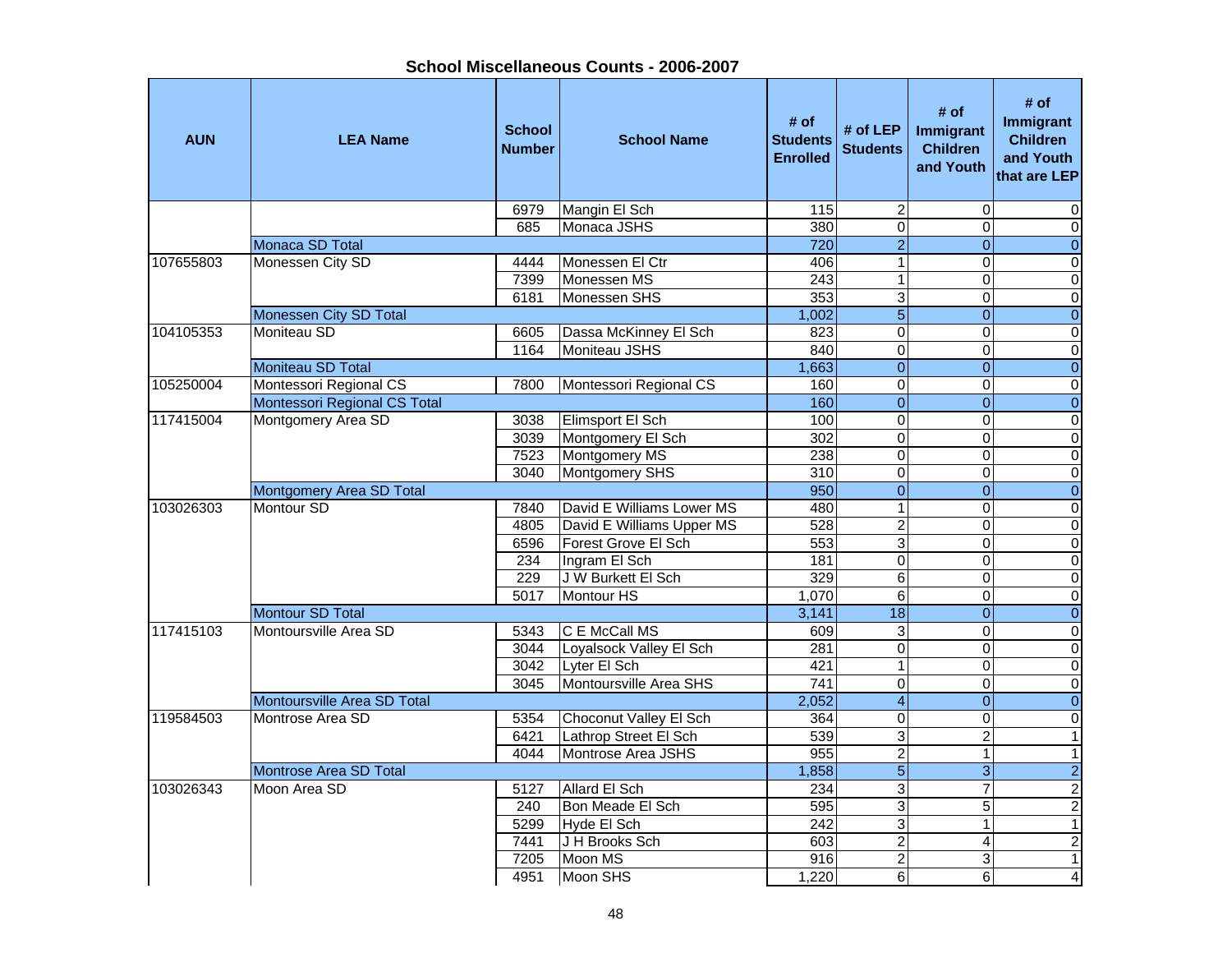## School Miscellaneous Counts - 2006-2007

| AUN | LEA Name | School Number | School Name | # of Students Enrolled | # of LEP Students | # of Immigrant Children and Youth | # of Immigrant Children and Youth that are LEP |
|---|---|---|---|---|---|---|---|
| | | 6979 | Mangin El Sch | 115 | 2 | 0 | 0 |
| | | 685 | Monaca JSHS | 380 | 0 | 0 | 0 |
| | Monaca SD Total | | | 720 | 2 | 0 | 0 |
| 107655803 | Monessen City SD | 4444 | Monessen El Ctr | 406 | 1 | 0 | 0 |
| | | 7399 | Monessen MS | 243 | 1 | 0 | 0 |
| | | 6181 | Monessen SHS | 353 | 3 | 0 | 0 |
| | Monessen City SD Total | | | 1,002 | 5 | 0 | 0 |
| 104105353 | Moniteau SD | 6605 | Dassa McKinney El Sch | 823 | 0 | 0 | 0 |
| | | 1164 | Moniteau JSHS | 840 | 0 | 0 | 0 |
| | Moniteau SD Total | | | 1,663 | 0 | 0 | 0 |
| 105250004 | Montessori Regional CS | 7800 | Montessori Regional CS | 160 | 0 | 0 | 0 |
| | Montessori Regional CS Total | | | 160 | 0 | 0 | 0 |
| 117415004 | Montgomery Area SD | 3038 | Elimsport El Sch | 100 | 0 | 0 | 0 |
| | | 3039 | Montgomery El Sch | 302 | 0 | 0 | 0 |
| | | 7523 | Montgomery MS | 238 | 0 | 0 | 0 |
| | | 3040 | Montgomery SHS | 310 | 0 | 0 | 0 |
| | Montgomery Area SD Total | | | 950 | 0 | 0 | 0 |
| 103026303 | Montour SD | 7840 | David E Williams Lower MS | 480 | 1 | 0 | 0 |
| | | 4805 | David E Williams Upper MS | 528 | 2 | 0 | 0 |
| | | 6596 | Forest Grove El Sch | 553 | 3 | 0 | 0 |
| | | 234 | Ingram El Sch | 181 | 0 | 0 | 0 |
| | | 229 | J W Burkett El Sch | 329 | 6 | 0 | 0 |
| | | 5017 | Montour HS | 1,070 | 6 | 0 | 0 |
| | Montour SD Total | | | 3,141 | 18 | 0 | 0 |
| 117415103 | Montoursville Area SD | 5343 | C E McCall MS | 609 | 3 | 0 | 0 |
| | | 3044 | Loyalsock Valley El Sch | 281 | 0 | 0 | 0 |
| | | 3042 | Lyter El Sch | 421 | 1 | 0 | 0 |
| | | 3045 | Montoursville Area SHS | 741 | 0 | 0 | 0 |
| | Montoursville Area SD Total | | | 2,052 | 4 | 0 | 0 |
| 119584503 | Montrose Area SD | 5354 | Choconut Valley El Sch | 364 | 0 | 0 | 0 |
| | | 6421 | Lathrop Street El Sch | 539 | 3 | 2 | 1 |
| | | 4044 | Montrose Area JSHS | 955 | 2 | 1 | 1 |
| | Montrose Area SD Total | | | 1,858 | 5 | 3 | 2 |
| 103026343 | Moon Area SD | 5127 | Allard El Sch | 234 | 3 | 7 | 2 |
| | | 240 | Bon Meade El Sch | 595 | 3 | 5 | 2 |
| | | 5299 | Hyde El Sch | 242 | 3 | 1 | 1 |
| | | 7441 | J H Brooks Sch | 603 | 2 | 4 | 2 |
| | | 7205 | Moon MS | 916 | 2 | 3 | 1 |
| | | 4951 | Moon SHS | 1,220 | 6 | 6 | 4 |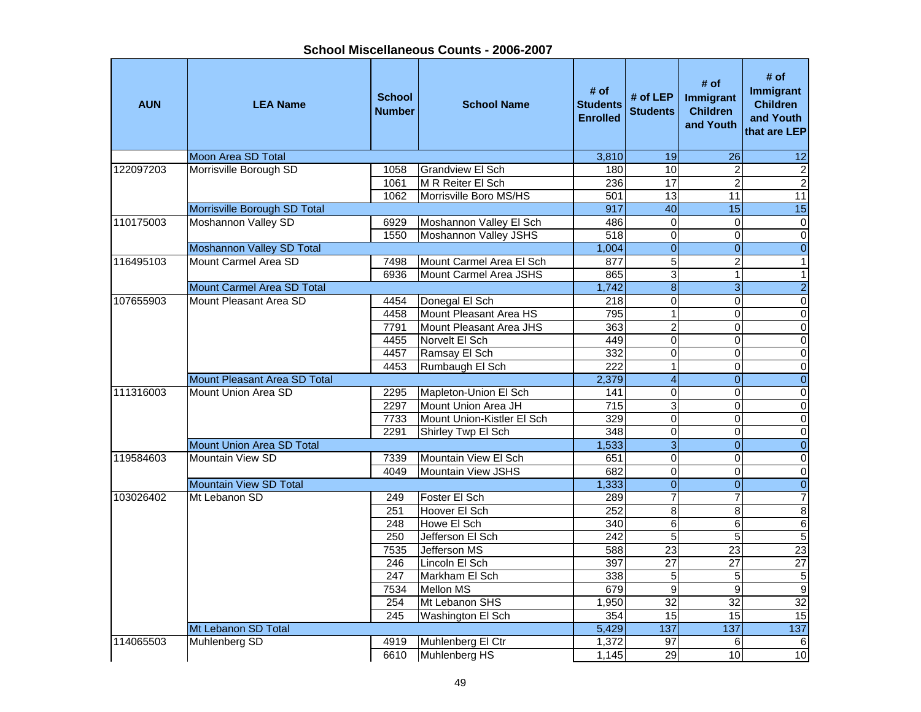## School Miscellaneous Counts - 2006-2007

| AUN | LEA Name | School Number | School Name | # of Students Enrolled | # of LEP Students | # of Immigrant Children and Youth | # of Immigrant Children and Youth that are LEP |
|---|---|---|---|---|---|---|---|
| | Moon Area SD Total | | | 3,810 | 19 | 26 | 12 |
| 122097203 | Morrisville Borough SD | 1058 | Grandview El Sch | 180 | 10 | 2 | 2 |
| | | 1061 | M R Reiter El Sch | 236 | 17 | 2 | 2 |
| | | 1062 | Morrisville Boro MS/HS | 501 | 13 | 11 | 11 |
| | Morrisville Borough SD Total | | | 917 | 40 | 15 | 15 |
| 110175003 | Moshannon Valley SD | 6929 | Moshannon Valley El Sch | 486 | 0 | 0 | 0 |
| | | 1550 | Moshannon Valley JSHS | 518 | 0 | 0 | 0 |
| | Moshannon Valley SD Total | | | 1,004 | 0 | 0 | 0 |
| 116495103 | Mount Carmel Area SD | 7498 | Mount Carmel Area El Sch | 877 | 5 | 2 | 1 |
| | | 6936 | Mount Carmel Area JSHS | 865 | 3 | 1 | 1 |
| | Mount Carmel Area SD Total | | | 1,742 | 8 | 3 | 2 |
| 107655903 | Mount Pleasant Area SD | 4454 | Donegal El Sch | 218 | 0 | 0 | 0 |
| | | 4458 | Mount Pleasant Area HS | 795 | 1 | 0 | 0 |
| | | 7791 | Mount Pleasant Area JHS | 363 | 2 | 0 | 0 |
| | | 4455 | Norvelt El Sch | 449 | 0 | 0 | 0 |
| | | 4457 | Ramsay El Sch | 332 | 0 | 0 | 0 |
| | | 4453 | Rumbaugh El Sch | 222 | 1 | 0 | 0 |
| | Mount Pleasant Area SD Total | | | 2,379 | 4 | 0 | 0 |
| 111316003 | Mount Union Area SD | 2295 | Mapleton-Union El Sch | 141 | 0 | 0 | 0 |
| | | 2297 | Mount Union Area JH | 715 | 3 | 0 | 0 |
| | | 7733 | Mount Union-Kistler El Sch | 329 | 0 | 0 | 0 |
| | | 2291 | Shirley Twp El Sch | 348 | 0 | 0 | 0 |
| | Mount Union Area SD Total | | | 1,533 | 3 | 0 | 0 |
| 119584603 | Mountain View SD | 7339 | Mountain View El Sch | 651 | 0 | 0 | 0 |
| | | 4049 | Mountain View JSHS | 682 | 0 | 0 | 0 |
| | Mountain View SD Total | | | 1,333 | 0 | 0 | 0 |
| 103026402 | Mt Lebanon SD | 249 | Foster El Sch | 289 | 7 | 7 | 7 |
| | | 251 | Hoover El Sch | 252 | 8 | 8 | 8 |
| | | 248 | Howe El Sch | 340 | 6 | 6 | 6 |
| | | 250 | Jefferson El Sch | 242 | 5 | 5 | 5 |
| | | 7535 | Jefferson MS | 588 | 23 | 23 | 23 |
| | | 246 | Lincoln El Sch | 397 | 27 | 27 | 27 |
| | | 247 | Markham El Sch | 338 | 5 | 5 | 5 |
| | | 7534 | Mellon MS | 679 | 9 | 9 | 9 |
| | | 254 | Mt Lebanon SHS | 1,950 | 32 | 32 | 32 |
| | | 245 | Washington El Sch | 354 | 15 | 15 | 15 |
| | Mt Lebanon SD Total | | | 5,429 | 137 | 137 | 137 |
| 114065503 | Muhlenberg SD | 4919 | Muhlenberg El Ctr | 1,372 | 97 | 6 | 6 |
| | | 6610 | Muhlenberg HS | 1,145 | 29 | 10 | 10 |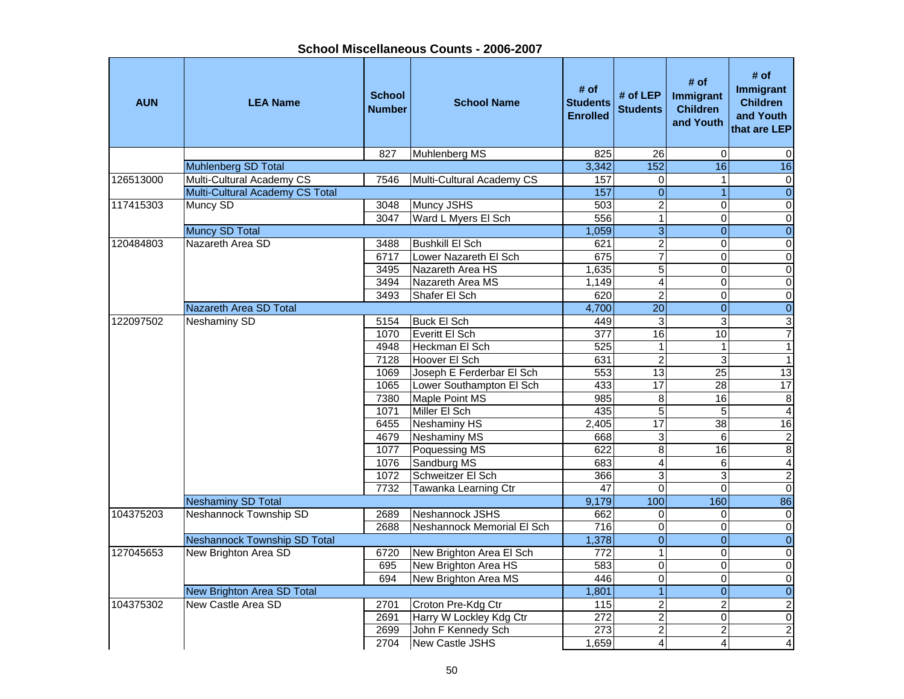# School Miscellaneous Counts - 2006-2007

| AUN | LEA Name | School Number | School Name | # of Students Enrolled | # of LEP Students | # of Immigrant Children and Youth | # of Immigrant Children and Youth that are LEP |
|---|---|---|---|---|---|---|---|
| | | 827 | Muhlenberg MS | 825 | 26 | 0 | 0 |
| | Muhlenberg SD Total | | | 3,342 | 152 | 16 | 16 |
| 126513000 | Multi-Cultural Academy CS | 7546 | Multi-Cultural Academy CS | 157 | 0 | 1 | 0 |
| | Multi-Cultural Academy CS Total | | | 157 | 0 | 1 | 0 |
| 117415303 | Muncy SD | 3048 | Muncy JSHS | 503 | 2 | 0 | 0 |
| | | 3047 | Ward L Myers El Sch | 556 | 1 | 0 | 0 |
| | Muncy SD Total | | | 1,059 | 3 | 0 | 0 |
| 120484803 | Nazareth Area SD | 3488 | Bushkill El Sch | 621 | 2 | 0 | 0 |
| | | 6717 | Lower Nazareth El Sch | 675 | 7 | 0 | 0 |
| | | 3495 | Nazareth Area HS | 1,635 | 5 | 0 | 0 |
| | | 3494 | Nazareth Area MS | 1,149 | 4 | 0 | 0 |
| | | 3493 | Shafer El Sch | 620 | 2 | 0 | 0 |
| | Nazareth Area SD Total | | | 4,700 | 20 | 0 | 0 |
| 122097502 | Neshaminy SD | 5154 | Buck El Sch | 449 | 3 | 3 | 3 |
| | | 1070 | Everitt El Sch | 377 | 16 | 10 | 7 |
| | | 4948 | Heckman El Sch | 525 | 1 | 1 | 1 |
| | | 7128 | Hoover El Sch | 631 | 2 | 3 | 1 |
| | | 1069 | Joseph E Ferderbar El Sch | 553 | 13 | 25 | 13 |
| | | 1065 | Lower Southampton El Sch | 433 | 17 | 28 | 17 |
| | | 7380 | Maple Point MS | 985 | 8 | 16 | 8 |
| | | 1071 | Miller El Sch | 435 | 5 | 5 | 4 |
| | | 6455 | Neshaminy HS | 2,405 | 17 | 38 | 16 |
| | | 4679 | Neshaminy MS | 668 | 3 | 6 | 2 |
| | | 1077 | Poquessing MS | 622 | 8 | 16 | 8 |
| | | 1076 | Sandburg MS | 683 | 4 | 6 | 4 |
| | | 1072 | Schweitzer El Sch | 366 | 3 | 3 | 2 |
| | | 7732 | Tawanka Learning Ctr | 47 | 0 | 0 | 0 |
| | Neshaminy SD Total | | | 9,179 | 100 | 160 | 86 |
| 104375203 | Neshannock Township SD | 2689 | Neshannock JSHS | 662 | 0 | 0 | 0 |
| | | 2688 | Neshannock Memorial El Sch | 716 | 0 | 0 | 0 |
| | Neshannock Township SD Total | | | 1,378 | 0 | 0 | 0 |
| 127045653 | New Brighton Area SD | 6720 | New Brighton Area El Sch | 772 | 1 | 0 | 0 |
| | | 695 | New Brighton Area HS | 583 | 0 | 0 | 0 |
| | | 694 | New Brighton Area MS | 446 | 0 | 0 | 0 |
| | New Brighton Area SD Total | | | 1,801 | 1 | 0 | 0 |
| 104375302 | New Castle Area SD | 2701 | Croton Pre-Kdg Ctr | 115 | 2 | 2 | 2 |
| | | 2691 | Harry W Lockley Kdg Ctr | 272 | 2 | 0 | 0 |
| | | 2699 | John F Kennedy Sch | 273 | 2 | 2 | 2 |
| | | 2704 | New Castle JSHS | 1,659 | 4 | 4 | 4 |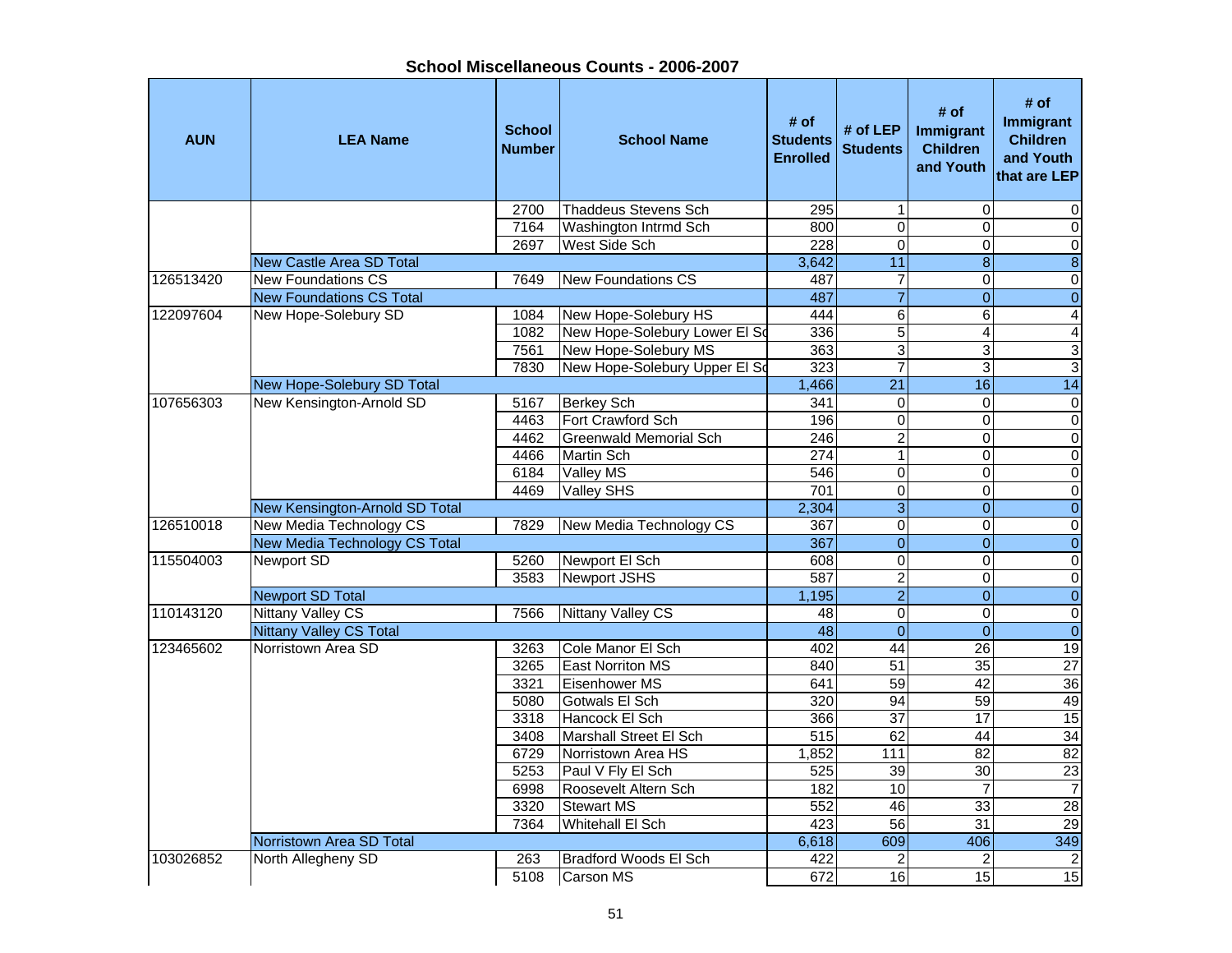## School Miscellaneous Counts - 2006-2007

| AUN | LEA Name | School Number | School Name | # of Students Enrolled | # of LEP Students | # of Immigrant Children and Youth | # of Immigrant Children and Youth that are LEP |
|---|---|---|---|---|---|---|---|
| | | 2700 | Thaddeus Stevens Sch | 295 | 1 | 0 | 0 |
| | | 7164 | Washington Intrmd Sch | 800 | 0 | 0 | 0 |
| | | 2697 | West Side Sch | 228 | 0 | 0 | 0 |
| | New Castle Area SD Total | | | 3,642 | 11 | 8 | 8 |
| 126513420 | New Foundations CS | 7649 | New Foundations CS | 487 | 7 | 0 | 0 |
| | New Foundations CS Total | | | 487 | 7 | 0 | 0 |
| 122097604 | New Hope-Solebury SD | 1084 | New Hope-Solebury HS | 444 | 6 | 6 | 4 |
| | | 1082 | New Hope-Solebury Lower El Sc | 336 | 5 | 4 | 4 |
| | | 7561 | New Hope-Solebury MS | 363 | 3 | 3 | 3 |
| | | 7830 | New Hope-Solebury Upper El Sc | 323 | 7 | 3 | 3 |
| | New Hope-Solebury SD Total | | | 1,466 | 21 | 16 | 14 |
| 107656303 | New Kensington-Arnold SD | 5167 | Berkey Sch | 341 | 0 | 0 | 0 |
| | | 4463 | Fort Crawford Sch | 196 | 0 | 0 | 0 |
| | | 4462 | Greenwald Memorial Sch | 246 | 2 | 0 | 0 |
| | | 4466 | Martin Sch | 274 | 1 | 0 | 0 |
| | | 6184 | Valley MS | 546 | 0 | 0 | 0 |
| | | 4469 | Valley SHS | 701 | 0 | 0 | 0 |
| | New Kensington-Arnold SD Total | | | 2,304 | 3 | 0 | 0 |
| 126510018 | New Media Technology CS | 7829 | New Media Technology CS | 367 | 0 | 0 | 0 |
| | New Media Technology CS Total | | | 367 | 0 | 0 | 0 |
| 115504003 | Newport SD | 5260 | Newport El Sch | 608 | 0 | 0 | 0 |
| | | 3583 | Newport JSHS | 587 | 2 | 0 | 0 |
| | Newport SD Total | | | 1,195 | 2 | 0 | 0 |
| 110143120 | Nittany Valley CS | 7566 | Nittany Valley CS | 48 | 0 | 0 | 0 |
| | Nittany Valley CS Total | | | 48 | 0 | 0 | 0 |
| 123465602 | Norristown Area SD | 3263 | Cole Manor El Sch | 402 | 44 | 26 | 19 |
| | | 3265 | East Norriton MS | 840 | 51 | 35 | 27 |
| | | 3321 | Eisenhower MS | 641 | 59 | 42 | 36 |
| | | 5080 | Gotwals El Sch | 320 | 94 | 59 | 49 |
| | | 3318 | Hancock El Sch | 366 | 37 | 17 | 15 |
| | | 3408 | Marshall Street El Sch | 515 | 62 | 44 | 34 |
| | | 6729 | Norristown Area HS | 1,852 | 111 | 82 | 82 |
| | | 5253 | Paul V Fly El Sch | 525 | 39 | 30 | 23 |
| | | 6998 | Roosevelt Altern Sch | 182 | 10 | 7 | 7 |
| | | 3320 | Stewart MS | 552 | 46 | 33 | 28 |
| | | 7364 | Whitehall El Sch | 423 | 56 | 31 | 29 |
| | Norristown Area SD Total | | | 6,618 | 609 | 406 | 349 |
| 103026852 | North Allegheny SD | 263 | Bradford Woods El Sch | 422 | 2 | 2 | 2 |
| | | 5108 | Carson MS | 672 | 16 | 15 | 15 |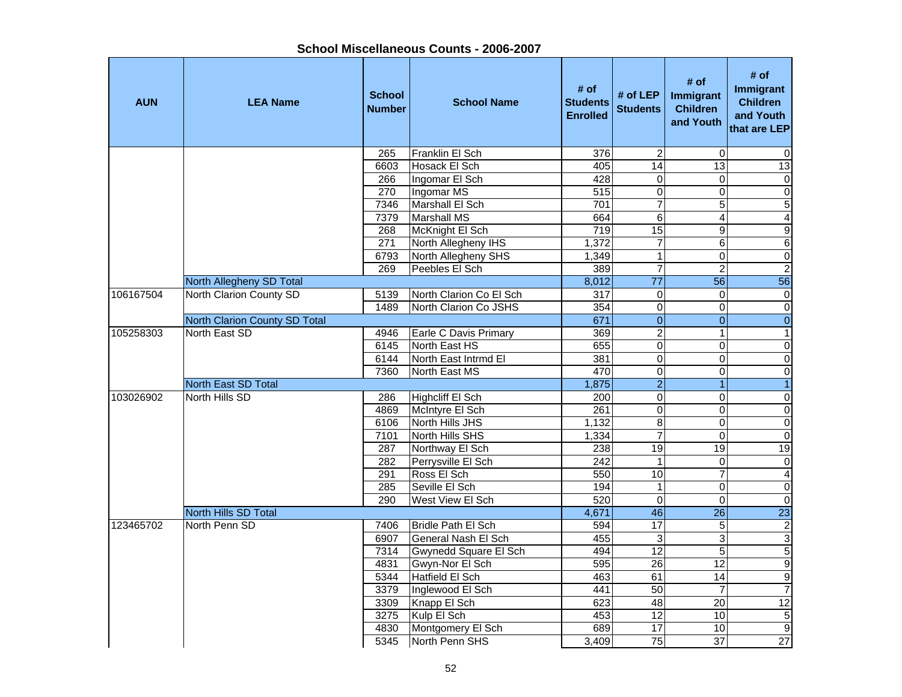## School Miscellaneous Counts - 2006-2007

| AUN | LEA Name | School Number | School Name | # of Students Enrolled | # of LEP Students | # of Immigrant Children and Youth | # of Immigrant Children and Youth that are LEP |
|---|---|---|---|---|---|---|---|
| | | 265 | Franklin El Sch | 376 | 2 | 0 | 0 |
| | | 6603 | Hosack El Sch | 405 | 14 | 13 | 13 |
| | | 266 | Ingomar El Sch | 428 | 0 | 0 | 0 |
| | | 270 | Ingomar MS | 515 | 0 | 0 | 0 |
| | | 7346 | Marshall El Sch | 701 | 7 | 5 | 5 |
| | | 7379 | Marshall MS | 664 | 6 | 4 | 4 |
| | | 268 | McKnight El Sch | 719 | 15 | 9 | 9 |
| | | 271 | North Allegheny IHS | 1,372 | 7 | 6 | 6 |
| | | 6793 | North Allegheny SHS | 1,349 | 1 | 0 | 0 |
| | | 269 | Peebles El Sch | 389 | 7 | 2 | 2 |
| | North Allegheny SD Total | | | 8,012 | 77 | 56 | 56 |
| 106167504 | North Clarion County SD | 5139 | North Clarion Co El Sch | 317 | 0 | 0 | 0 |
| | | 1489 | North Clarion Co JSHS | 354 | 0 | 0 | 0 |
| | North Clarion County SD Total | | | 671 | 0 | 0 | 0 |
| 105258303 | North East SD | 4946 | Earle C Davis Primary | 369 | 2 | 1 | 1 |
| | | 6145 | North East HS | 655 | 0 | 0 | 0 |
| | | 6144 | North East Intrmd El | 381 | 0 | 0 | 0 |
| | | 7360 | North East MS | 470 | 0 | 0 | 0 |
| | North East SD Total | | | 1,875 | 2 | 1 | 1 |
| 103026902 | North Hills SD | 286 | Highcliff El Sch | 200 | 0 | 0 | 0 |
| | | 4869 | McIntyre El Sch | 261 | 0 | 0 | 0 |
| | | 6106 | North Hills JHS | 1,132 | 8 | 0 | 0 |
| | | 7101 | North Hills SHS | 1,334 | 7 | 0 | 0 |
| | | 287 | Northway El Sch | 238 | 19 | 19 | 19 |
| | | 282 | Perrysville El Sch | 242 | 1 | 0 | 0 |
| | | 291 | Ross El Sch | 550 | 10 | 7 | 4 |
| | | 285 | Seville El Sch | 194 | 1 | 0 | 0 |
| | | 290 | West View El Sch | 520 | 0 | 0 | 0 |
| | North Hills SD Total | | | 4,671 | 46 | 26 | 23 |
| 123465702 | North Penn SD | 7406 | Bridle Path El Sch | 594 | 17 | 5 | 2 |
| | | 6907 | General Nash El Sch | 455 | 3 | 3 | 3 |
| | | 7314 | Gwynedd Square El Sch | 494 | 12 | 5 | 5 |
| | | 4831 | Gwyn-Nor El Sch | 595 | 26 | 12 | 9 |
| | | 5344 | Hatfield El Sch | 463 | 61 | 14 | 9 |
| | | 3379 | Inglewood El Sch | 441 | 50 | 7 | 7 |
| | | 3309 | Knapp El Sch | 623 | 48 | 20 | 12 |
| | | 3275 | Kulp El Sch | 453 | 12 | 10 | 5 |
| | | 4830 | Montgomery El Sch | 689 | 17 | 10 | 9 |
| | | 5345 | North Penn SHS | 3,409 | 75 | 37 | 27 |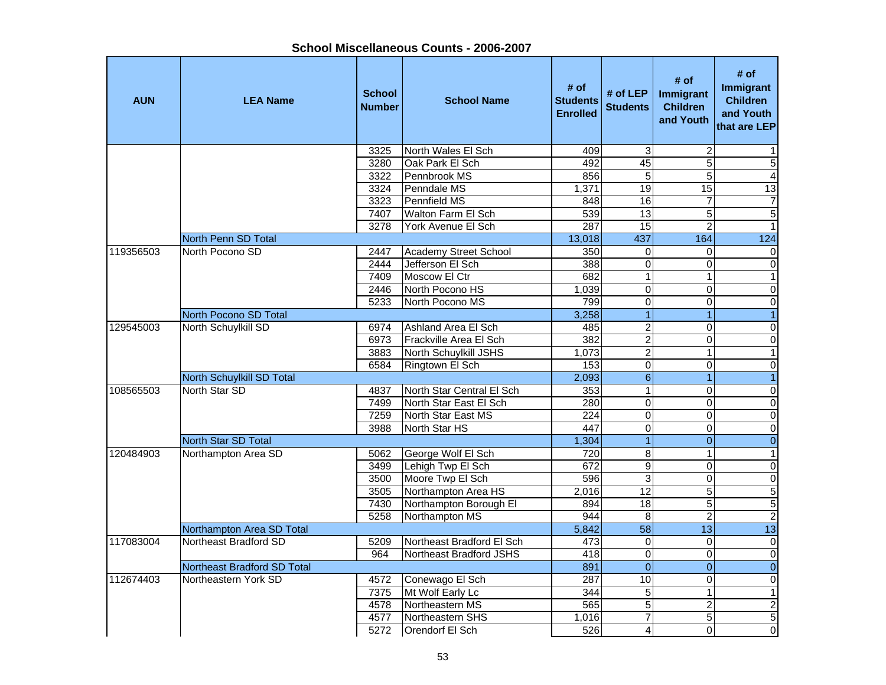# School Miscellaneous Counts - 2006-2007

| AUN | LEA Name | School Number | School Name | # of Students Enrolled | # of LEP Students | # of Immigrant Children and Youth | # of Immigrant Children and Youth that are LEP |
|---|---|---|---|---|---|---|---|
| | | 3325 | North Wales El Sch | 409 | 3 | 2 | 1 |
| | | 3280 | Oak Park El Sch | 492 | 45 | 5 | 5 |
| | | 3322 | Pennbrook MS | 856 | 5 | 5 | 4 |
| | | 3324 | Penndale MS | 1,371 | 19 | 15 | 13 |
| | | 3323 | Pennfield MS | 848 | 16 | 7 | 7 |
| | | 7407 | Walton Farm El Sch | 539 | 13 | 5 | 5 |
| | | 3278 | York Avenue El Sch | 287 | 15 | 2 | 1 |
| | North Penn SD Total | | | 13,018 | 437 | 164 | 124 |
| 119356503 | North Pocono SD | 2447 | Academy Street School | 350 | 0 | 0 | 0 |
| | | 2444 | Jefferson El Sch | 388 | 0 | 0 | 0 |
| | | 7409 | Moscow El Ctr | 682 | 1 | 1 | 1 |
| | | 2446 | North Pocono HS | 1,039 | 0 | 0 | 0 |
| | | 5233 | North Pocono MS | 799 | 0 | 0 | 0 |
| | North Pocono SD Total | | | 3,258 | 1 | 1 | 1 |
| 129545003 | North Schuylkill SD | 6974 | Ashland Area El Sch | 485 | 2 | 0 | 0 |
| | | 6973 | Frackville Area El Sch | 382 | 2 | 0 | 0 |
| | | 3883 | North Schuylkill JSHS | 1,073 | 2 | 1 | 1 |
| | | 6584 | Ringtown El Sch | 153 | 0 | 0 | 0 |
| | North Schuylkill SD Total | | | 2,093 | 6 | 1 | 1 |
| 108565503 | North Star SD | 4837 | North Star Central El Sch | 353 | 1 | 0 | 0 |
| | | 7499 | North Star East El Sch | 280 | 0 | 0 | 0 |
| | | 7259 | North Star East MS | 224 | 0 | 0 | 0 |
| | | 3988 | North Star HS | 447 | 0 | 0 | 0 |
| | North Star SD Total | | | 1,304 | 1 | 0 | 0 |
| 120484903 | Northampton Area SD | 5062 | George Wolf El Sch | 720 | 8 | 1 | 1 |
| | | 3499 | Lehigh Twp El Sch | 672 | 9 | 0 | 0 |
| | | 3500 | Moore Twp El Sch | 596 | 3 | 0 | 0 |
| | | 3505 | Northampton Area HS | 2,016 | 12 | 5 | 5 |
| | | 7430 | Northampton Borough El | 894 | 18 | 5 | 5 |
| | | 5258 | Northampton MS | 944 | 8 | 2 | 2 |
| | Northampton Area SD Total | | | 5,842 | 58 | 13 | 13 |
| 117083004 | Northeast Bradford SD | 5209 | Northeast Bradford El Sch | 473 | 0 | 0 | 0 |
| | | 964 | Northeast Bradford JSHS | 418 | 0 | 0 | 0 |
| | Northeast Bradford SD Total | | | 891 | 0 | 0 | 0 |
| 112674403 | Northeastern York SD | 4572 | Conewago El Sch | 287 | 10 | 0 | 0 |
| | | 7375 | Mt Wolf Early Lc | 344 | 5 | 1 | 1 |
| | | 4578 | Northeastern MS | 565 | 5 | 2 | 2 |
| | | 4577 | Northeastern SHS | 1,016 | 7 | 5 | 5 |
| | | 5272 | Orendorf El Sch | 526 | 4 | 0 | 0 |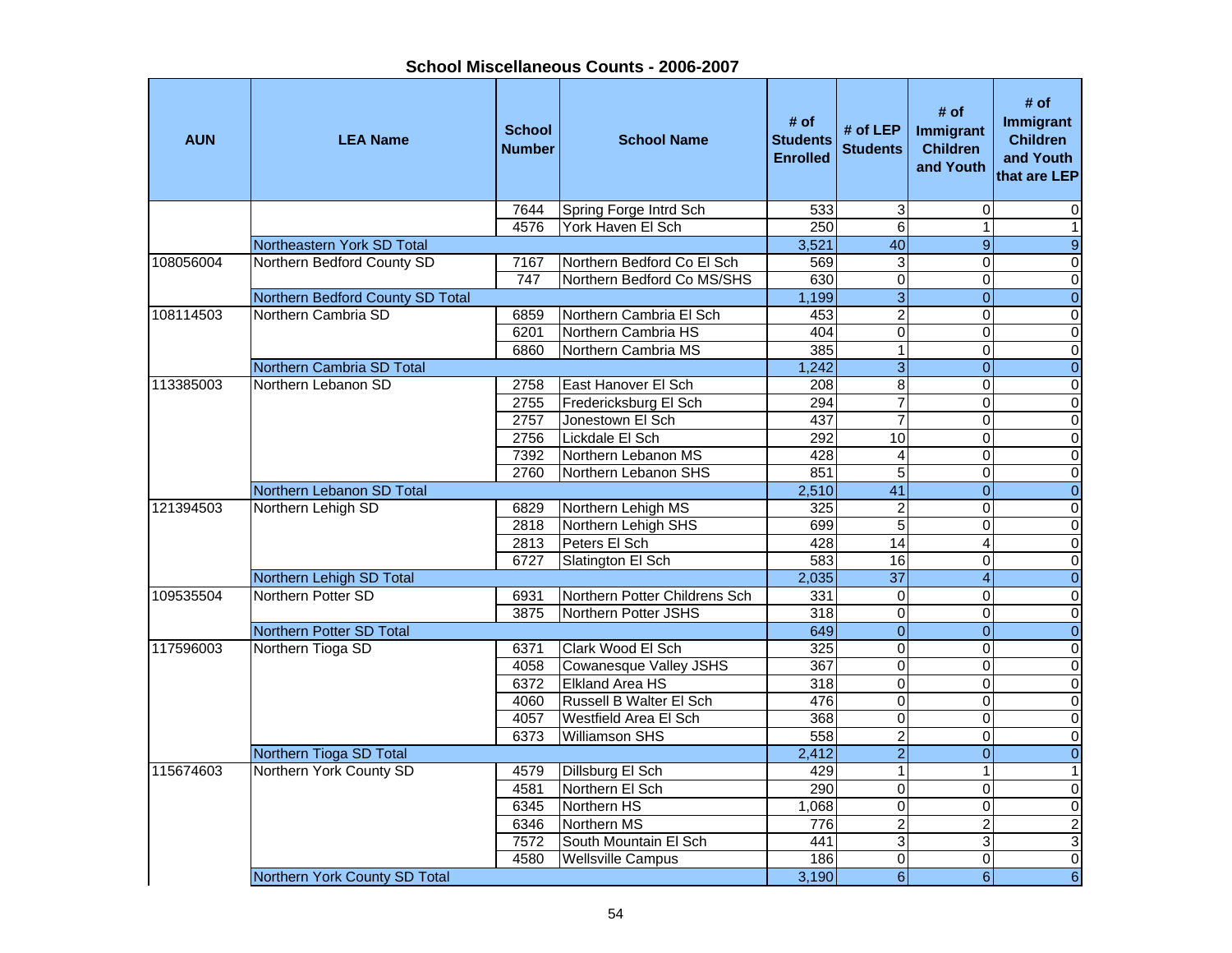# School Miscellaneous Counts - 2006-2007

| AUN | LEA Name | School Number | School Name | # of Students Enrolled | # of LEP Students | # of Immigrant Children and Youth | # of Immigrant Children and Youth that are LEP |
|---|---|---|---|---|---|---|---|
| | | 7644 | Spring Forge Intrd Sch | 533 | 3 | 0 | 0 |
| | | 4576 | York Haven El Sch | 250 | 6 | 1 | 1 |
| | Northeastern York SD Total | | | 3,521 | 40 | 9 | 9 |
| 108056004 | Northern Bedford County SD | 7167 | Northern Bedford Co El Sch | 569 | 3 | 0 | 0 |
| | | 747 | Northern Bedford Co MS/SHS | 630 | 0 | 0 | 0 |
| | Northern Bedford County SD Total | | | 1,199 | 3 | 0 | 0 |
| 108114503 | Northern Cambria SD | 6859 | Northern Cambria El Sch | 453 | 2 | 0 | 0 |
| | | 6201 | Northern Cambria HS | 404 | 0 | 0 | 0 |
| | | 6860 | Northern Cambria MS | 385 | 1 | 0 | 0 |
| | Northern Cambria SD Total | | | 1,242 | 3 | 0 | 0 |
| 113385003 | Northern Lebanon SD | 2758 | East Hanover El Sch | 208 | 8 | 0 | 0 |
| | | 2755 | Fredericksburg El Sch | 294 | 7 | 0 | 0 |
| | | 2757 | Jonestown El Sch | 437 | 7 | 0 | 0 |
| | | 2756 | Lickdale El Sch | 292 | 10 | 0 | 0 |
| | | 7392 | Northern Lebanon MS | 428 | 4 | 0 | 0 |
| | | 2760 | Northern Lebanon SHS | 851 | 5 | 0 | 0 |
| | Northern Lebanon SD Total | | | 2,510 | 41 | 0 | 0 |
| 121394503 | Northern Lehigh SD | 6829 | Northern Lehigh MS | 325 | 2 | 0 | 0 |
| | | 2818 | Northern Lehigh SHS | 699 | 5 | 0 | 0 |
| | | 2813 | Peters El Sch | 428 | 14 | 4 | 0 |
| | | 6727 | Slatington El Sch | 583 | 16 | 0 | 0 |
| | Northern Lehigh SD Total | | | 2,035 | 37 | 4 | 0 |
| 109535504 | Northern Potter SD | 6931 | Northern Potter Childrens Sch | 331 | 0 | 0 | 0 |
| | | 3875 | Northern Potter JSHS | 318 | 0 | 0 | 0 |
| | Northern Potter SD Total | | | 649 | 0 | 0 | 0 |
| 117596003 | Northern Tioga SD | 6371 | Clark Wood El Sch | 325 | 0 | 0 | 0 |
| | | 4058 | Cowanesque Valley JSHS | 367 | 0 | 0 | 0 |
| | | 6372 | Elkland Area HS | 318 | 0 | 0 | 0 |
| | | 4060 | Russell B Walter El Sch | 476 | 0 | 0 | 0 |
| | | 4057 | Westfield Area El Sch | 368 | 0 | 0 | 0 |
| | | 6373 | Williamson SHS | 558 | 2 | 0 | 0 |
| | Northern Tioga SD Total | | | 2,412 | 2 | 0 | 0 |
| 115674603 | Northern York County SD | 4579 | Dillsburg El Sch | 429 | 1 | 1 | 1 |
| | | 4581 | Northern El Sch | 290 | 0 | 0 | 0 |
| | | 6345 | Northern HS | 1,068 | 0 | 0 | 0 |
| | | 6346 | Northern MS | 776 | 2 | 2 | 2 |
| | | 7572 | South Mountain El Sch | 441 | 3 | 3 | 3 |
| | | 4580 | Wellsville Campus | 186 | 0 | 0 | 0 |
| | Northern York County SD Total | | | 3,190 | 6 | 6 | 6 |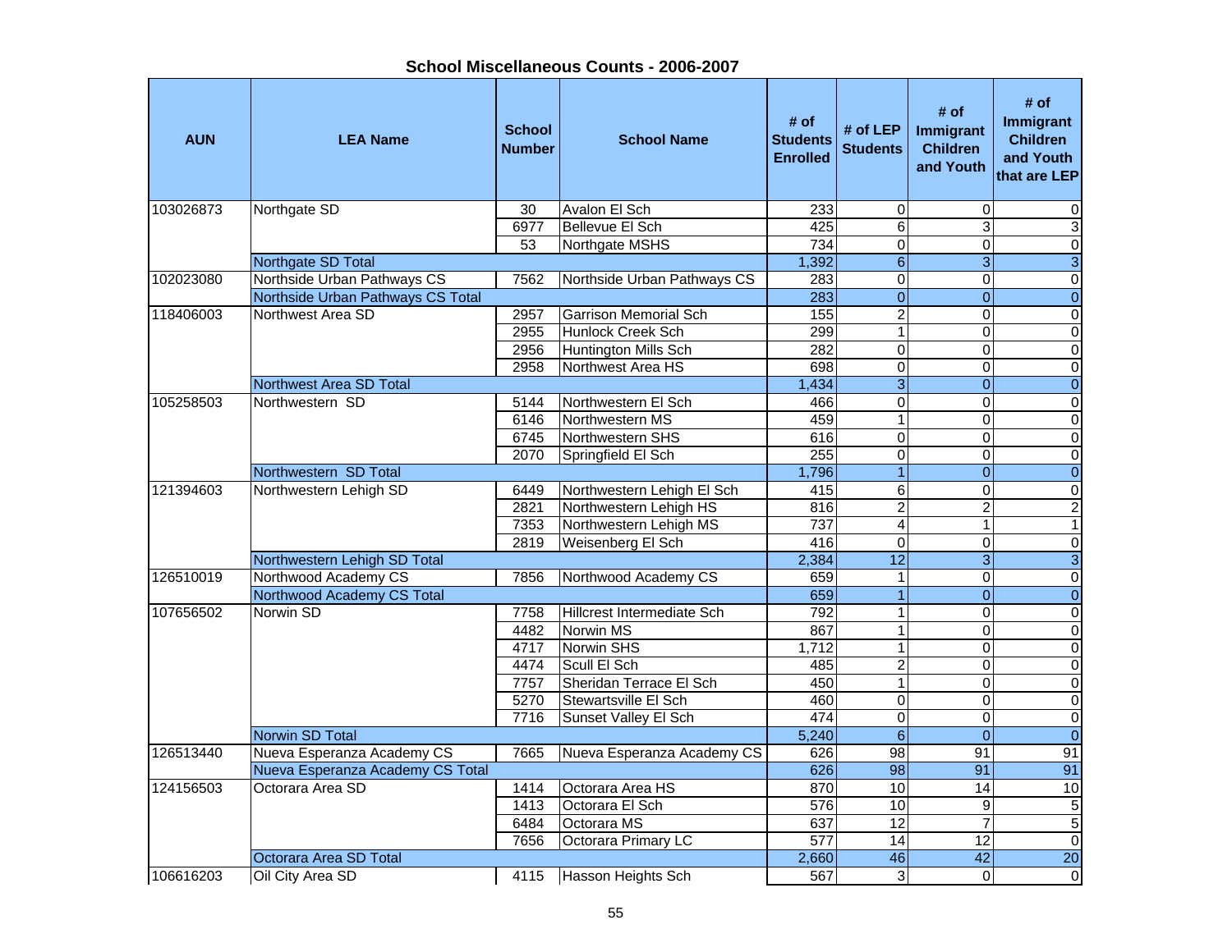## School Miscellaneous Counts - 2006-2007

| AUN | LEA Name | School Number | School Name | # of Students Enrolled | # of LEP Students | # of Immigrant Children and Youth | # of Immigrant Children and Youth that are LEP |
|---|---|---|---|---|---|---|---|
| 103026873 | Northgate SD | 30 | Avalon El Sch | 233 | 0 | 0 | 0 |
| | | 6977 | Bellevue El Sch | 425 | 6 | 3 | 3 |
| | | 53 | Northgate MSHS | 734 | 0 | 0 | 0 |
| | Northgate SD Total | | | 1,392 | 6 | 3 | 3 |
| 102023080 | Northside Urban Pathways CS | 7562 | Northside Urban Pathways CS | 283 | 0 | 0 | 0 |
| | Northside Urban Pathways CS Total | | | 283 | 0 | 0 | 0 |
| 118406003 | Northwest Area SD | 2957 | Garrison Memorial Sch | 155 | 2 | 0 | 0 |
| | | 2955 | Hunlock Creek Sch | 299 | 1 | 0 | 0 |
| | | 2956 | Huntington Mills Sch | 282 | 0 | 0 | 0 |
| | | 2958 | Northwest Area HS | 698 | 0 | 0 | 0 |
| | Northwest Area SD Total | | | 1,434 | 3 | 0 | 0 |
| 105258503 | Northwestern SD | 5144 | Northwestern El Sch | 466 | 0 | 0 | 0 |
| | | 6146 | Northwestern MS | 459 | 1 | 0 | 0 |
| | | 6745 | Northwestern SHS | 616 | 0 | 0 | 0 |
| | | 2070 | Springfield El Sch | 255 | 0 | 0 | 0 |
| | Northwestern SD Total | | | 1,796 | 1 | 0 | 0 |
| 121394603 | Northwestern Lehigh SD | 6449 | Northwestern Lehigh El Sch | 415 | 6 | 0 | 0 |
| | | 2821 | Northwestern Lehigh HS | 816 | 2 | 2 | 2 |
| | | 7353 | Northwestern Lehigh MS | 737 | 4 | 1 | 1 |
| | | 2819 | Weisenberg El Sch | 416 | 0 | 0 | 0 |
| | Northwestern Lehigh SD Total | | | 2,384 | 12 | 3 | 3 |
| 126510019 | Northwood Academy CS | 7856 | Northwood Academy CS | 659 | 1 | 0 | 0 |
| | Northwood Academy CS Total | | | 659 | 1 | 0 | 0 |
| 107656502 | Norwin SD | 7758 | Hillcrest Intermediate Sch | 792 | 1 | 0 | 0 |
| | | 4482 | Norwin MS | 867 | 1 | 0 | 0 |
| | | 4717 | Norwin SHS | 1,712 | 1 | 0 | 0 |
| | | 4474 | Scull El Sch | 485 | 2 | 0 | 0 |
| | | 7757 | Sheridan Terrace El Sch | 450 | 1 | 0 | 0 |
| | | 5270 | Stewartsville El Sch | 460 | 0 | 0 | 0 |
| | | 7716 | Sunset Valley El Sch | 474 | 0 | 0 | 0 |
| | Norwin SD Total | | | 5,240 | 6 | 0 | 0 |
| 126513440 | Nueva Esperanza Academy CS | 7665 | Nueva Esperanza Academy CS | 626 | 98 | 91 | 91 |
| | Nueva Esperanza Academy CS Total | | | 626 | 98 | 91 | 91 |
| 124156503 | Octorara Area SD | 1414 | Octorara Area HS | 870 | 10 | 14 | 10 |
| | | 1413 | Octorara El Sch | 576 | 10 | 9 | 5 |
| | | 6484 | Octorara MS | 637 | 12 | 7 | 5 |
| | | 7656 | Octorara Primary LC | 577 | 14 | 12 | 0 |
| | Octorara Area SD Total | | | 2,660 | 46 | 42 | 20 |
| 106616203 | Oil City Area SD | 4115 | Hasson Heights Sch | 567 | 3 | 0 | 0 |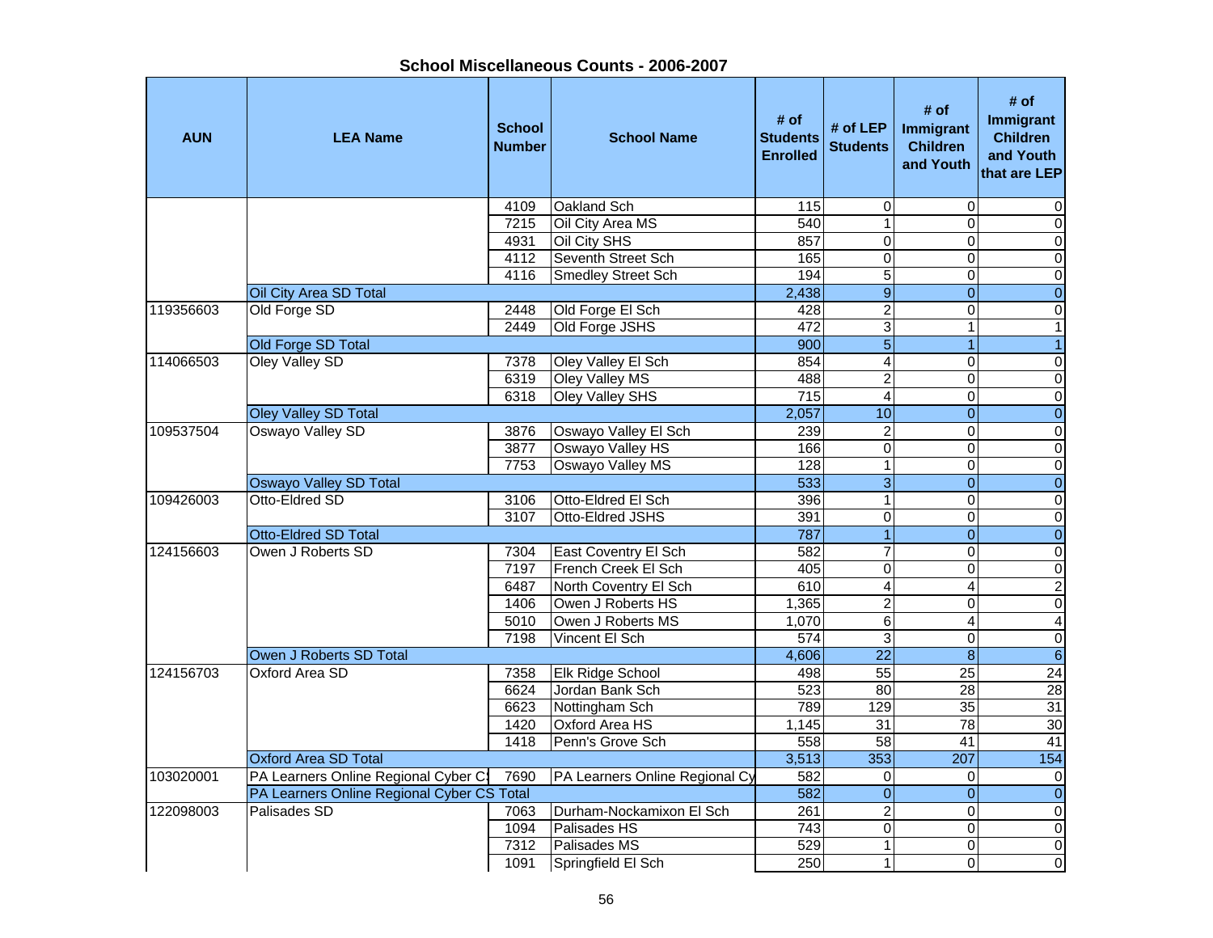## School Miscellaneous Counts - 2006-2007

| AUN | LEA Name | School Number | School Name | # of Students Enrolled | # of LEP Students | # of Immigrant Children and Youth | # of Immigrant Children and Youth that are LEP |
|---|---|---|---|---|---|---|---|
| | | 4109 | Oakland Sch | 115 | 0 | 0 | 0 |
| | | 7215 | Oil City Area MS | 540 | 1 | 0 | 0 |
| | | 4931 | Oil City SHS | 857 | 0 | 0 | 0 |
| | | 4112 | Seventh Street Sch | 165 | 0 | 0 | 0 |
| | | 4116 | Smedley Street Sch | 194 | 5 | 0 | 0 |
| | Oil City Area SD Total | | | 2,438 | 9 | 0 | 0 |
| 119356603 | Old Forge SD | 2448 | Old Forge El Sch | 428 | 2 | 0 | 0 |
| | | 2449 | Old Forge JSHS | 472 | 3 | 1 | 1 |
| | Old Forge SD Total | | | 900 | 5 | 1 | 1 |
| 114066503 | Oley Valley SD | 7378 | Oley Valley El Sch | 854 | 4 | 0 | 0 |
| | | 6319 | Oley Valley MS | 488 | 2 | 0 | 0 |
| | | 6318 | Oley Valley SHS | 715 | 4 | 0 | 0 |
| | Oley Valley SD Total | | | 2,057 | 10 | 0 | 0 |
| 109537504 | Oswayo Valley SD | 3876 | Oswayo Valley El Sch | 239 | 2 | 0 | 0 |
| | | 3877 | Oswayo Valley HS | 166 | 0 | 0 | 0 |
| | | 7753 | Oswayo Valley MS | 128 | 1 | 0 | 0 |
| | Oswayo Valley SD Total | | | 533 | 3 | 0 | 0 |
| 109426003 | Otto-Eldred SD | 3106 | Otto-Eldred El Sch | 396 | 1 | 0 | 0 |
| | | 3107 | Otto-Eldred JSHS | 391 | 0 | 0 | 0 |
| | Otto-Eldred SD Total | | | 787 | 1 | 0 | 0 |
| 124156603 | Owen J Roberts SD | 7304 | East Coventry El Sch | 582 | 7 | 0 | 0 |
| | | 7197 | French Creek El Sch | 405 | 0 | 0 | 0 |
| | | 6487 | North Coventry El Sch | 610 | 4 | 4 | 2 |
| | | 1406 | Owen J Roberts HS | 1,365 | 2 | 0 | 0 |
| | | 5010 | Owen J Roberts MS | 1,070 | 6 | 4 | 4 |
| | | 7198 | Vincent El Sch | 574 | 3 | 0 | 0 |
| | Owen J Roberts SD Total | | | 4,606 | 22 | 8 | 6 |
| 124156703 | Oxford Area SD | 7358 | Elk Ridge School | 498 | 55 | 25 | 24 |
| | | 6624 | Jordan Bank Sch | 523 | 80 | 28 | 28 |
| | | 6623 | Nottingham Sch | 789 | 129 | 35 | 31 |
| | | 1420 | Oxford Area HS | 1,145 | 31 | 78 | 30 |
| | | 1418 | Penn's Grove Sch | 558 | 58 | 41 | 41 |
| | Oxford Area SD Total | | | 3,513 | 353 | 207 | 154 |
| 103020001 | PA Learners Online Regional Cyber C | 7690 | PA Learners Online Regional Cy | 582 | 0 | 0 | 0 |
| | PA Learners Online Regional Cyber CS Total | | | 582 | 0 | 0 | 0 |
| 122098003 | Palisades SD | 7063 | Durham-Nockamixon El Sch | 261 | 2 | 0 | 0 |
| | | 1094 | Palisades HS | 743 | 0 | 0 | 0 |
| | | 7312 | Palisades MS | 529 | 1 | 0 | 0 |
| | | 1091 | Springfield El Sch | 250 | 1 | 0 | 0 |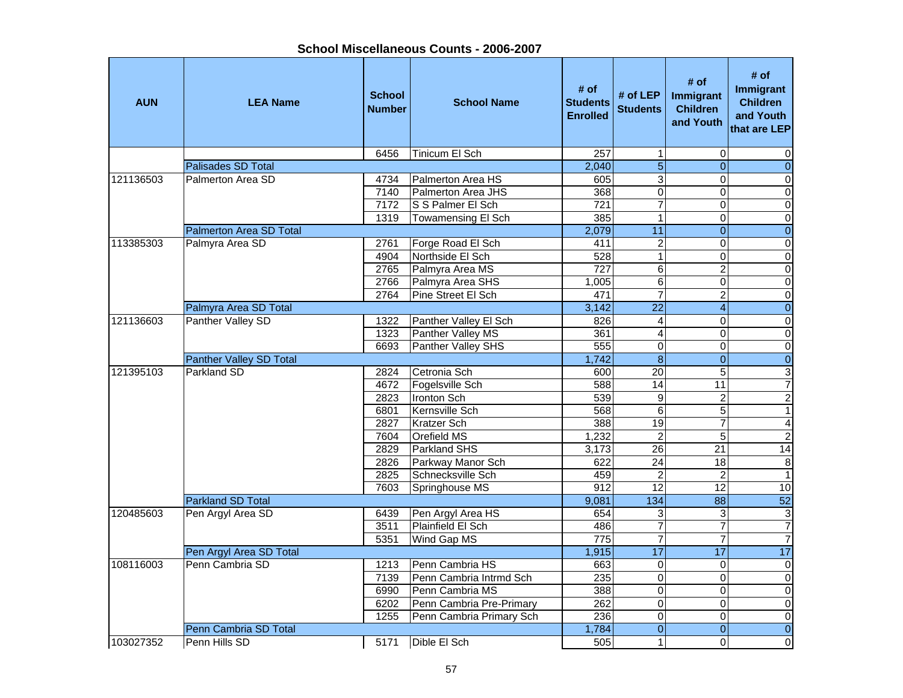## School Miscellaneous Counts - 2006-2007

| AUN | LEA Name | School Number | School Name | # of Students Enrolled | # of LEP Students | # of Immigrant Children and Youth | # of Immigrant Children and Youth that are LEP |
|---|---|---|---|---|---|---|---|
| | | 6456 | Tinicum El Sch | 257 | 1 | 0 | 0 |
| | Palisades SD Total | | | 2,040 | 5 | 0 | 0 |
| 121136503 | Palmerton Area SD | 4734 | Palmerton Area HS | 605 | 3 | 0 | 0 |
| | | 7140 | Palmerton Area JHS | 368 | 0 | 0 | 0 |
| | | 7172 | S S Palmer El Sch | 721 | 7 | 0 | 0 |
| | | 1319 | Towamensing El Sch | 385 | 1 | 0 | 0 |
| | Palmerton Area SD Total | | | 2,079 | 11 | 0 | 0 |
| 113385303 | Palmyra Area SD | 2761 | Forge Road El Sch | 411 | 2 | 0 | 0 |
| | | 4904 | Northside El Sch | 528 | 1 | 0 | 0 |
| | | 2765 | Palmyra Area MS | 727 | 6 | 2 | 0 |
| | | 2766 | Palmyra Area SHS | 1,005 | 6 | 0 | 0 |
| | | 2764 | Pine Street El Sch | 471 | 7 | 2 | 0 |
| | Palmyra Area SD Total | | | 3,142 | 22 | 4 | 0 |
| 121136603 | Panther Valley SD | 1322 | Panther Valley El Sch | 826 | 4 | 0 | 0 |
| | | 1323 | Panther Valley MS | 361 | 4 | 0 | 0 |
| | | 6693 | Panther Valley SHS | 555 | 0 | 0 | 0 |
| | Panther Valley SD Total | | | 1,742 | 8 | 0 | 0 |
| 121395103 | Parkland SD | 2824 | Cetronia Sch | 600 | 20 | 5 | 3 |
| | | 4672 | Fogelsville Sch | 588 | 14 | 11 | 7 |
| | | 2823 | Ironton Sch | 539 | 9 | 2 | 2 |
| | | 6801 | Kernsville Sch | 568 | 6 | 5 | 1 |
| | | 2827 | Kratzer Sch | 388 | 19 | 7 | 4 |
| | | 7604 | Orefield MS | 1,232 | 2 | 5 | 2 |
| | | 2829 | Parkland SHS | 3,173 | 26 | 21 | 14 |
| | | 2826 | Parkway Manor Sch | 622 | 24 | 18 | 8 |
| | | 2825 | Schnecksville Sch | 459 | 2 | 2 | 1 |
| | | 7603 | Springhouse MS | 912 | 12 | 12 | 10 |
| | Parkland SD Total | | | 9,081 | 134 | 88 | 52 |
| 120485603 | Pen Argyl Area SD | 6439 | Pen Argyl Area HS | 654 | 3 | 3 | 3 |
| | | 3511 | Plainfield El Sch | 486 | 7 | 7 | 7 |
| | | 5351 | Wind Gap MS | 775 | 7 | 7 | 7 |
| | Pen Argyl Area SD Total | | | 1,915 | 17 | 17 | 17 |
| 108116003 | Penn Cambria SD | 1213 | Penn Cambria HS | 663 | 0 | 0 | 0 |
| | | 7139 | Penn Cambria Intrmd Sch | 235 | 0 | 0 | 0 |
| | | 6990 | Penn Cambria MS | 388 | 0 | 0 | 0 |
| | | 6202 | Penn Cambria Pre-Primary | 262 | 0 | 0 | 0 |
| | | 1255 | Penn Cambria Primary Sch | 236 | 0 | 0 | 0 |
| | Penn Cambria SD Total | | | 1,784 | 0 | 0 | 0 |
| 103027352 | Penn Hills SD | 5171 | Dible El Sch | 505 | 1 | 0 | 0 |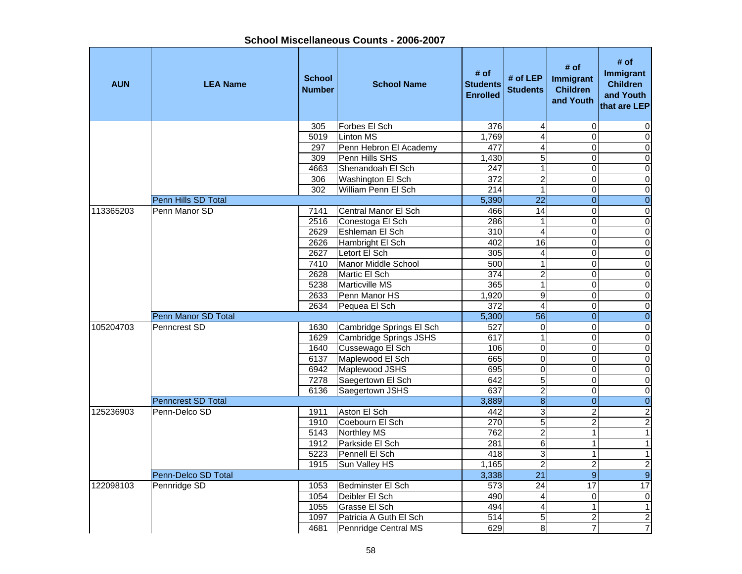## School Miscellaneous Counts - 2006-2007

| AUN | LEA Name | School Number | School Name | # of Students Enrolled | # of LEP Students | # of Immigrant Children and Youth | # of Immigrant Children and Youth that are LEP |
|---|---|---|---|---|---|---|---|
| | | 305 | Forbes El Sch | 376 | 4 | 0 | 0 |
| | | 5019 | Linton MS | 1,769 | 4 | 0 | 0 |
| | | 297 | Penn Hebron El Academy | 477 | 4 | 0 | 0 |
| | | 309 | Penn Hills SHS | 1,430 | 5 | 0 | 0 |
| | | 4663 | Shenandoah El Sch | 247 | 1 | 0 | 0 |
| | | 306 | Washington El Sch | 372 | 2 | 0 | 0 |
| | | 302 | William Penn El Sch | 214 | 1 | 0 | 0 |
| | Penn Hills SD Total | | | 5,390 | 22 | 0 | 0 |
| 113365203 | Penn Manor SD | 7141 | Central Manor El Sch | 466 | 14 | 0 | 0 |
| | | 2516 | Conestoga El Sch | 286 | 1 | 0 | 0 |
| | | 2629 | Eshleman El Sch | 310 | 4 | 0 | 0 |
| | | 2626 | Hambright El Sch | 402 | 16 | 0 | 0 |
| | | 2627 | Letort El Sch | 305 | 4 | 0 | 0 |
| | | 7410 | Manor Middle School | 500 | 1 | 0 | 0 |
| | | 2628 | Martic El Sch | 374 | 2 | 0 | 0 |
| | | 5238 | Marticville MS | 365 | 1 | 0 | 0 |
| | | 2633 | Penn Manor HS | 1,920 | 9 | 0 | 0 |
| | | 2634 | Pequea El Sch | 372 | 4 | 0 | 0 |
| | Penn Manor SD Total | | | 5,300 | 56 | 0 | 0 |
| 105204703 | Penncrest SD | 1630 | Cambridge Springs El Sch | 527 | 0 | 0 | 0 |
| | | 1629 | Cambridge Springs JSHS | 617 | 1 | 0 | 0 |
| | | 1640 | Cussewago El Sch | 106 | 0 | 0 | 0 |
| | | 6137 | Maplewood El Sch | 665 | 0 | 0 | 0 |
| | | 6942 | Maplewood JSHS | 695 | 0 | 0 | 0 |
| | | 7278 | Saegertown El Sch | 642 | 5 | 0 | 0 |
| | | 6136 | Saegertown JSHS | 637 | 2 | 0 | 0 |
| | Penncrest SD Total | | | 3,889 | 8 | 0 | 0 |
| 125236903 | Penn-Delco SD | 1911 | Aston El Sch | 442 | 3 | 2 | 2 |
| | | 1910 | Coebourn El Sch | 270 | 5 | 2 | 2 |
| | | 5143 | Northley MS | 762 | 2 | 1 | 1 |
| | | 1912 | Parkside El Sch | 281 | 6 | 1 | 1 |
| | | 5223 | Pennell El Sch | 418 | 3 | 1 | 1 |
| | | 1915 | Sun Valley HS | 1,165 | 2 | 2 | 2 |
| | Penn-Delco SD Total | | | 3,338 | 21 | 9 | 9 |
| 122098103 | Pennridge SD | 1053 | Bedminster El Sch | 573 | 24 | 17 | 17 |
| | | 1054 | Deibler El Sch | 490 | 4 | 0 | 0 |
| | | 1055 | Grasse El Sch | 494 | 4 | 1 | 1 |
| | | 1097 | Patricia A Guth El Sch | 514 | 5 | 2 | 2 |
| | | 4681 | Pennridge Central MS | 629 | 8 | 7 | 7 |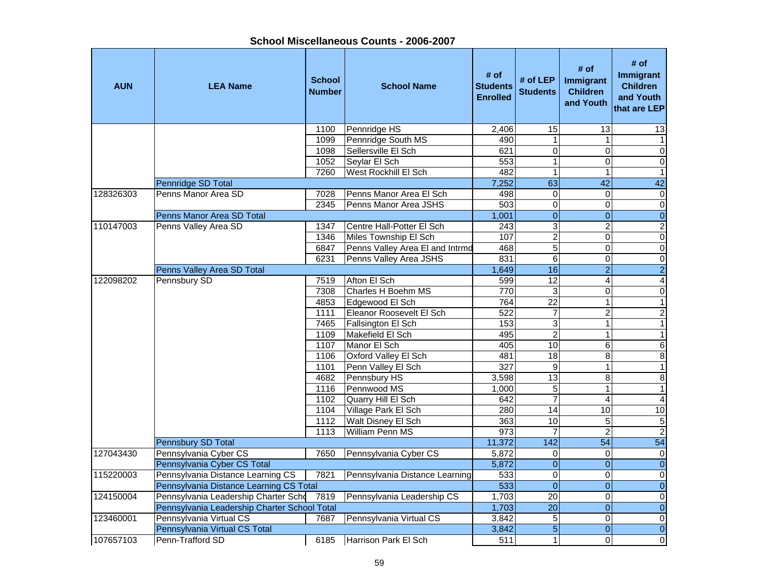## School Miscellaneous Counts - 2006-2007

| AUN | LEA Name | School Number | School Name | # of Students Enrolled | # of LEP Students | # of Immigrant Children and Youth | # of Immigrant Children and Youth that are LEP |
|---|---|---|---|---|---|---|---|
| | | 1100 | Pennridge HS | 2,406 | 15 | 13 | 13 |
| | | 1099 | Pennridge South MS | 490 | 1 | 1 | 1 |
| | | 1098 | Sellersville El Sch | 621 | 0 | 0 | 0 |
| | | 1052 | Seylar El Sch | 553 | 1 | 0 | 0 |
| | | 7260 | West Rockhill El Sch | 482 | 1 | 1 | 1 |
| | Pennridge SD Total | | | 7,252 | 63 | 42 | 42 |
| 128326303 | Penns Manor Area SD | 7028 | Penns Manor Area El Sch | 498 | 0 | 0 | 0 |
| | | 2345 | Penns Manor Area JSHS | 503 | 0 | 0 | 0 |
| | Penns Manor Area SD Total | | | 1,001 | 0 | 0 | 0 |
| 110147003 | Penns Valley Area SD | 1347 | Centre Hall-Potter El Sch | 243 | 3 | 2 | 2 |
| | | 1346 | Miles Township El Sch | 107 | 2 | 0 | 0 |
| | | 6847 | Penns Valley Area El and Intrmd | 468 | 5 | 0 | 0 |
| | | 6231 | Penns Valley Area JSHS | 831 | 6 | 0 | 0 |
| | Penns Valley Area SD Total | | | 1,649 | 16 | 2 | 2 |
| 122098202 | Pennsbury SD | 7519 | Afton El Sch | 599 | 12 | 4 | 4 |
| | | 7308 | Charles H Boehm MS | 770 | 3 | 0 | 0 |
| | | 4853 | Edgewood El Sch | 764 | 22 | 1 | 1 |
| | | 1111 | Eleanor Roosevelt El Sch | 522 | 7 | 2 | 2 |
| | | 7465 | Fallsington El Sch | 153 | 3 | 1 | 1 |
| | | 1109 | Makefield El Sch | 495 | 2 | 1 | 1 |
| | | 1107 | Manor El Sch | 405 | 10 | 6 | 6 |
| | | 1106 | Oxford Valley El Sch | 481 | 18 | 8 | 8 |
| | | 1101 | Penn Valley El Sch | 327 | 9 | 1 | 1 |
| | | 4682 | Pennsbury HS | 3,598 | 13 | 8 | 8 |
| | | 1116 | Pennwood MS | 1,000 | 5 | 1 | 1 |
| | | 1102 | Quarry Hill El Sch | 642 | 7 | 4 | 4 |
| | | 1104 | Village Park El Sch | 280 | 14 | 10 | 10 |
| | | 1112 | Walt Disney El Sch | 363 | 10 | 5 | 5 |
| | | 1113 | William Penn MS | 973 | 7 | 2 | 2 |
| | Pennsbury SD Total | | | 11,372 | 142 | 54 | 54 |
| 127043430 | Pennsylvania Cyber CS | 7650 | Pennsylvania Cyber CS | 5,872 | 0 | 0 | 0 |
| | Pennsylvania Cyber CS Total | | | 5,872 | 0 | 0 | 0 |
| 115220003 | Pennsylvania Distance Learning CS | 7821 | Pennsylvania Distance Learning | 533 | 0 | 0 | 0 |
| | Pennsylvania Distance Learning CS Total | | | 533 | 0 | 0 | 0 |
| 124150004 | Pennsylvania Leadership Charter Scho | 7819 | Pennsylvania Leadership CS | 1,703 | 20 | 0 | 0 |
| | Pennsylvania Leadership Charter School Total | | | 1,703 | 20 | 0 | 0 |
| 123460001 | Pennsylvania Virtual CS | 7687 | Pennsylvania Virtual CS | 3,842 | 5 | 0 | 0 |
| | Pennsylvania Virtual CS Total | | | 3,842 | 5 | 0 | 0 |
| 107657103 | Penn-Trafford SD | 6185 | Harrison Park El Sch | 511 | 1 | 0 | 0 |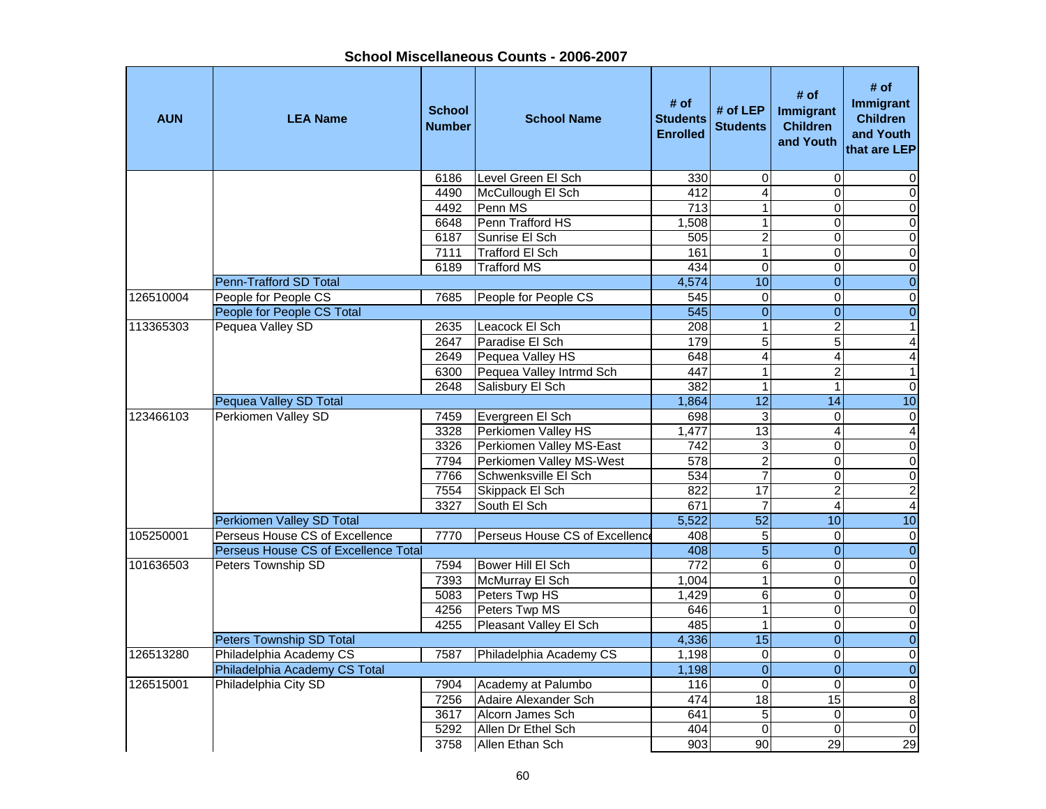## School Miscellaneous Counts - 2006-2007

| AUN | LEA Name | School Number | School Name | # of Students Enrolled | # of LEP Students | # of Immigrant Children and Youth | # of Immigrant Children and Youth that are LEP |
|---|---|---|---|---|---|---|---|
| | | 6186 | Level Green El Sch | 330 | 0 | 0 | 0 |
| | | 4490 | McCullough El Sch | 412 | 4 | 0 | 0 |
| | | 4492 | Penn MS | 713 | 1 | 0 | 0 |
| | | 6648 | Penn Trafford HS | 1,508 | 1 | 0 | 0 |
| | | 6187 | Sunrise El Sch | 505 | 2 | 0 | 0 |
| | | 7111 | Trafford El Sch | 161 | 1 | 0 | 0 |
| | | 6189 | Trafford MS | 434 | 0 | 0 | 0 |
| | Penn-Trafford SD Total | | | 4,574 | 10 | 0 | 0 |
| 126510004 | People for People CS | 7685 | People for People CS | 545 | 0 | 0 | 0 |
| | People for People CS Total | | | 545 | 0 | 0 | 0 |
| 113365303 | Pequea Valley SD | 2635 | Leacock El Sch | 208 | 1 | 2 | 1 |
| | | 2647 | Paradise El Sch | 179 | 5 | 5 | 4 |
| | | 2649 | Pequea Valley HS | 648 | 4 | 4 | 4 |
| | | 6300 | Pequea Valley Intrmd Sch | 447 | 1 | 2 | 1 |
| | | 2648 | Salisbury El Sch | 382 | 1 | 1 | 0 |
| | Pequea Valley SD Total | | | 1,864 | 12 | 14 | 10 |
| 123466103 | Perkiomen Valley SD | 7459 | Evergreen El Sch | 698 | 3 | 0 | 0 |
| | | 3328 | Perkiomen Valley HS | 1,477 | 13 | 4 | 4 |
| | | 3326 | Perkiomen Valley MS-East | 742 | 3 | 0 | 0 |
| | | 7794 | Perkiomen Valley MS-West | 578 | 2 | 0 | 0 |
| | | 7766 | Schwenksville El Sch | 534 | 7 | 0 | 0 |
| | | 7554 | Skippack El Sch | 822 | 17 | 2 | 2 |
| | | 3327 | South El Sch | 671 | 7 | 4 | 4 |
| | Perkiomen Valley SD Total | | | 5,522 | 52 | 10 | 10 |
| 105250001 | Perseus House CS of Excellence | 7770 | Perseus House CS of Excellence | 408 | 5 | 0 | 0 |
| | Perseus House CS of Excellence Total | | | 408 | 5 | 0 | 0 |
| 101636503 | Peters Township SD | 7594 | Bower Hill El Sch | 772 | 6 | 0 | 0 |
| | | 7393 | McMurray El Sch | 1,004 | 1 | 0 | 0 |
| | | 5083 | Peters Twp HS | 1,429 | 6 | 0 | 0 |
| | | 4256 | Peters Twp MS | 646 | 1 | 0 | 0 |
| | | 4255 | Pleasant Valley El Sch | 485 | 1 | 0 | 0 |
| | Peters Township SD Total | | | 4,336 | 15 | 0 | 0 |
| 126513280 | Philadelphia Academy CS | 7587 | Philadelphia Academy CS | 1,198 | 0 | 0 | 0 |
| | Philadelphia Academy CS Total | | | 1,198 | 0 | 0 | 0 |
| 126515001 | Philadelphia City SD | 7904 | Academy at Palumbo | 116 | 0 | 0 | 0 |
| | | 7256 | Adaire Alexander Sch | 474 | 18 | 15 | 8 |
| | | 3617 | Alcorn James Sch | 641 | 5 | 0 | 0 |
| | | 5292 | Allen Dr Ethel Sch | 404 | 0 | 0 | 0 |
| | | 3758 | Allen Ethan Sch | 903 | 90 | 29 | 29 |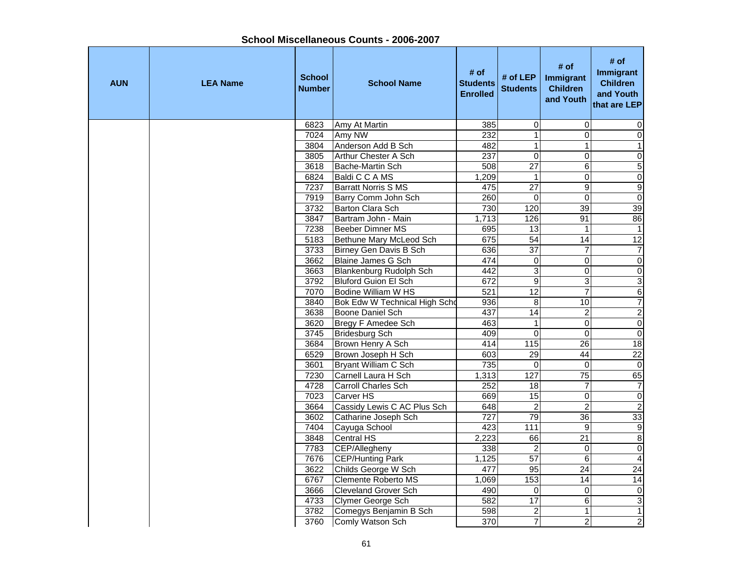## School Miscellaneous Counts - 2006-2007

| AUN | LEA Name | School Number | School Name | # of Students Enrolled | # of LEP Students | # of Immigrant Children and Youth | # of Immigrant Children and Youth that are LEP |
|---|---|---|---|---|---|---|---|
| | | 6823 | Amy At Martin | 385 | 0 | 0 | 0 |
| | | 7024 | Amy NW | 232 | 1 | 0 | 0 |
| | | 3804 | Anderson Add B Sch | 482 | 1 | 1 | 1 |
| | | 3805 | Arthur Chester A Sch | 237 | 0 | 0 | 0 |
| | | 3618 | Bache-Martin Sch | 508 | 27 | 6 | 5 |
| | | 6824 | Baldi C C A MS | 1,209 | 1 | 0 | 0 |
| | | 7237 | Barratt Norris S MS | 475 | 27 | 9 | 9 |
| | | 7919 | Barry Comm John Sch | 260 | 0 | 0 | 0 |
| | | 3732 | Barton Clara Sch | 730 | 120 | 39 | 39 |
| | | 3847 | Bartram John - Main | 1,713 | 126 | 91 | 86 |
| | | 7238 | Beeber Dimner MS | 695 | 13 | 1 | 1 |
| | | 5183 | Bethune Mary McLeod Sch | 675 | 54 | 14 | 12 |
| | | 3733 | Birney Gen Davis B Sch | 636 | 37 | 7 | 7 |
| | | 3662 | Blaine James G Sch | 474 | 0 | 0 | 0 |
| | | 3663 | Blankenburg Rudolph Sch | 442 | 3 | 0 | 0 |
| | | 3792 | Bluford Guion El Sch | 672 | 9 | 3 | 3 |
| | | 7070 | Bodine William W HS | 521 | 12 | 7 | 6 |
| | | 3840 | Bok Edw W Technical High Scho | 936 | 8 | 10 | 7 |
| | | 3638 | Boone Daniel Sch | 437 | 14 | 2 | 2 |
| | | 3620 | Bregy F Amedee Sch | 463 | 1 | 0 | 0 |
| | | 3745 | Bridesburg Sch | 409 | 0 | 0 | 0 |
| | | 3684 | Brown Henry A Sch | 414 | 115 | 26 | 18 |
| | | 6529 | Brown Joseph H Sch | 603 | 29 | 44 | 22 |
| | | 3601 | Bryant William C Sch | 735 | 0 | 0 | 0 |
| | | 7230 | Carnell Laura H Sch | 1,313 | 127 | 75 | 65 |
| | | 4728 | Carroll Charles Sch | 252 | 18 | 7 | 7 |
| | | 7023 | Carver HS | 669 | 15 | 0 | 0 |
| | | 3664 | Cassidy Lewis C AC Plus Sch | 648 | 2 | 2 | 2 |
| | | 3602 | Catharine Joseph Sch | 727 | 79 | 36 | 33 |
| | | 7404 | Cayuga School | 423 | 111 | 9 | 9 |
| | | 3848 | Central HS | 2,223 | 66 | 21 | 8 |
| | | 7783 | CEP/Allegheny | 338 | 2 | 0 | 0 |
| | | 7676 | CEP/Hunting Park | 1,125 | 57 | 6 | 4 |
| | | 3622 | Childs George W Sch | 477 | 95 | 24 | 24 |
| | | 6767 | Clemente Roberto MS | 1,069 | 153 | 14 | 14 |
| | | 3666 | Cleveland Grover Sch | 490 | 0 | 0 | 0 |
| | | 4733 | Clymer George Sch | 582 | 17 | 6 | 3 |
| | | 3782 | Comegys Benjamin B Sch | 598 | 2 | 1 | 1 |
| | | 3760 | Comly Watson Sch | 370 | 7 | 2 | 2 |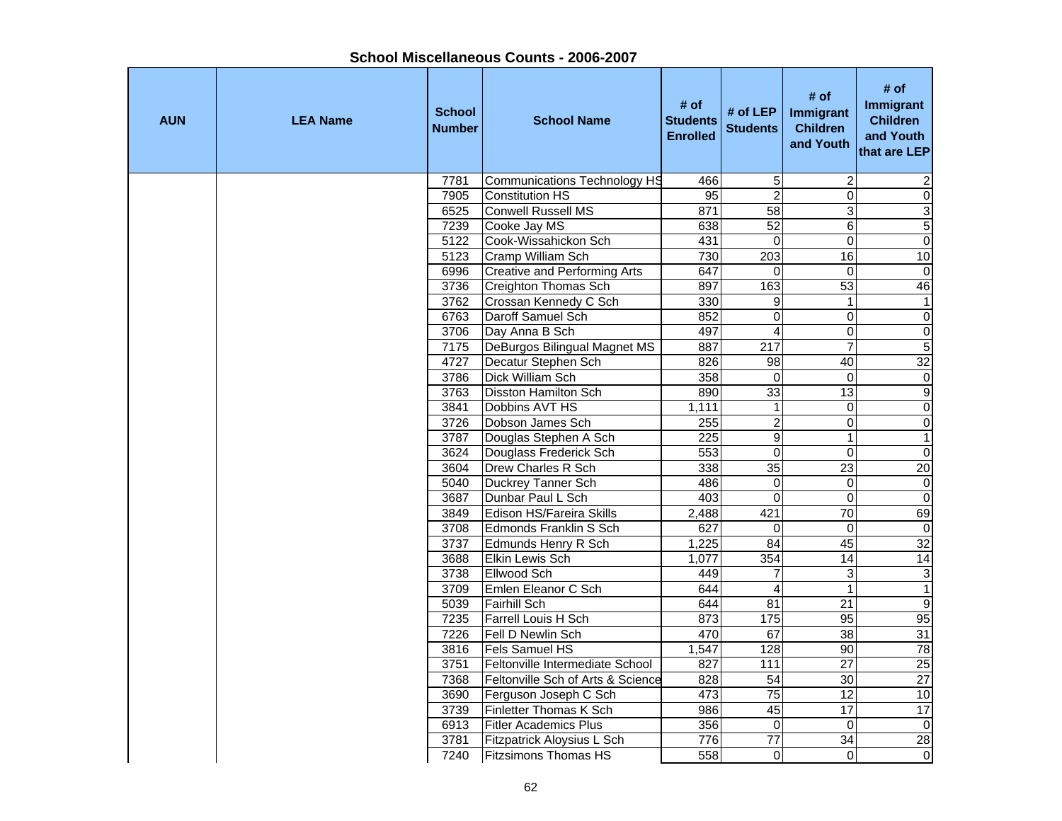## School Miscellaneous Counts - 2006-2007

| AUN | LEA Name | School Number | School Name | # of Students Enrolled | # of LEP Students | # of Immigrant Children and Youth | # of Immigrant Children and Youth that are LEP |
|---|---|---|---|---|---|---|---|
| | | 7781 | Communications Technology HS | 466 | 5 | 2 | 2 |
| | | 7905 | Constitution HS | 95 | 2 | 0 | 0 |
| | | 6525 | Conwell Russell MS | 871 | 58 | 3 | 3 |
| | | 7239 | Cooke Jay MS | 638 | 52 | 6 | 5 |
| | | 5122 | Cook-Wissahickon Sch | 431 | 0 | 0 | 0 |
| | | 5123 | Cramp William Sch | 730 | 203 | 16 | 10 |
| | | 6996 | Creative and Performing Arts | 647 | 0 | 0 | 0 |
| | | 3736 | Creighton Thomas Sch | 897 | 163 | 53 | 46 |
| | | 3762 | Crossan Kennedy C Sch | 330 | 9 | 1 | 1 |
| | | 6763 | Daroff Samuel Sch | 852 | 0 | 0 | 0 |
| | | 3706 | Day Anna B Sch | 497 | 4 | 0 | 0 |
| | | 7175 | DeBurgos Bilingual Magnet MS | 887 | 217 | 7 | 5 |
| | | 4727 | Decatur Stephen Sch | 826 | 98 | 40 | 32 |
| | | 3786 | Dick William Sch | 358 | 0 | 0 | 0 |
| | | 3763 | Disston Hamilton Sch | 890 | 33 | 13 | 9 |
| | | 3841 | Dobbins AVT HS | 1,111 | 1 | 0 | 0 |
| | | 3726 | Dobson James Sch | 255 | 2 | 0 | 0 |
| | | 3787 | Douglas Stephen A Sch | 225 | 9 | 1 | 1 |
| | | 3624 | Douglass Frederick Sch | 553 | 0 | 0 | 0 |
| | | 3604 | Drew Charles R Sch | 338 | 35 | 23 | 20 |
| | | 5040 | Duckrey Tanner Sch | 486 | 0 | 0 | 0 |
| | | 3687 | Dunbar Paul L Sch | 403 | 0 | 0 | 0 |
| | | 3849 | Edison HS/Fareira Skills | 2,488 | 421 | 70 | 69 |
| | | 3708 | Edmonds Franklin S Sch | 627 | 0 | 0 | 0 |
| | | 3737 | Edmunds Henry R Sch | 1,225 | 84 | 45 | 32 |
| | | 3688 | Elkin Lewis Sch | 1,077 | 354 | 14 | 14 |
| | | 3738 | Ellwood Sch | 449 | 7 | 3 | 3 |
| | | 3709 | Emlen Eleanor C Sch | 644 | 4 | 1 | 1 |
| | | 5039 | Fairhill Sch | 644 | 81 | 21 | 9 |
| | | 7235 | Farrell Louis H Sch | 873 | 175 | 95 | 95 |
| | | 7226 | Fell D Newlin Sch | 470 | 67 | 38 | 31 |
| | | 3816 | Fels Samuel HS | 1,547 | 128 | 90 | 78 |
| | | 3751 | Feltonville Intermediate School | 827 | 111 | 27 | 25 |
| | | 7368 | Feltonville Sch of Arts & Science | 828 | 54 | 30 | 27 |
| | | 3690 | Ferguson Joseph C Sch | 473 | 75 | 12 | 10 |
| | | 3739 | Finletter Thomas K Sch | 986 | 45 | 17 | 17 |
| | | 6913 | Fitler Academics Plus | 356 | 0 | 0 | 0 |
| | | 3781 | Fitzpatrick Aloysius L Sch | 776 | 77 | 34 | 28 |
| | | 7240 | Fitzsimons Thomas HS | 558 | 0 | 0 | 0 |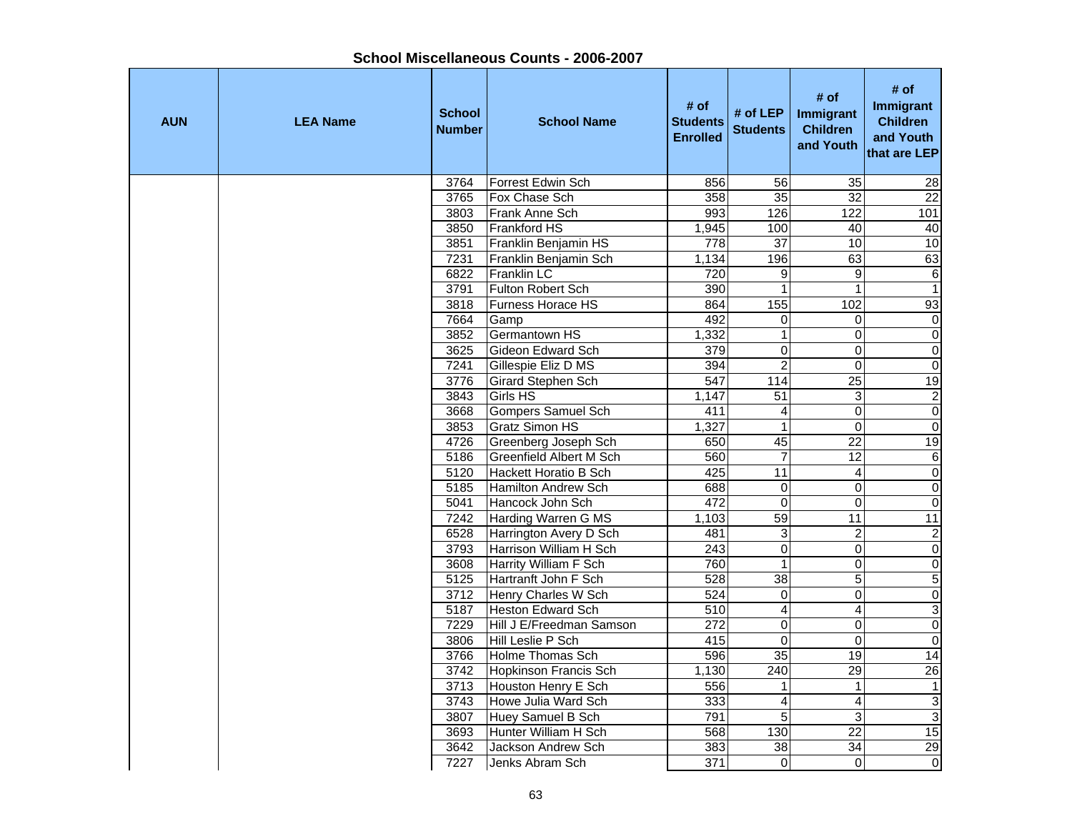## School Miscellaneous Counts - 2006-2007

| AUN | LEA Name | School Number | School Name | # of Students Enrolled | # of LEP Students | # of Immigrant Children and Youth | # of Immigrant Children and Youth that are LEP |
|---|---|---|---|---|---|---|---|
| | | 3764 | Forrest Edwin Sch | 856 | 56 | 35 | 28 |
| | | 3765 | Fox Chase Sch | 358 | 35 | 32 | 22 |
| | | 3803 | Frank Anne Sch | 993 | 126 | 122 | 101 |
| | | 3850 | Frankford HS | 1,945 | 100 | 40 | 40 |
| | | 3851 | Franklin Benjamin HS | 778 | 37 | 10 | 10 |
| | | 7231 | Franklin Benjamin Sch | 1,134 | 196 | 63 | 63 |
| | | 6822 | Franklin LC | 720 | 9 | 9 | 6 |
| | | 3791 | Fulton Robert Sch | 390 | 1 | 1 | 1 |
| | | 3818 | Furness Horace HS | 864 | 155 | 102 | 93 |
| | | 7664 | Gamp | 492 | 0 | 0 | 0 |
| | | 3852 | Germantown HS | 1,332 | 1 | 0 | 0 |
| | | 3625 | Gideon Edward Sch | 379 | 0 | 0 | 0 |
| | | 7241 | Gillespie Eliz D MS | 394 | 2 | 0 | 0 |
| | | 3776 | Girard Stephen Sch | 547 | 114 | 25 | 19 |
| | | 3843 | Girls HS | 1,147 | 51 | 3 | 2 |
| | | 3668 | Gompers Samuel Sch | 411 | 4 | 0 | 0 |
| | | 3853 | Gratz Simon HS | 1,327 | 1 | 0 | 0 |
| | | 4726 | Greenberg Joseph Sch | 650 | 45 | 22 | 19 |
| | | 5186 | Greenfield Albert M Sch | 560 | 7 | 12 | 6 |
| | | 5120 | Hackett Horatio B Sch | 425 | 11 | 4 | 0 |
| | | 5185 | Hamilton Andrew Sch | 688 | 0 | 0 | 0 |
| | | 5041 | Hancock John Sch | 472 | 0 | 0 | 0 |
| | | 7242 | Harding Warren G MS | 1,103 | 59 | 11 | 11 |
| | | 6528 | Harrington Avery D Sch | 481 | 3 | 2 | 2 |
| | | 3793 | Harrison William H Sch | 243 | 0 | 0 | 0 |
| | | 3608 | Harrity William F Sch | 760 | 1 | 0 | 0 |
| | | 5125 | Hartranft John F Sch | 528 | 38 | 5 | 5 |
| | | 3712 | Henry Charles W Sch | 524 | 0 | 0 | 0 |
| | | 5187 | Heston Edward Sch | 510 | 4 | 4 | 3 |
| | | 7229 | Hill J E/Freedman Samson | 272 | 0 | 0 | 0 |
| | | 3806 | Hill Leslie P Sch | 415 | 0 | 0 | 0 |
| | | 3766 | Holme Thomas Sch | 596 | 35 | 19 | 14 |
| | | 3742 | Hopkinson Francis Sch | 1,130 | 240 | 29 | 26 |
| | | 3713 | Houston Henry E Sch | 556 | 1 | 1 | 1 |
| | | 3743 | Howe Julia Ward Sch | 333 | 4 | 4 | 3 |
| | | 3807 | Huey Samuel B Sch | 791 | 5 | 3 | 3 |
| | | 3693 | Hunter William H Sch | 568 | 130 | 22 | 15 |
| | | 3642 | Jackson Andrew Sch | 383 | 38 | 34 | 29 |
| | | 7227 | Jenks Abram Sch | 371 | 0 | 0 | 0 |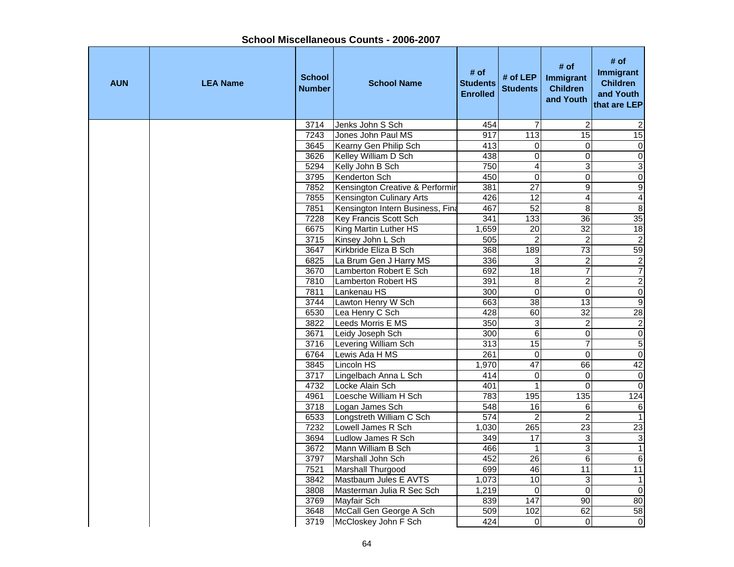## School Miscellaneous Counts - 2006-2007

| AUN | LEA Name | School Number | School Name | # of Students Enrolled | # of LEP Students | # of Immigrant Children and Youth | # of Immigrant Children and Youth that are LEP |
|---|---|---|---|---|---|---|---|
| | | 3714 | Jenks John S Sch | 454 | 7 | 2 | 2 |
| | | 7243 | Jones John Paul MS | 917 | 113 | 15 | 15 |
| | | 3645 | Kearny Gen Philip Sch | 413 | 0 | 0 | 0 |
| | | 3626 | Kelley William D Sch | 438 | 0 | 0 | 0 |
| | | 5294 | Kelly John B Sch | 750 | 4 | 3 | 3 |
| | | 3795 | Kenderton Sch | 450 | 0 | 0 | 0 |
| | | 7852 | Kensington Creative & Performin | 381 | 27 | 9 | 9 |
| | | 7855 | Kensington Culinary Arts | 426 | 12 | 4 | 4 |
| | | 7851 | Kensington Intern Business, Fina | 467 | 52 | 8 | 8 |
| | | 7228 | Key Francis Scott Sch | 341 | 133 | 36 | 35 |
| | | 6675 | King Martin Luther HS | 1,659 | 20 | 32 | 18 |
| | | 3715 | Kinsey John L Sch | 505 | 2 | 2 | 2 |
| | | 3647 | Kirkbride Eliza B Sch | 368 | 189 | 73 | 59 |
| | | 6825 | La Brum Gen J Harry MS | 336 | 3 | 2 | 2 |
| | | 3670 | Lamberton Robert E Sch | 692 | 18 | 7 | 7 |
| | | 7810 | Lamberton Robert HS | 391 | 8 | 2 | 2 |
| | | 7811 | Lankenau HS | 300 | 0 | 0 | 0 |
| | | 3744 | Lawton Henry W Sch | 663 | 38 | 13 | 9 |
| | | 6530 | Lea Henry C Sch | 428 | 60 | 32 | 28 |
| | | 3822 | Leeds Morris E MS | 350 | 3 | 2 | 2 |
| | | 3671 | Leidy Joseph Sch | 300 | 6 | 0 | 0 |
| | | 3716 | Levering William Sch | 313 | 15 | 7 | 5 |
| | | 6764 | Lewis Ada H MS | 261 | 0 | 0 | 0 |
| | | 3845 | Lincoln HS | 1,970 | 47 | 66 | 42 |
| | | 3717 | Lingelbach Anna L Sch | 414 | 0 | 0 | 0 |
| | | 4732 | Locke Alain Sch | 401 | 1 | 0 | 0 |
| | | 4961 | Loesche William H Sch | 783 | 195 | 135 | 124 |
| | | 3718 | Logan James Sch | 548 | 16 | 6 | 6 |
| | | 6533 | Longstreth William C Sch | 574 | 2 | 2 | 1 |
| | | 7232 | Lowell James R Sch | 1,030 | 265 | 23 | 23 |
| | | 3694 | Ludlow James R Sch | 349 | 17 | 3 | 3 |
| | | 3672 | Mann William B Sch | 466 | 1 | 3 | 1 |
| | | 3797 | Marshall John Sch | 452 | 26 | 6 | 6 |
| | | 7521 | Marshall Thurgood | 699 | 46 | 11 | 11 |
| | | 3842 | Mastbaum Jules E AVTS | 1,073 | 10 | 3 | 1 |
| | | 3808 | Masterman Julia R Sec Sch | 1,219 | 0 | 0 | 0 |
| | | 3769 | Mayfair Sch | 839 | 147 | 90 | 80 |
| | | 3648 | McCall Gen George A Sch | 509 | 102 | 62 | 58 |
| | | 3719 | McCloskey John F Sch | 424 | 0 | 0 | 0 |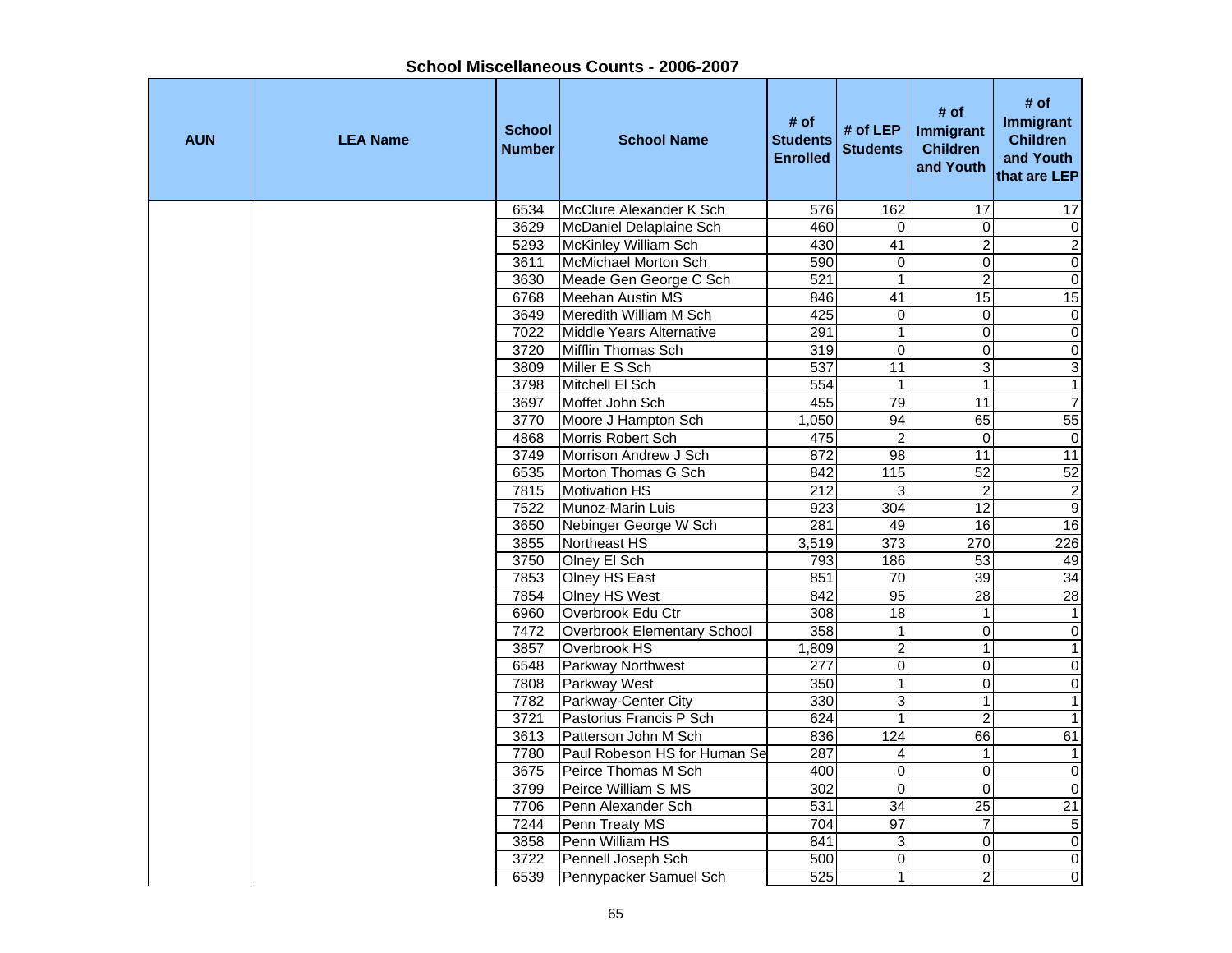**School Miscellaneous Counts - 2006-2007**

| AUN | LEA Name | School Number | School Name | # of Students Enrolled | # of LEP Students | # of Immigrant Children and Youth | # of Immigrant Children and Youth that are LEP |
|---|---|---|---|---|---|---|---|
| | | 6534 | McClure Alexander K Sch | 576 | 162 | 17 | 17 |
| | | 3629 | McDaniel Delaplaine Sch | 460 | 0 | 0 | 0 |
| | | 5293 | McKinley William Sch | 430 | 41 | 2 | 2 |
| | | 3611 | McMichael Morton Sch | 590 | 0 | 0 | 0 |
| | | 3630 | Meade Gen George C Sch | 521 | 1 | 2 | 0 |
| | | 6768 | Meehan Austin MS | 846 | 41 | 15 | 15 |
| | | 3649 | Meredith William M Sch | 425 | 0 | 0 | 0 |
| | | 7022 | Middle Years Alternative | 291 | 1 | 0 | 0 |
| | | 3720 | Mifflin Thomas Sch | 319 | 0 | 0 | 0 |
| | | 3809 | Miller E S Sch | 537 | 11 | 3 | 3 |
| | | 3798 | Mitchell El Sch | 554 | 1 | 1 | 1 |
| | | 3697 | Moffet John Sch | 455 | 79 | 11 | 7 |
| | | 3770 | Moore J Hampton Sch | 1,050 | 94 | 65 | 55 |
| | | 4868 | Morris Robert Sch | 475 | 2 | 0 | 0 |
| | | 3749 | Morrison Andrew J Sch | 872 | 98 | 11 | 11 |
| | | 6535 | Morton Thomas G Sch | 842 | 115 | 52 | 52 |
| | | 7815 | Motivation HS | 212 | 3 | 2 | 2 |
| | | 7522 | Munoz-Marin Luis | 923 | 304 | 12 | 9 |
| | | 3650 | Nebinger George W Sch | 281 | 49 | 16 | 16 |
| | | 3855 | Northeast HS | 3,519 | 373 | 270 | 226 |
| | | 3750 | Olney El Sch | 793 | 186 | 53 | 49 |
| | | 7853 | Olney HS East | 851 | 70 | 39 | 34 |
| | | 7854 | Olney HS West | 842 | 95 | 28 | 28 |
| | | 6960 | Overbrook Edu Ctr | 308 | 18 | 1 | 1 |
| | | 7472 | Overbrook Elementary School | 358 | 1 | 0 | 0 |
| | | 3857 | Overbrook HS | 1,809 | 2 | 1 | 1 |
| | | 6548 | Parkway Northwest | 277 | 0 | 0 | 0 |
| | | 7808 | Parkway West | 350 | 1 | 0 | 0 |
| | | 7782 | Parkway-Center City | 330 | 3 | 1 | 1 |
| | | 3721 | Pastorius Francis P Sch | 624 | 1 | 2 | 1 |
| | | 3613 | Patterson John M Sch | 836 | 124 | 66 | 61 |
| | | 7780 | Paul Robeson HS for Human Se | 287 | 4 | 1 | 1 |
| | | 3675 | Peirce Thomas M Sch | 400 | 0 | 0 | 0 |
| | | 3799 | Peirce William S MS | 302 | 0 | 0 | 0 |
| | | 7706 | Penn Alexander Sch | 531 | 34 | 25 | 21 |
| | | 7244 | Penn Treaty MS | 704 | 97 | 7 | 5 |
| | | 3858 | Penn William HS | 841 | 3 | 0 | 0 |
| | | 3722 | Pennell Joseph Sch | 500 | 0 | 0 | 0 |
| | | 6539 | Pennypacker Samuel Sch | 525 | 1 | 2 | 0 |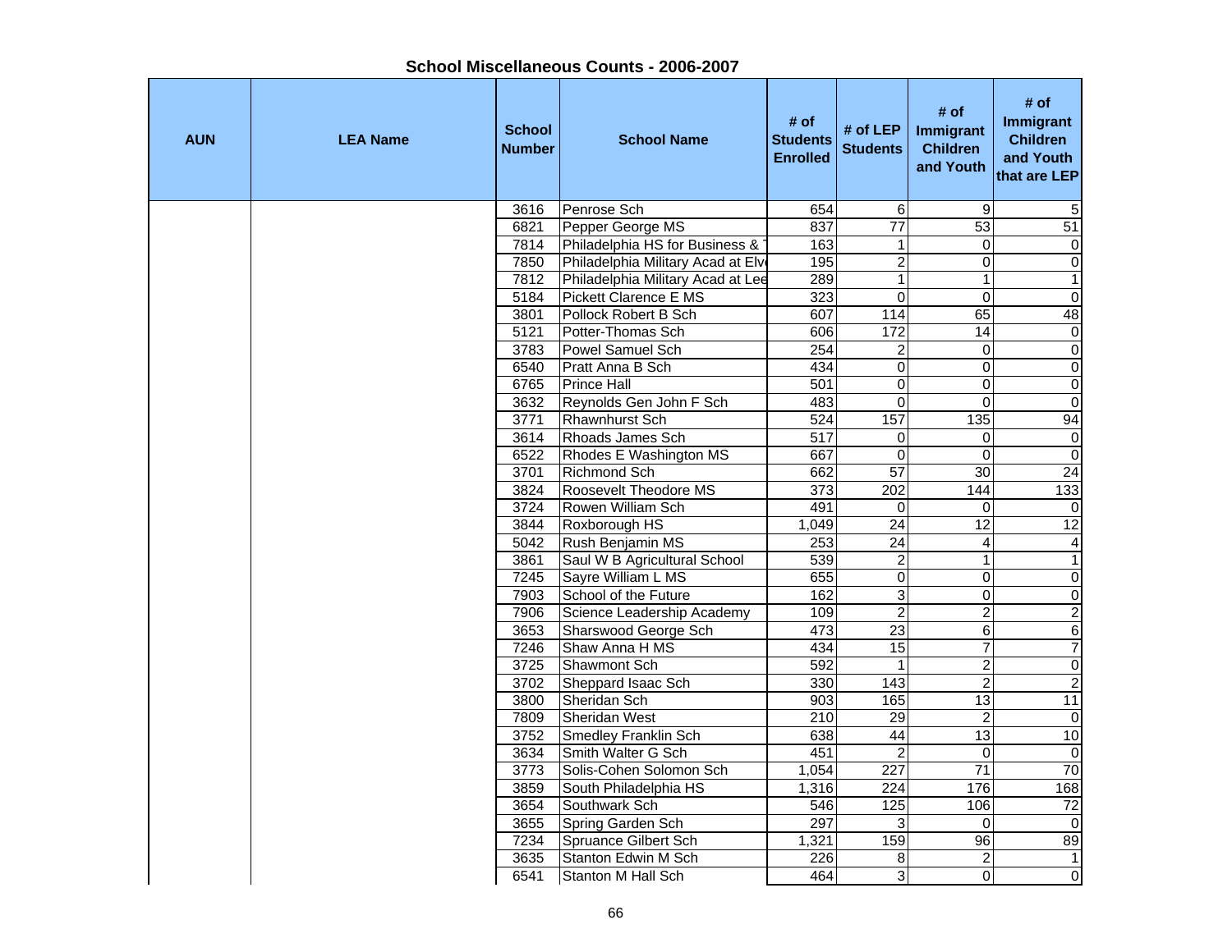## School Miscellaneous Counts - 2006-2007

| AUN | LEA Name | School Number | School Name | # of Students Enrolled | # of LEP Students | # of Immigrant Children and Youth | # of Immigrant Children and Youth that are LEP |
|---|---|---|---|---|---|---|---|
| | | 3616 | Penrose Sch | 654 | 6 | 9 | 5 |
| | | 6821 | Pepper George MS | 837 | 77 | 53 | 51 |
| | | 7814 | Philadelphia HS for Business & T | 163 | 1 | 0 | 0 |
| | | 7850 | Philadelphia Military Acad at Elv | 195 | 2 | 0 | 0 |
| | | 7812 | Philadelphia Military Acad at Lee | 289 | 1 | 1 | 1 |
| | | 5184 | Pickett Clarence E MS | 323 | 0 | 0 | 0 |
| | | 3801 | Pollock Robert B Sch | 607 | 114 | 65 | 48 |
| | | 5121 | Potter-Thomas Sch | 606 | 172 | 14 | 0 |
| | | 3783 | Powel Samuel Sch | 254 | 2 | 0 | 0 |
| | | 6540 | Pratt Anna B Sch | 434 | 0 | 0 | 0 |
| | | 6765 | Prince Hall | 501 | 0 | 0 | 0 |
| | | 3632 | Reynolds Gen John F Sch | 483 | 0 | 0 | 0 |
| | | 3771 | Rhawnhurst Sch | 524 | 157 | 135 | 94 |
| | | 3614 | Rhoads James Sch | 517 | 0 | 0 | 0 |
| | | 6522 | Rhodes E Washington MS | 667 | 0 | 0 | 0 |
| | | 3701 | Richmond Sch | 662 | 57 | 30 | 24 |
| | | 3824 | Roosevelt Theodore MS | 373 | 202 | 144 | 133 |
| | | 3724 | Rowen William Sch | 491 | 0 | 0 | 0 |
| | | 3844 | Roxborough HS | 1,049 | 24 | 12 | 12 |
| | | 5042 | Rush Benjamin MS | 253 | 24 | 4 | 4 |
| | | 3861 | Saul W B Agricultural School | 539 | 2 | 1 | 1 |
| | | 7245 | Sayre William L MS | 655 | 0 | 0 | 0 |
| | | 7903 | School of the Future | 162 | 3 | 0 | 0 |
| | | 7906 | Science Leadership Academy | 109 | 2 | 2 | 2 |
| | | 3653 | Sharswood George Sch | 473 | 23 | 6 | 6 |
| | | 7246 | Shaw Anna H MS | 434 | 15 | 7 | 7 |
| | | 3725 | Shawmont Sch | 592 | 1 | 2 | 0 |
| | | 3702 | Sheppard Isaac Sch | 330 | 143 | 2 | 2 |
| | | 3800 | Sheridan Sch | 903 | 165 | 13 | 11 |
| | | 7809 | Sheridan West | 210 | 29 | 2 | 0 |
| | | 3752 | Smedley Franklin Sch | 638 | 44 | 13 | 10 |
| | | 3634 | Smith Walter G Sch | 451 | 2 | 0 | 0 |
| | | 3773 | Solis-Cohen Solomon Sch | 1,054 | 227 | 71 | 70 |
| | | 3859 | South Philadelphia HS | 1,316 | 224 | 176 | 168 |
| | | 3654 | Southwark Sch | 546 | 125 | 106 | 72 |
| | | 3655 | Spring Garden Sch | 297 | 3 | 0 | 0 |
| | | 7234 | Spruance Gilbert Sch | 1,321 | 159 | 96 | 89 |
| | | 3635 | Stanton Edwin M Sch | 226 | 8 | 2 | 1 |
| | | 6541 | Stanton M Hall Sch | 464 | 3 | 0 | 0 |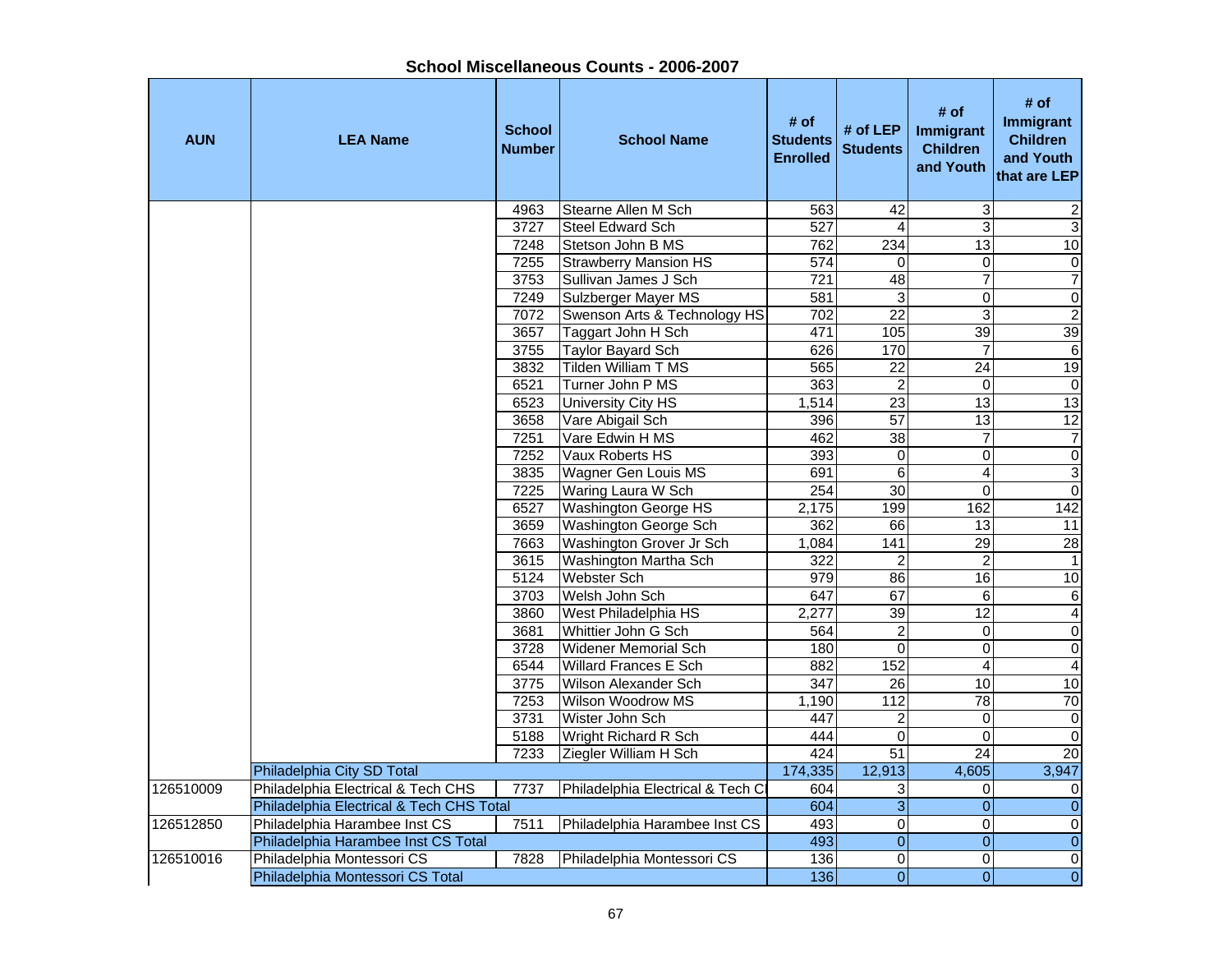## School Miscellaneous Counts - 2006-2007

| AUN | LEA Name | School Number | School Name | # of Students Enrolled | # of LEP Students | # of Immigrant Children and Youth | # of Immigrant Children and Youth that are LEP |
|---|---|---|---|---|---|---|---|
| | | 4963 | Stearne Allen M Sch | 563 | 42 | 3 | 2 |
| | | 3727 | Steel Edward Sch | 527 | 4 | 3 | 3 |
| | | 7248 | Stetson John B MS | 762 | 234 | 13 | 10 |
| | | 7255 | Strawberry Mansion HS | 574 | 0 | 0 | 0 |
| | | 3753 | Sullivan James J Sch | 721 | 48 | 7 | 7 |
| | | 7249 | Sulzberger Mayer MS | 581 | 3 | 0 | 0 |
| | | 7072 | Swenson Arts & Technology HS | 702 | 22 | 3 | 2 |
| | | 3657 | Taggart John H Sch | 471 | 105 | 39 | 39 |
| | | 3755 | Taylor Bayard Sch | 626 | 170 | 7 | 6 |
| | | 3832 | Tilden William T MS | 565 | 22 | 24 | 19 |
| | | 6521 | Turner John P MS | 363 | 2 | 0 | 0 |
| | | 6523 | University City HS | 1,514 | 23 | 13 | 13 |
| | | 3658 | Vare Abigail Sch | 396 | 57 | 13 | 12 |
| | | 7251 | Vare Edwin H MS | 462 | 38 | 7 | 7 |
| | | 7252 | Vaux Roberts HS | 393 | 0 | 0 | 0 |
| | | 3835 | Wagner Gen Louis MS | 691 | 6 | 4 | 3 |
| | | 7225 | Waring Laura W Sch | 254 | 30 | 0 | 0 |
| | | 6527 | Washington George HS | 2,175 | 199 | 162 | 142 |
| | | 3659 | Washington George Sch | 362 | 66 | 13 | 11 |
| | | 7663 | Washington Grover Jr Sch | 1,084 | 141 | 29 | 28 |
| | | 3615 | Washington Martha Sch | 322 | 2 | 2 | 1 |
| | | 5124 | Webster Sch | 979 | 86 | 16 | 10 |
| | | 3703 | Welsh John Sch | 647 | 67 | 6 | 6 |
| | | 3860 | West Philadelphia HS | 2,277 | 39 | 12 | 4 |
| | | 3681 | Whittier John G Sch | 564 | 2 | 0 | 0 |
| | | 3728 | Widener Memorial Sch | 180 | 0 | 0 | 0 |
| | | 6544 | Willard Frances E Sch | 882 | 152 | 4 | 4 |
| | | 3775 | Wilson Alexander Sch | 347 | 26 | 10 | 10 |
| | | 7253 | Wilson Woodrow MS | 1,190 | 112 | 78 | 70 |
| | | 3731 | Wister John Sch | 447 | 2 | 0 | 0 |
| | | 5188 | Wright Richard R Sch | 444 | 0 | 0 | 0 |
| | | 7233 | Ziegler William H Sch | 424 | 51 | 24 | 20 |
| | Philadelphia City SD Total | | | 174,335 | 12,913 | 4,605 | 3,947 |
| 126510009 | Philadelphia Electrical & Tech CHS | 7737 | Philadelphia Electrical & Tech CI | 604 | 3 | 0 | 0 |
| | Philadelphia Electrical & Tech CHS Total | | | 604 | 3 | 0 | 0 |
| 126512850 | Philadelphia Harambee Inst CS | 7511 | Philadelphia Harambee Inst CS | 493 | 0 | 0 | 0 |
| | Philadelphia Harambee Inst CS Total | | | 493 | 0 | 0 | 0 |
| 126510016 | Philadelphia Montessori CS | 7828 | Philadelphia Montessori CS | 136 | 0 | 0 | 0 |
| | Philadelphia Montessori CS Total | | | 136 | 0 | 0 | 0 |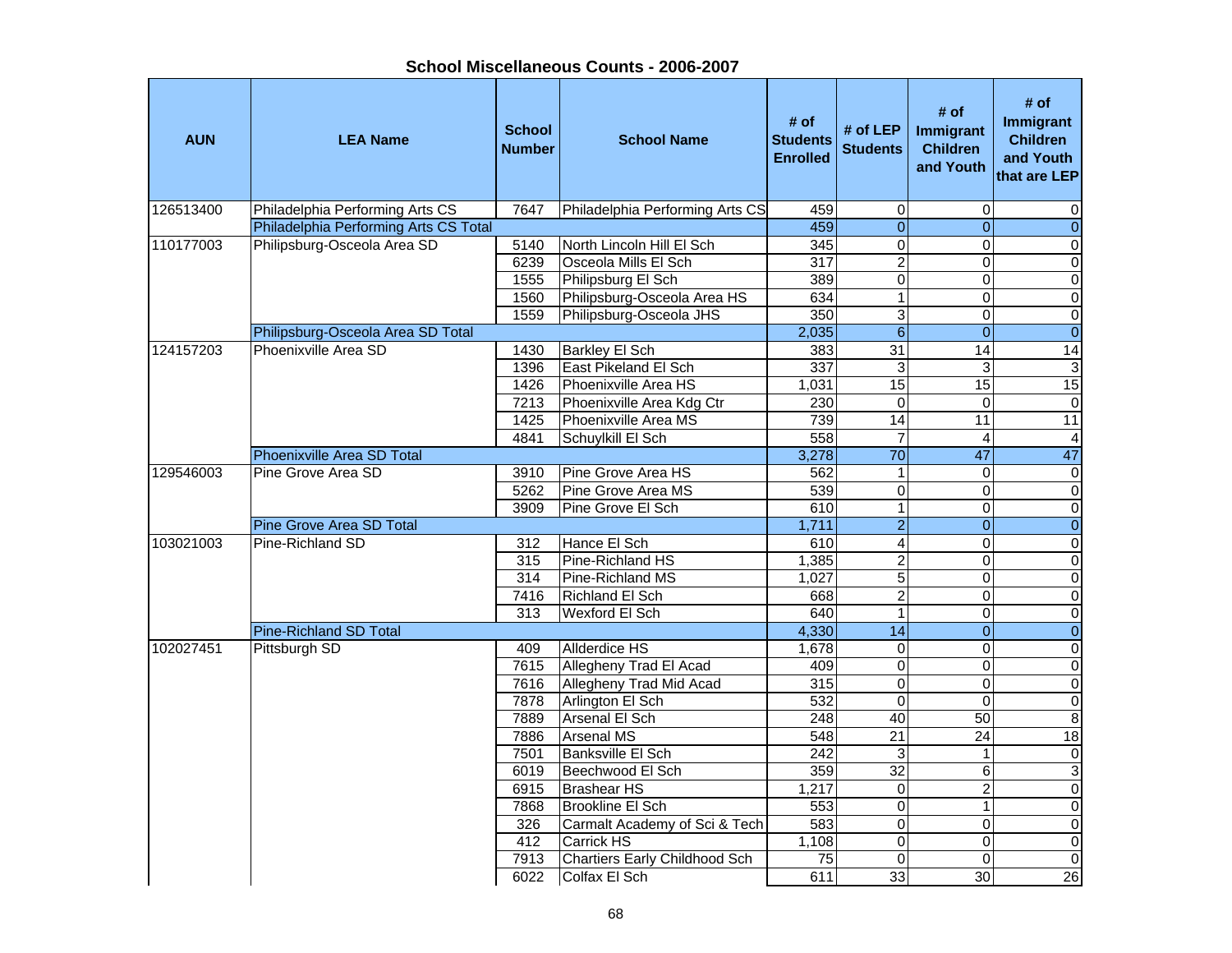# School Miscellaneous Counts - 2006-2007

| AUN | LEA Name | School Number | School Name | # of Students Enrolled | # of LEP Students | # of Immigrant Children and Youth | # of Immigrant Children and Youth that are LEP |
|---|---|---|---|---|---|---|---|
| 126513400 | Philadelphia Performing Arts CS | 7647 | Philadelphia Performing Arts CS | 459 | 0 | 0 | 0 |
| | Philadelphia Performing Arts CS Total | | | 459 | 0 | 0 | 0 |
| 110177003 | Philipsburg-Osceola Area SD | 5140 | North Lincoln Hill El Sch | 345 | 0 | 0 | 0 |
| | | 6239 | Osceola Mills El Sch | 317 | 2 | 0 | 0 |
| | | 1555 | Philipsburg El Sch | 389 | 0 | 0 | 0 |
| | | 1560 | Philipsburg-Osceola Area HS | 634 | 1 | 0 | 0 |
| | | 1559 | Philipsburg-Osceola JHS | 350 | 3 | 0 | 0 |
| | Philipsburg-Osceola Area SD Total | | | 2,035 | 6 | 0 | 0 |
| 124157203 | Phoenixville Area SD | 1430 | Barkley El Sch | 383 | 31 | 14 | 14 |
| | | 1396 | East Pikeland El Sch | 337 | 3 | 3 | 3 |
| | | 1426 | Phoenixville Area HS | 1,031 | 15 | 15 | 15 |
| | | 7213 | Phoenixville Area Kdg Ctr | 230 | 0 | 0 | 0 |
| | | 1425 | Phoenixville Area MS | 739 | 14 | 11 | 11 |
| | | 4841 | Schuylkill El Sch | 558 | 7 | 4 | 4 |
| | Phoenixville Area SD Total | | | 3,278 | 70 | 47 | 47 |
| 129546003 | Pine Grove Area SD | 3910 | Pine Grove Area HS | 562 | 1 | 0 | 0 |
| | | 5262 | Pine Grove Area MS | 539 | 0 | 0 | 0 |
| | | 3909 | Pine Grove El Sch | 610 | 1 | 0 | 0 |
| | Pine Grove Area SD Total | | | 1,711 | 2 | 0 | 0 |
| 103021003 | Pine-Richland SD | 312 | Hance El Sch | 610 | 4 | 0 | 0 |
| | | 315 | Pine-Richland HS | 1,385 | 2 | 0 | 0 |
| | | 314 | Pine-Richland MS | 1,027 | 5 | 0 | 0 |
| | | 7416 | Richland El Sch | 668 | 2 | 0 | 0 |
| | | 313 | Wexford El Sch | 640 | 1 | 0 | 0 |
| | Pine-Richland SD Total | | | 4,330 | 14 | 0 | 0 |
| 102027451 | Pittsburgh SD | 409 | Allderdice HS | 1,678 | 0 | 0 | 0 |
| | | 7615 | Allegheny Trad El Acad | 409 | 0 | 0 | 0 |
| | | 7616 | Allegheny Trad Mid Acad | 315 | 0 | 0 | 0 |
| | | 7878 | Arlington El Sch | 532 | 0 | 0 | 0 |
| | | 7889 | Arsenal El Sch | 248 | 40 | 50 | 8 |
| | | 7886 | Arsenal MS | 548 | 21 | 24 | 18 |
| | | 7501 | Banksville El Sch | 242 | 3 | 1 | 0 |
| | | 6019 | Beechwood El Sch | 359 | 32 | 6 | 3 |
| | | 6915 | Brashear HS | 1,217 | 0 | 2 | 0 |
| | | 7868 | Brookline El Sch | 553 | 0 | 1 | 0 |
| | | 326 | Carmalt Academy of Sci & Tech | 583 | 0 | 0 | 0 |
| | | 412 | Carrick HS | 1,108 | 0 | 0 | 0 |
| | | 7913 | Chartiers Early Childhood Sch | 75 | 0 | 0 | 0 |
| | | 6022 | Colfax El Sch | 611 | 33 | 30 | 26 |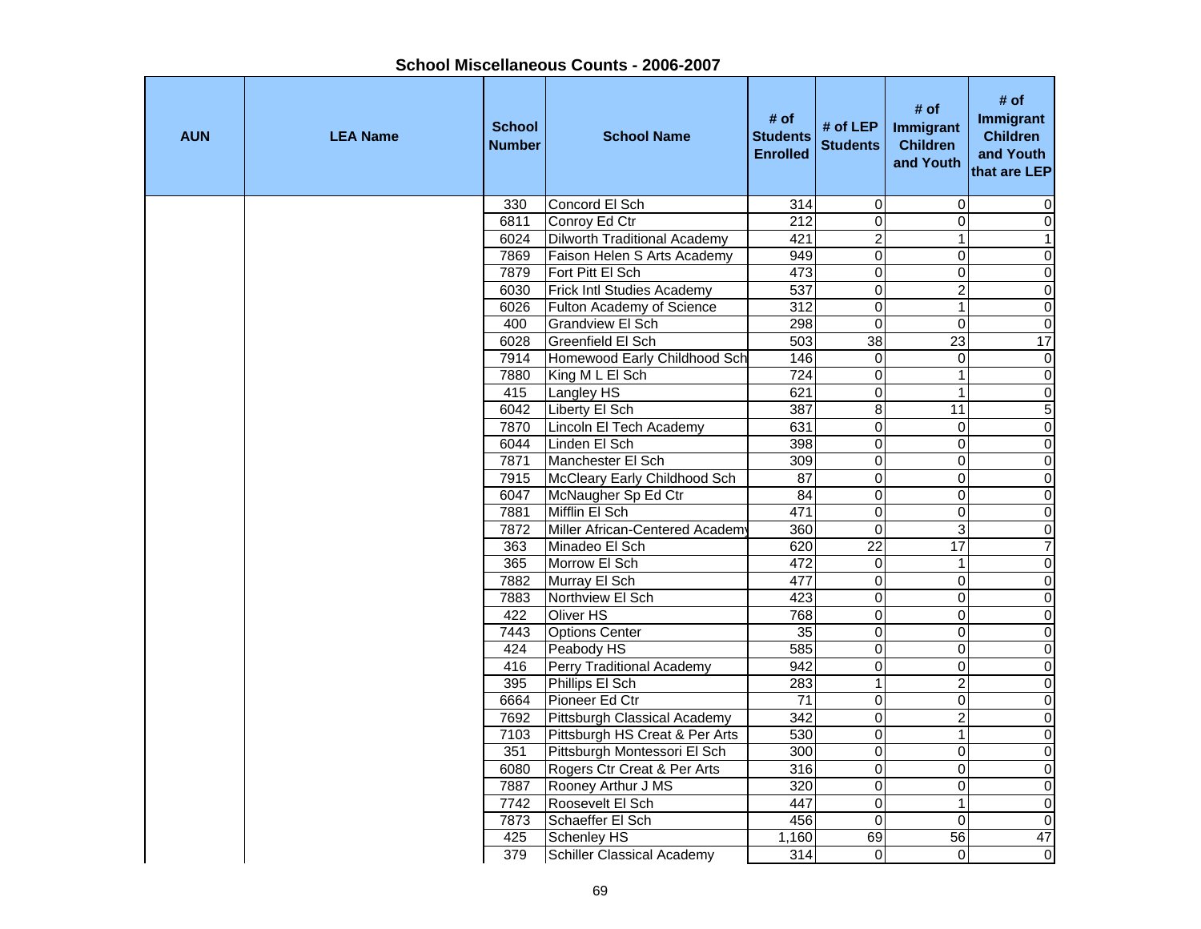## School Miscellaneous Counts - 2006-2007

| AUN | LEA Name | School Number | School Name | # of Students Enrolled | # of LEP Students | # of Immigrant Children and Youth | # of Immigrant Children and Youth that are LEP |
|---|---|---|---|---|---|---|---|
| | | 330 | Concord El Sch | 314 | 0 | 0 | 0 |
| | | 6811 | Conroy Ed Ctr | 212 | 0 | 0 | 0 |
| | | 6024 | Dilworth Traditional Academy | 421 | 2 | 1 | 1 |
| | | 7869 | Faison Helen S Arts Academy | 949 | 0 | 0 | 0 |
| | | 7879 | Fort Pitt El Sch | 473 | 0 | 0 | 0 |
| | | 6030 | Frick Intl Studies Academy | 537 | 0 | 2 | 0 |
| | | 6026 | Fulton Academy of Science | 312 | 0 | 1 | 0 |
| | | 400 | Grandview El Sch | 298 | 0 | 0 | 0 |
| | | 6028 | Greenfield El Sch | 503 | 38 | 23 | 17 |
| | | 7914 | Homewood Early Childhood Sch | 146 | 0 | 0 | 0 |
| | | 7880 | King M L El Sch | 724 | 0 | 1 | 0 |
| | | 415 | Langley HS | 621 | 0 | 1 | 0 |
| | | 6042 | Liberty El Sch | 387 | 8 | 11 | 5 |
| | | 7870 | Lincoln El Tech Academy | 631 | 0 | 0 | 0 |
| | | 6044 | Linden El Sch | 398 | 0 | 0 | 0 |
| | | 7871 | Manchester El Sch | 309 | 0 | 0 | 0 |
| | | 7915 | McCleary Early Childhood Sch | 87 | 0 | 0 | 0 |
| | | 6047 | McNaugher Sp Ed Ctr | 84 | 0 | 0 | 0 |
| | | 7881 | Mifflin El Sch | 471 | 0 | 0 | 0 |
| | | 7872 | Miller African-Centered Academy | 360 | 0 | 3 | 0 |
| | | 363 | Minadeo El Sch | 620 | 22 | 17 | 7 |
| | | 365 | Morrow El Sch | 472 | 0 | 1 | 0 |
| | | 7882 | Murray El Sch | 477 | 0 | 0 | 0 |
| | | 7883 | Northview El Sch | 423 | 0 | 0 | 0 |
| | | 422 | Oliver HS | 768 | 0 | 0 | 0 |
| | | 7443 | Options Center | 35 | 0 | 0 | 0 |
| | | 424 | Peabody HS | 585 | 0 | 0 | 0 |
| | | 416 | Perry Traditional Academy | 942 | 0 | 0 | 0 |
| | | 395 | Phillips El Sch | 283 | 1 | 2 | 0 |
| | | 6664 | Pioneer Ed Ctr | 71 | 0 | 0 | 0 |
| | | 7692 | Pittsburgh Classical Academy | 342 | 0 | 2 | 0 |
| | | 7103 | Pittsburgh HS Creat & Per Arts | 530 | 0 | 1 | 0 |
| | | 351 | Pittsburgh Montessori El Sch | 300 | 0 | 0 | 0 |
| | | 6080 | Rogers Ctr Creat & Per Arts | 316 | 0 | 0 | 0 |
| | | 7887 | Rooney Arthur J MS | 320 | 0 | 0 | 0 |
| | | 7742 | Roosevelt El Sch | 447 | 0 | 1 | 0 |
| | | 7873 | Schaeffer El Sch | 456 | 0 | 0 | 0 |
| | | 425 | Schenley HS | 1,160 | 69 | 56 | 47 |
| | | 379 | Schiller Classical Academy | 314 | 0 | 0 | 0 |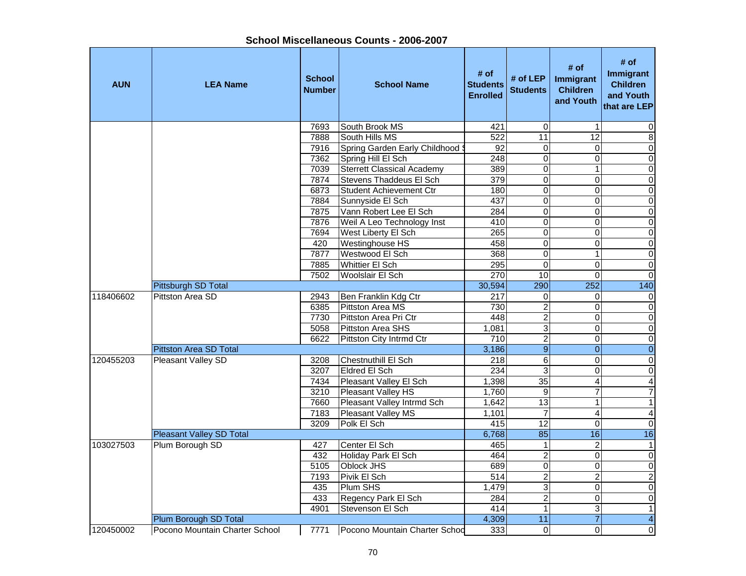## School Miscellaneous Counts - 2006-2007

| AUN | LEA Name | School Number | School Name | # of Students Enrolled | # of LEP Students | # of Immigrant Children and Youth | # of Immigrant Children and Youth that are LEP |
|---|---|---|---|---|---|---|---|
| | | 7693 | South Brook MS | 421 | 0 | 1 | 0 |
| | | 7888 | South Hills MS | 522 | 11 | 12 | 8 |
| | | 7916 | Spring Garden Early Childhood S | 92 | 0 | 0 | 0 |
| | | 7362 | Spring Hill El Sch | 248 | 0 | 0 | 0 |
| | | 7039 | Sterrett Classical Academy | 389 | 0 | 1 | 0 |
| | | 7874 | Stevens Thaddeus El Sch | 379 | 0 | 0 | 0 |
| | | 6873 | Student Achievement Ctr | 180 | 0 | 0 | 0 |
| | | 7884 | Sunnyside El Sch | 437 | 0 | 0 | 0 |
| | | 7875 | Vann Robert Lee El Sch | 284 | 0 | 0 | 0 |
| | | 7876 | Weil A Leo Technology Inst | 410 | 0 | 0 | 0 |
| | | 7694 | West Liberty El Sch | 265 | 0 | 0 | 0 |
| | | 420 | Westinghouse HS | 458 | 0 | 0 | 0 |
| | | 7877 | Westwood El Sch | 368 | 0 | 1 | 0 |
| | | 7885 | Whittier El Sch | 295 | 0 | 0 | 0 |
| | | 7502 | Woolslair El Sch | 270 | 10 | 0 | 0 |
| | Pittsburgh SD Total | | | 30,594 | 290 | 252 | 140 |
| 118406602 | Pittston Area SD | 2943 | Ben Franklin Kdg Ctr | 217 | 0 | 0 | 0 |
| | | 6385 | Pittston Area MS | 730 | 2 | 0 | 0 |
| | | 7730 | Pittston Area Pri Ctr | 448 | 2 | 0 | 0 |
| | | 5058 | Pittston Area SHS | 1,081 | 3 | 0 | 0 |
| | | 6622 | Pittston City Intrmd Ctr | 710 | 2 | 0 | 0 |
| | Pittston Area SD Total | | | 3,186 | 9 | 0 | 0 |
| 120455203 | Pleasant Valley SD | 3208 | Chestnuthill El Sch | 218 | 6 | 0 | 0 |
| | | 3207 | Eldred El Sch | 234 | 3 | 0 | 0 |
| | | 7434 | Pleasant Valley El Sch | 1,398 | 35 | 4 | 4 |
| | | 3210 | Pleasant Valley HS | 1,760 | 9 | 7 | 7 |
| | | 7660 | Pleasant Valley Intrmd Sch | 1,642 | 13 | 1 | 1 |
| | | 7183 | Pleasant Valley MS | 1,101 | 7 | 4 | 4 |
| | | 3209 | Polk El Sch | 415 | 12 | 0 | 0 |
| | Pleasant Valley SD Total | | | 6,768 | 85 | 16 | 16 |
| 103027503 | Plum Borough SD | 427 | Center El Sch | 465 | 1 | 2 | 1 |
| | | 432 | Holiday Park El Sch | 464 | 2 | 0 | 0 |
| | | 5105 | Oblock JHS | 689 | 0 | 0 | 0 |
| | | 7193 | Pivik El Sch | 514 | 2 | 2 | 2 |
| | | 435 | Plum SHS | 1,479 | 3 | 0 | 0 |
| | | 433 | Regency Park El Sch | 284 | 2 | 0 | 0 |
| | | 4901 | Stevenson El Sch | 414 | 1 | 3 | 1 |
| | Plum Borough SD Total | | | 4,309 | 11 | 7 | 4 |
| 120450002 | Pocono Mountain Charter School | 7771 | Pocono Mountain Charter Schoo | 333 | 0 | 0 | 0 |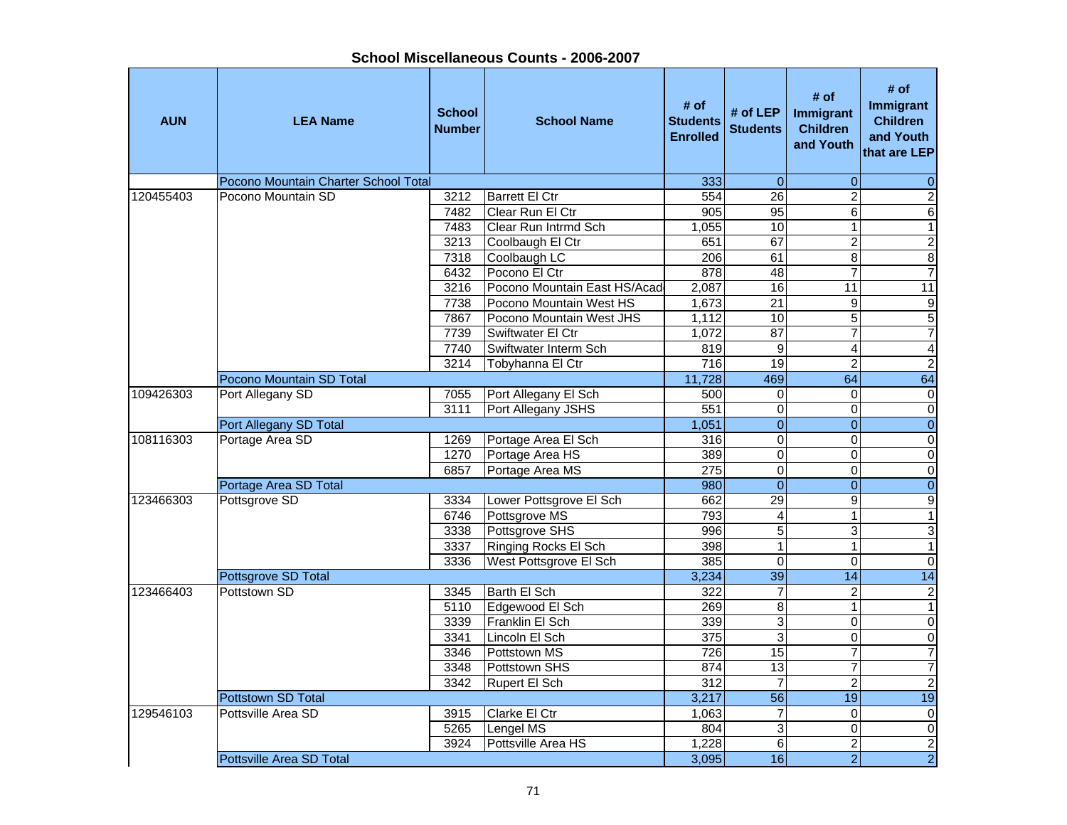## School Miscellaneous Counts - 2006-2007

| AUN | LEA Name | School Number | School Name | # of Students Enrolled | # of LEP Students | # of Immigrant Children and Youth | # of Immigrant Children and Youth that are LEP |
|---|---|---|---|---|---|---|---|
| | Pocono Mountain Charter School Total | | | 333 | 0 | 0 | 0 |
| 120455403 | Pocono Mountain SD | 3212 | Barrett El Ctr | 554 | 26 | 2 | 2 |
| | | 7482 | Clear Run El Ctr | 905 | 95 | 6 | 6 |
| | | 7483 | Clear Run Intrmd Sch | 1,055 | 10 | 1 | 1 |
| | | 3213 | Coolbaugh El Ctr | 651 | 67 | 2 | 2 |
| | | 7318 | Coolbaugh LC | 206 | 61 | 8 | 8 |
| | | 6432 | Pocono El Ctr | 878 | 48 | 7 | 7 |
| | | 3216 | Pocono Mountain East HS/Acad | 2,087 | 16 | 11 | 11 |
| | | 7738 | Pocono Mountain West HS | 1,673 | 21 | 9 | 9 |
| | | 7867 | Pocono Mountain West JHS | 1,112 | 10 | 5 | 5 |
| | | 7739 | Swiftwater El Ctr | 1,072 | 87 | 7 | 7 |
| | | 7740 | Swiftwater Interm Sch | 819 | 9 | 4 | 4 |
| | | 3214 | Tobyhanna El Ctr | 716 | 19 | 2 | 2 |
| | Pocono Mountain SD Total | | | 11,728 | 469 | 64 | 64 |
| 109426303 | Port Allegany SD | 7055 | Port Allegany El Sch | 500 | 0 | 0 | 0 |
| | | 3111 | Port Allegany JSHS | 551 | 0 | 0 | 0 |
| | Port Allegany SD Total | | | 1,051 | 0 | 0 | 0 |
| 108116303 | Portage Area SD | 1269 | Portage Area El Sch | 316 | 0 | 0 | 0 |
| | | 1270 | Portage Area HS | 389 | 0 | 0 | 0 |
| | | 6857 | Portage Area MS | 275 | 0 | 0 | 0 |
| | Portage Area SD Total | | | 980 | 0 | 0 | 0 |
| 123466303 | Pottsgrove SD | 3334 | Lower Pottsgrove El Sch | 662 | 29 | 9 | 9 |
| | | 6746 | Pottsgrove MS | 793 | 4 | 1 | 1 |
| | | 3338 | Pottsgrove SHS | 996 | 5 | 3 | 3 |
| | | 3337 | Ringing Rocks El Sch | 398 | 1 | 1 | 1 |
| | | 3336 | West Pottsgrove El Sch | 385 | 0 | 0 | 0 |
| | Pottsgrove SD Total | | | 3,234 | 39 | 14 | 14 |
| 123466403 | Pottstown SD | 3345 | Barth El Sch | 322 | 7 | 2 | 2 |
| | | 5110 | Edgewood El Sch | 269 | 8 | 1 | 1 |
| | | 3339 | Franklin El Sch | 339 | 3 | 0 | 0 |
| | | 3341 | Lincoln El Sch | 375 | 3 | 0 | 0 |
| | | 3346 | Pottstown MS | 726 | 15 | 7 | 7 |
| | | 3348 | Pottstown SHS | 874 | 13 | 7 | 7 |
| | | 3342 | Rupert El Sch | 312 | 7 | 2 | 2 |
| | Pottstown SD Total | | | 3,217 | 56 | 19 | 19 |
| 129546103 | Pottsville Area SD | 3915 | Clarke El Ctr | 1,063 | 7 | 0 | 0 |
| | | 5265 | Lengel MS | 804 | 3 | 0 | 0 |
| | | 3924 | Pottsville Area HS | 1,228 | 6 | 2 | 2 |
| | Pottsville Area SD Total | | | 3,095 | 16 | 2 | 2 |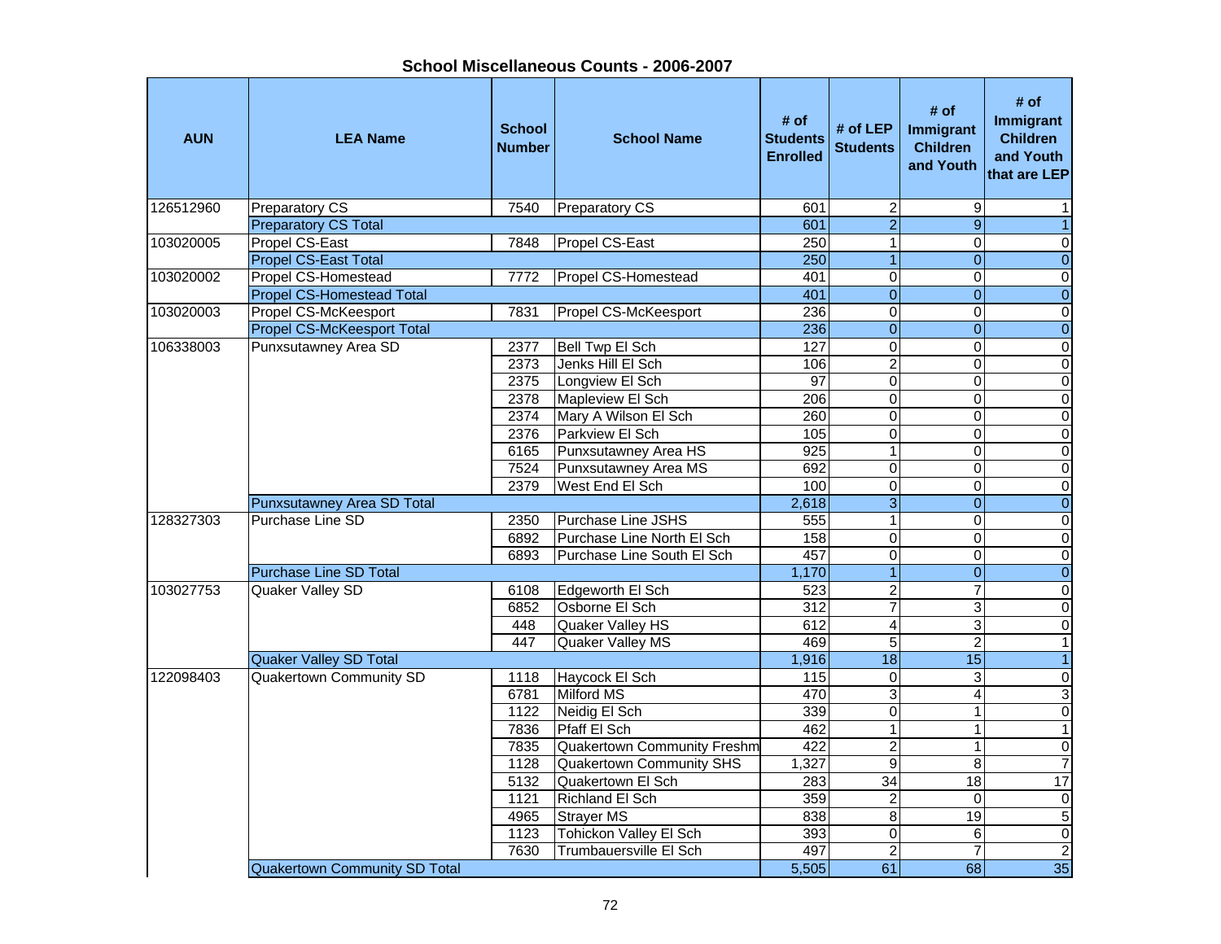## School Miscellaneous Counts - 2006-2007

| AUN | LEA Name | School Number | School Name | # of Students Enrolled | # of LEP Students | # of Immigrant Children and Youth | # of Immigrant Children and Youth that are LEP |
|---|---|---|---|---|---|---|---|
| 126512960 | Preparatory CS | 7540 | Preparatory CS | 601 | 2 | 9 | 1 |
| | Preparatory CS Total | | | 601 | 2 | 9 | 1 |
| 103020005 | Propel CS-East | 7848 | Propel CS-East | 250 | 1 | 0 | 0 |
| | Propel CS-East Total | | | 250 | 1 | 0 | 0 |
| 103020002 | Propel CS-Homestead | 7772 | Propel CS-Homestead | 401 | 0 | 0 | 0 |
| | Propel CS-Homestead Total | | | 401 | 0 | 0 | 0 |
| 103020003 | Propel CS-McKeesport | 7831 | Propel CS-McKeesport | 236 | 0 | 0 | 0 |
| | Propel CS-McKeesport Total | | | 236 | 0 | 0 | 0 |
| 106338003 | Punxsutawney Area SD | 2377 | Bell Twp El Sch | 127 | 0 | 0 | 0 |
| | | 2373 | Jenks Hill El Sch | 106 | 2 | 0 | 0 |
| | | 2375 | Longview El Sch | 97 | 0 | 0 | 0 |
| | | 2378 | Mapleview El Sch | 206 | 0 | 0 | 0 |
| | | 2374 | Mary A Wilson El Sch | 260 | 0 | 0 | 0 |
| | | 2376 | Parkview El Sch | 105 | 0 | 0 | 0 |
| | | 6165 | Punxsutawney Area HS | 925 | 1 | 0 | 0 |
| | | 7524 | Punxsutawney Area MS | 692 | 0 | 0 | 0 |
| | | 2379 | West End El Sch | 100 | 0 | 0 | 0 |
| | Punxsutawney Area SD Total | | | 2,618 | 3 | 0 | 0 |
| 128327303 | Purchase Line SD | 2350 | Purchase Line JSHS | 555 | 1 | 0 | 0 |
| | | 6892 | Purchase Line North El Sch | 158 | 0 | 0 | 0 |
| | | 6893 | Purchase Line South El Sch | 457 | 0 | 0 | 0 |
| | Purchase Line SD Total | | | 1,170 | 1 | 0 | 0 |
| 103027753 | Quaker Valley SD | 6108 | Edgeworth El Sch | 523 | 2 | 7 | 0 |
| | | 6852 | Osborne El Sch | 312 | 7 | 3 | 0 |
| | | 448 | Quaker Valley HS | 612 | 4 | 3 | 0 |
| | | 447 | Quaker Valley MS | 469 | 5 | 2 | 1 |
| | Quaker Valley SD Total | | | 1,916 | 18 | 15 | 1 |
| 122098403 | Quakertown Community SD | 1118 | Haycock El Sch | 115 | 0 | 3 | 0 |
| | | 6781 | Milford MS | 470 | 3 | 4 | 3 |
| | | 1122 | Neidig El Sch | 339 | 0 | 1 | 0 |
| | | 7836 | Pfaff El Sch | 462 | 1 | 1 | 1 |
| | | 7835 | Quakertown Community Freshm | 422 | 2 | 1 | 0 |
| | | 1128 | Quakertown Community SHS | 1,327 | 9 | 8 | 7 |
| | | 5132 | Quakertown El Sch | 283 | 34 | 18 | 17 |
| | | 1121 | Richland El Sch | 359 | 2 | 0 | 0 |
| | | 4965 | Strayer MS | 838 | 8 | 19 | 5 |
| | | 1123 | Tohickon Valley El Sch | 393 | 0 | 6 | 0 |
| | | 7630 | Trumbauersville El Sch | 497 | 2 | 7 | 2 |
| | Quakertown Community SD Total | | | 5,505 | 61 | 68 | 35 |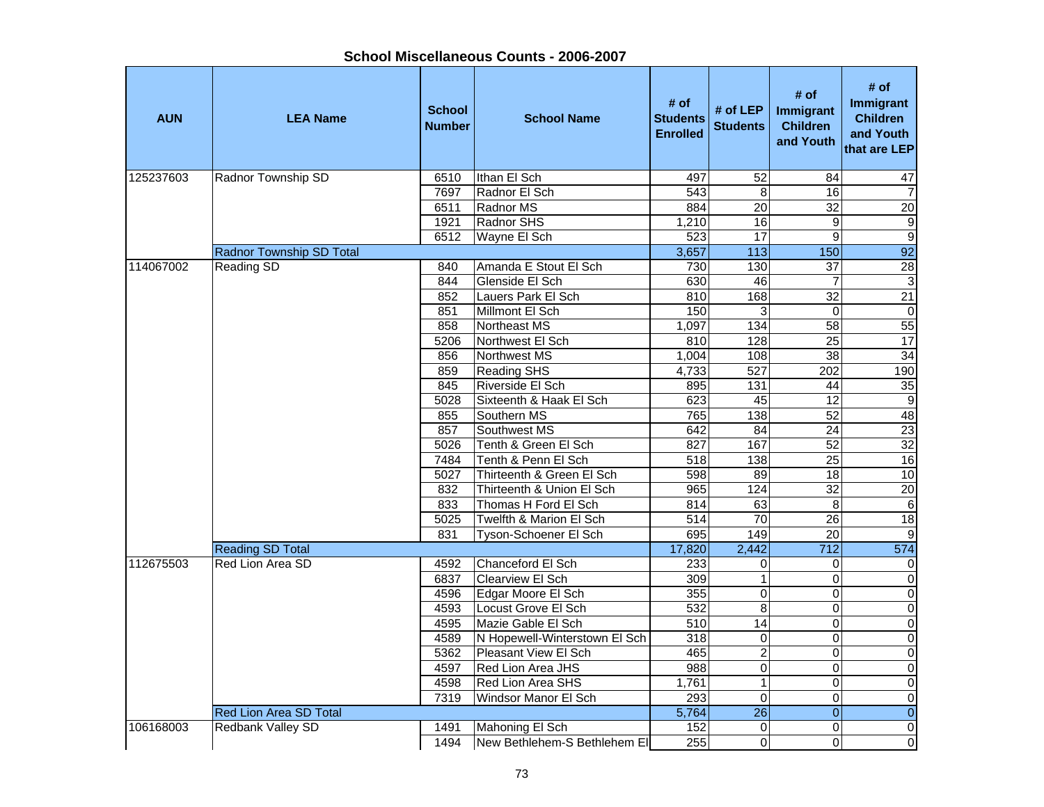## School Miscellaneous Counts - 2006-2007

| AUN | LEA Name | School Number | School Name | # of Students Enrolled | # of LEP Students | # of Immigrant Children and Youth | # of Immigrant Children and Youth that are LEP |
|---|---|---|---|---|---|---|---|
| 125237603 | Radnor Township SD | 6510 | Ithan El Sch | 497 | 52 | 84 | 47 |
| | | 7697 | Radnor El Sch | 543 | 8 | 16 | 7 |
| | | 6511 | Radnor MS | 884 | 20 | 32 | 20 |
| | | 1921 | Radnor SHS | 1,210 | 16 | 9 | 9 |
| | | 6512 | Wayne El Sch | 523 | 17 | 9 | 9 |
| | Radnor Township SD Total | | | 3,657 | 113 | 150 | 92 |
| 114067002 | Reading SD | 840 | Amanda E Stout El Sch | 730 | 130 | 37 | 28 |
| | | 844 | Glenside El Sch | 630 | 46 | 7 | 3 |
| | | 852 | Lauers Park El Sch | 810 | 168 | 32 | 21 |
| | | 851 | Millmont El Sch | 150 | 3 | 0 | 0 |
| | | 858 | Northeast MS | 1,097 | 134 | 58 | 55 |
| | | 5206 | Northwest El Sch | 810 | 128 | 25 | 17 |
| | | 856 | Northwest MS | 1,004 | 108 | 38 | 34 |
| | | 859 | Reading SHS | 4,733 | 527 | 202 | 190 |
| | | 845 | Riverside El Sch | 895 | 131 | 44 | 35 |
| | | 5028 | Sixteenth & Haak El Sch | 623 | 45 | 12 | 9 |
| | | 855 | Southern MS | 765 | 138 | 52 | 48 |
| | | 857 | Southwest MS | 642 | 84 | 24 | 23 |
| | | 5026 | Tenth & Green El Sch | 827 | 167 | 52 | 32 |
| | | 7484 | Tenth & Penn El Sch | 518 | 138 | 25 | 16 |
| | | 5027 | Thirteenth & Green El Sch | 598 | 89 | 18 | 10 |
| | | 832 | Thirteenth & Union El Sch | 965 | 124 | 32 | 20 |
| | | 833 | Thomas H Ford El Sch | 814 | 63 | 8 | 6 |
| | | 5025 | Twelfth & Marion El Sch | 514 | 70 | 26 | 18 |
| | | 831 | Tyson-Schoener El Sch | 695 | 149 | 20 | 9 |
| | Reading SD Total | | | 17,820 | 2,442 | 712 | 574 |
| 112675503 | Red Lion Area SD | 4592 | Chanceford El Sch | 233 | 0 | 0 | 0 |
| | | 6837 | Clearview El Sch | 309 | 1 | 0 | 0 |
| | | 4596 | Edgar Moore El Sch | 355 | 0 | 0 | 0 |
| | | 4593 | Locust Grove El Sch | 532 | 8 | 0 | 0 |
| | | 4595 | Mazie Gable El Sch | 510 | 14 | 0 | 0 |
| | | 4589 | N Hopewell-Winterstown El Sch | 318 | 0 | 0 | 0 |
| | | 5362 | Pleasant View El Sch | 465 | 2 | 0 | 0 |
| | | 4597 | Red Lion Area JHS | 988 | 0 | 0 | 0 |
| | | 4598 | Red Lion Area SHS | 1,761 | 1 | 0 | 0 |
| | | 7319 | Windsor Manor El Sch | 293 | 0 | 0 | 0 |
| | Red Lion Area SD Total | | | 5,764 | 26 | 0 | 0 |
| 106168003 | Redbank Valley SD | 1491 | Mahoning El Sch | 152 | 0 | 0 | 0 |
| | | 1494 | New Bethlehem-S Bethlehem El | 255 | 0 | 0 | 0 |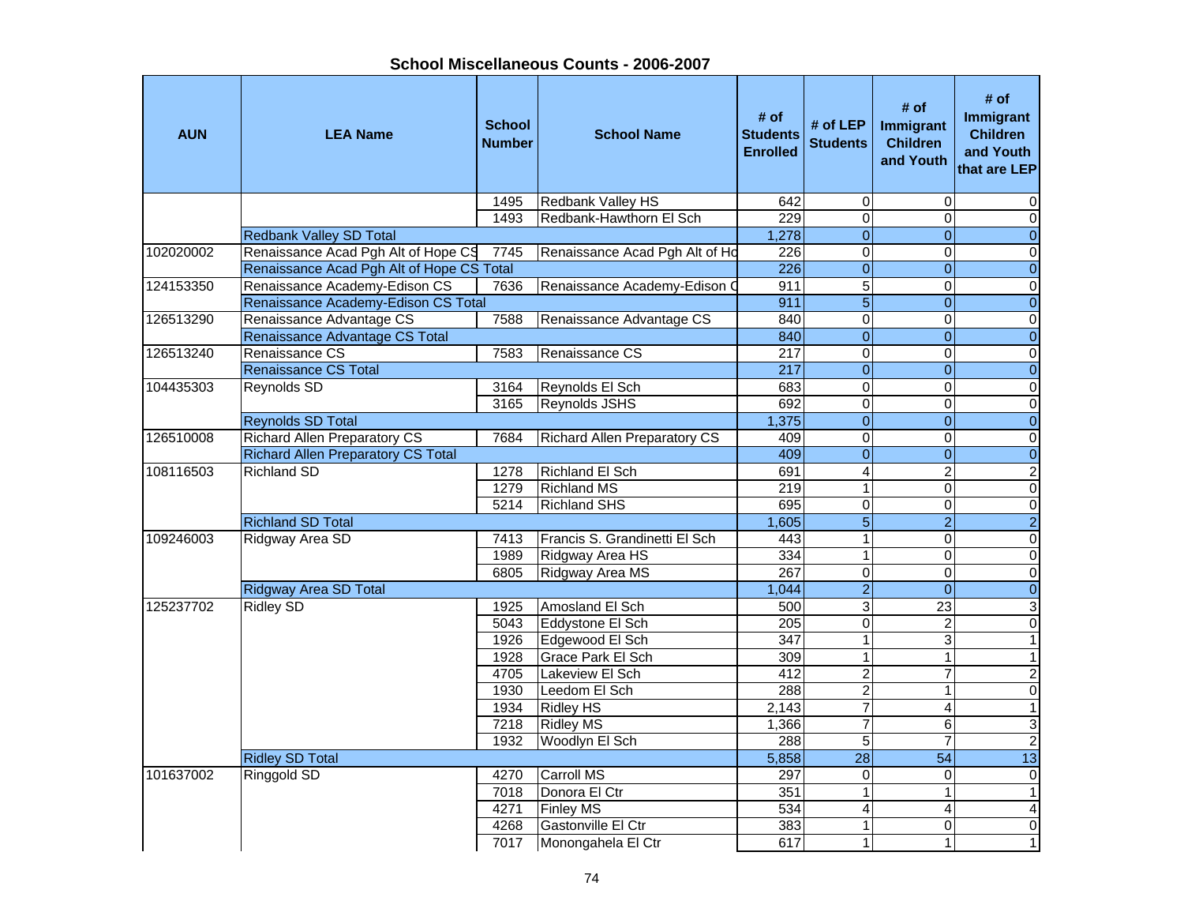# School Miscellaneous Counts - 2006-2007

| AUN | LEA Name | School Number | School Name | # of Students Enrolled | # of LEP Students | # of Immigrant Children and Youth | # of Immigrant Children and Youth that are LEP |
|---|---|---|---|---|---|---|---|
| | | 1495 | Redbank Valley HS | 642 | 0 | 0 | 0 |
| | | 1493 | Redbank-Hawthorn El Sch | 229 | 0 | 0 | 0 |
| | Redbank Valley SD Total | | | 1,278 | 0 | 0 | 0 |
| 102020002 | Renaissance Acad Pgh Alt of Hope CS | 7745 | Renaissance Acad Pgh Alt of Ho | 226 | 0 | 0 | 0 |
| | Renaissance Acad Pgh Alt of Hope CS Total | | | 226 | 0 | 0 | 0 |
| 124153350 | Renaissance Academy-Edison CS | 7636 | Renaissance Academy-Edison C | 911 | 5 | 0 | 0 |
| | Renaissance Academy-Edison CS Total | | | 911 | 5 | 0 | 0 |
| 126513290 | Renaissance Advantage CS | 7588 | Renaissance Advantage CS | 840 | 0 | 0 | 0 |
| | Renaissance Advantage CS Total | | | 840 | 0 | 0 | 0 |
| 126513240 | Renaissance CS | 7583 | Renaissance CS | 217 | 0 | 0 | 0 |
| | Renaissance CS Total | | | 217 | 0 | 0 | 0 |
| 104435303 | Reynolds SD | 3164 | Reynolds El Sch | 683 | 0 | 0 | 0 |
| | | 3165 | Reynolds JSHS | 692 | 0 | 0 | 0 |
| | Reynolds SD Total | | | 1,375 | 0 | 0 | 0 |
| 126510008 | Richard Allen Preparatory CS | 7684 | Richard Allen Preparatory CS | 409 | 0 | 0 | 0 |
| | Richard Allen Preparatory CS Total | | | 409 | 0 | 0 | 0 |
| 108116503 | Richland SD | 1278 | Richland El Sch | 691 | 4 | 2 | 2 |
| | | 1279 | Richland MS | 219 | 1 | 0 | 0 |
| | | 5214 | Richland SHS | 695 | 0 | 0 | 0 |
| | Richland SD Total | | | 1,605 | 5 | 2 | 2 |
| 109246003 | Ridgway Area SD | 7413 | Francis S. Grandinetti El Sch | 443 | 1 | 0 | 0 |
| | | 1989 | Ridgway Area HS | 334 | 1 | 0 | 0 |
| | | 6805 | Ridgway Area MS | 267 | 0 | 0 | 0 |
| | Ridgway Area SD Total | | | 1,044 | 2 | 0 | 0 |
| 125237702 | Ridley SD | 1925 | Amosland El Sch | 500 | 3 | 23 | 3 |
| | | 5043 | Eddystone El Sch | 205 | 0 | 2 | 0 |
| | | 1926 | Edgewood El Sch | 347 | 1 | 3 | 1 |
| | | 1928 | Grace Park El Sch | 309 | 1 | 1 | 1 |
| | | 4705 | Lakeview El Sch | 412 | 2 | 7 | 2 |
| | | 1930 | Leedom El Sch | 288 | 2 | 1 | 0 |
| | | 1934 | Ridley HS | 2,143 | 7 | 4 | 1 |
| | | 7218 | Ridley MS | 1,366 | 7 | 6 | 3 |
| | | 1932 | Woodlyn El Sch | 288 | 5 | 7 | 2 |
| | Ridley SD Total | | | 5,858 | 28 | 54 | 13 |
| 101637002 | Ringgold SD | 4270 | Carroll MS | 297 | 0 | 0 | 0 |
| | | 7018 | Donora El Ctr | 351 | 1 | 1 | 1 |
| | | 4271 | Finley MS | 534 | 4 | 4 | 4 |
| | | 4268 | Gastonville El Ctr | 383 | 1 | 0 | 0 |
| | | 7017 | Monongahela El Ctr | 617 | 1 | 1 | 1 |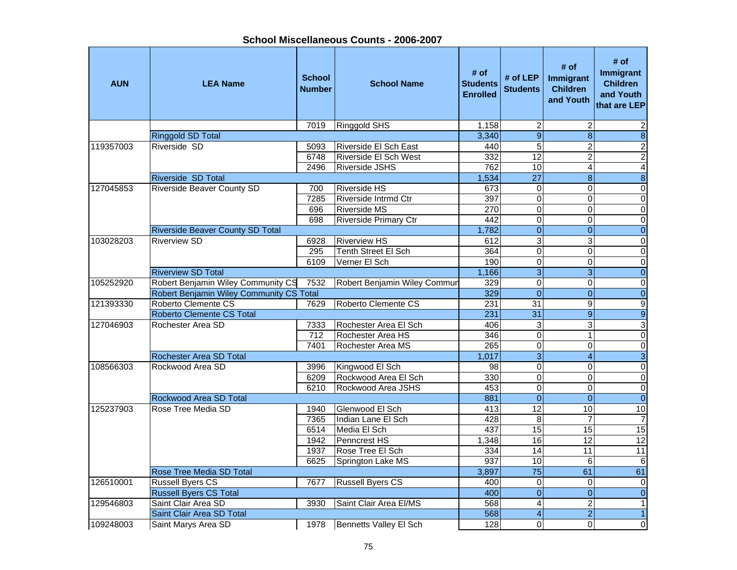# School Miscellaneous Counts - 2006-2007

| AUN | LEA Name | School Number | School Name | # of Students Enrolled | # of LEP Students | # of Immigrant Children and Youth | # of Immigrant Children and Youth that are LEP |
|---|---|---|---|---|---|---|---|
| | | 7019 | Ringgold SHS | 1,158 | 2 | 2 | 2 |
| | Ringgold SD Total | | | 3,340 | 9 | 8 | 8 |
| 119357003 | Riverside SD | 5093 | Riverside El Sch East | 440 | 5 | 2 | 2 |
| | | 6748 | Riverside El Sch West | 332 | 12 | 2 | 2 |
| | | 2496 | Riverside JSHS | 762 | 10 | 4 | 4 |
| | Riverside SD Total | | | 1,534 | 27 | 8 | 8 |
| 127045853 | Riverside Beaver County SD | 700 | Riverside HS | 673 | 0 | 0 | 0 |
| | | 7285 | Riverside Intrmd Ctr | 397 | 0 | 0 | 0 |
| | | 696 | Riverside MS | 270 | 0 | 0 | 0 |
| | | 698 | Riverside Primary Ctr | 442 | 0 | 0 | 0 |
| | Riverside Beaver County SD Total | | | 1,782 | 0 | 0 | 0 |
| 103028203 | Riverview SD | 6928 | Riverview HS | 612 | 3 | 3 | 0 |
| | | 295 | Tenth Street El Sch | 364 | 0 | 0 | 0 |
| | | 6109 | Verner El Sch | 190 | 0 | 0 | 0 |
| | Riverview SD Total | | | 1,166 | 3 | 3 | 0 |
| 105252920 | Robert Benjamin Wiley Community CS | 7532 | Robert Benjamin Wiley Commun | 329 | 0 | 0 | 0 |
| | Robert Benjamin Wiley Community CS Total | | | 329 | 0 | 0 | 0 |
| 121393330 | Roberto Clemente CS | 7629 | Roberto Clemente CS | 231 | 31 | 9 | 9 |
| | Roberto Clemente CS Total | | | 231 | 31 | 9 | 9 |
| 127046903 | Rochester Area SD | 7333 | Rochester Area El Sch | 406 | 3 | 3 | 3 |
| | | 712 | Rochester Area HS | 346 | 0 | 1 | 0 |
| | | 7401 | Rochester Area MS | 265 | 0 | 0 | 0 |
| | Rochester Area SD Total | | | 1,017 | 3 | 4 | 3 |
| 108566303 | Rockwood Area SD | 3996 | Kingwood El Sch | 98 | 0 | 0 | 0 |
| | | 6209 | Rockwood Area El Sch | 330 | 0 | 0 | 0 |
| | | 6210 | Rockwood Area JSHS | 453 | 0 | 0 | 0 |
| | Rockwood Area SD Total | | | 881 | 0 | 0 | 0 |
| 125237903 | Rose Tree Media SD | 1940 | Glenwood El Sch | 413 | 12 | 10 | 10 |
| | | 7365 | Indian Lane El Sch | 428 | 8 | 7 | 7 |
| | | 6514 | Media El Sch | 437 | 15 | 15 | 15 |
| | | 1942 | Penncrest HS | 1,348 | 16 | 12 | 12 |
| | | 1937 | Rose Tree El Sch | 334 | 14 | 11 | 11 |
| | | 6625 | Springton Lake MS | 937 | 10 | 6 | 6 |
| | Rose Tree Media SD Total | | | 3,897 | 75 | 61 | 61 |
| 126510001 | Russell Byers CS | 7677 | Russell Byers CS | 400 | 0 | 0 | 0 |
| | Russell Byers CS Total | | | 400 | 0 | 0 | 0 |
| 129546803 | Saint Clair Area SD | 3930 | Saint Clair Area El/MS | 568 | 4 | 2 | 1 |
| | Saint Clair Area SD Total | | | 568 | 4 | 2 | 1 |
| 109248003 | Saint Marys Area SD | 1978 | Bennetts Valley El Sch | 128 | 0 | 0 | 0 |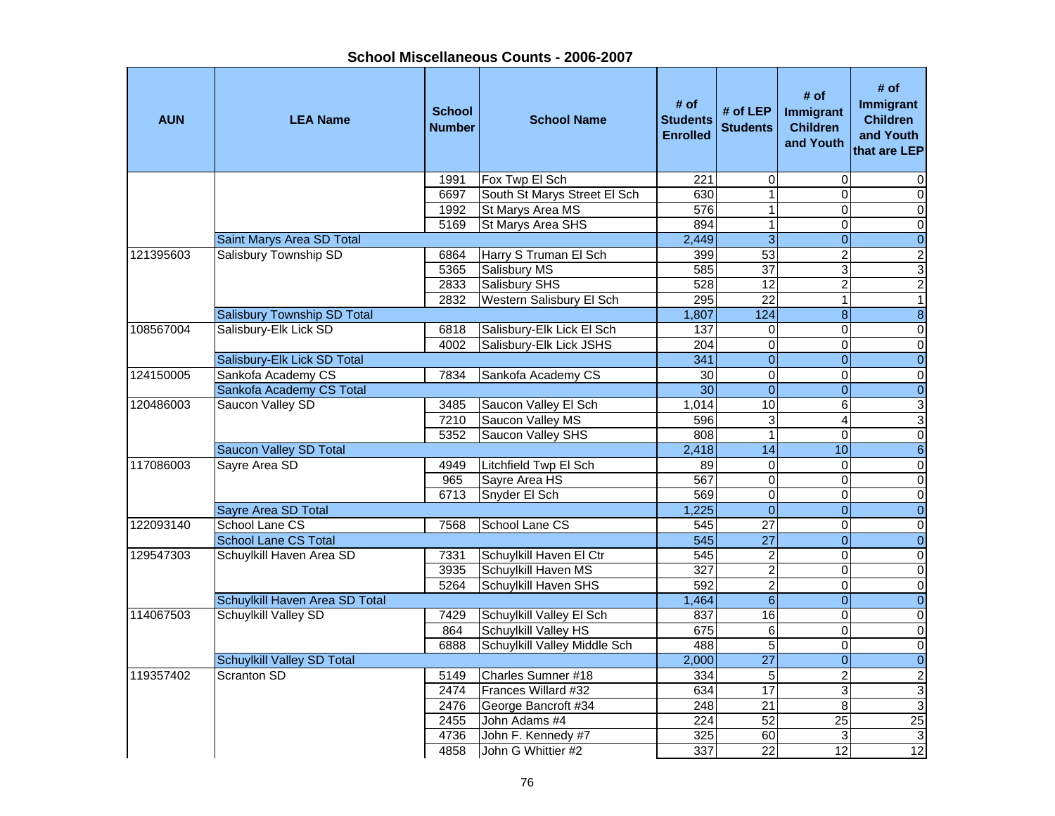## School Miscellaneous Counts - 2006-2007

| AUN | LEA Name | School Number | School Name | # of Students Enrolled | # of LEP Students | # of Immigrant Children and Youth | # of Immigrant Children and Youth that are LEP |
|---|---|---|---|---|---|---|---|
| | | 1991 | Fox Twp El Sch | 221 | 0 | 0 | 0 |
| | | 6697 | South St Marys Street El Sch | 630 | 1 | 0 | 0 |
| | | 1992 | St Marys Area MS | 576 | 1 | 0 | 0 |
| | | 5169 | St Marys Area SHS | 894 | 1 | 0 | 0 |
| | Saint Marys Area SD Total | | | 2,449 | 3 | 0 | 0 |
| 121395603 | Salisbury Township SD | 6864 | Harry S Truman El Sch | 399 | 53 | 2 | 2 |
| | | 5365 | Salisbury MS | 585 | 37 | 3 | 3 |
| | | 2833 | Salisbury SHS | 528 | 12 | 2 | 2 |
| | | 2832 | Western Salisbury El Sch | 295 | 22 | 1 | 1 |
| | Salisbury Township SD Total | | | 1,807 | 124 | 8 | 8 |
| 108567004 | Salisbury-Elk Lick SD | 6818 | Salisbury-Elk Lick El Sch | 137 | 0 | 0 | 0 |
| | | 4002 | Salisbury-Elk Lick JSHS | 204 | 0 | 0 | 0 |
| | Salisbury-Elk Lick SD Total | | | 341 | 0 | 0 | 0 |
| 124150005 | Sankofa Academy CS | 7834 | Sankofa Academy CS | 30 | 0 | 0 | 0 |
| | Sankofa Academy CS Total | | | 30 | 0 | 0 | 0 |
| 120486003 | Saucon Valley SD | 3485 | Saucon Valley El Sch | 1,014 | 10 | 6 | 3 |
| | | 7210 | Saucon Valley MS | 596 | 3 | 4 | 3 |
| | | 5352 | Saucon Valley SHS | 808 | 1 | 0 | 0 |
| | Saucon Valley SD Total | | | 2,418 | 14 | 10 | 6 |
| 117086003 | Sayre Area SD | 4949 | Litchfield Twp El Sch | 89 | 0 | 0 | 0 |
| | | 965 | Sayre Area HS | 567 | 0 | 0 | 0 |
| | | 6713 | Snyder El Sch | 569 | 0 | 0 | 0 |
| | Sayre Area SD Total | | | 1,225 | 0 | 0 | 0 |
| 122093140 | School Lane CS | 7568 | School Lane CS | 545 | 27 | 0 | 0 |
| | School Lane CS Total | | | 545 | 27 | 0 | 0 |
| 129547303 | Schuylkill Haven Area SD | 7331 | Schuylkill Haven El Ctr | 545 | 2 | 0 | 0 |
| | | 3935 | Schuylkill Haven MS | 327 | 2 | 0 | 0 |
| | | 5264 | Schuylkill Haven SHS | 592 | 2 | 0 | 0 |
| | Schuylkill Haven Area SD Total | | | 1,464 | 6 | 0 | 0 |
| 114067503 | Schuylkill Valley SD | 7429 | Schuylkill Valley El Sch | 837 | 16 | 0 | 0 |
| | | 864 | Schuylkill Valley HS | 675 | 6 | 0 | 0 |
| | | 6888 | Schuylkill Valley Middle Sch | 488 | 5 | 0 | 0 |
| | Schuylkill Valley SD Total | | | 2,000 | 27 | 0 | 0 |
| 119357402 | Scranton SD | 5149 | Charles Sumner #18 | 334 | 5 | 2 | 2 |
| | | 2474 | Frances Willard #32 | 634 | 17 | 3 | 3 |
| | | 2476 | George Bancroft #34 | 248 | 21 | 8 | 3 |
| | | 2455 | John Adams #4 | 224 | 52 | 25 | 25 |
| | | 4736 | John F. Kennedy #7 | 325 | 60 | 3 | 3 |
| | | 4858 | John G Whittier #2 | 337 | 22 | 12 | 12 |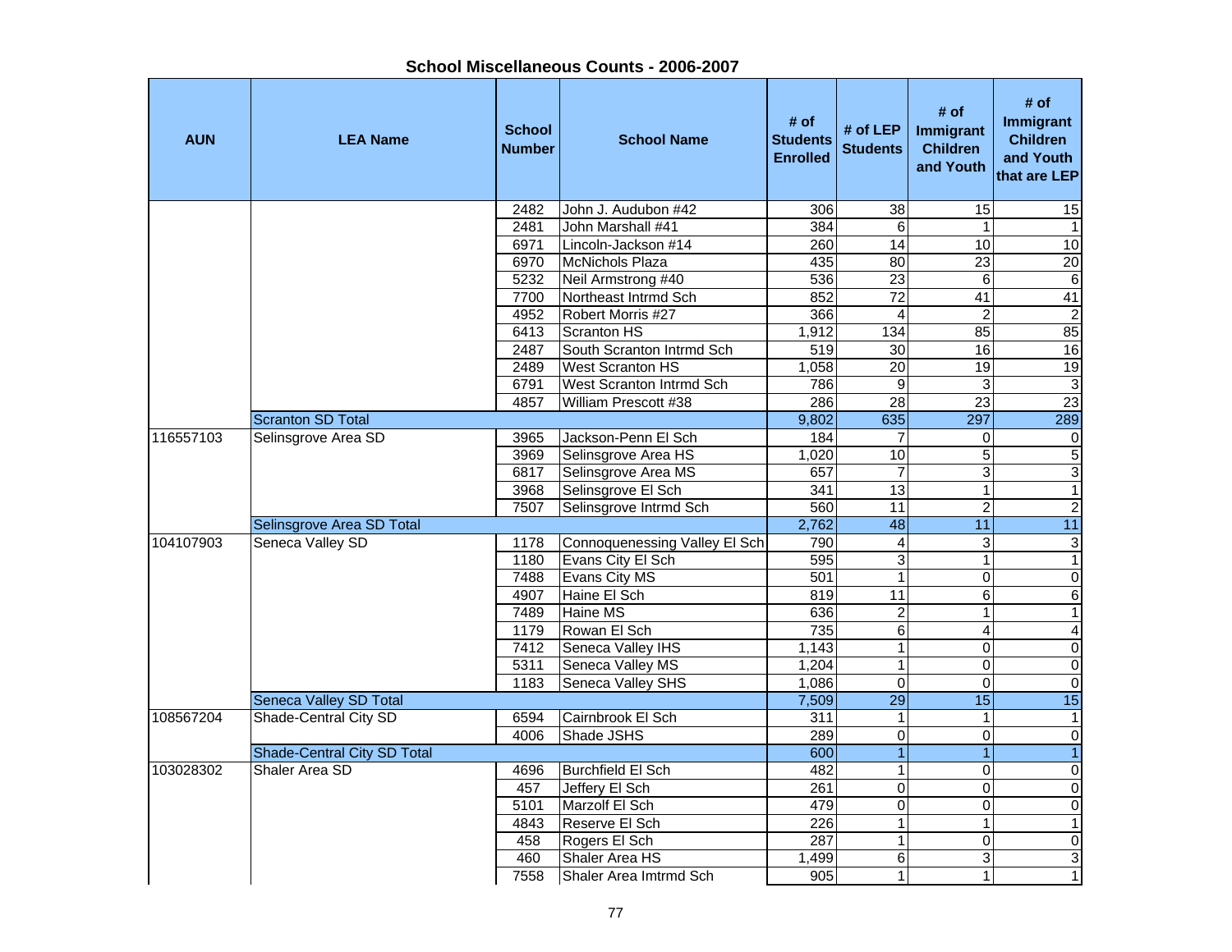## School Miscellaneous Counts - 2006-2007

| AUN | LEA Name | School Number | School Name | # of Students Enrolled | # of LEP Students | # of Immigrant Children and Youth | # of Immigrant Children and Youth that are LEP |
|---|---|---|---|---|---|---|---|
| | | 2482 | John J. Audubon #42 | 306 | 38 | 15 | 15 |
| | | 2481 | John Marshall #41 | 384 | 6 | 1 | 1 |
| | | 6971 | Lincoln-Jackson #14 | 260 | 14 | 10 | 10 |
| | | 6970 | McNichols Plaza | 435 | 80 | 23 | 20 |
| | | 5232 | Neil Armstrong #40 | 536 | 23 | 6 | 6 |
| | | 7700 | Northeast Intrmd Sch | 852 | 72 | 41 | 41 |
| | | 4952 | Robert Morris #27 | 366 | 4 | 2 | 2 |
| | | 6413 | Scranton HS | 1,912 | 134 | 85 | 85 |
| | | 2487 | South Scranton Intrmd Sch | 519 | 30 | 16 | 16 |
| | | 2489 | West Scranton HS | 1,058 | 20 | 19 | 19 |
| | | 6791 | West Scranton Intrmd Sch | 786 | 9 | 3 | 3 |
| | | 4857 | William Prescott #38 | 286 | 28 | 23 | 23 |
| | Scranton SD Total | | | 9,802 | 635 | 297 | 289 |
| 116557103 | Selinsgrove Area SD | 3965 | Jackson-Penn El Sch | 184 | 7 | 0 | 0 |
| | | 3969 | Selinsgrove Area HS | 1,020 | 10 | 5 | 5 |
| | | 6817 | Selinsgrove Area MS | 657 | 7 | 3 | 3 |
| | | 3968 | Selinsgrove El Sch | 341 | 13 | 1 | 1 |
| | | 7507 | Selinsgrove Intrmd Sch | 560 | 11 | 2 | 2 |
| | Selinsgrove Area SD Total | | | 2,762 | 48 | 11 | 11 |
| 104107903 | Seneca Valley SD | 1178 | Connoquenessing Valley El Sch | 790 | 4 | 3 | 3 |
| | | 1180 | Evans City El Sch | 595 | 3 | 1 | 1 |
| | | 7488 | Evans City MS | 501 | 1 | 0 | 0 |
| | | 4907 | Haine El Sch | 819 | 11 | 6 | 6 |
| | | 7489 | Haine MS | 636 | 2 | 1 | 1 |
| | | 1179 | Rowan El Sch | 735 | 6 | 4 | 4 |
| | | 7412 | Seneca Valley IHS | 1,143 | 1 | 0 | 0 |
| | | 5311 | Seneca Valley MS | 1,204 | 1 | 0 | 0 |
| | | 1183 | Seneca Valley SHS | 1,086 | 0 | 0 | 0 |
| | Seneca Valley SD Total | | | 7,509 | 29 | 15 | 15 |
| 108567204 | Shade-Central City SD | 6594 | Cairnbrook El Sch | 311 | 1 | 1 | 1 |
| | | 4006 | Shade JSHS | 289 | 0 | 0 | 0 |
| | Shade-Central City SD Total | | | 600 | 1 | 1 | 1 |
| 103028302 | Shaler Area SD | 4696 | Burchfield El Sch | 482 | 1 | 0 | 0 |
| | | 457 | Jeffery El Sch | 261 | 0 | 0 | 0 |
| | | 5101 | Marzolf El Sch | 479 | 0 | 0 | 0 |
| | | 4843 | Reserve El Sch | 226 | 1 | 1 | 1 |
| | | 458 | Rogers El Sch | 287 | 1 | 0 | 0 |
| | | 460 | Shaler Area HS | 1,499 | 6 | 3 | 3 |
| | | 7558 | Shaler Area Imtrmd Sch | 905 | 1 | 1 | 1 |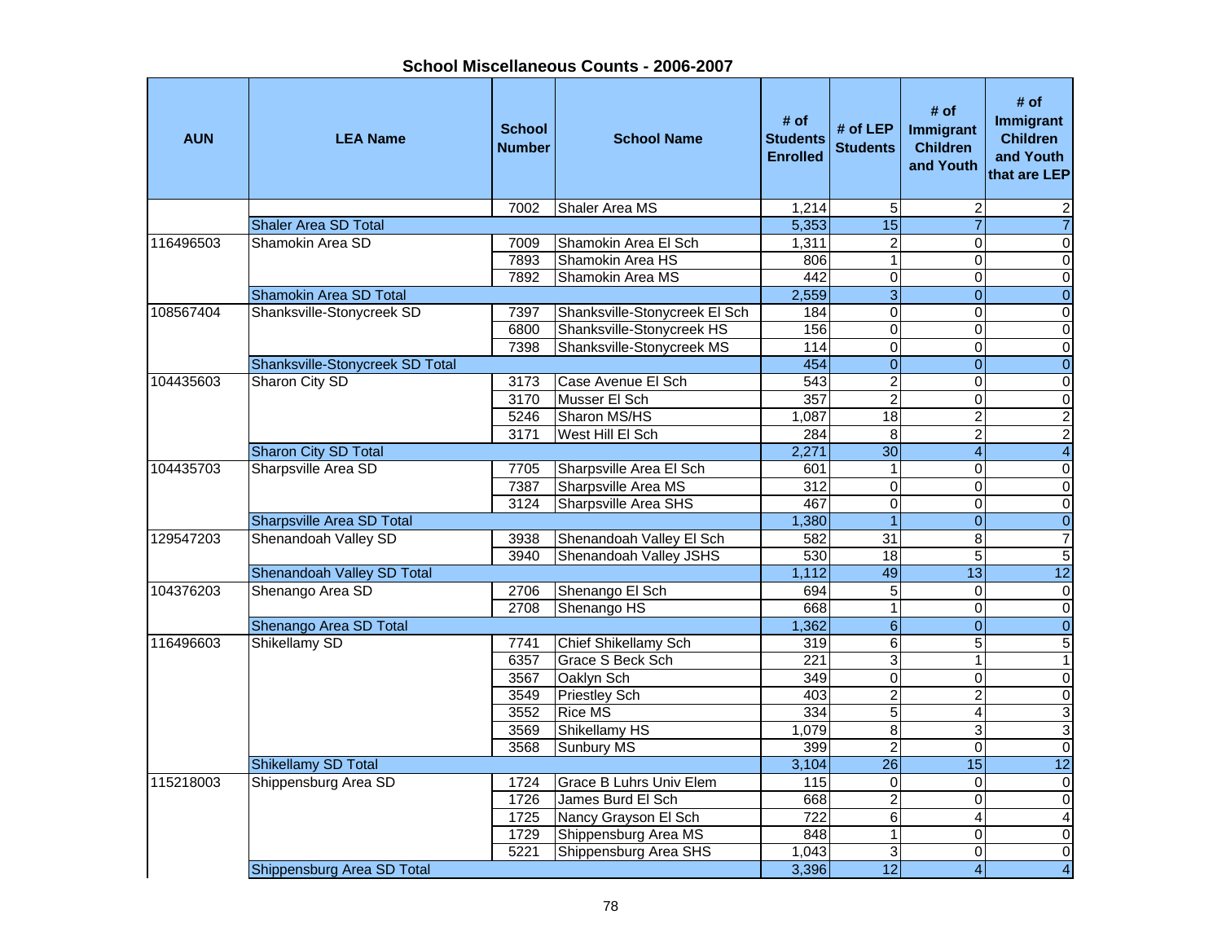# School Miscellaneous Counts - 2006-2007

| AUN | LEA Name | School Number | School Name | # of Students Enrolled | # of LEP Students | # of Immigrant Children and Youth | # of Immigrant Children and Youth that are LEP |
|---|---|---|---|---|---|---|---|
| | | 7002 | Shaler Area MS | 1,214 | 5 | 2 | 2 |
| | Shaler Area SD Total | | | 5,353 | 15 | 7 | 7 |
| 116496503 | Shamokin Area SD | 7009 | Shamokin Area El Sch | 1,311 | 2 | 0 | 0 |
| | | 7893 | Shamokin Area HS | 806 | 1 | 0 | 0 |
| | | 7892 | Shamokin Area MS | 442 | 0 | 0 | 0 |
| | Shamokin Area SD Total | | | 2,559 | 3 | 0 | 0 |
| 108567404 | Shanksville-Stonycreek SD | 7397 | Shanksville-Stonycreek El Sch | 184 | 0 | 0 | 0 |
| | | 6800 | Shanksville-Stonycreek HS | 156 | 0 | 0 | 0 |
| | | 7398 | Shanksville-Stonycreek MS | 114 | 0 | 0 | 0 |
| | Shanksville-Stonycreek SD Total | | | 454 | 0 | 0 | 0 |
| 104435603 | Sharon City SD | 3173 | Case Avenue El Sch | 543 | 2 | 0 | 0 |
| | | 3170 | Musser El Sch | 357 | 2 | 0 | 0 |
| | | 5246 | Sharon MS/HS | 1,087 | 18 | 2 | 2 |
| | | 3171 | West Hill El Sch | 284 | 8 | 2 | 2 |
| | Sharon City SD Total | | | 2,271 | 30 | 4 | 4 |
| 104435703 | Sharpsville Area SD | 7705 | Sharpsville Area El Sch | 601 | 1 | 0 | 0 |
| | | 7387 | Sharpsville Area MS | 312 | 0 | 0 | 0 |
| | | 3124 | Sharpsville Area SHS | 467 | 0 | 0 | 0 |
| | Sharpsville Area SD Total | | | 1,380 | 1 | 0 | 0 |
| 129547203 | Shenandoah Valley SD | 3938 | Shenandoah Valley El Sch | 582 | 31 | 8 | 7 |
| | | 3940 | Shenandoah Valley JSHS | 530 | 18 | 5 | 5 |
| | Shenandoah Valley SD Total | | | 1,112 | 49 | 13 | 12 |
| 104376203 | Shenango Area SD | 2706 | Shenango El Sch | 694 | 5 | 0 | 0 |
| | | 2708 | Shenango HS | 668 | 1 | 0 | 0 |
| | Shenango Area SD Total | | | 1,362 | 6 | 0 | 0 |
| 116496603 | Shikellamy SD | 7741 | Chief Shikellamy Sch | 319 | 6 | 5 | 5 |
| | | 6357 | Grace S Beck Sch | 221 | 3 | 1 | 1 |
| | | 3567 | Oaklyn Sch | 349 | 0 | 0 | 0 |
| | | 3549 | Priestley Sch | 403 | 2 | 2 | 0 |
| | | 3552 | Rice MS | 334 | 5 | 4 | 3 |
| | | 3569 | Shikellamy HS | 1,079 | 8 | 3 | 3 |
| | | 3568 | Sunbury MS | 399 | 2 | 0 | 0 |
| | Shikellamy SD Total | | | 3,104 | 26 | 15 | 12 |
| 115218003 | Shippensburg Area SD | 1724 | Grace B Luhrs Univ Elem | 115 | 0 | 0 | 0 |
| | | 1726 | James Burd El Sch | 668 | 2 | 0 | 0 |
| | | 1725 | Nancy Grayson El Sch | 722 | 6 | 4 | 4 |
| | | 1729 | Shippensburg Area MS | 848 | 1 | 0 | 0 |
| | | 5221 | Shippensburg Area SHS | 1,043 | 3 | 0 | 0 |
| | Shippensburg Area SD Total | | | 3,396 | 12 | 4 | 4 |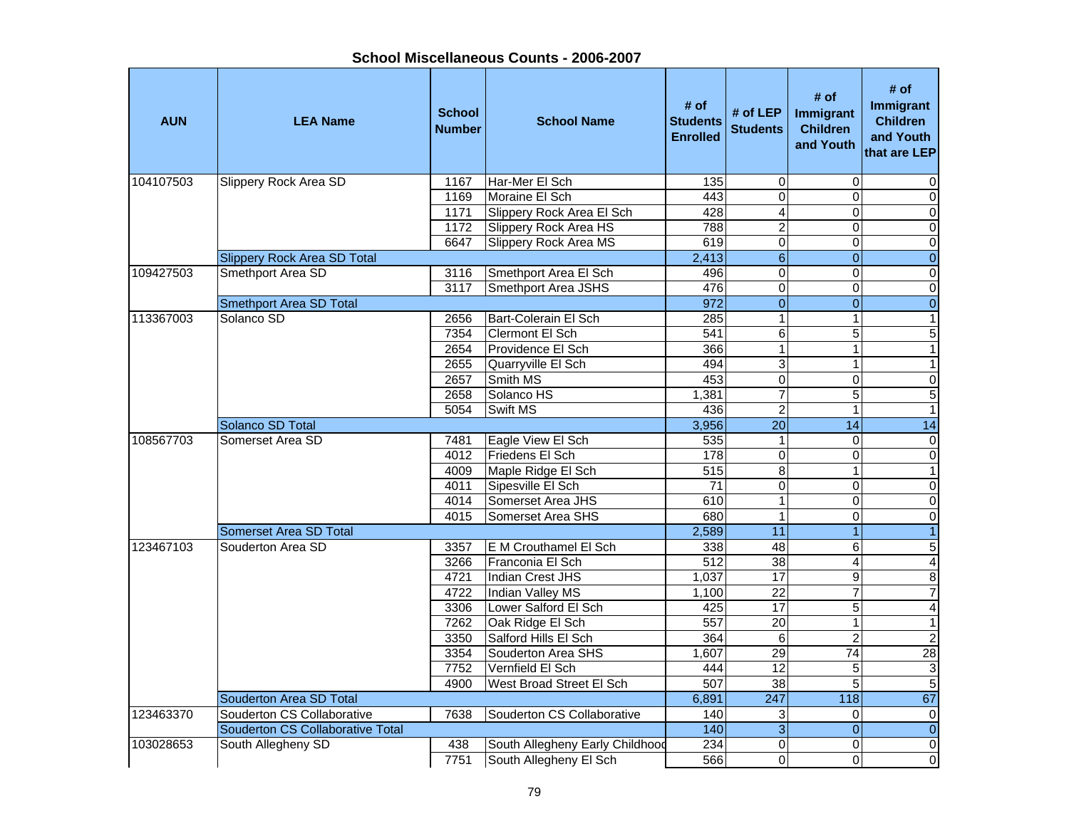## School Miscellaneous Counts - 2006-2007

| AUN | LEA Name | School Number | School Name | # of Students Enrolled | # of LEP Students | # of Immigrant Children and Youth | # of Immigrant Children and Youth that are LEP |
|---|---|---|---|---|---|---|---|
| 104107503 | Slippery Rock Area SD | 1167 | Har-Mer El Sch | 135 | 0 | 0 | 0 |
| | | 1169 | Moraine El Sch | 443 | 0 | 0 | 0 |
| | | 1171 | Slippery Rock Area El Sch | 428 | 4 | 0 | 0 |
| | | 1172 | Slippery Rock Area HS | 788 | 2 | 0 | 0 |
| | | 6647 | Slippery Rock Area MS | 619 | 0 | 0 | 0 |
| | Slippery Rock Area SD Total | | | 2,413 | 6 | 0 | 0 |
| 109427503 | Smethport Area SD | 3116 | Smethport Area El Sch | 496 | 0 | 0 | 0 |
| | | 3117 | Smethport Area JSHS | 476 | 0 | 0 | 0 |
| | Smethport Area SD Total | | | 972 | 0 | 0 | 0 |
| 113367003 | Solanco SD | 2656 | Bart-Colerain El Sch | 285 | 1 | 1 | 1 |
| | | 7354 | Clermont El Sch | 541 | 6 | 5 | 5 |
| | | 2654 | Providence El Sch | 366 | 1 | 1 | 1 |
| | | 2655 | Quarryville El Sch | 494 | 3 | 1 | 1 |
| | | 2657 | Smith MS | 453 | 0 | 0 | 0 |
| | | 2658 | Solanco HS | 1,381 | 7 | 5 | 5 |
| | | 5054 | Swift MS | 436 | 2 | 1 | 1 |
| | Solanco SD Total | | | 3,956 | 20 | 14 | 14 |
| 108567703 | Somerset Area SD | 7481 | Eagle View El Sch | 535 | 1 | 0 | 0 |
| | | 4012 | Friedens El Sch | 178 | 0 | 0 | 0 |
| | | 4009 | Maple Ridge El Sch | 515 | 8 | 1 | 1 |
| | | 4011 | Sipesville El Sch | 71 | 0 | 0 | 0 |
| | | 4014 | Somerset Area JHS | 610 | 1 | 0 | 0 |
| | | 4015 | Somerset Area SHS | 680 | 1 | 0 | 0 |
| | Somerset Area SD Total | | | 2,589 | 11 | 1 | 1 |
| 123467103 | Souderton Area SD | 3357 | E M Crouthamel El Sch | 338 | 48 | 6 | 5 |
| | | 3266 | Franconia El Sch | 512 | 38 | 4 | 4 |
| | | 4721 | Indian Crest JHS | 1,037 | 17 | 9 | 8 |
| | | 4722 | Indian Valley MS | 1,100 | 22 | 7 | 7 |
| | | 3306 | Lower Salford El Sch | 425 | 17 | 5 | 4 |
| | | 7262 | Oak Ridge El Sch | 557 | 20 | 1 | 1 |
| | | 3350 | Salford Hills El Sch | 364 | 6 | 2 | 2 |
| | | 3354 | Souderton Area SHS | 1,607 | 29 | 74 | 28 |
| | | 7752 | Vernfield El Sch | 444 | 12 | 5 | 3 |
| | | 4900 | West Broad Street El Sch | 507 | 38 | 5 | 5 |
| | Souderton Area SD Total | | | 6,891 | 247 | 118 | 67 |
| 123463370 | Souderton CS Collaborative | 7638 | Souderton CS Collaborative | 140 | 3 | 0 | 0 |
| | Souderton CS Collaborative Total | | | 140 | 3 | 0 | 0 |
| 103028653 | South Allegheny SD | 438 | South Allegheny Early Childhood | 234 | 0 | 0 | 0 |
| | | 7751 | South Allegheny El Sch | 566 | 0 | 0 | 0 |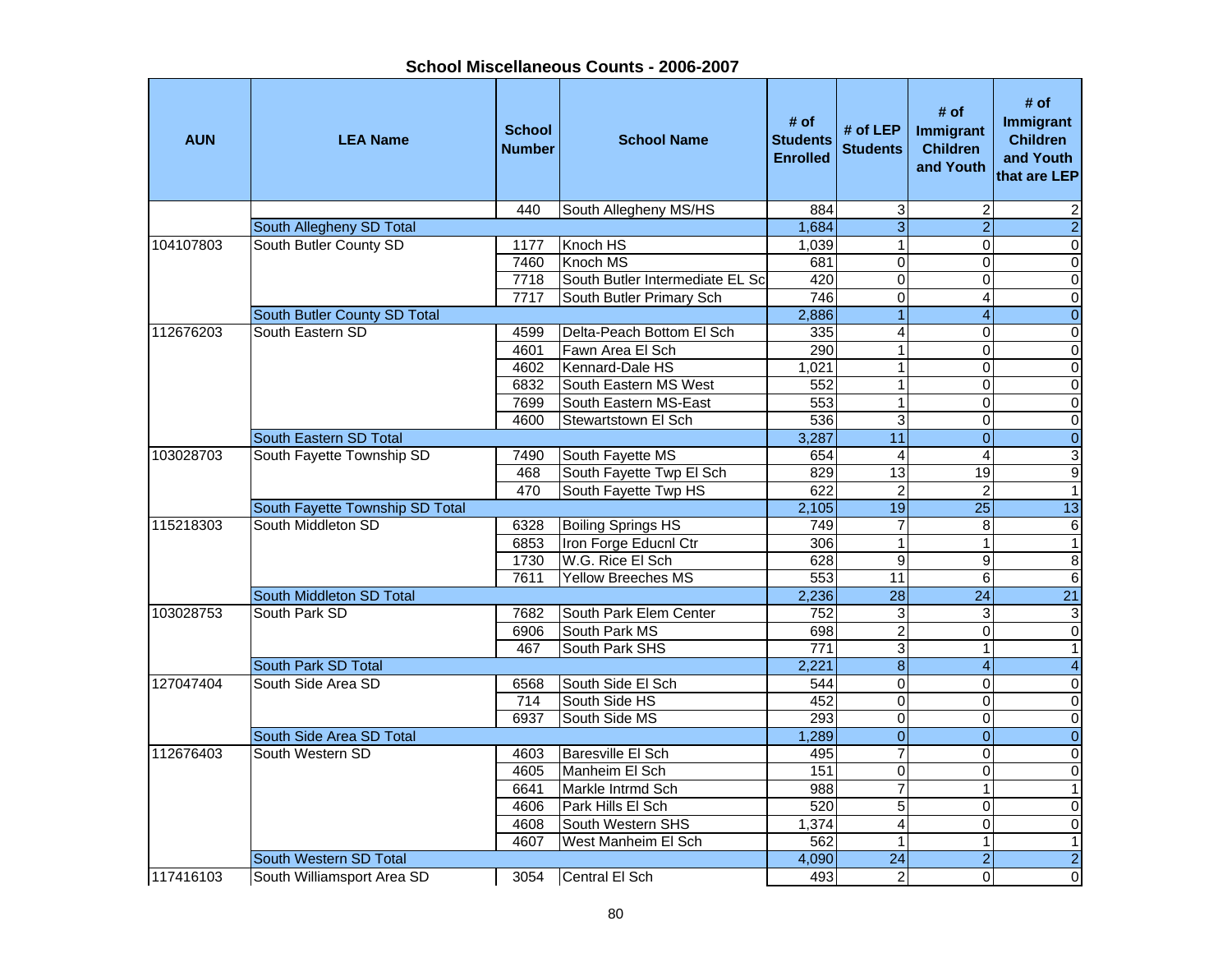## School Miscellaneous Counts - 2006-2007

| AUN | LEA Name | School Number | School Name | # of Students Enrolled | # of LEP Students | # of Immigrant Children and Youth | # of Immigrant Children and Youth that are LEP |
|---|---|---|---|---|---|---|---|
| | | 440 | South Allegheny MS/HS | 884 | 3 | 2 | 2 |
| | South Allegheny SD Total | | | 1,684 | 3 | 2 | 2 |
| 104107803 | South Butler County SD | 1177 | Knoch HS | 1,039 | 1 | 0 | 0 |
| | | 7460 | Knoch MS | 681 | 0 | 0 | 0 |
| | | 7718 | South Butler Intermediate EL Sc | 420 | 0 | 0 | 0 |
| | | 7717 | South Butler Primary Sch | 746 | 0 | 4 | 0 |
| | South Butler County SD Total | | | 2,886 | 1 | 4 | 0 |
| 112676203 | South Eastern SD | 4599 | Delta-Peach Bottom El Sch | 335 | 4 | 0 | 0 |
| | | 4601 | Fawn Area El Sch | 290 | 1 | 0 | 0 |
| | | 4602 | Kennard-Dale HS | 1,021 | 1 | 0 | 0 |
| | | 6832 | South Eastern MS West | 552 | 1 | 0 | 0 |
| | | 7699 | South Eastern MS-East | 553 | 1 | 0 | 0 |
| | | 4600 | Stewartstown El Sch | 536 | 3 | 0 | 0 |
| | South Eastern SD Total | | | 3,287 | 11 | 0 | 0 |
| 103028703 | South Fayette Township SD | 7490 | South Fayette MS | 654 | 4 | 4 | 3 |
| | | 468 | South Fayette Twp El Sch | 829 | 13 | 19 | 9 |
| | | 470 | South Fayette Twp HS | 622 | 2 | 2 | 1 |
| | South Fayette Township SD Total | | | 2,105 | 19 | 25 | 13 |
| 115218303 | South Middleton SD | 6328 | Boiling Springs HS | 749 | 7 | 8 | 6 |
| | | 6853 | Iron Forge Educnl Ctr | 306 | 1 | 1 | 1 |
| | | 1730 | W.G. Rice El Sch | 628 | 9 | 9 | 8 |
| | | 7611 | Yellow Breeches MS | 553 | 11 | 6 | 6 |
| | South Middleton SD Total | | | 2,236 | 28 | 24 | 21 |
| 103028753 | South Park SD | 7682 | South Park Elem Center | 752 | 3 | 3 | 3 |
| | | 6906 | South Park MS | 698 | 2 | 0 | 0 |
| | | 467 | South Park SHS | 771 | 3 | 1 | 1 |
| | South Park SD Total | | | 2,221 | 8 | 4 | 4 |
| 127047404 | South Side Area SD | 6568 | South Side El Sch | 544 | 0 | 0 | 0 |
| | | 714 | South Side HS | 452 | 0 | 0 | 0 |
| | | 6937 | South Side MS | 293 | 0 | 0 | 0 |
| | South Side Area SD Total | | | 1,289 | 0 | 0 | 0 |
| 112676403 | South Western SD | 4603 | Baresville El Sch | 495 | 7 | 0 | 0 |
| | | 4605 | Manheim El Sch | 151 | 0 | 0 | 0 |
| | | 6641 | Markle Intrmd Sch | 988 | 7 | 1 | 1 |
| | | 4606 | Park Hills El Sch | 520 | 5 | 0 | 0 |
| | | 4608 | South Western SHS | 1,374 | 4 | 0 | 0 |
| | | 4607 | West Manheim El Sch | 562 | 1 | 1 | 1 |
| | South Western SD Total | | | 4,090 | 24 | 2 | 2 |
| 117416103 | South Williamsport Area SD | 3054 | Central El Sch | 493 | 2 | 0 | 0 |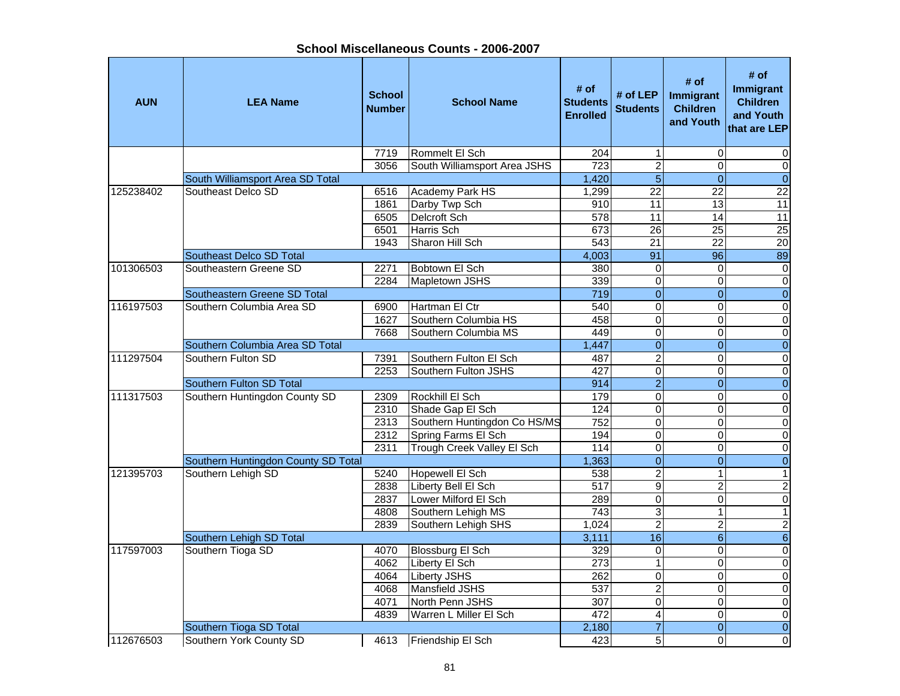## School Miscellaneous Counts - 2006-2007

| AUN | LEA Name | School Number | School Name | # of Students Enrolled | # of LEP Students | # of Immigrant Children and Youth | # of Immigrant Children and Youth that are LEP |
|---|---|---|---|---|---|---|---|
| | | 7719 | Rommelt El Sch | 204 | 1 | 0 | 0 |
| | | 3056 | South Williamsport Area JSHS | 723 | 2 | 0 | 0 |
| | South Williamsport Area SD Total | | | 1,420 | 5 | 0 | 0 |
| 125238402 | Southeast Delco SD | 6516 | Academy Park HS | 1,299 | 22 | 22 | 22 |
| | | 1861 | Darby Twp Sch | 910 | 11 | 13 | 11 |
| | | 6505 | Delcroft Sch | 578 | 11 | 14 | 11 |
| | | 6501 | Harris Sch | 673 | 26 | 25 | 25 |
| | | 1943 | Sharon Hill Sch | 543 | 21 | 22 | 20 |
| | Southeast Delco SD Total | | | 4,003 | 91 | 96 | 89 |
| 101306503 | Southeastern Greene SD | 2271 | Bobtown El Sch | 380 | 0 | 0 | 0 |
| | | 2284 | Mapletown JSHS | 339 | 0 | 0 | 0 |
| | Southeastern Greene SD Total | | | 719 | 0 | 0 | 0 |
| 116197503 | Southern Columbia Area SD | 6900 | Hartman El Ctr | 540 | 0 | 0 | 0 |
| | | 1627 | Southern Columbia HS | 458 | 0 | 0 | 0 |
| | | 7668 | Southern Columbia MS | 449 | 0 | 0 | 0 |
| | Southern Columbia Area SD Total | | | 1,447 | 0 | 0 | 0 |
| 111297504 | Southern Fulton SD | 7391 | Southern Fulton El Sch | 487 | 2 | 0 | 0 |
| | | 2253 | Southern Fulton JSHS | 427 | 0 | 0 | 0 |
| | Southern Fulton SD Total | | | 914 | 2 | 0 | 0 |
| 111317503 | Southern Huntingdon County SD | 2309 | Rockhill El Sch | 179 | 0 | 0 | 0 |
| | | 2310 | Shade Gap El Sch | 124 | 0 | 0 | 0 |
| | | 2313 | Southern Huntingdon Co HS/MS | 752 | 0 | 0 | 0 |
| | | 2312 | Spring Farms El Sch | 194 | 0 | 0 | 0 |
| | | 2311 | Trough Creek Valley El Sch | 114 | 0 | 0 | 0 |
| | Southern Huntingdon County SD Total | | | 1,363 | 0 | 0 | 0 |
| 121395703 | Southern Lehigh SD | 5240 | Hopewell El Sch | 538 | 2 | 1 | 1 |
| | | 2838 | Liberty Bell El Sch | 517 | 9 | 2 | 2 |
| | | 2837 | Lower Milford El Sch | 289 | 0 | 0 | 0 |
| | | 4808 | Southern Lehigh MS | 743 | 3 | 1 | 1 |
| | | 2839 | Southern Lehigh SHS | 1,024 | 2 | 2 | 2 |
| | Southern Lehigh SD Total | | | 3,111 | 16 | 6 | 6 |
| 117597003 | Southern Tioga SD | 4070 | Blossburg El Sch | 329 | 0 | 0 | 0 |
| | | 4062 | Liberty El Sch | 273 | 1 | 0 | 0 |
| | | 4064 | Liberty JSHS | 262 | 0 | 0 | 0 |
| | | 4068 | Mansfield JSHS | 537 | 2 | 0 | 0 |
| | | 4071 | North Penn JSHS | 307 | 0 | 0 | 0 |
| | | 4839 | Warren L Miller El Sch | 472 | 4 | 0 | 0 |
| | Southern Tioga SD Total | | | 2,180 | 7 | 0 | 0 |
| 112676503 | Southern York County SD | 4613 | Friendship El Sch | 423 | 5 | 0 | 0 |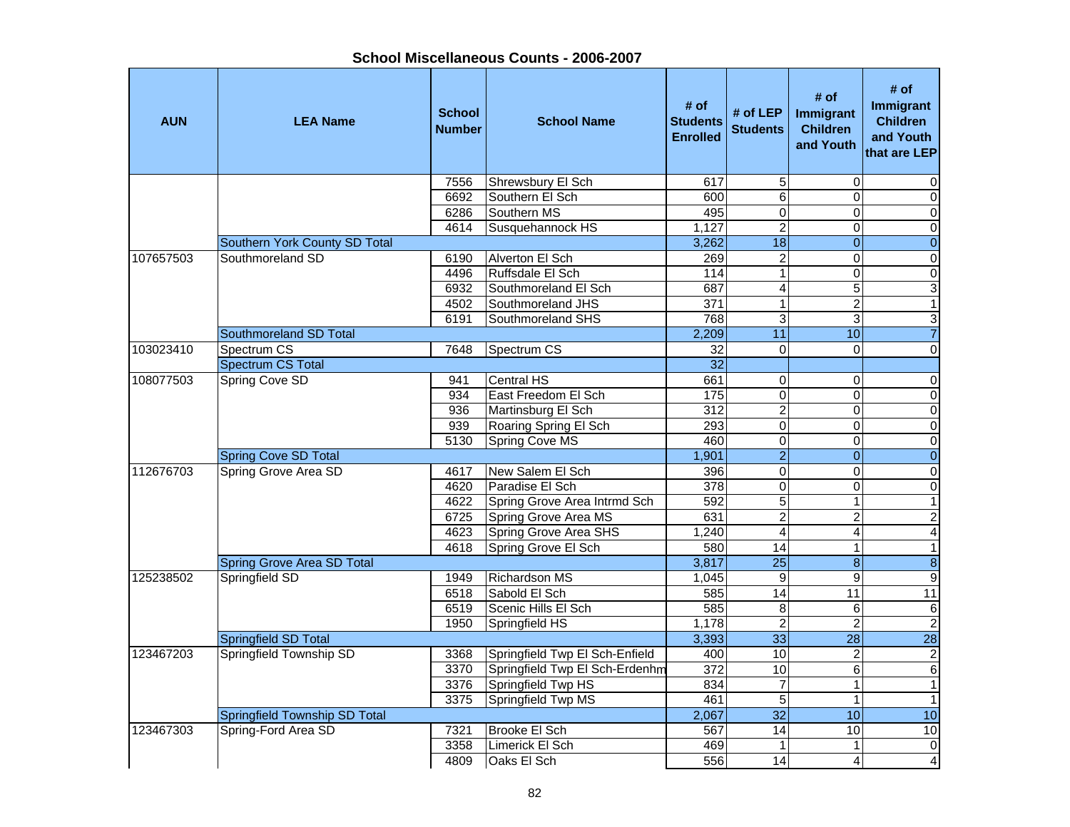## School Miscellaneous Counts - 2006-2007

| AUN | LEA Name | School Number | School Name | # of Students Enrolled | # of LEP Students | # of Immigrant Children and Youth | # of Immigrant Children and Youth that are LEP |
|---|---|---|---|---|---|---|---|
| | | 7556 | Shrewsbury El Sch | 617 | 5 | 0 | 0 |
| | | 6692 | Southern El Sch | 600 | 6 | 0 | 0 |
| | | 6286 | Southern MS | 495 | 0 | 0 | 0 |
| | | 4614 | Susquehannock HS | 1,127 | 2 | 0 | 0 |
| | Southern York County SD Total | | | 3,262 | 18 | 0 | 0 |
| 107657503 | Southmoreland SD | 6190 | Alverton El Sch | 269 | 2 | 0 | 0 |
| | | 4496 | Ruffsdale El Sch | 114 | 1 | 0 | 0 |
| | | 6932 | Southmoreland El Sch | 687 | 4 | 5 | 3 |
| | | 4502 | Southmoreland JHS | 371 | 1 | 2 | 1 |
| | | 6191 | Southmoreland SHS | 768 | 3 | 3 | 3 |
| | Southmoreland SD Total | | | 2,209 | 11 | 10 | 7 |
| 103023410 | Spectrum CS | 7648 | Spectrum CS | 32 | 0 | 0 | 0 |
| | Spectrum CS Total | | | 32 | | | |
| 108077503 | Spring Cove SD | 941 | Central HS | 661 | 0 | 0 | 0 |
| | | 934 | East Freedom El Sch | 175 | 0 | 0 | 0 |
| | | 936 | Martinsburg El Sch | 312 | 2 | 0 | 0 |
| | | 939 | Roaring Spring El Sch | 293 | 0 | 0 | 0 |
| | | 5130 | Spring Cove MS | 460 | 0 | 0 | 0 |
| | Spring Cove SD Total | | | 1,901 | 2 | 0 | 0 |
| 112676703 | Spring Grove Area SD | 4617 | New Salem El Sch | 396 | 0 | 0 | 0 |
| | | 4620 | Paradise El Sch | 378 | 0 | 0 | 0 |
| | | 4622 | Spring Grove Area Intrmd Sch | 592 | 5 | 1 | 1 |
| | | 6725 | Spring Grove Area MS | 631 | 2 | 2 | 2 |
| | | 4623 | Spring Grove Area SHS | 1,240 | 4 | 4 | 4 |
| | | 4618 | Spring Grove El Sch | 580 | 14 | 1 | 1 |
| | Spring Grove Area SD Total | | | 3,817 | 25 | 8 | 8 |
| 125238502 | Springfield SD | 1949 | Richardson MS | 1,045 | 9 | 9 | 9 |
| | | 6518 | Sabold El Sch | 585 | 14 | 11 | 11 |
| | | 6519 | Scenic Hills El Sch | 585 | 8 | 6 | 6 |
| | | 1950 | Springfield HS | 1,178 | 2 | 2 | 2 |
| | Springfield SD Total | | | 3,393 | 33 | 28 | 28 |
| 123467203 | Springfield Township SD | 3368 | Springfield Twp El Sch-Enfield | 400 | 10 | 2 | 2 |
| | | 3370 | Springfield Twp El Sch-Erdenhm | 372 | 10 | 6 | 6 |
| | | 3376 | Springfield Twp HS | 834 | 7 | 1 | 1 |
| | | 3375 | Springfield Twp MS | 461 | 5 | 1 | 1 |
| | Springfield Township SD Total | | | 2,067 | 32 | 10 | 10 |
| 123467303 | Spring-Ford Area SD | 7321 | Brooke El Sch | 567 | 14 | 10 | 10 |
| | | 3358 | Limerick El Sch | 469 | 1 | 1 | 0 |
| | | 4809 | Oaks El Sch | 556 | 14 | 4 | 4 |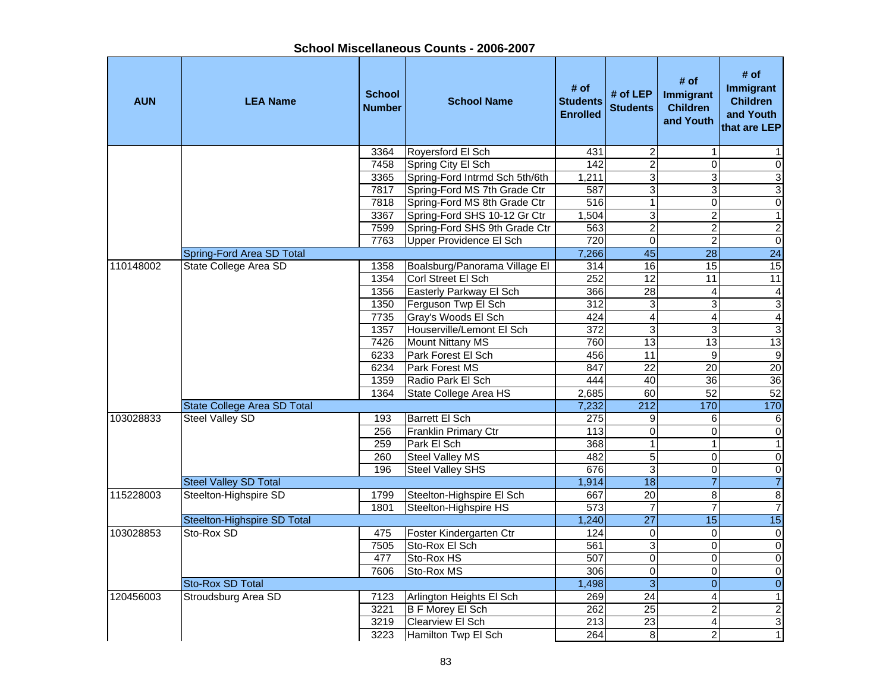# School Miscellaneous Counts - 2006-2007

| AUN | LEA Name | School Number | School Name | # of Students Enrolled | # of LEP Students | # of Immigrant Children and Youth | # of Immigrant Children and Youth that are LEP |
|---|---|---|---|---|---|---|---|
| | | 3364 | Royersford El Sch | 431 | 2 | 1 | 1 |
| | | 7458 | Spring City El Sch | 142 | 2 | 0 | 0 |
| | | 3365 | Spring-Ford Intrmd Sch 5th/6th | 1,211 | 3 | 3 | 3 |
| | | 7817 | Spring-Ford MS 7th Grade Ctr | 587 | 3 | 3 | 3 |
| | | 7818 | Spring-Ford MS 8th Grade Ctr | 516 | 1 | 0 | 0 |
| | | 3367 | Spring-Ford SHS 10-12 Gr Ctr | 1,504 | 3 | 2 | 1 |
| | | 7599 | Spring-Ford SHS 9th Grade Ctr | 563 | 2 | 2 | 2 |
| | | 7763 | Upper Providence El Sch | 720 | 0 | 2 | 0 |
| | Spring-Ford Area SD Total | | | 7,266 | 45 | 28 | 24 |
| 110148002 | State College Area SD | 1358 | Boalsburg/Panorama Village El | 314 | 16 | 15 | 15 |
| | | 1354 | Corl Street El Sch | 252 | 12 | 11 | 11 |
| | | 1356 | Easterly Parkway El Sch | 366 | 28 | 4 | 4 |
| | | 1350 | Ferguson Twp El Sch | 312 | 3 | 3 | 3 |
| | | 7735 | Gray's Woods El Sch | 424 | 4 | 4 | 4 |
| | | 1357 | Houserville/Lemont El Sch | 372 | 3 | 3 | 3 |
| | | 7426 | Mount Nittany MS | 760 | 13 | 13 | 13 |
| | | 6233 | Park Forest El Sch | 456 | 11 | 9 | 9 |
| | | 6234 | Park Forest MS | 847 | 22 | 20 | 20 |
| | | 1359 | Radio Park El Sch | 444 | 40 | 36 | 36 |
| | | 1364 | State College Area HS | 2,685 | 60 | 52 | 52 |
| | State College Area SD Total | | | 7,232 | 212 | 170 | 170 |
| 103028833 | Steel Valley SD | 193 | Barrett El Sch | 275 | 9 | 6 | 6 |
| | | 256 | Franklin Primary Ctr | 113 | 0 | 0 | 0 |
| | | 259 | Park El Sch | 368 | 1 | 1 | 1 |
| | | 260 | Steel Valley MS | 482 | 5 | 0 | 0 |
| | | 196 | Steel Valley SHS | 676 | 3 | 0 | 0 |
| | Steel Valley SD Total | | | 1,914 | 18 | 7 | 7 |
| 115228003 | Steelton-Highspire SD | 1799 | Steelton-Highspire El Sch | 667 | 20 | 8 | 8 |
| | | 1801 | Steelton-Highspire HS | 573 | 7 | 7 | 7 |
| | Steelton-Highspire SD Total | | | 1,240 | 27 | 15 | 15 |
| 103028853 | Sto-Rox SD | 475 | Foster Kindergarten Ctr | 124 | 0 | 0 | 0 |
| | | 7505 | Sto-Rox El Sch | 561 | 3 | 0 | 0 |
| | | 477 | Sto-Rox HS | 507 | 0 | 0 | 0 |
| | | 7606 | Sto-Rox MS | 306 | 0 | 0 | 0 |
| | Sto-Rox SD Total | | | 1,498 | 3 | 0 | 0 |
| 120456003 | Stroudsburg Area SD | 7123 | Arlington Heights El Sch | 269 | 24 | 4 | 1 |
| | | 3221 | B F Morey El Sch | 262 | 25 | 2 | 2 |
| | | 3219 | Clearview El Sch | 213 | 23 | 4 | 3 |
| | | 3223 | Hamilton Twp El Sch | 264 | 8 | 2 | 1 |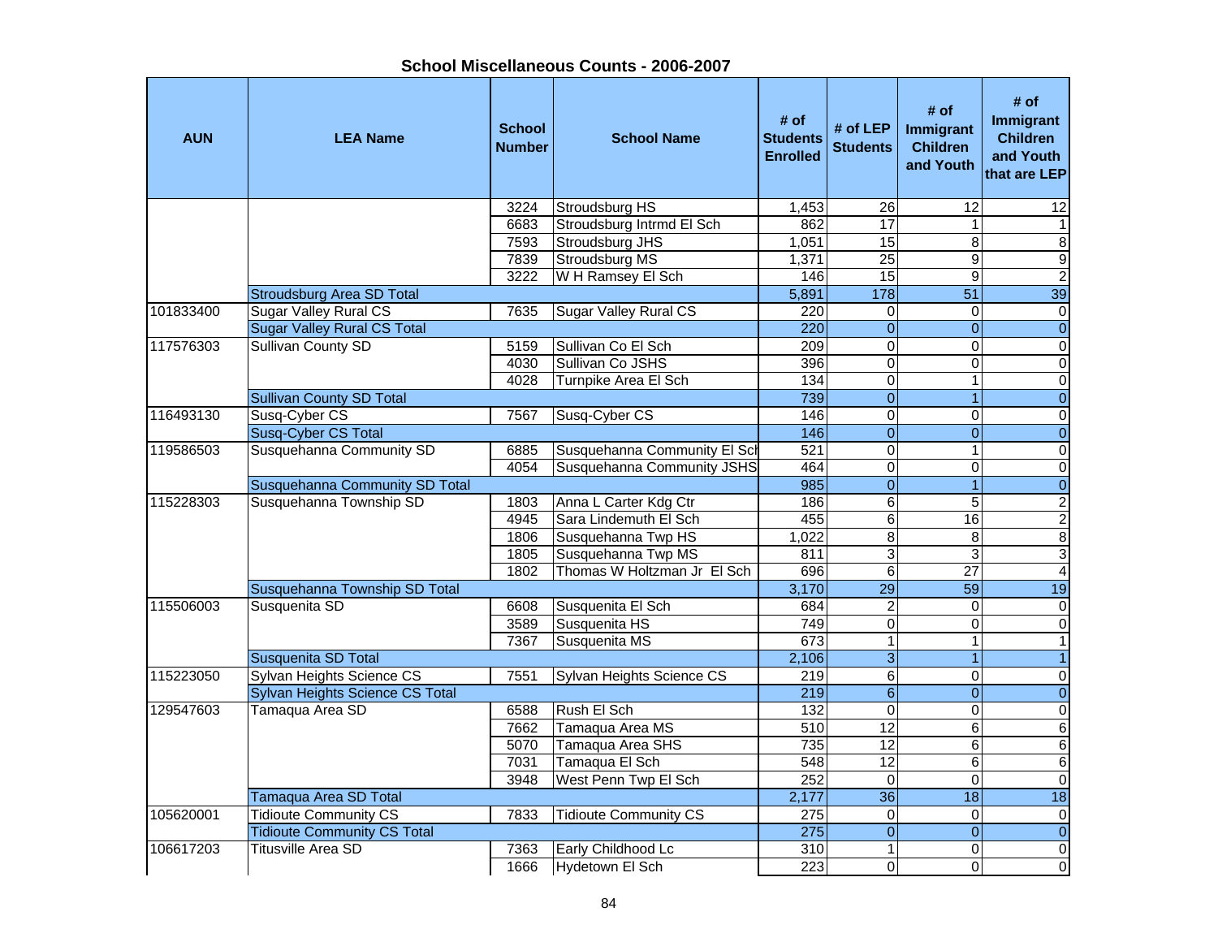## School Miscellaneous Counts - 2006-2007

| AUN | LEA Name | School Number | School Name | # of Students Enrolled | # of LEP Students | # of Immigrant Children and Youth | # of Immigrant Children and Youth that are LEP |
|---|---|---|---|---|---|---|---|
| | | 3224 | Stroudsburg HS | 1,453 | 26 | 12 | 12 |
| | | 6683 | Stroudsburg Intrmd El Sch | 862 | 17 | 1 | 1 |
| | | 7593 | Stroudsburg JHS | 1,051 | 15 | 8 | 8 |
| | | 7839 | Stroudsburg MS | 1,371 | 25 | 9 | 9 |
| | | 3222 | W H Ramsey El Sch | 146 | 15 | 9 | 2 |
| | Stroudsburg Area SD Total | | | 5,891 | 178 | 51 | 39 |
| 101833400 | Sugar Valley Rural CS | 7635 | Sugar Valley Rural CS | 220 | 0 | 0 | 0 |
| | Sugar Valley Rural CS Total | | | 220 | 0 | 0 | 0 |
| 117576303 | Sullivan County SD | 5159 | Sullivan Co El Sch | 209 | 0 | 0 | 0 |
| | | 4030 | Sullivan Co JSHS | 396 | 0 | 0 | 0 |
| | | 4028 | Turnpike Area El Sch | 134 | 0 | 1 | 0 |
| | Sullivan County SD Total | | | 739 | 0 | 1 | 0 |
| 116493130 | Susq-Cyber CS | 7567 | Susq-Cyber CS | 146 | 0 | 0 | 0 |
| | Susq-Cyber CS Total | | | 146 | 0 | 0 | 0 |
| 119586503 | Susquehanna Community SD | 6885 | Susquehanna Community El Sch | 521 | 0 | 1 | 0 |
| | | 4054 | Susquehanna Community JSHS | 464 | 0 | 0 | 0 |
| | Susquehanna Community SD Total | | | 985 | 0 | 1 | 0 |
| 115228303 | Susquehanna Township SD | 1803 | Anna L Carter Kdg Ctr | 186 | 6 | 5 | 2 |
| | | 4945 | Sara Lindemuth El Sch | 455 | 6 | 16 | 2 |
| | | 1806 | Susquehanna Twp HS | 1,022 | 8 | 8 | 8 |
| | | 1805 | Susquehanna Twp MS | 811 | 3 | 3 | 3 |
| | | 1802 | Thomas W Holtzman Jr El Sch | 696 | 6 | 27 | 4 |
| | Susquehanna Township SD Total | | | 3,170 | 29 | 59 | 19 |
| 115506003 | Susquenita SD | 6608 | Susquenita El Sch | 684 | 2 | 0 | 0 |
| | | 3589 | Susquenita HS | 749 | 0 | 0 | 0 |
| | | 7367 | Susquenita MS | 673 | 1 | 1 | 1 |
| | Susquenita SD Total | | | 2,106 | 3 | 1 | 1 |
| 115223050 | Sylvan Heights Science CS | 7551 | Sylvan Heights Science CS | 219 | 6 | 0 | 0 |
| | Sylvan Heights Science CS Total | | | 219 | 6 | 0 | 0 |
| 129547603 | Tamaqua Area SD | 6588 | Rush El Sch | 132 | 0 | 0 | 0 |
| | | 7662 | Tamaqua Area MS | 510 | 12 | 6 | 6 |
| | | 5070 | Tamaqua Area SHS | 735 | 12 | 6 | 6 |
| | | 7031 | Tamaqua El Sch | 548 | 12 | 6 | 6 |
| | | 3948 | West Penn Twp El Sch | 252 | 0 | 0 | 0 |
| | Tamaqua Area SD Total | | | 2,177 | 36 | 18 | 18 |
| 105620001 | Tidioute Community CS | 7833 | Tidioute Community CS | 275 | 0 | 0 | 0 |
| | Tidioute Community CS Total | | | 275 | 0 | 0 | 0 |
| 106617203 | Titusville Area SD | 7363 | Early Childhood Lc | 310 | 1 | 0 | 0 |
| | | 1666 | Hydetown El Sch | 223 | 0 | 0 | 0 |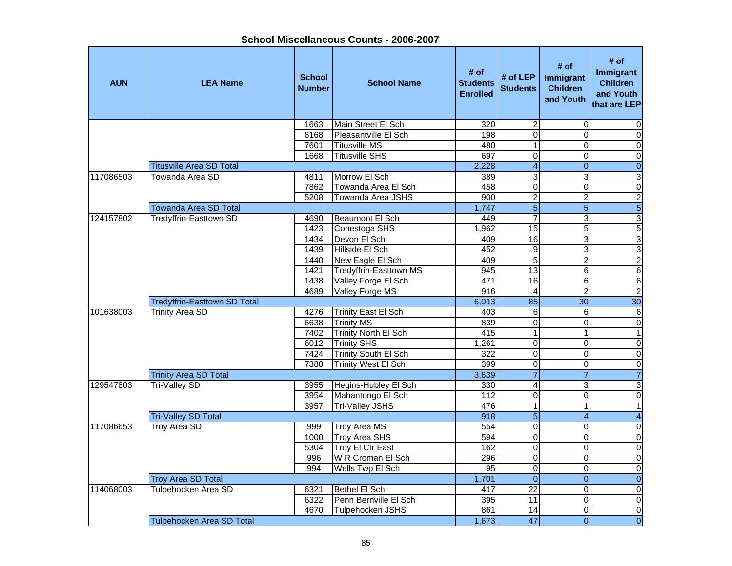## School Miscellaneous Counts - 2006-2007

| AUN | LEA Name | School Number | School Name | # of Students Enrolled | # of LEP Students | # of Immigrant Children and Youth | # of Immigrant Children and Youth that are LEP |
|---|---|---|---|---|---|---|---|
| | | 1663 | Main Street El Sch | 320 | 2 | 0 | 0 |
| | | 6168 | Pleasantville El Sch | 198 | 0 | 0 | 0 |
| | | 7601 | Titusville MS | 480 | 1 | 0 | 0 |
| | | 1668 | Titusville SHS | 697 | 0 | 0 | 0 |
| | Titusville Area SD Total | | | 2,228 | 4 | 0 | 0 |
| 117086503 | Towanda Area SD | 4811 | Morrow El Sch | 389 | 3 | 3 | 3 |
| | | 7862 | Towanda Area El Sch | 458 | 0 | 0 | 0 |
| | | 5208 | Towanda Area JSHS | 900 | 2 | 2 | 2 |
| | Towanda Area SD Total | | | 1,747 | 5 | 5 | 5 |
| 124157802 | Tredyffrin-Easttown SD | 4690 | Beaumont El Sch | 449 | 7 | 3 | 3 |
| | | 1423 | Conestoga SHS | 1,962 | 15 | 5 | 5 |
| | | 1434 | Devon El Sch | 409 | 16 | 3 | 3 |
| | | 1439 | Hillside El Sch | 452 | 9 | 3 | 3 |
| | | 1440 | New Eagle El Sch | 409 | 5 | 2 | 2 |
| | | 1421 | Tredyffrin-Easttown MS | 945 | 13 | 6 | 6 |
| | | 1438 | Valley Forge El Sch | 471 | 16 | 6 | 6 |
| | | 4689 | Valley Forge MS | 916 | 4 | 2 | 2 |
| | Tredyffrin-Easttown SD Total | | | 6,013 | 85 | 30 | 30 |
| 101638003 | Trinity Area SD | 4276 | Trinity East El Sch | 403 | 6 | 6 | 6 |
| | | 6638 | Trinity MS | 839 | 0 | 0 | 0 |
| | | 7402 | Trinity North El Sch | 415 | 1 | 1 | 1 |
| | | 6012 | Trinity SHS | 1,261 | 0 | 0 | 0 |
| | | 7424 | Trinity South El Sch | 322 | 0 | 0 | 0 |
| | | 7388 | Trinity West El Sch | 399 | 0 | 0 | 0 |
| | Trinity Area SD Total | | | 3,639 | 7 | 7 | 7 |
| 129547803 | Tri-Valley SD | 3955 | Hegins-Hubley El Sch | 330 | 4 | 3 | 3 |
| | | 3954 | Mahantongo El Sch | 112 | 0 | 0 | 0 |
| | | 3957 | Tri-Valley JSHS | 476 | 1 | 1 | 1 |
| | Tri-Valley SD Total | | | 918 | 5 | 4 | 4 |
| 117086653 | Troy Area SD | 999 | Troy Area MS | 554 | 0 | 0 | 0 |
| | | 1000 | Troy Area SHS | 594 | 0 | 0 | 0 |
| | | 5304 | Troy El Ctr East | 162 | 0 | 0 | 0 |
| | | 996 | W R Croman El Sch | 296 | 0 | 0 | 0 |
| | | 994 | Wells Twp El Sch | 95 | 0 | 0 | 0 |
| | Troy Area SD Total | | | 1,701 | 0 | 0 | 0 |
| 114068003 | Tulpehocken Area SD | 6321 | Bethel El Sch | 417 | 22 | 0 | 0 |
| | | 6322 | Penn Bernville El Sch | 395 | 11 | 0 | 0 |
| | | 4670 | Tulpehocken JSHS | 861 | 14 | 0 | 0 |
| | Tulpehocken Area SD Total | | | 1,673 | 47 | 0 | 0 |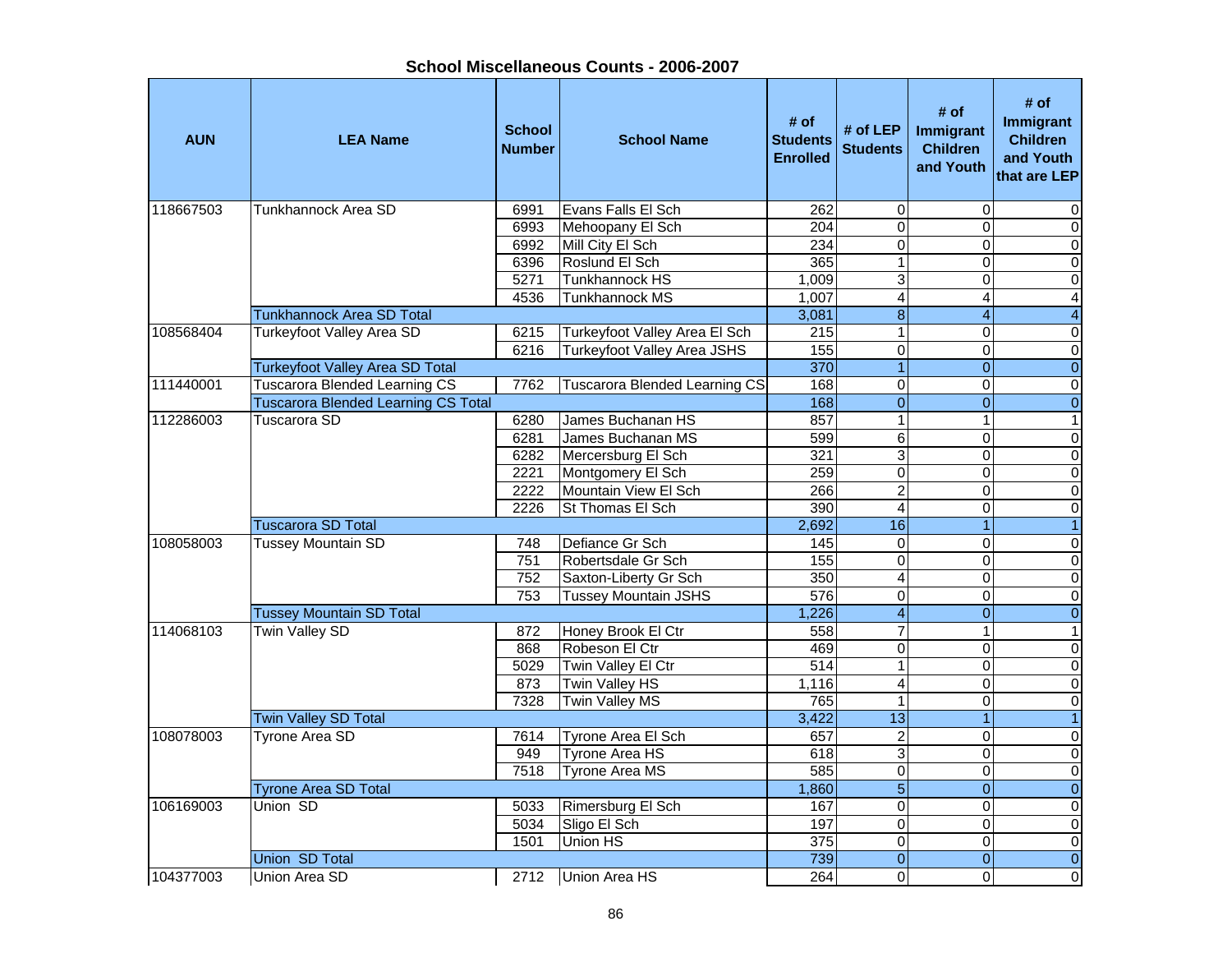## School Miscellaneous Counts - 2006-2007

| AUN | LEA Name | School Number | School Name | # of Students Enrolled | # of LEP Students | # of Immigrant Children and Youth | # of Immigrant Children and Youth that are LEP |
|---|---|---|---|---|---|---|---|
| 118667503 | Tunkhannock Area SD | 6991 | Evans Falls El Sch | 262 | 0 | 0 | 0 |
| | | 6993 | Mehoopany El Sch | 204 | 0 | 0 | 0 |
| | | 6992 | Mill City El Sch | 234 | 0 | 0 | 0 |
| | | 6396 | Roslund El Sch | 365 | 1 | 0 | 0 |
| | | 5271 | Tunkhannock HS | 1,009 | 3 | 0 | 0 |
| | | 4536 | Tunkhannock MS | 1,007 | 4 | 4 | 4 |
| | Tunkhannock Area SD Total | | | 3,081 | 8 | 4 | 4 |
| 108568404 | Turkeyfoot Valley Area SD | 6215 | Turkeyfoot Valley Area El Sch | 215 | 1 | 0 | 0 |
| | | 6216 | Turkeyfoot Valley Area JSHS | 155 | 0 | 0 | 0 |
| | Turkeyfoot Valley Area SD Total | | | 370 | 1 | 0 | 0 |
| 111440001 | Tuscarora Blended Learning CS | 7762 | Tuscarora Blended Learning CS | 168 | 0 | 0 | 0 |
| | Tuscarora Blended Learning CS Total | | | 168 | 0 | 0 | 0 |
| 112286003 | Tuscarora SD | 6280 | James Buchanan HS | 857 | 1 | 1 | 1 |
| | | 6281 | James Buchanan MS | 599 | 6 | 0 | 0 |
| | | 6282 | Mercersburg El Sch | 321 | 3 | 0 | 0 |
| | | 2221 | Montgomery El Sch | 259 | 0 | 0 | 0 |
| | | 2222 | Mountain View El Sch | 266 | 2 | 0 | 0 |
| | | 2226 | St Thomas El Sch | 390 | 4 | 0 | 0 |
| | Tuscarora SD Total | | | 2,692 | 16 | 1 | 1 |
| 108058003 | Tussey Mountain SD | 748 | Defiance Gr Sch | 145 | 0 | 0 | 0 |
| | | 751 | Robertsdale Gr Sch | 155 | 0 | 0 | 0 |
| | | 752 | Saxton-Liberty Gr Sch | 350 | 4 | 0 | 0 |
| | | 753 | Tussey Mountain JSHS | 576 | 0 | 0 | 0 |
| | Tussey Mountain SD Total | | | 1,226 | 4 | 0 | 0 |
| 114068103 | Twin Valley SD | 872 | Honey Brook El Ctr | 558 | 7 | 1 | 1 |
| | | 868 | Robeson El Ctr | 469 | 0 | 0 | 0 |
| | | 5029 | Twin Valley El Ctr | 514 | 1 | 0 | 0 |
| | | 873 | Twin Valley HS | 1,116 | 4 | 0 | 0 |
| | | 7328 | Twin Valley MS | 765 | 1 | 0 | 0 |
| | Twin Valley SD Total | | | 3,422 | 13 | 1 | 1 |
| 108078003 | Tyrone Area SD | 7614 | Tyrone Area El Sch | 657 | 2 | 0 | 0 |
| | | 949 | Tyrone Area HS | 618 | 3 | 0 | 0 |
| | | 7518 | Tyrone Area MS | 585 | 0 | 0 | 0 |
| | Tyrone Area SD Total | | | 1,860 | 5 | 0 | 0 |
| 106169003 | Union SD | 5033 | Rimersburg El Sch | 167 | 0 | 0 | 0 |
| | | 5034 | Sligo El Sch | 197 | 0 | 0 | 0 |
| | | 1501 | Union HS | 375 | 0 | 0 | 0 |
| | Union SD Total | | | 739 | 0 | 0 | 0 |
| 104377003 | Union Area SD | 2712 | Union Area HS | 264 | 0 | 0 | 0 |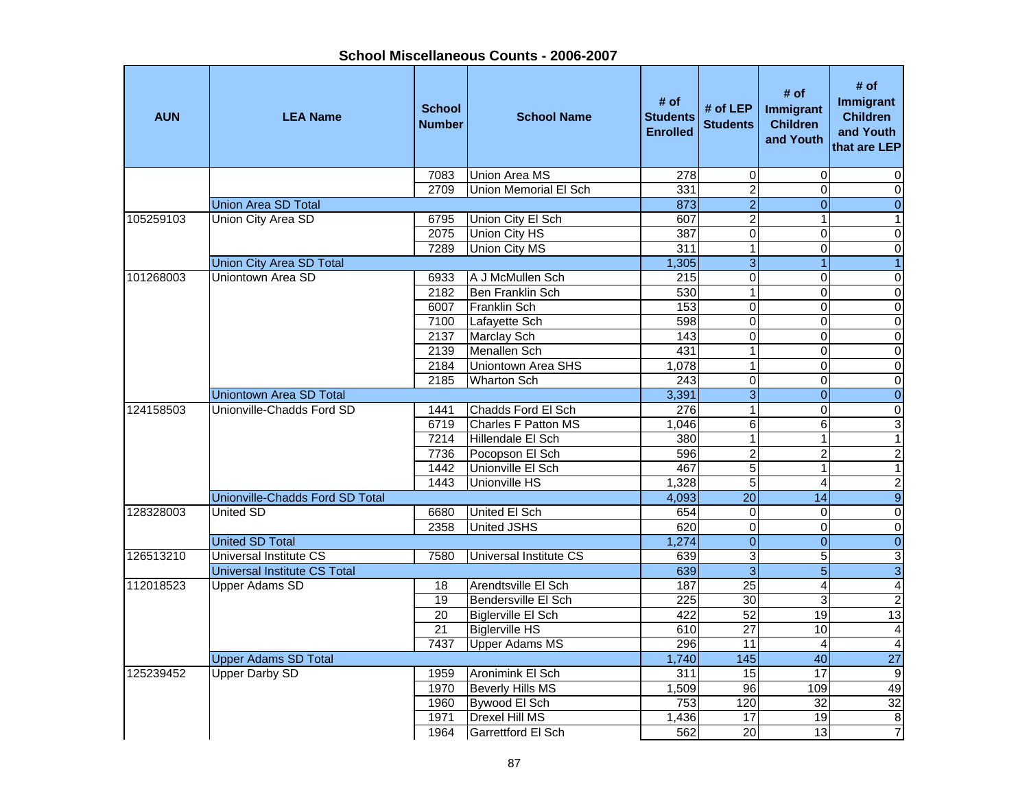## School Miscellaneous Counts - 2006-2007

| AUN | LEA Name | School Number | School Name | # of Students Enrolled | # of LEP Students | # of Immigrant Children and Youth | # of Immigrant Children and Youth that are LEP |
|---|---|---|---|---|---|---|---|
| | | 7083 | Union Area MS | 278 | 0 | 0 | 0 |
| | | 2709 | Union Memorial El Sch | 331 | 2 | 0 | 0 |
| | Union Area SD Total | | | 873 | 2 | 0 | 0 |
| 105259103 | Union City Area SD | 6795 | Union City El Sch | 607 | 2 | 1 | 1 |
| | | 2075 | Union City HS | 387 | 0 | 0 | 0 |
| | | 7289 | Union City MS | 311 | 1 | 0 | 0 |
| | Union City Area SD Total | | | 1,305 | 3 | 1 | 1 |
| 101268003 | Uniontown Area SD | 6933 | A J McMullen Sch | 215 | 0 | 0 | 0 |
| | | 2182 | Ben Franklin Sch | 530 | 1 | 0 | 0 |
| | | 6007 | Franklin Sch | 153 | 0 | 0 | 0 |
| | | 7100 | Lafayette Sch | 598 | 0 | 0 | 0 |
| | | 2137 | Marclay Sch | 143 | 0 | 0 | 0 |
| | | 2139 | Menallen Sch | 431 | 1 | 0 | 0 |
| | | 2184 | Uniontown Area SHS | 1,078 | 1 | 0 | 0 |
| | | 2185 | Wharton Sch | 243 | 0 | 0 | 0 |
| | Uniontown Area SD Total | | | 3,391 | 3 | 0 | 0 |
| 124158503 | Unionville-Chadds Ford SD | 1441 | Chadds Ford El Sch | 276 | 1 | 0 | 0 |
| | | 6719 | Charles F Patton MS | 1,046 | 6 | 6 | 3 |
| | | 7214 | Hillendale El Sch | 380 | 1 | 1 | 1 |
| | | 7736 | Pocopson El Sch | 596 | 2 | 2 | 2 |
| | | 1442 | Unionville El Sch | 467 | 5 | 1 | 1 |
| | | 1443 | Unionville HS | 1,328 | 5 | 4 | 2 |
| | Unionville-Chadds Ford SD Total | | | 4,093 | 20 | 14 | 9 |
| 128328003 | United SD | 6680 | United El Sch | 654 | 0 | 0 | 0 |
| | | 2358 | United JSHS | 620 | 0 | 0 | 0 |
| | United SD Total | | | 1,274 | 0 | 0 | 0 |
| 126513210 | Universal Institute CS | 7580 | Universal Institute CS | 639 | 3 | 5 | 3 |
| | Universal Institute CS Total | | | 639 | 3 | 5 | 3 |
| 112018523 | Upper Adams SD | 18 | Arendtsville El Sch | 187 | 25 | 4 | 4 |
| | | 19 | Bendersville El Sch | 225 | 30 | 3 | 2 |
| | | 20 | Biglerville El Sch | 422 | 52 | 19 | 13 |
| | | 21 | Biglerville HS | 610 | 27 | 10 | 4 |
| | | 7437 | Upper Adams MS | 296 | 11 | 4 | 4 |
| | Upper Adams SD Total | | | 1,740 | 145 | 40 | 27 |
| 125239452 | Upper Darby SD | 1959 | Aronimink El Sch | 311 | 15 | 17 | 9 |
| | | 1970 | Beverly Hills MS | 1,509 | 96 | 109 | 49 |
| | | 1960 | Bywood El Sch | 753 | 120 | 32 | 32 |
| | | 1971 | Drexel Hill MS | 1,436 | 17 | 19 | 8 |
| | | 1964 | Garrettford El Sch | 562 | 20 | 13 | 7 |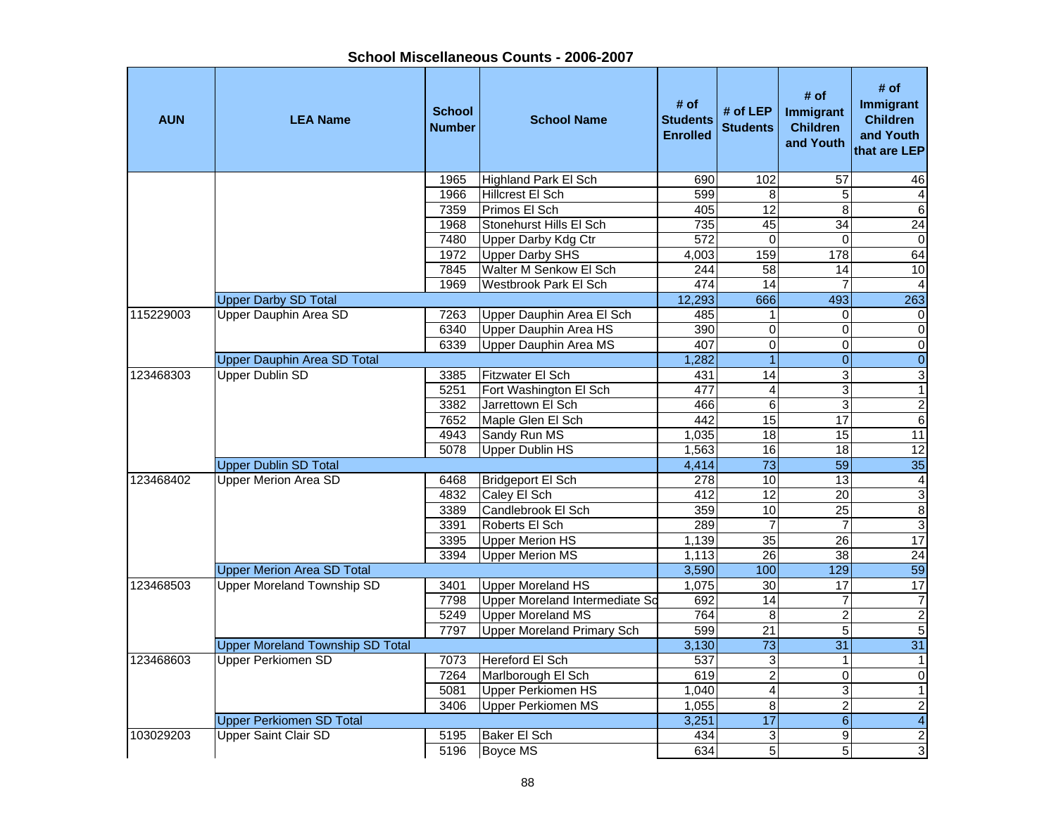## School Miscellaneous Counts - 2006-2007

| AUN | LEA Name | School Number | School Name | # of Students Enrolled | # of LEP Students | # of Immigrant Children and Youth | # of Immigrant Children and Youth that are LEP |
|---|---|---|---|---|---|---|---|
| | | 1965 | Highland Park El Sch | 690 | 102 | 57 | 46 |
| | | 1966 | Hillcrest El Sch | 599 | 8 | 5 | 4 |
| | | 7359 | Primos El Sch | 405 | 12 | 8 | 6 |
| | | 1968 | Stonehurst Hills El Sch | 735 | 45 | 34 | 24 |
| | | 7480 | Upper Darby Kdg Ctr | 572 | 0 | 0 | 0 |
| | | 1972 | Upper Darby SHS | 4,003 | 159 | 178 | 64 |
| | | 7845 | Walter M Senkow El Sch | 244 | 58 | 14 | 10 |
| | | 1969 | Westbrook Park El Sch | 474 | 14 | 7 | 4 |
| | Upper Darby SD Total | | | 12,293 | 666 | 493 | 263 |
| 115229003 | Upper Dauphin Area SD | 7263 | Upper Dauphin Area El Sch | 485 | 1 | 0 | 0 |
| | | 6340 | Upper Dauphin Area HS | 390 | 0 | 0 | 0 |
| | | 6339 | Upper Dauphin Area MS | 407 | 0 | 0 | 0 |
| | Upper Dauphin Area SD Total | | | 1,282 | 1 | 0 | 0 |
| 123468303 | Upper Dublin SD | 3385 | Fitzwater El Sch | 431 | 14 | 3 | 3 |
| | | 5251 | Fort Washington El Sch | 477 | 4 | 3 | 1 |
| | | 3382 | Jarrettown El Sch | 466 | 6 | 3 | 2 |
| | | 7652 | Maple Glen El Sch | 442 | 15 | 17 | 6 |
| | | 4943 | Sandy Run MS | 1,035 | 18 | 15 | 11 |
| | | 5078 | Upper Dublin HS | 1,563 | 16 | 18 | 12 |
| | Upper Dublin SD Total | | | 4,414 | 73 | 59 | 35 |
| 123468402 | Upper Merion Area SD | 6468 | Bridgeport El Sch | 278 | 10 | 13 | 4 |
| | | 4832 | Caley El Sch | 412 | 12 | 20 | 3 |
| | | 3389 | Candlebrook El Sch | 359 | 10 | 25 | 8 |
| | | 3391 | Roberts El Sch | 289 | 7 | 7 | 3 |
| | | 3395 | Upper Merion HS | 1,139 | 35 | 26 | 17 |
| | | 3394 | Upper Merion MS | 1,113 | 26 | 38 | 24 |
| | Upper Merion Area SD Total | | | 3,590 | 100 | 129 | 59 |
| 123468503 | Upper Moreland Township SD | 3401 | Upper Moreland HS | 1,075 | 30 | 17 | 17 |
| | | 7798 | Upper Moreland Intermediate Sc | 692 | 14 | 7 | 7 |
| | | 5249 | Upper Moreland MS | 764 | 8 | 2 | 2 |
| | | 7797 | Upper Moreland Primary Sch | 599 | 21 | 5 | 5 |
| | Upper Moreland Township SD Total | | | 3,130 | 73 | 31 | 31 |
| 123468603 | Upper Perkiomen SD | 7073 | Hereford El Sch | 537 | 3 | 1 | 1 |
| | | 7264 | Marlborough El Sch | 619 | 2 | 0 | 0 |
| | | 5081 | Upper Perkiomen HS | 1,040 | 4 | 3 | 1 |
| | | 3406 | Upper Perkiomen MS | 1,055 | 8 | 2 | 2 |
| | Upper Perkiomen SD Total | | | 3,251 | 17 | 6 | 4 |
| 103029203 | Upper Saint Clair SD | 5195 | Baker El Sch | 434 | 3 | 9 | 2 |
| | | 5196 | Boyce MS | 634 | 5 | 5 | 3 |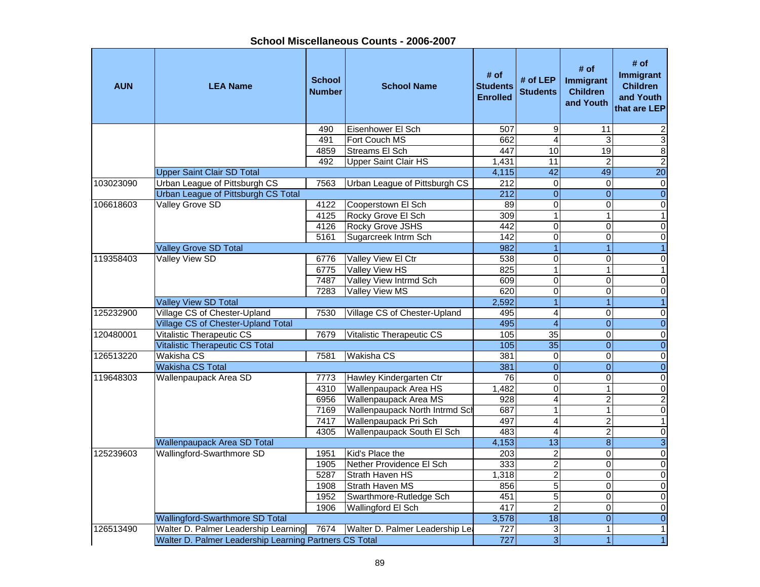# School Miscellaneous Counts - 2006-2007

| AUN | LEA Name | School Number | School Name | # of Students Enrolled | # of LEP Students | # of Immigrant Children and Youth | # of Immigrant Children and Youth that are LEP |
|---|---|---|---|---|---|---|---|
| | | 490 | Eisenhower El Sch | 507 | 9 | 11 | 2 |
| | | 491 | Fort Couch MS | 662 | 4 | 3 | 3 |
| | | 4859 | Streams El Sch | 447 | 10 | 19 | 8 |
| | | 492 | Upper Saint Clair HS | 1,431 | 11 | 2 | 2 |
| | Upper Saint Clair SD Total | | | 4,115 | 42 | 49 | 20 |
| 103023090 | Urban League of Pittsburgh CS | 7563 | Urban League of Pittsburgh CS | 212 | 0 | 0 | 0 |
| | Urban League of Pittsburgh CS Total | | | 212 | 0 | 0 | 0 |
| 106618603 | Valley Grove SD | 4122 | Cooperstown El Sch | 89 | 0 | 0 | 0 |
| | | 4125 | Rocky Grove El Sch | 309 | 1 | 1 | 1 |
| | | 4126 | Rocky Grove JSHS | 442 | 0 | 0 | 0 |
| | | 5161 | Sugarcreek Intrm Sch | 142 | 0 | 0 | 0 |
| | Valley Grove SD Total | | | 982 | 1 | 1 | 1 |
| 119358403 | Valley View SD | 6776 | Valley View El Ctr | 538 | 0 | 0 | 0 |
| | | 6775 | Valley View HS | 825 | 1 | 1 | 1 |
| | | 7487 | Valley View Intrmd Sch | 609 | 0 | 0 | 0 |
| | | 7283 | Valley View MS | 620 | 0 | 0 | 0 |
| | Valley View SD Total | | | 2,592 | 1 | 1 | 1 |
| 125232900 | Village CS of Chester-Upland | 7530 | Village CS of Chester-Upland | 495 | 4 | 0 | 0 |
| | Village CS of Chester-Upland Total | | | 495 | 4 | 0 | 0 |
| 120480001 | Vitalistic Therapeutic CS | 7679 | Vitalistic Therapeutic CS | 105 | 35 | 0 | 0 |
| | Vitalistic Therapeutic CS Total | | | 105 | 35 | 0 | 0 |
| 126513220 | Wakisha CS | 7581 | Wakisha CS | 381 | 0 | 0 | 0 |
| | Wakisha CS Total | | | 381 | 0 | 0 | 0 |
| 119648303 | Wallenpaupack Area SD | 7773 | Hawley Kindergarten Ctr | 76 | 0 | 0 | 0 |
| | | 4310 | Wallenpaupack Area HS | 1,482 | 0 | 1 | 0 |
| | | 6956 | Wallenpaupack Area MS | 928 | 4 | 2 | 2 |
| | | 7169 | Wallenpaupack North Intrmd Sch | 687 | 1 | 1 | 0 |
| | | 7417 | Wallenpaupack Pri Sch | 497 | 4 | 2 | 1 |
| | | 4305 | Wallenpaupack South El Sch | 483 | 4 | 2 | 0 |
| | Wallenpaupack Area SD Total | | | 4,153 | 13 | 8 | 3 |
| 125239603 | Wallingford-Swarthmore SD | 1951 | Kid's Place the | 203 | 2 | 0 | 0 |
| | | 1905 | Nether Providence El Sch | 333 | 2 | 0 | 0 |
| | | 5287 | Strath Haven HS | 1,318 | 2 | 0 | 0 |
| | | 1908 | Strath Haven MS | 856 | 5 | 0 | 0 |
| | | 1952 | Swarthmore-Rutledge Sch | 451 | 5 | 0 | 0 |
| | | 1906 | Wallingford El Sch | 417 | 2 | 0 | 0 |
| | Wallingford-Swarthmore SD Total | | | 3,578 | 18 | 0 | 0 |
| 126513490 | Walter D. Palmer Leadership Learning | 7674 | Walter D. Palmer Leadership Le | 727 | 3 | 1 | 1 |
| | Walter D. Palmer Leadership Learning Partners CS Total | | | 727 | 3 | 1 | 1 |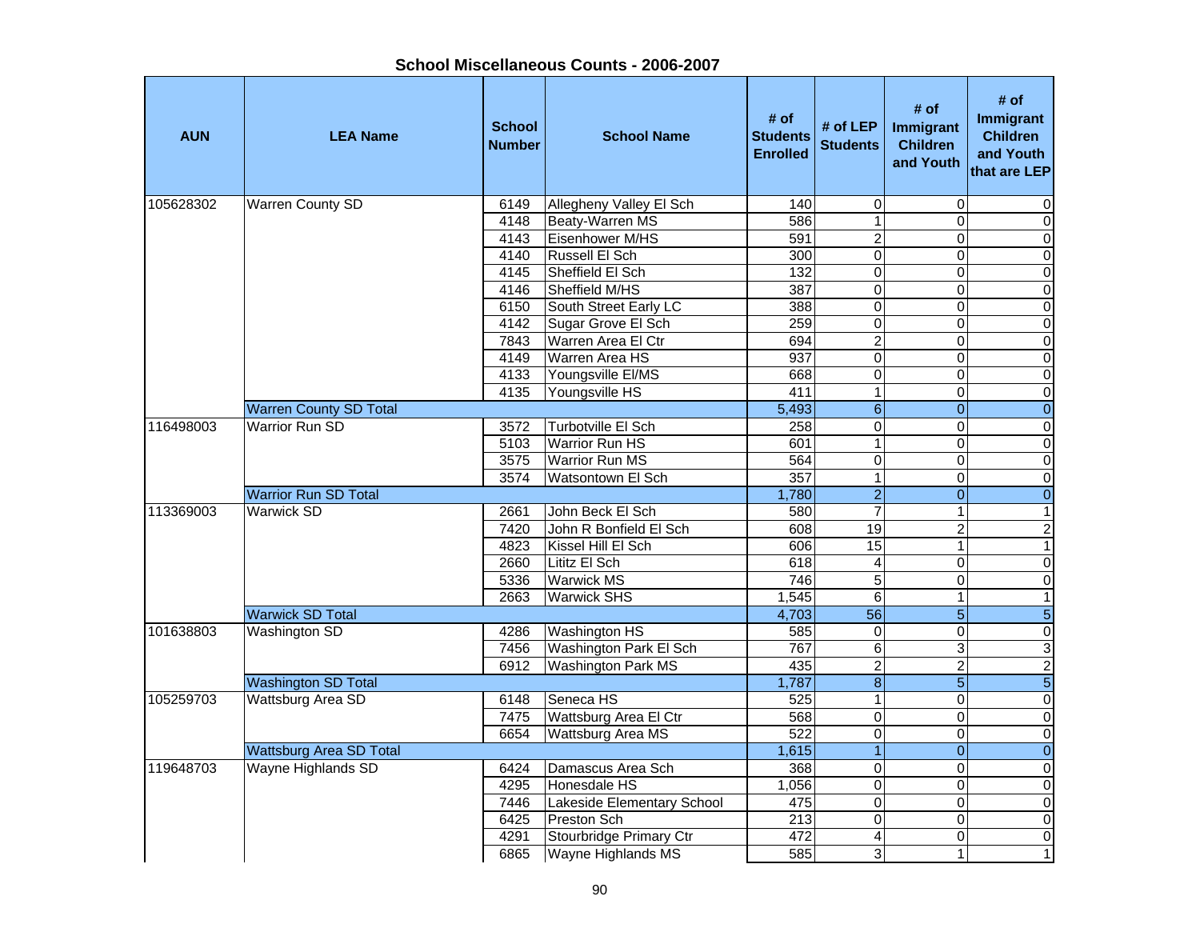## School Miscellaneous Counts - 2006-2007

| AUN | LEA Name | School Number | School Name | # of Students Enrolled | # of LEP Students | # of Immigrant Children and Youth | # of Immigrant Children and Youth that are LEP |
|---|---|---|---|---|---|---|---|
| 105628302 | Warren County SD | 6149 | Allegheny Valley El Sch | 140 | 0 | 0 | 0 |
| | | 4148 | Beaty-Warren MS | 586 | 1 | 0 | 0 |
| | | 4143 | Eisenhower M/HS | 591 | 2 | 0 | 0 |
| | | 4140 | Russell El Sch | 300 | 0 | 0 | 0 |
| | | 4145 | Sheffield El Sch | 132 | 0 | 0 | 0 |
| | | 4146 | Sheffield M/HS | 387 | 0 | 0 | 0 |
| | | 6150 | South Street Early LC | 388 | 0 | 0 | 0 |
| | | 4142 | Sugar Grove El Sch | 259 | 0 | 0 | 0 |
| | | 7843 | Warren Area El Ctr | 694 | 2 | 0 | 0 |
| | | 4149 | Warren Area HS | 937 | 0 | 0 | 0 |
| | | 4133 | Youngsville El/MS | 668 | 0 | 0 | 0 |
| | | 4135 | Youngsville HS | 411 | 1 | 0 | 0 |
| | Warren County SD Total | | | 5,493 | 6 | 0 | 0 |
| 116498003 | Warrior Run SD | 3572 | Turbotville El Sch | 258 | 0 | 0 | 0 |
| | | 5103 | Warrior Run HS | 601 | 1 | 0 | 0 |
| | | 3575 | Warrior Run MS | 564 | 0 | 0 | 0 |
| | | 3574 | Watsontown El Sch | 357 | 1 | 0 | 0 |
| | Warrior Run SD Total | | | 1,780 | 2 | 0 | 0 |
| 113369003 | Warwick SD | 2661 | John Beck El Sch | 580 | 7 | 1 | 1 |
| | | 7420 | John R Bonfield El Sch | 608 | 19 | 2 | 2 |
| | | 4823 | Kissel Hill El Sch | 606 | 15 | 1 | 1 |
| | | 2660 | Lititz El Sch | 618 | 4 | 0 | 0 |
| | | 5336 | Warwick MS | 746 | 5 | 0 | 0 |
| | | 2663 | Warwick SHS | 1,545 | 6 | 1 | 1 |
| | Warwick SD Total | | | 4,703 | 56 | 5 | 5 |
| 101638803 | Washington SD | 4286 | Washington HS | 585 | 0 | 0 | 0 |
| | | 7456 | Washington Park El Sch | 767 | 6 | 3 | 3 |
| | | 6912 | Washington Park MS | 435 | 2 | 2 | 2 |
| | Washington SD Total | | | 1,787 | 8 | 5 | 5 |
| 105259703 | Wattsburg Area SD | 6148 | Seneca HS | 525 | 1 | 0 | 0 |
| | | 7475 | Wattsburg Area El Ctr | 568 | 0 | 0 | 0 |
| | | 6654 | Wattsburg Area MS | 522 | 0 | 0 | 0 |
| | Wattsburg Area SD Total | | | 1,615 | 1 | 0 | 0 |
| 119648703 | Wayne Highlands SD | 6424 | Damascus Area Sch | 368 | 0 | 0 | 0 |
| | | 4295 | Honesdale HS | 1,056 | 0 | 0 | 0 |
| | | 7446 | Lakeside Elementary School | 475 | 0 | 0 | 0 |
| | | 6425 | Preston Sch | 213 | 0 | 0 | 0 |
| | | 4291 | Stourbridge Primary Ctr | 472 | 4 | 0 | 0 |
| | | 6865 | Wayne Highlands MS | 585 | 3 | 1 | 1 |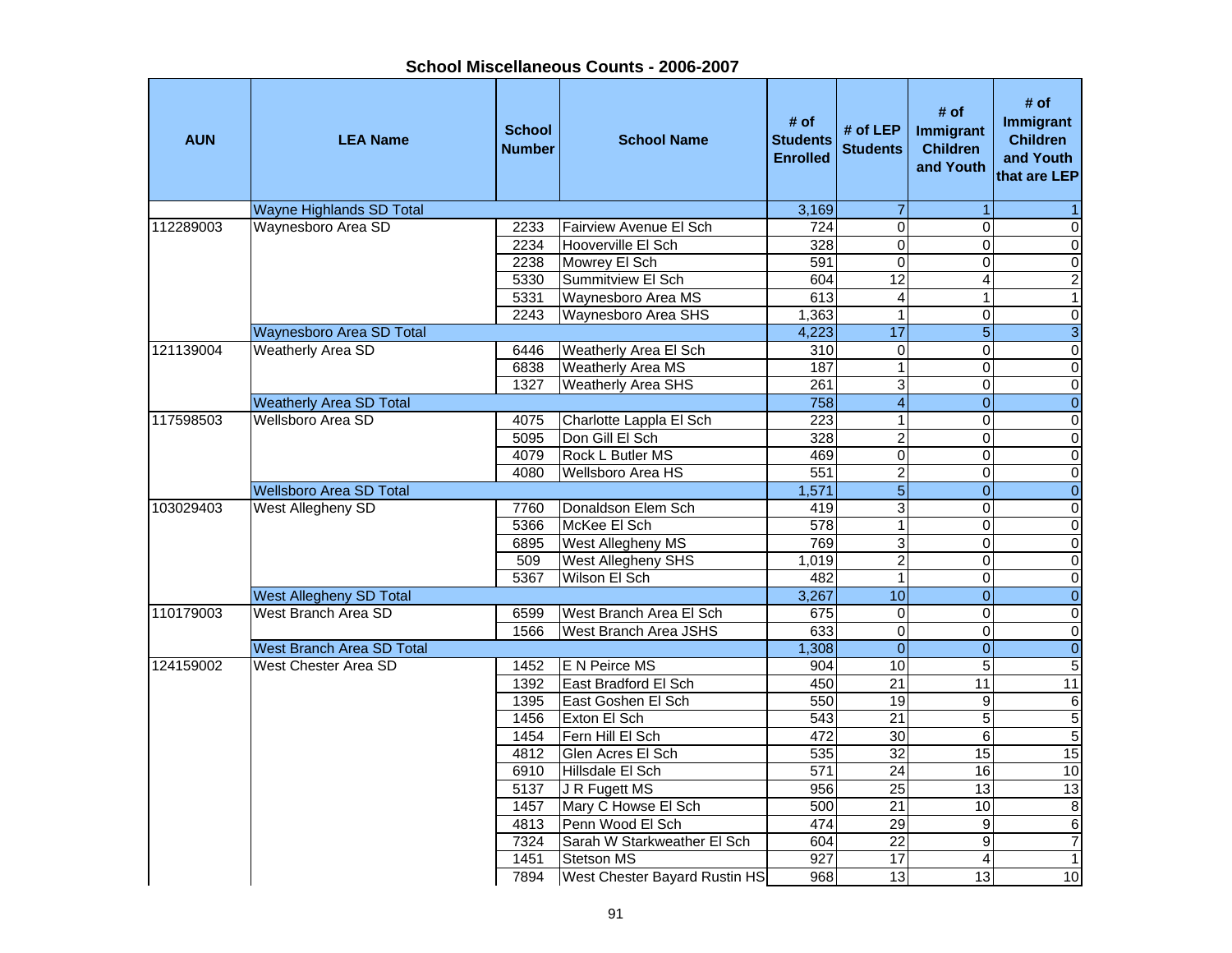## School Miscellaneous Counts - 2006-2007

| AUN | LEA Name | School Number | School Name | # of Students Enrolled | # of LEP Students | # of Immigrant Children and Youth | # of Immigrant Children and Youth that are LEP |
|---|---|---|---|---|---|---|---|
| | Wayne Highlands SD Total | | | 3,169 | 7 | 1 | 1 |
| 112289003 | Waynesboro Area SD | 2233 | Fairview Avenue El Sch | 724 | 0 | 0 | 0 |
| | | 2234 | Hooverville El Sch | 328 | 0 | 0 | 0 |
| | | 2238 | Mowrey El Sch | 591 | 0 | 0 | 0 |
| | | 5330 | Summitview El Sch | 604 | 12 | 4 | 2 |
| | | 5331 | Waynesboro Area MS | 613 | 4 | 1 | 1 |
| | | 2243 | Waynesboro Area SHS | 1,363 | 1 | 0 | 0 |
| | Waynesboro Area SD Total | | | 4,223 | 17 | 5 | 3 |
| 121139004 | Weatherly Area SD | 6446 | Weatherly Area El Sch | 310 | 0 | 0 | 0 |
| | | 6838 | Weatherly Area MS | 187 | 1 | 0 | 0 |
| | | 1327 | Weatherly Area SHS | 261 | 3 | 0 | 0 |
| | Weatherly Area SD Total | | | 758 | 4 | 0 | 0 |
| 117598503 | Wellsboro Area SD | 4075 | Charlotte Lappla El Sch | 223 | 1 | 0 | 0 |
| | | 5095 | Don Gill El Sch | 328 | 2 | 0 | 0 |
| | | 4079 | Rock L Butler MS | 469 | 0 | 0 | 0 |
| | | 4080 | Wellsboro Area HS | 551 | 2 | 0 | 0 |
| | Wellsboro Area SD Total | | | 1,571 | 5 | 0 | 0 |
| 103029403 | West Allegheny SD | 7760 | Donaldson Elem Sch | 419 | 3 | 0 | 0 |
| | | 5366 | McKee El Sch | 578 | 1 | 0 | 0 |
| | | 6895 | West Allegheny MS | 769 | 3 | 0 | 0 |
| | | 509 | West Allegheny SHS | 1,019 | 2 | 0 | 0 |
| | | 5367 | Wilson El Sch | 482 | 1 | 0 | 0 |
| | West Allegheny SD Total | | | 3,267 | 10 | 0 | 0 |
| 110179003 | West Branch Area SD | 6599 | West Branch Area El Sch | 675 | 0 | 0 | 0 |
| | | 1566 | West Branch Area JSHS | 633 | 0 | 0 | 0 |
| | West Branch Area SD Total | | | 1,308 | 0 | 0 | 0 |
| 124159002 | West Chester Area SD | 1452 | E N Peirce MS | 904 | 10 | 5 | 5 |
| | | 1392 | East Bradford El Sch | 450 | 21 | 11 | 11 |
| | | 1395 | East Goshen El Sch | 550 | 19 | 9 | 6 |
| | | 1456 | Exton El Sch | 543 | 21 | 5 | 5 |
| | | 1454 | Fern Hill El Sch | 472 | 30 | 6 | 5 |
| | | 4812 | Glen Acres El Sch | 535 | 32 | 15 | 15 |
| | | 6910 | Hillsdale El Sch | 571 | 24 | 16 | 10 |
| | | 5137 | J R Fugett MS | 956 | 25 | 13 | 13 |
| | | 1457 | Mary C Howse El Sch | 500 | 21 | 10 | 8 |
| | | 4813 | Penn Wood El Sch | 474 | 29 | 9 | 6 |
| | | 7324 | Sarah W Starkweather El Sch | 604 | 22 | 9 | 7 |
| | | 1451 | Stetson MS | 927 | 17 | 4 | 1 |
| | | 7894 | West Chester Bayard Rustin HS | 968 | 13 | 13 | 10 |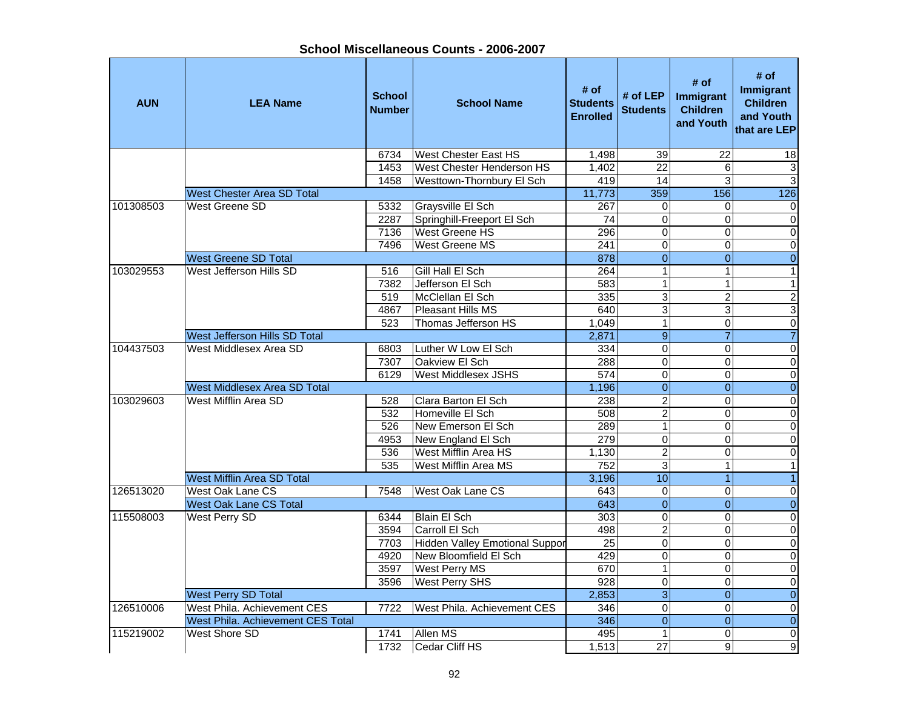# School Miscellaneous Counts - 2006-2007

| AUN | LEA Name | School Number | School Name | # of Students Enrolled | # of LEP Students | # of Immigrant Children and Youth | # of Immigrant Children and Youth that are LEP |
|---|---|---|---|---|---|---|---|
| | | 6734 | West Chester East HS | 1,498 | 39 | 22 | 18 |
| | | 1453 | West Chester Henderson HS | 1,402 | 22 | 6 | 3 |
| | | 1458 | Westtown-Thornbury El Sch | 419 | 14 | 3 | 3 |
| | West Chester Area SD Total | | | 11,773 | 359 | 156 | 126 |
| 101308503 | West Greene SD | 5332 | Graysville El Sch | 267 | 0 | 0 | 0 |
| | | 2287 | Springhill-Freeport El Sch | 74 | 0 | 0 | 0 |
| | | 7136 | West Greene HS | 296 | 0 | 0 | 0 |
| | | 7496 | West Greene MS | 241 | 0 | 0 | 0 |
| | West Greene SD Total | | | 878 | 0 | 0 | 0 |
| 103029553 | West Jefferson Hills SD | 516 | Gill Hall El Sch | 264 | 1 | 1 | 1 |
| | | 7382 | Jefferson El Sch | 583 | 1 | 1 | 1 |
| | | 519 | McClellan El Sch | 335 | 3 | 2 | 2 |
| | | 4867 | Pleasant Hills MS | 640 | 3 | 3 | 3 |
| | | 523 | Thomas Jefferson HS | 1,049 | 1 | 0 | 0 |
| | West Jefferson Hills SD Total | | | 2,871 | 9 | 7 | 7 |
| 104437503 | West Middlesex Area SD | 6803 | Luther W Low El Sch | 334 | 0 | 0 | 0 |
| | | 7307 | Oakview El Sch | 288 | 0 | 0 | 0 |
| | | 6129 | West Middlesex JSHS | 574 | 0 | 0 | 0 |
| | West Middlesex Area SD Total | | | 1,196 | 0 | 0 | 0 |
| 103029603 | West Mifflin Area SD | 528 | Clara Barton El Sch | 238 | 2 | 0 | 0 |
| | | 532 | Homeville El Sch | 508 | 2 | 0 | 0 |
| | | 526 | New Emerson El Sch | 289 | 1 | 0 | 0 |
| | | 4953 | New England El Sch | 279 | 0 | 0 | 0 |
| | | 536 | West Mifflin Area HS | 1,130 | 2 | 0 | 0 |
| | | 535 | West Mifflin Area MS | 752 | 3 | 1 | 1 |
| | West Mifflin Area SD Total | | | 3,196 | 10 | 1 | 1 |
| 126513020 | West Oak Lane CS | 7548 | West Oak Lane CS | 643 | 0 | 0 | 0 |
| | West Oak Lane CS Total | | | 643 | 0 | 0 | 0 |
| 115508003 | West Perry SD | 6344 | Blain El Sch | 303 | 0 | 0 | 0 |
| | | 3594 | Carroll El Sch | 498 | 2 | 0 | 0 |
| | | 7703 | Hidden Valley Emotional Suppor | 25 | 0 | 0 | 0 |
| | | 4920 | New Bloomfield El Sch | 429 | 0 | 0 | 0 |
| | | 3597 | West Perry MS | 670 | 1 | 0 | 0 |
| | | 3596 | West Perry SHS | 928 | 0 | 0 | 0 |
| | West Perry SD Total | | | 2,853 | 3 | 0 | 0 |
| 126510006 | West Phila. Achievement CES | 7722 | West Phila. Achievement CES | 346 | 0 | 0 | 0 |
| | West Phila. Achievement CES Total | | | 346 | 0 | 0 | 0 |
| 115219002 | West Shore SD | 1741 | Allen MS | 495 | 1 | 0 | 0 |
| | | 1732 | Cedar Cliff HS | 1,513 | 27 | 9 | 9 |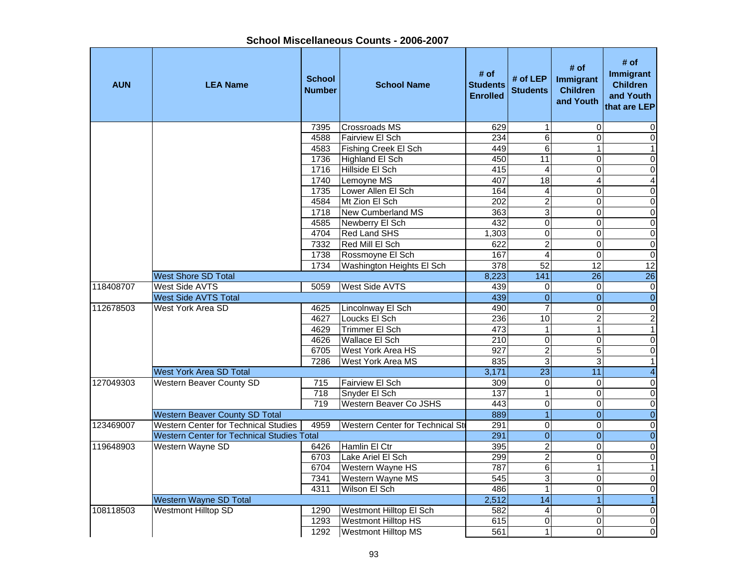## School Miscellaneous Counts - 2006-2007

| AUN | LEA Name | School Number | School Name | # of Students Enrolled | # of LEP Students | # of Immigrant Children and Youth | # of Immigrant Children and Youth that are LEP |
|---|---|---|---|---|---|---|---|
| | | 7395 | Crossroads MS | 629 | 1 | 0 | 0 |
| | | 4588 | Fairview El Sch | 234 | 6 | 0 | 0 |
| | | 4583 | Fishing Creek El Sch | 449 | 6 | 1 | 1 |
| | | 1736 | Highland El Sch | 450 | 11 | 0 | 0 |
| | | 1716 | Hillside El Sch | 415 | 4 | 0 | 0 |
| | | 1740 | Lemoyne MS | 407 | 18 | 4 | 4 |
| | | 1735 | Lower Allen El Sch | 164 | 4 | 0 | 0 |
| | | 4584 | Mt Zion El Sch | 202 | 2 | 0 | 0 |
| | | 1718 | New Cumberland MS | 363 | 3 | 0 | 0 |
| | | 4585 | Newberry El Sch | 432 | 0 | 0 | 0 |
| | | 4704 | Red Land SHS | 1,303 | 0 | 0 | 0 |
| | | 7332 | Red Mill El Sch | 622 | 2 | 0 | 0 |
| | | 1738 | Rossmoyne El Sch | 167 | 4 | 0 | 0 |
| | | 1734 | Washington Heights El Sch | 378 | 52 | 12 | 12 |
| | West Shore SD Total | | | 8,223 | 141 | 26 | 26 |
| 118408707 | West Side AVTS | 5059 | West Side AVTS | 439 | 0 | 0 | 0 |
| | West Side AVTS Total | | | 439 | 0 | 0 | 0 |
| 112678503 | West York Area SD | 4625 | Lincolnway El Sch | 490 | 7 | 0 | 0 |
| | | 4627 | Loucks El Sch | 236 | 10 | 2 | 2 |
| | | 4629 | Trimmer El Sch | 473 | 1 | 1 | 1 |
| | | 4626 | Wallace El Sch | 210 | 0 | 0 | 0 |
| | | 6705 | West York Area HS | 927 | 2 | 5 | 0 |
| | | 7286 | West York Area MS | 835 | 3 | 3 | 1 |
| | West York Area SD Total | | | 3,171 | 23 | 11 | 4 |
| 127049303 | Western Beaver County SD | 715 | Fairview El Sch | 309 | 0 | 0 | 0 |
| | | 718 | Snyder El Sch | 137 | 1 | 0 | 0 |
| | | 719 | Western Beaver Co JSHS | 443 | 0 | 0 | 0 |
| | Western Beaver County SD Total | | | 889 | 1 | 0 | 0 |
| 123469007 | Western Center for Technical Studies | 4959 | Western Center for Technical St | 291 | 0 | 0 | 0 |
| | Western Center for Technical Studies Total | | | 291 | 0 | 0 | 0 |
| 119648903 | Western Wayne SD | 6426 | Hamlin El Ctr | 395 | 2 | 0 | 0 |
| | | 6703 | Lake Ariel El Sch | 299 | 2 | 0 | 0 |
| | | 6704 | Western Wayne HS | 787 | 6 | 1 | 1 |
| | | 7341 | Western Wayne MS | 545 | 3 | 0 | 0 |
| | | 4311 | Wilson El Sch | 486 | 1 | 0 | 0 |
| | Western Wayne SD Total | | | 2,512 | 14 | 1 | 1 |
| 108118503 | Westmont Hilltop SD | 1290 | Westmont Hilltop El Sch | 582 | 4 | 0 | 0 |
| | | 1293 | Westmont Hilltop HS | 615 | 0 | 0 | 0 |
| | | 1292 | Westmont Hilltop MS | 561 | 1 | 0 | 0 |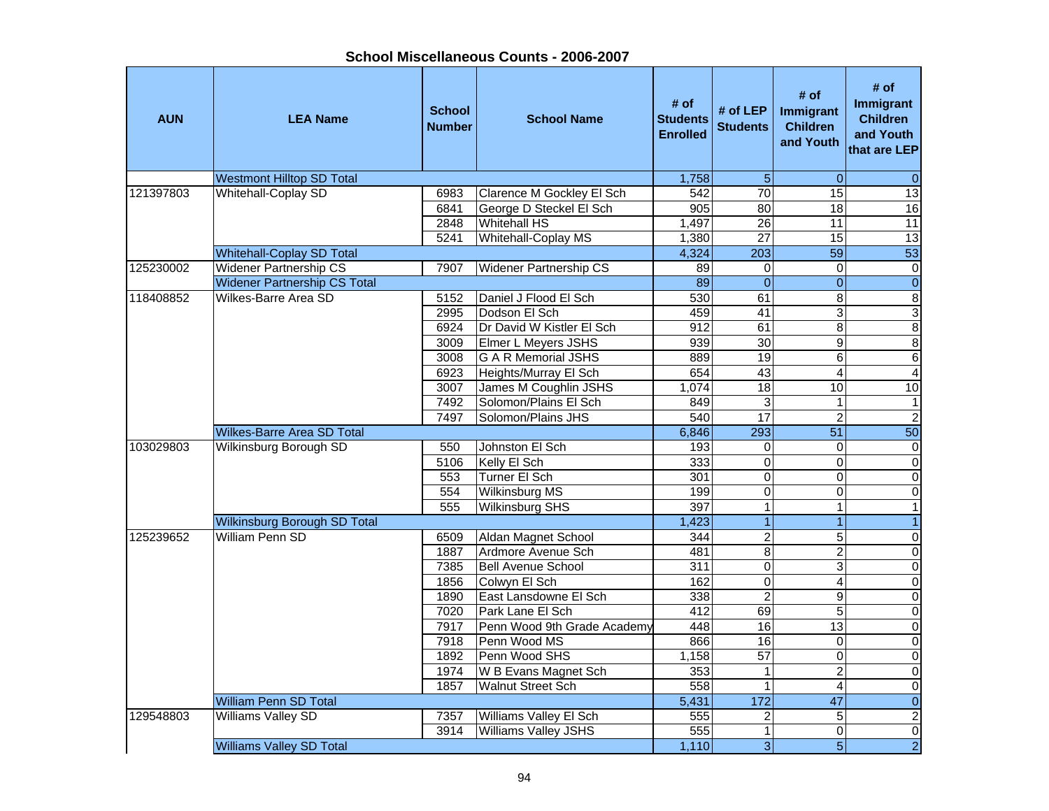## School Miscellaneous Counts - 2006-2007

| AUN | LEA Name | School Number | School Name | # of Students Enrolled | # of LEP Students | # of Immigrant Children and Youth | # of Immigrant Children and Youth that are LEP |
|---|---|---|---|---|---|---|---|
| | Westmont Hilltop SD Total | | | 1,758 | 5 | 0 | 0 |
| 121397803 | Whitehall-Coplay SD | 6983 | Clarence M Gockley El Sch | 542 | 70 | 15 | 13 |
| | | 6841 | George D Steckel El Sch | 905 | 80 | 18 | 16 |
| | | 2848 | Whitehall HS | 1,497 | 26 | 11 | 11 |
| | | 5241 | Whitehall-Coplay MS | 1,380 | 27 | 15 | 13 |
| | Whitehall-Coplay SD Total | | | 4,324 | 203 | 59 | 53 |
| 125230002 | Widener Partnership CS | 7907 | Widener Partnership CS | 89 | 0 | 0 | 0 |
| | Widener Partnership CS Total | | | 89 | 0 | 0 | 0 |
| 118408852 | Wilkes-Barre Area SD | 5152 | Daniel J Flood El Sch | 530 | 61 | 8 | 8 |
| | | 2995 | Dodson El Sch | 459 | 41 | 3 | 3 |
| | | 6924 | Dr David W Kistler El Sch | 912 | 61 | 8 | 8 |
| | | 3009 | Elmer L Meyers JSHS | 939 | 30 | 9 | 8 |
| | | 3008 | G A R Memorial JSHS | 889 | 19 | 6 | 6 |
| | | 6923 | Heights/Murray El Sch | 654 | 43 | 4 | 4 |
| | | 3007 | James M Coughlin JSHS | 1,074 | 18 | 10 | 10 |
| | | 7492 | Solomon/Plains El Sch | 849 | 3 | 1 | 1 |
| | | 7497 | Solomon/Plains JHS | 540 | 17 | 2 | 2 |
| | Wilkes-Barre Area SD Total | | | 6,846 | 293 | 51 | 50 |
| 103029803 | Wilkinsburg Borough SD | 550 | Johnston El Sch | 193 | 0 | 0 | 0 |
| | | 5106 | Kelly El Sch | 333 | 0 | 0 | 0 |
| | | 553 | Turner El Sch | 301 | 0 | 0 | 0 |
| | | 554 | Wilkinsburg MS | 199 | 0 | 0 | 0 |
| | | 555 | Wilkinsburg SHS | 397 | 1 | 1 | 1 |
| | Wilkinsburg Borough SD Total | | | 1,423 | 1 | 1 | 1 |
| 125239652 | William Penn SD | 6509 | Aldan Magnet School | 344 | 2 | 5 | 0 |
| | | 1887 | Ardmore Avenue Sch | 481 | 8 | 2 | 0 |
| | | 7385 | Bell Avenue School | 311 | 0 | 3 | 0 |
| | | 1856 | Colwyn El Sch | 162 | 0 | 4 | 0 |
| | | 1890 | East Lansdowne El Sch | 338 | 2 | 9 | 0 |
| | | 7020 | Park Lane El Sch | 412 | 69 | 5 | 0 |
| | | 7917 | Penn Wood 9th Grade Academy | 448 | 16 | 13 | 0 |
| | | 7918 | Penn Wood MS | 866 | 16 | 0 | 0 |
| | | 1892 | Penn Wood SHS | 1,158 | 57 | 0 | 0 |
| | | 1974 | W B Evans Magnet Sch | 353 | 1 | 2 | 0 |
| | | 1857 | Walnut Street Sch | 558 | 1 | 4 | 0 |
| | William Penn SD Total | | | 5,431 | 172 | 47 | 0 |
| 129548803 | Williams Valley SD | 7357 | Williams Valley El Sch | 555 | 2 | 5 | 2 |
| | | 3914 | Williams Valley JSHS | 555 | 1 | 0 | 0 |
| | Williams Valley SD Total | | | 1,110 | 3 | 5 | 2 |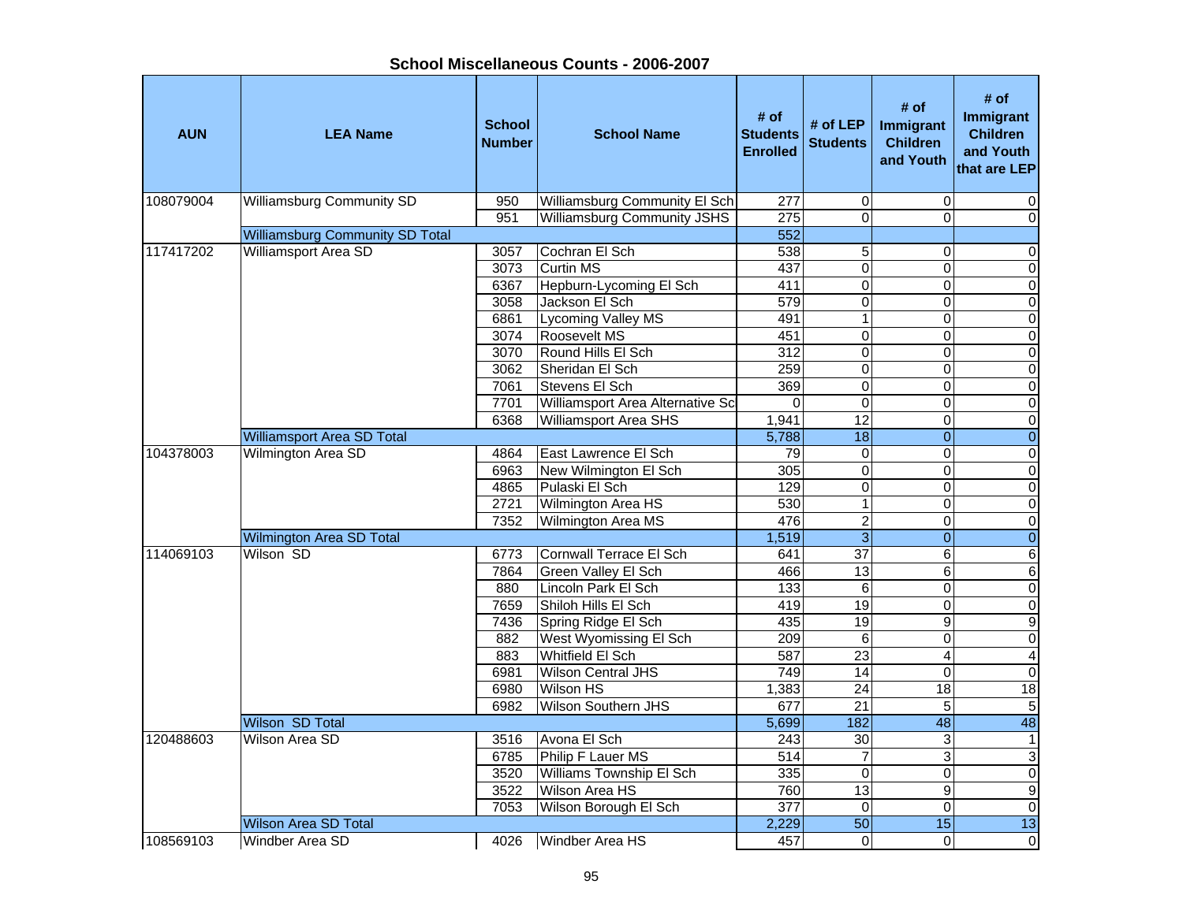## School Miscellaneous Counts - 2006-2007

| AUN | LEA Name | School Number | School Name | # of Students Enrolled | # of LEP Students | # of Immigrant Children and Youth | # of Immigrant Children and Youth that are LEP |
|---|---|---|---|---|---|---|---|
| 108079004 | Williamsburg Community SD | 950 | Williamsburg Community El Sch | 277 | 0 | 0 | 0 |
| | | 951 | Williamsburg Community JSHS | 275 | 0 | 0 | 0 |
| | Williamsburg Community SD Total | | | 552 | | | |
| 117417202 | Williamsport Area SD | 3057 | Cochran El Sch | 538 | 5 | 0 | 0 |
| | | 3073 | Curtin MS | 437 | 0 | 0 | 0 |
| | | 6367 | Hepburn-Lycoming El Sch | 411 | 0 | 0 | 0 |
| | | 3058 | Jackson El Sch | 579 | 0 | 0 | 0 |
| | | 6861 | Lycoming Valley MS | 491 | 1 | 0 | 0 |
| | | 3074 | Roosevelt MS | 451 | 0 | 0 | 0 |
| | | 3070 | Round Hills El Sch | 312 | 0 | 0 | 0 |
| | | 3062 | Sheridan El Sch | 259 | 0 | 0 | 0 |
| | | 7061 | Stevens El Sch | 369 | 0 | 0 | 0 |
| | | 7701 | Williamsport Area Alternative Sc | 0 | 0 | 0 | 0 |
| | | 6368 | Williamsport Area SHS | 1,941 | 12 | 0 | 0 |
| | Williamsport Area SD Total | | | 5,788 | 18 | 0 | 0 |
| 104378003 | Wilmington Area SD | 4864 | East Lawrence El Sch | 79 | 0 | 0 | 0 |
| | | 6963 | New Wilmington El Sch | 305 | 0 | 0 | 0 |
| | | 4865 | Pulaski El Sch | 129 | 0 | 0 | 0 |
| | | 2721 | Wilmington Area HS | 530 | 1 | 0 | 0 |
| | | 7352 | Wilmington Area MS | 476 | 2 | 0 | 0 |
| | Wilmington Area SD Total | | | 1,519 | 3 | 0 | 0 |
| 114069103 | Wilson SD | 6773 | Cornwall Terrace El Sch | 641 | 37 | 6 | 6 |
| | | 7864 | Green Valley El Sch | 466 | 13 | 6 | 6 |
| | | 880 | Lincoln Park El Sch | 133 | 6 | 0 | 0 |
| | | 7659 | Shiloh Hills El Sch | 419 | 19 | 0 | 0 |
| | | 7436 | Spring Ridge El Sch | 435 | 19 | 9 | 9 |
| | | 882 | West Wyomissing El Sch | 209 | 6 | 0 | 0 |
| | | 883 | Whitfield El Sch | 587 | 23 | 4 | 4 |
| | | 6981 | Wilson Central JHS | 749 | 14 | 0 | 0 |
| | | 6980 | Wilson HS | 1,383 | 24 | 18 | 18 |
| | | 6982 | Wilson Southern JHS | 677 | 21 | 5 | 5 |
| | Wilson SD Total | | | 5,699 | 182 | 48 | 48 |
| 120488603 | Wilson Area SD | 3516 | Avona El Sch | 243 | 30 | 3 | 1 |
| | | 6785 | Philip F Lauer MS | 514 | 7 | 3 | 3 |
| | | 3520 | Williams Township El Sch | 335 | 0 | 0 | 0 |
| | | 3522 | Wilson Area HS | 760 | 13 | 9 | 9 |
| | | 7053 | Wilson Borough El Sch | 377 | 0 | 0 | 0 |
| | Wilson Area SD Total | | | 2,229 | 50 | 15 | 13 |
| 108569103 | Windber Area SD | 4026 | Windber Area HS | 457 | 0 | 0 | 0 |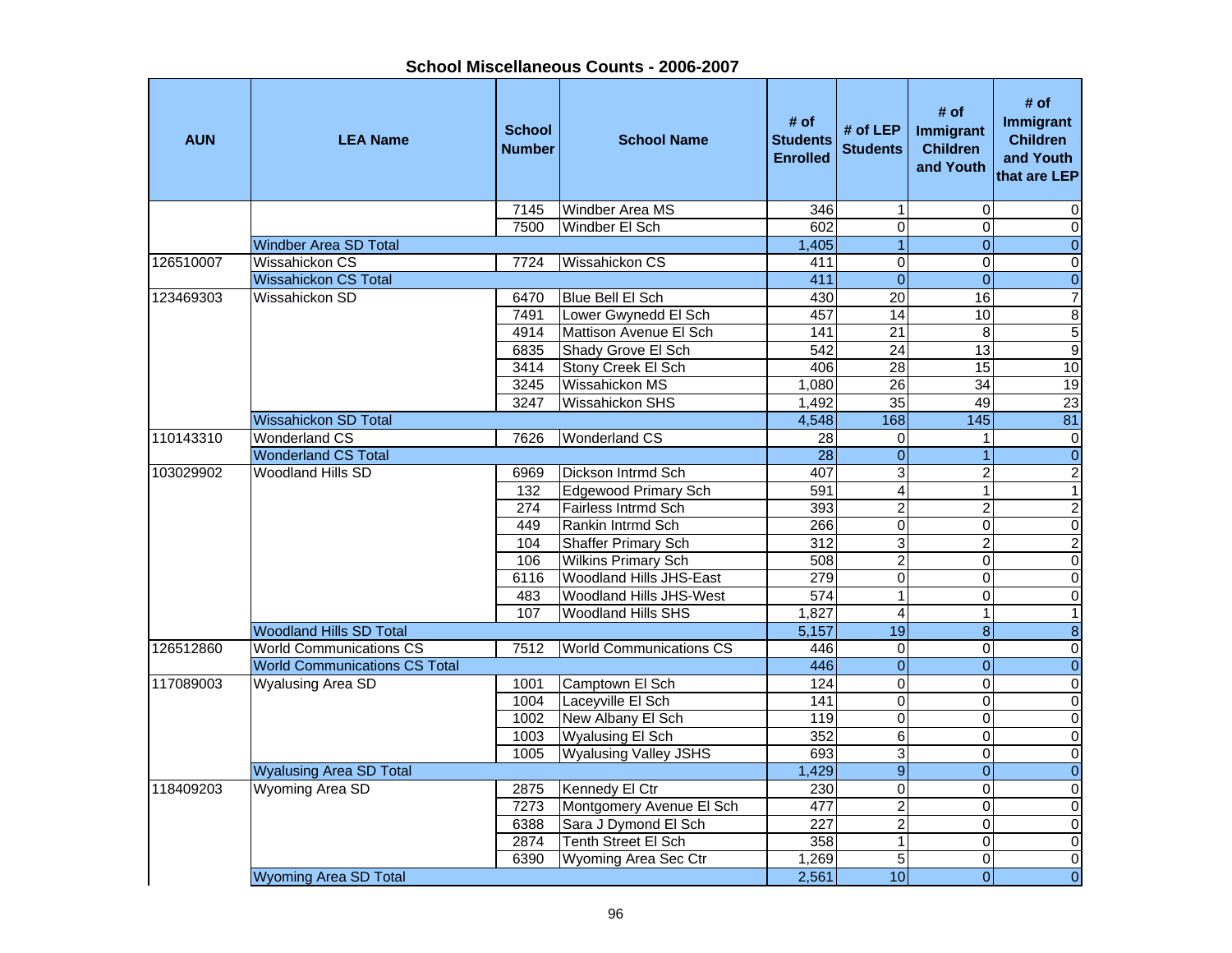**School Miscellaneous Counts - 2006-2007**

| AUN | LEA Name | School Number | School Name | # of Students Enrolled | # of LEP Students | # of Immigrant Children and Youth | # of Immigrant Children and Youth that are LEP |
|---|---|---|---|---|---|---|---|
| | | 7145 | Windber Area MS | 346 | 1 | 0 | 0 |
| | | 7500 | Windber El Sch | 602 | 0 | 0 | 0 |
| | Windber Area SD Total | | | 1,405 | 1 | 0 | 0 |
| 126510007 | Wissahickon CS | 7724 | Wissahickon CS | 411 | 0 | 0 | 0 |
| | Wissahickon CS Total | | | 411 | 0 | 0 | 0 |
| 123469303 | Wissahickon SD | 6470 | Blue Bell El Sch | 430 | 20 | 16 | 7 |
| | | 7491 | Lower Gwynedd El Sch | 457 | 14 | 10 | 8 |
| | | 4914 | Mattison Avenue El Sch | 141 | 21 | 8 | 5 |
| | | 6835 | Shady Grove El Sch | 542 | 24 | 13 | 9 |
| | | 3414 | Stony Creek El Sch | 406 | 28 | 15 | 10 |
| | | 3245 | Wissahickon MS | 1,080 | 26 | 34 | 19 |
| | | 3247 | Wissahickon SHS | 1,492 | 35 | 49 | 23 |
| | Wissahickon SD Total | | | 4,548 | 168 | 145 | 81 |
| 110143310 | Wonderland CS | 7626 | Wonderland CS | 28 | 0 | 1 | 0 |
| | Wonderland CS Total | | | 28 | 0 | 1 | 0 |
| 103029902 | Woodland Hills SD | 6969 | Dickson Intrmd Sch | 407 | 3 | 2 | 2 |
| | | 132 | Edgewood Primary Sch | 591 | 4 | 1 | 1 |
| | | 274 | Fairless Intrmd Sch | 393 | 2 | 2 | 2 |
| | | 449 | Rankin Intrmd Sch | 266 | 0 | 0 | 0 |
| | | 104 | Shaffer Primary Sch | 312 | 3 | 2 | 2 |
| | | 106 | Wilkins Primary Sch | 508 | 2 | 0 | 0 |
| | | 6116 | Woodland Hills JHS-East | 279 | 0 | 0 | 0 |
| | | 483 | Woodland Hills JHS-West | 574 | 1 | 0 | 0 |
| | | 107 | Woodland Hills SHS | 1,827 | 4 | 1 | 1 |
| | Woodland Hills SD Total | | | 5,157 | 19 | 8 | 8 |
| 126512860 | World Communications CS | 7512 | World Communications CS | 446 | 0 | 0 | 0 |
| | World Communications CS Total | | | 446 | 0 | 0 | 0 |
| 117089003 | Wyalusing Area SD | 1001 | Camptown El Sch | 124 | 0 | 0 | 0 |
| | | 1004 | Laceyville El Sch | 141 | 0 | 0 | 0 |
| | | 1002 | New Albany El Sch | 119 | 0 | 0 | 0 |
| | | 1003 | Wyalusing El Sch | 352 | 6 | 0 | 0 |
| | | 1005 | Wyalusing Valley JSHS | 693 | 3 | 0 | 0 |
| | Wyalusing Area SD Total | | | 1,429 | 9 | 0 | 0 |
| 118409203 | Wyoming Area SD | 2875 | Kennedy El Ctr | 230 | 0 | 0 | 0 |
| | | 7273 | Montgomery Avenue El Sch | 477 | 2 | 0 | 0 |
| | | 6388 | Sara J Dymond El Sch | 227 | 2 | 0 | 0 |
| | | 2874 | Tenth Street El Sch | 358 | 1 | 0 | 0 |
| | | 6390 | Wyoming Area Sec Ctr | 1,269 | 5 | 0 | 0 |
| | Wyoming Area SD Total | | | 2,561 | 10 | 0 | 0 |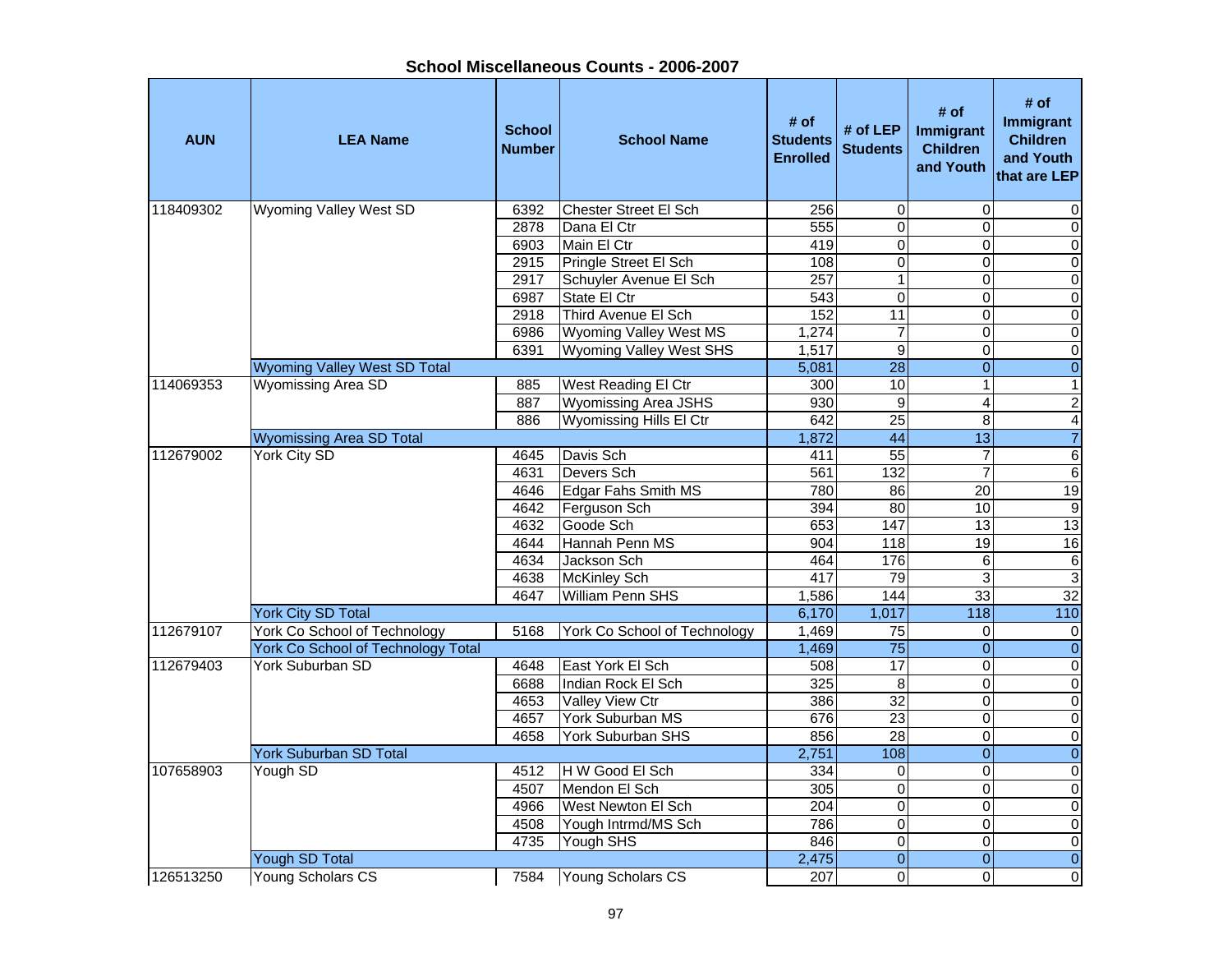## School Miscellaneous Counts - 2006-2007

| AUN | LEA Name | School Number | School Name | # of Students Enrolled | # of LEP Students | # of Immigrant Children and Youth | # of Immigrant Children and Youth that are LEP |
|---|---|---|---|---|---|---|---|
| 118409302 | Wyoming Valley West SD | 6392 | Chester Street El Sch | 256 | 0 | 0 | 0 |
| | | 2878 | Dana El Ctr | 555 | 0 | 0 | 0 |
| | | 6903 | Main El Ctr | 419 | 0 | 0 | 0 |
| | | 2915 | Pringle Street El Sch | 108 | 0 | 0 | 0 |
| | | 2917 | Schuyler Avenue El Sch | 257 | 1 | 0 | 0 |
| | | 6987 | State El Ctr | 543 | 0 | 0 | 0 |
| | | 2918 | Third Avenue El Sch | 152 | 11 | 0 | 0 |
| | | 6986 | Wyoming Valley West MS | 1,274 | 7 | 0 | 0 |
| | | 6391 | Wyoming Valley West SHS | 1,517 | 9 | 0 | 0 |
| | Wyoming Valley West SD Total | | | 5,081 | 28 | 0 | 0 |
| 114069353 | Wyomissing Area SD | 885 | West Reading El Ctr | 300 | 10 | 1 | 1 |
| | | 887 | Wyomissing Area JSHS | 930 | 9 | 4 | 2 |
| | | 886 | Wyomissing Hills El Ctr | 642 | 25 | 8 | 4 |
| | Wyomissing Area SD Total | | | 1,872 | 44 | 13 | 7 |
| 112679002 | York City SD | 4645 | Davis Sch | 411 | 55 | 7 | 6 |
| | | 4631 | Devers Sch | 561 | 132 | 7 | 6 |
| | | 4646 | Edgar Fahs Smith MS | 780 | 86 | 20 | 19 |
| | | 4642 | Ferguson Sch | 394 | 80 | 10 | 9 |
| | | 4632 | Goode Sch | 653 | 147 | 13 | 13 |
| | | 4644 | Hannah Penn MS | 904 | 118 | 19 | 16 |
| | | 4634 | Jackson Sch | 464 | 176 | 6 | 6 |
| | | 4638 | McKinley Sch | 417 | 79 | 3 | 3 |
| | | 4647 | William Penn SHS | 1,586 | 144 | 33 | 32 |
| | York City SD Total | | | 6,170 | 1,017 | 118 | 110 |
| 112679107 | York Co School of Technology | 5168 | York Co School of Technology | 1,469 | 75 | 0 | 0 |
| | York Co School of Technology Total | | | 1,469 | 75 | 0 | 0 |
| 112679403 | York Suburban SD | 4648 | East York El Sch | 508 | 17 | 0 | 0 |
| | | 6688 | Indian Rock El Sch | 325 | 8 | 0 | 0 |
| | | 4653 | Valley View Ctr | 386 | 32 | 0 | 0 |
| | | 4657 | York Suburban MS | 676 | 23 | 0 | 0 |
| | | 4658 | York Suburban SHS | 856 | 28 | 0 | 0 |
| | York Suburban SD Total | | | 2,751 | 108 | 0 | 0 |
| 107658903 | Yough SD | 4512 | H W Good El Sch | 334 | 0 | 0 | 0 |
| | | 4507 | Mendon El Sch | 305 | 0 | 0 | 0 |
| | | 4966 | West Newton El Sch | 204 | 0 | 0 | 0 |
| | | 4508 | Yough Intrmd/MS Sch | 786 | 0 | 0 | 0 |
| | | 4735 | Yough SHS | 846 | 0 | 0 | 0 |
| | Yough SD Total | | | 2,475 | 0 | 0 | 0 |
| 126513250 | Young Scholars CS | 7584 | Young Scholars CS | 207 | 0 | 0 | 0 |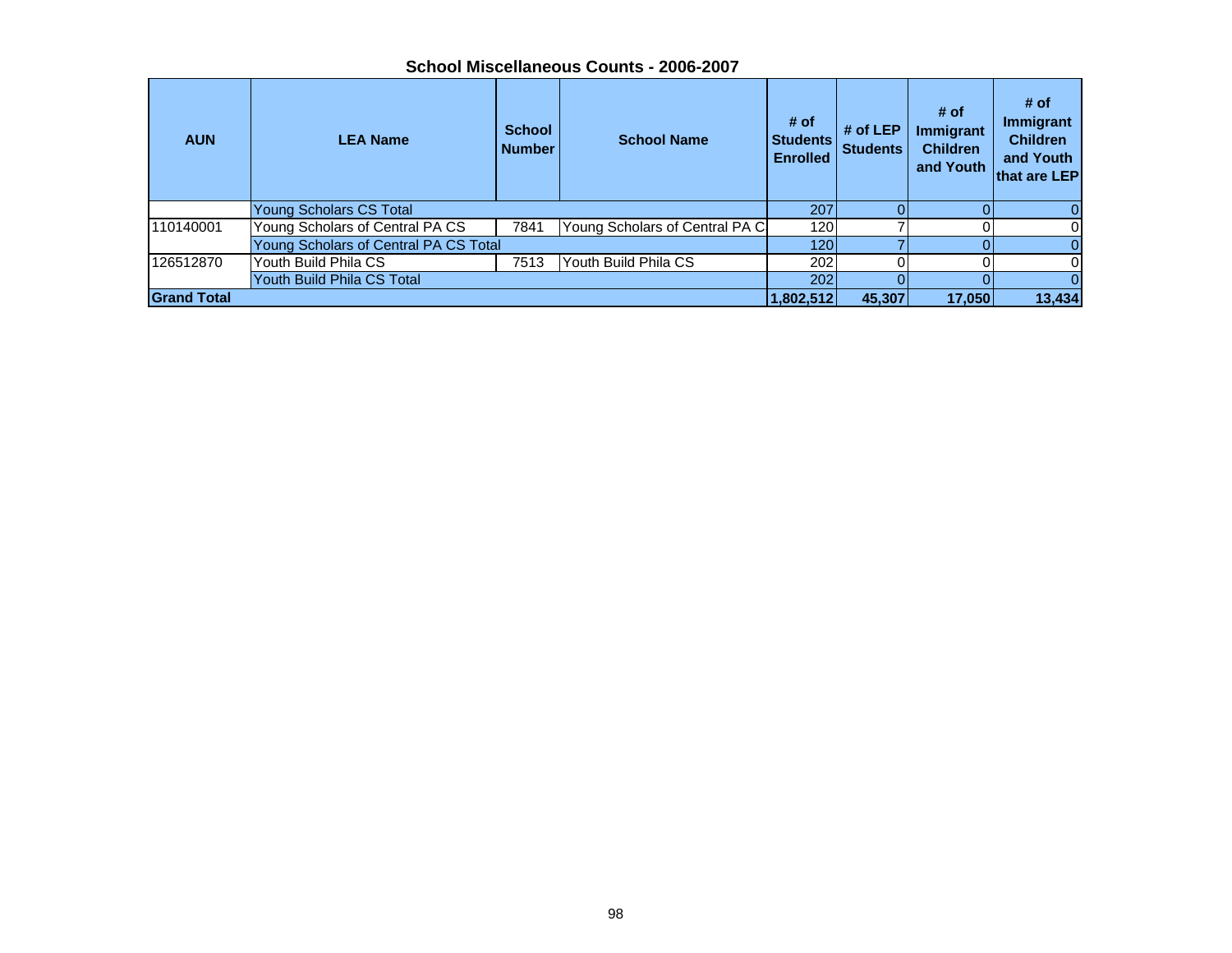## School Miscellaneous Counts - 2006-2007

| AUN | LEA Name | School Number | School Name | # of Students Enrolled | # of LEP Students | # of Immigrant Children and Youth | # of Immigrant Children and Youth that are LEP |
|---|---|---|---|---|---|---|---|
| | Young Scholars CS Total | | | 207 | 0 | 0 | 0 |
| 110140001 | Young Scholars of Central PA CS | 7841 | Young Scholars of Central PA C | 120 | 7 | 0 | 0 |
| | Young Scholars of Central PA CS Total | | | 120 | 7 | 0 | 0 |
| 126512870 | Youth Build Phila CS | 7513 | Youth Build Phila CS | 202 | 0 | 0 | 0 |
| | Youth Build Phila CS Total | | | 202 | 0 | 0 | 0 |
| **Grand Total** | | | | **1,802,512** | **45,307** | **17,050** | **13,434** |